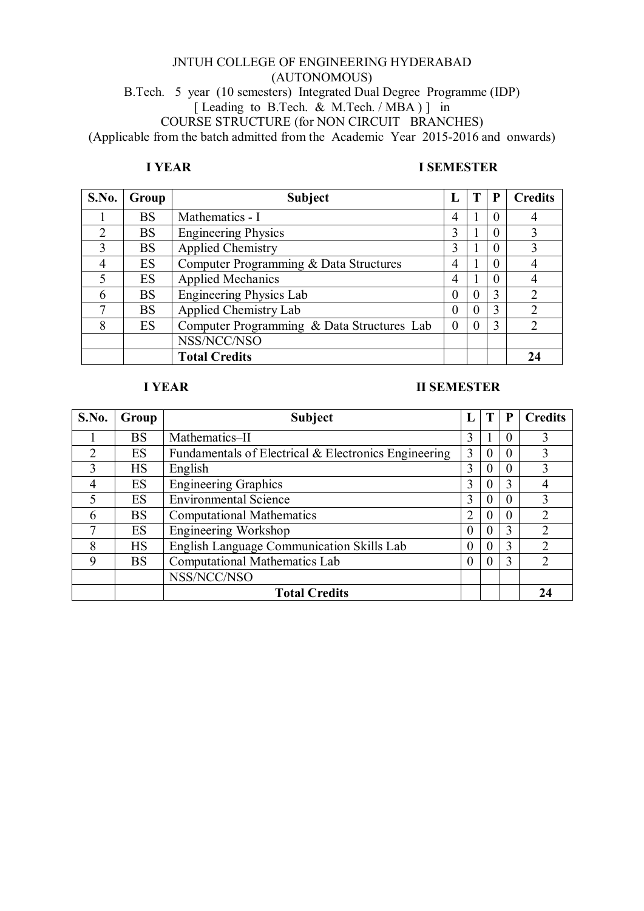# JNTUH COLLEGE OF ENGINEERING HYDERABAD
## (AUTONOMOUS)

B.Tech. 5 year (10 semesters) Integrated Dual Degree Programme (IDP)
[ Leading to B.Tech. & M.Tech. / MBA ) ] in
COURSE STRUCTURE (for NON CIRCUIT BRANCHES)
(Applicable from the batch admitted from the Academic Year 2015-2016 and onwards)

**I YEAR** **I SEMESTER**

| S.No. | Group | Subject | L | T | P | Credits |
|---|---|---|---|---|---|---|
| 1 | BS | Mathematics - I | 4 | 1 | 0 | 4 |
| 2 | BS | Engineering Physics | 3 | 1 | 0 | 3 |
| 3 | BS | Applied Chemistry | 3 | 1 | 0 | 3 |
| 4 | ES | Computer Programming & Data Structures | 4 | 1 | 0 | 4 |
| 5 | ES | Applied Mechanics | 4 | 1 | 0 | 4 |
| 6 | BS | Engineering Physics Lab | 0 | 0 | 3 | 2 |
| 7 | BS | Applied Chemistry Lab | 0 | 0 | 3 | 2 |
| 8 | ES | Computer Programming & Data Structures Lab | 0 | 0 | 3 | 2 |
| | | NSS/NCC/NSO | | | | |
| | | **Total Credits** | | | | **24** |

**I YEAR** **II SEMESTER**

| S.No. | Group | Subject | L | T | P | Credits |
|---|---|---|---|---|---|---|
| 1 | BS | Mathematics–II | 3 | 1 | 0 | 3 |
| 2 | ES | Fundamentals of Electrical & Electronics Engineering | 3 | 0 | 0 | 3 |
| 3 | HS | English | 3 | 0 | 0 | 3 |
| 4 | ES | Engineering Graphics | 3 | 0 | 3 | 4 |
| 5 | ES | Environmental Science | 3 | 0 | 0 | 3 |
| 6 | BS | Computational Mathematics | 2 | 0 | 0 | 2 |
| 7 | ES | Engineering Workshop | 0 | 0 | 3 | 2 |
| 8 | HS | English Language Communication Skills Lab | 0 | 0 | 3 | 2 |
| 9 | BS | Computational Mathematics Lab | 0 | 0 | 3 | 2 |
| | | NSS/NCC/NSO | | | | |
| | | **Total Credits** | | | | **24** |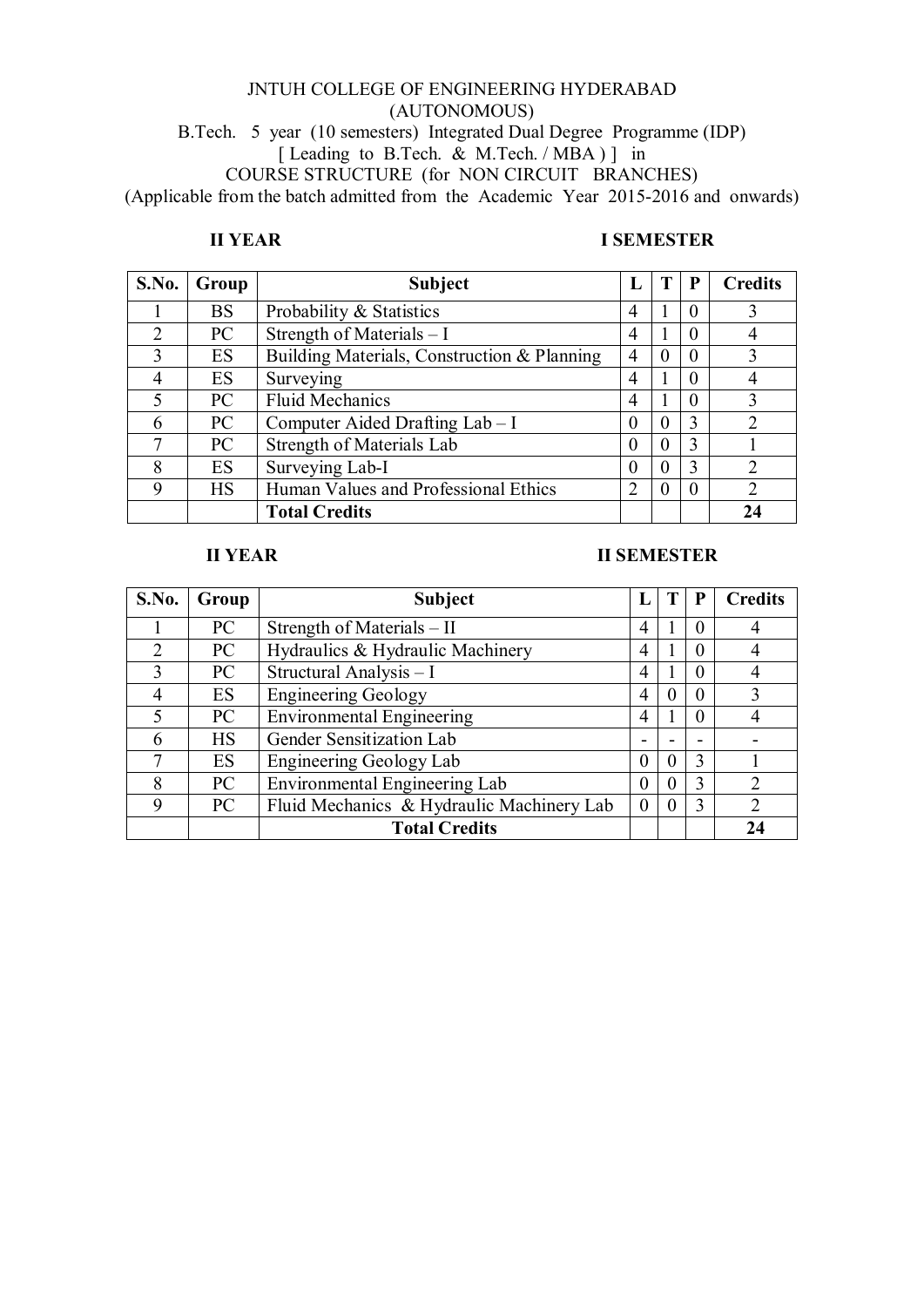# JNTUH COLLEGE OF ENGINEERING HYDERABAD
## (AUTONOMOUS)
### B.Tech. 5 year (10 semesters) Integrated Dual Degree Programme (IDP) [ Leading to B.Tech. & M.Tech. / MBA ) ] in COURSE STRUCTURE (for NON CIRCUIT BRANCHES)
(Applicable from the batch admitted from the Academic Year 2015-2016 and onwards)

**II YEAR** **I SEMESTER**

| S.No. | Group | Subject | L | T | P | Credits |
|---|---|---|---|---|---|---|
| 1 | BS | Probability & Statistics | 4 | 1 | 0 | 3 |
| 2 | PC | Strength of Materials – I | 4 | 1 | 0 | 4 |
| 3 | ES | Building Materials, Construction & Planning | 4 | 0 | 0 | 3 |
| 4 | ES | Surveying | 4 | 1 | 0 | 4 |
| 5 | PC | Fluid Mechanics | 4 | 1 | 0 | 3 |
| 6 | PC | Computer Aided Drafting Lab – I | 0 | 0 | 3 | 2 |
| 7 | PC | Strength of Materials Lab | 0 | 0 | 3 | 1 |
| 8 | ES | Surveying Lab-I | 0 | 0 | 3 | 2 |
| 9 | HS | Human Values and Professional Ethics | 2 | 0 | 0 | 2 |
| | | **Total Credits** | | | | **24** |

**II YEAR** **II SEMESTER**

| S.No. | Group | Subject | L | T | P | Credits |
|---|---|---|---|---|---|---|
| 1 | PC | Strength of Materials – II | 4 | 1 | 0 | 4 |
| 2 | PC | Hydraulics & Hydraulic Machinery | 4 | 1 | 0 | 4 |
| 3 | PC | Structural Analysis – I | 4 | 1 | 0 | 4 |
| 4 | ES | Engineering Geology | 4 | 0 | 0 | 3 |
| 5 | PC | Environmental Engineering | 4 | 1 | 0 | 4 |
| 6 | HS | Gender Sensitization Lab | - | - | - | - |
| 7 | ES | Engineering Geology Lab | 0 | 0 | 3 | 1 |
| 8 | PC | Environmental Engineering Lab | 0 | 0 | 3 | 2 |
| 9 | PC | Fluid Mechanics & Hydraulic Machinery Lab | 0 | 0 | 3 | 2 |
| | | **Total Credits** | | | | **24** |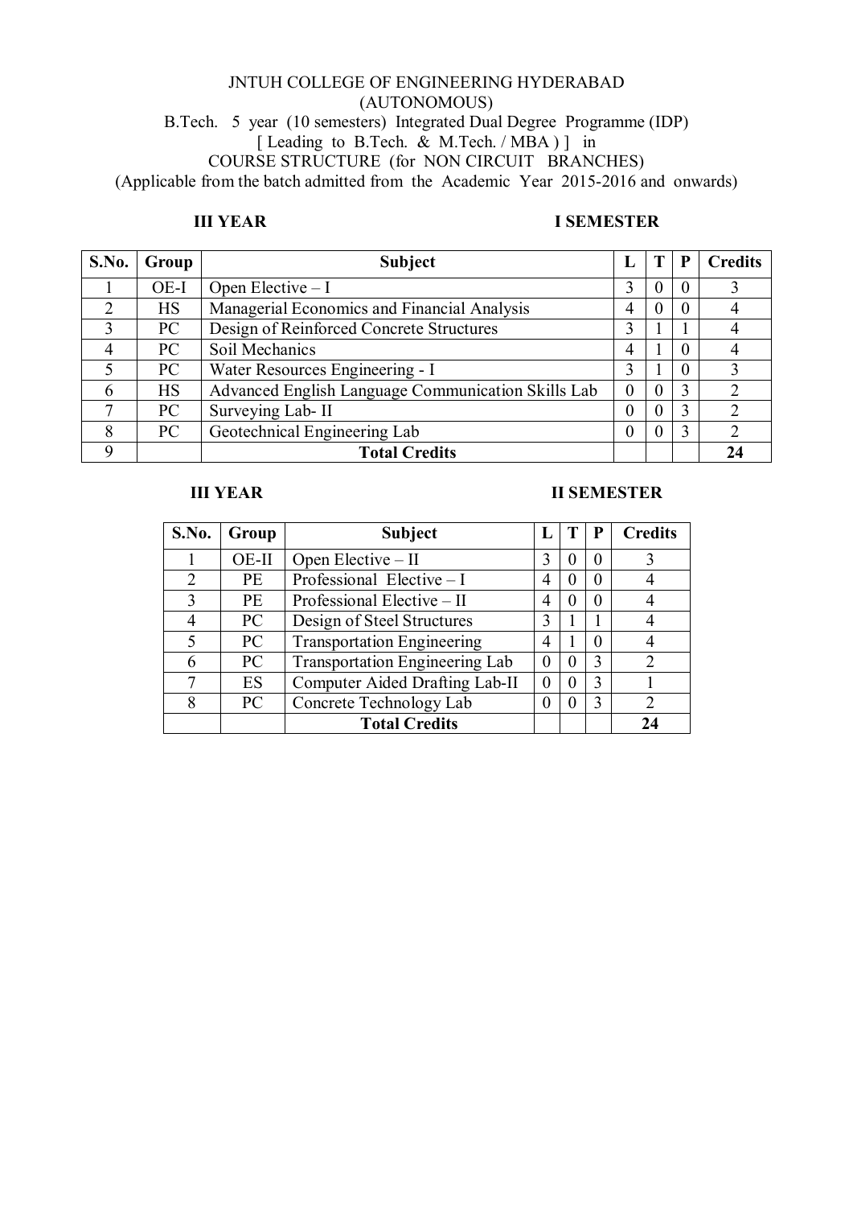JNTUH COLLEGE OF ENGINEERING HYDERABAD
(AUTONOMOUS)
B.Tech. 5 year (10 semesters) Integrated Dual Degree Programme (IDP)
[ Leading to B.Tech. & M.Tech. / MBA ) ] in
COURSE STRUCTURE (for NON CIRCUIT BRANCHES)
(Applicable from the batch admitted from the Academic Year 2015-2016 and onwards)

**III YEAR** **I SEMESTER**

| S.No. | Group | Subject | L | T | P | Credits |
|---|---|---|---|---|---|---|
| 1 | OE-I | Open Elective – I | 3 | 0 | 0 | 3 |
| 2 | HS | Managerial Economics and Financial Analysis | 4 | 0 | 0 | 4 |
| 3 | PC | Design of Reinforced Concrete Structures | 3 | 1 | 1 | 4 |
| 4 | PC | Soil Mechanics | 4 | 1 | 0 | 4 |
| 5 | PC | Water Resources Engineering - I | 3 | 1 | 0 | 3 |
| 6 | HS | Advanced English Language Communication Skills Lab | 0 | 0 | 3 | 2 |
| 7 | PC | Surveying Lab- II | 0 | 0 | 3 | 2 |
| 8 | PC | Geotechnical Engineering Lab | 0 | 0 | 3 | 2 |
| 9 | | **Total Credits** | | | | **24** |

**III YEAR** **II SEMESTER**

| S.No. | Group | Subject | L | T | P | Credits |
|---|---|---|---|---|---|---|
| 1 | OE-II | Open Elective – II | 3 | 0 | 0 | 3 |
| 2 | PE | Professional Elective – I | 4 | 0 | 0 | 4 |
| 3 | PE | Professional Elective – II | 4 | 0 | 0 | 4 |
| 4 | PC | Design of Steel Structures | 3 | 1 | 1 | 4 |
| 5 | PC | Transportation Engineering | 4 | 1 | 0 | 4 |
| 6 | PC | Transportation Engineering Lab | 0 | 0 | 3 | 2 |
| 7 | ES | Computer Aided Drafting Lab-II | 0 | 0 | 3 | 1 |
| 8 | PC | Concrete Technology Lab | 0 | 0 | 3 | 2 |
| | | **Total Credits** | | | | **24** |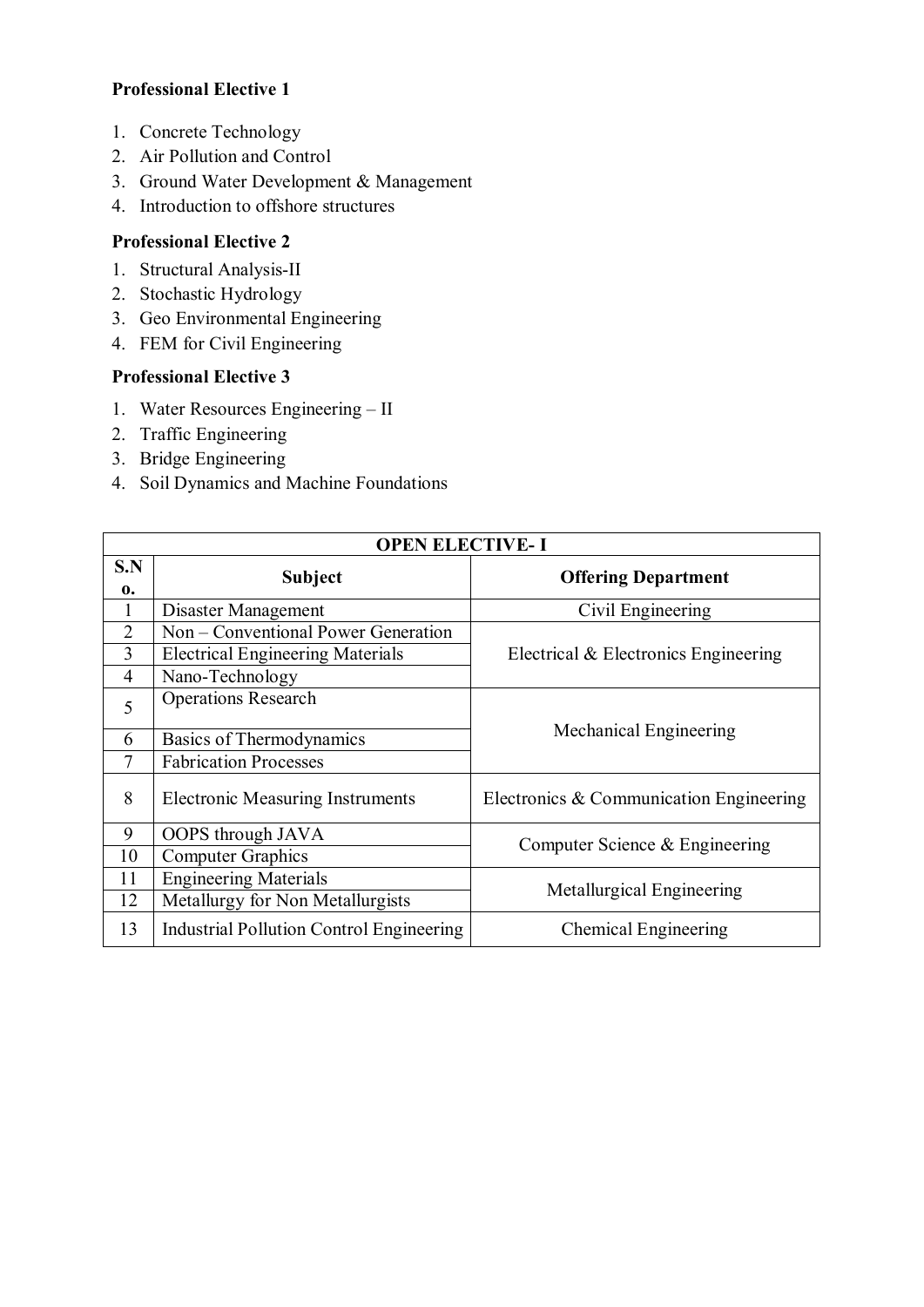**Professional Elective 1**

1. Concrete Technology
2. Air Pollution and Control
3. Ground Water Development & Management
4. Introduction to offshore structures

**Professional Elective 2**

1. Structural Analysis-II
2. Stochastic Hydrology
3. Geo Environmental Engineering
4. FEM for Civil Engineering

**Professional Elective 3**

1. Water Resources Engineering – II
2. Traffic Engineering
3. Bridge Engineering
4. Soil Dynamics and Machine Foundations

| OPEN ELECTIVE- I | | |
|---|---|---|
| **S.No.** | **Subject** | **Offering Department** |
| 1 | Disaster Management | Civil Engineering |
| 2 | Non – Conventional Power Generation | Electrical & Electronics Engineering |
| 3 | Electrical Engineering Materials | |
| 4 | Nano-Technology | |
| 5 | Operations Research | Mechanical Engineering |
| 6 | Basics of Thermodynamics | |
| 7 | Fabrication Processes | |
| 8 | Electronic Measuring Instruments | Electronics & Communication Engineering |
| 9 | OOPS through JAVA | Computer Science & Engineering |
| 10 | Computer Graphics | |
| 11 | Engineering Materials | Metallurgical Engineering |
| 12 | Metallurgy for Non Metallurgists | |
| 13 | Industrial Pollution Control Engineering | Chemical Engineering |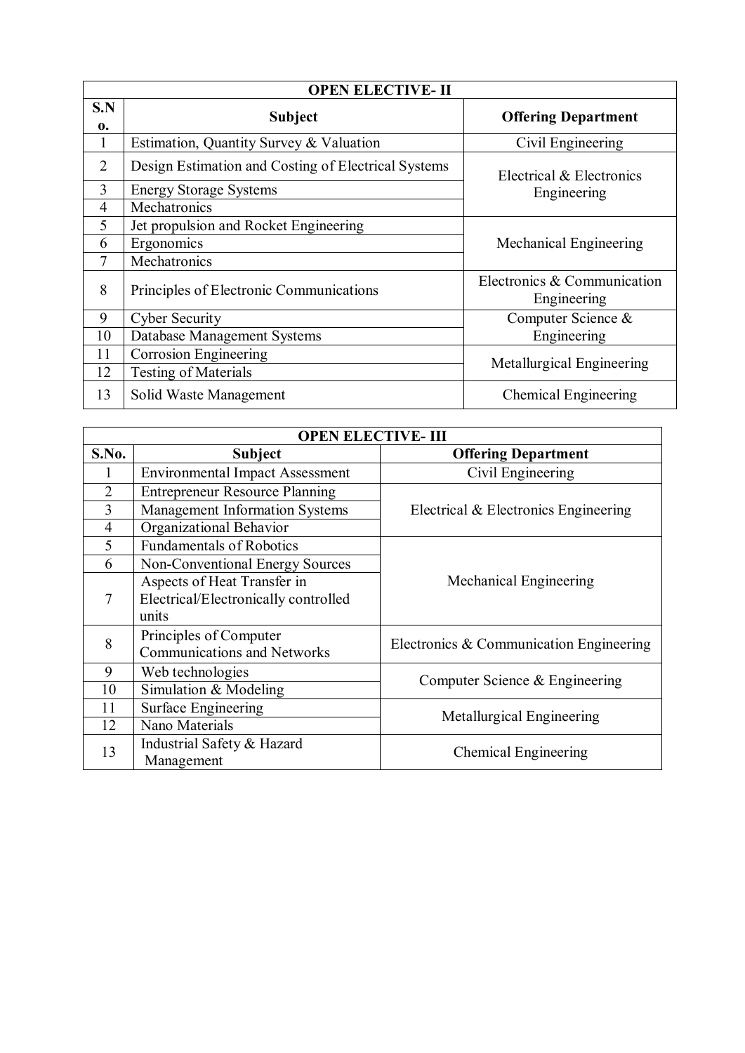| OPEN ELECTIVE- II | | |
|---|---|---|
| **S.No.** | **Subject** | **Offering Department** |
| 1 | Estimation, Quantity Survey & Valuation | Civil Engineering |
| 2 | Design Estimation and Costing of Electrical Systems | Electrical & Electronics Engineering |
| 3 | Energy Storage Systems | |
| 4 | Mechatronics | |
| 5 | Jet propulsion and Rocket Engineering | Mechanical Engineering |
| 6 | Ergonomics | |
| 7 | Mechatronics | |
| 8 | Principles of Electronic Communications | Electronics & Communication Engineering |
| 9 | Cyber Security | Computer Science & Engineering |
| 10 | Database Management Systems | |
| 11 | Corrosion Engineering | Metallurgical Engineering |
| 12 | Testing of Materials | |
| 13 | Solid Waste Management | Chemical Engineering |

| OPEN ELECTIVE- III | | |
|---|---|---|
| **S.No.** | **Subject** | **Offering Department** |
| 1 | Environmental Impact Assessment | Civil Engineering |
| 2 | Entrepreneur Resource Planning | Electrical & Electronics Engineering |
| 3 | Management Information Systems | |
| 4 | Organizational Behavior | |
| 5 | Fundamentals of Robotics | Mechanical Engineering |
| 6 | Non-Conventional Energy Sources | |
| 7 | Aspects of Heat Transfer in Electrical/Electronically controlled units | |
| 8 | Principles of Computer Communications and Networks | Electronics & Communication Engineering |
| 9 | Web technologies | Computer Science & Engineering |
| 10 | Simulation & Modeling | |
| 11 | Surface Engineering | Metallurgical Engineering |
| 12 | Nano Materials | |
| 13 | Industrial Safety & Hazard Management | Chemical Engineering |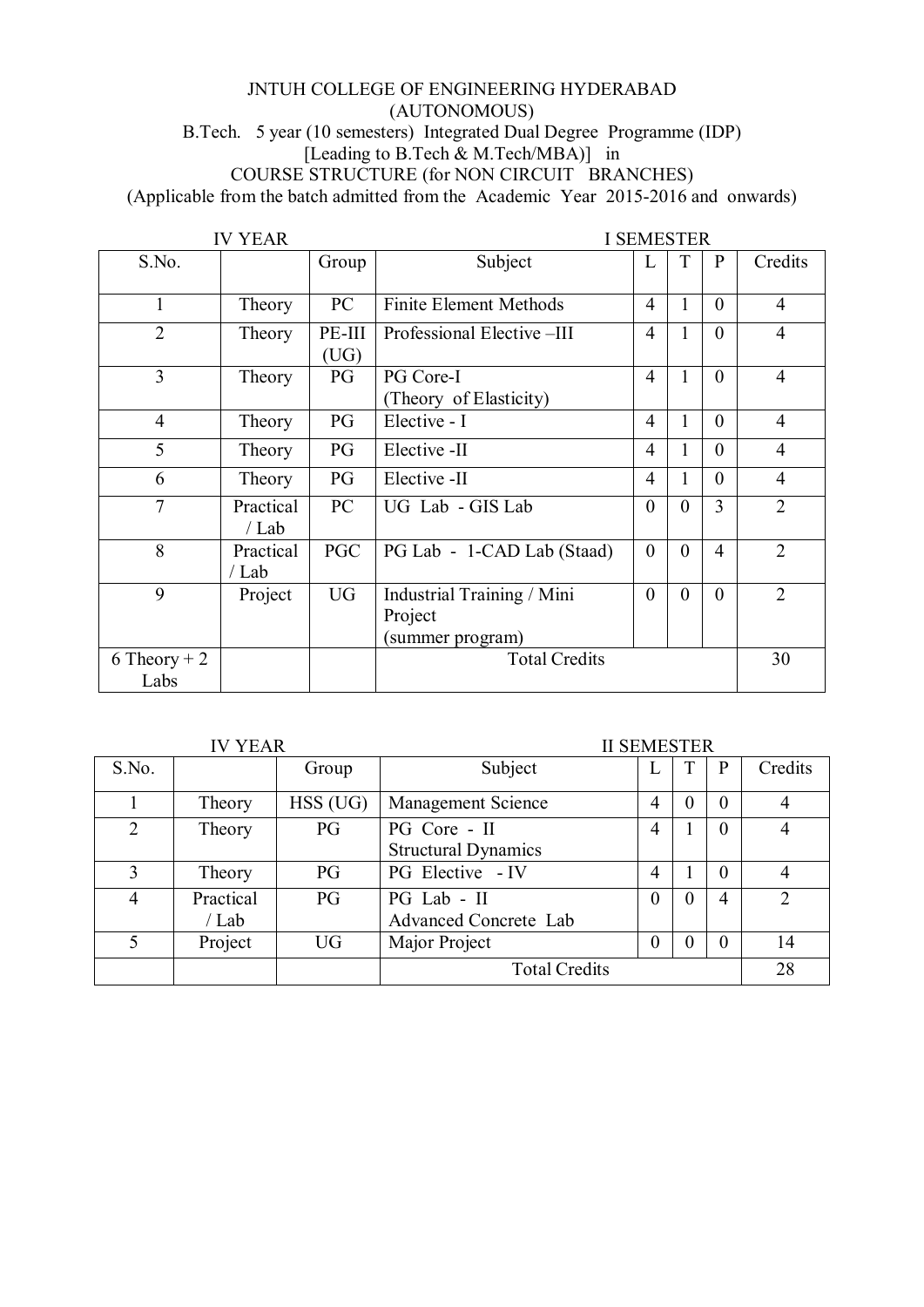JNTUH COLLEGE OF ENGINEERING HYDERABAD
(AUTONOMOUS)
B.Tech. 5 year (10 semesters) Integrated Dual Degree Programme (IDP)
[Leading to B.Tech & M.Tech/MBA)] in
COURSE STRUCTURE (for NON CIRCUIT BRANCHES)
(Applicable from the batch admitted from the Academic Year 2015-2016 and onwards)

IV YEAR — I SEMESTER

| S.No. | | Group | Subject | L | T | P | Credits |
|---|---|---|---|---|---|---|---|
| 1 | Theory | PC | Finite Element Methods | 4 | 1 | 0 | 4 |
| 2 | Theory | PE-III (UG) | Professional Elective –III | 4 | 1 | 0 | 4 |
| 3 | Theory | PG | PG Core-I (Theory of Elasticity) | 4 | 1 | 0 | 4 |
| 4 | Theory | PG | Elective - I | 4 | 1 | 0 | 4 |
| 5 | Theory | PG | Elective -II | 4 | 1 | 0 | 4 |
| 6 | Theory | PG | Elective -II | 4 | 1 | 0 | 4 |
| 7 | Practical / Lab | PC | UG Lab - GIS Lab | 0 | 0 | 3 | 2 |
| 8 | Practical / Lab | PGC | PG Lab - 1-CAD Lab (Staad) | 0 | 0 | 4 | 2 |
| 9 | Project | UG | Industrial Training / Mini Project (summer program) | 0 | 0 | 0 | 2 |
| 6 Theory + 2 Labs | | | Total Credits | | | | 30 |

IV YEAR — II SEMESTER

| S.No. | | Group | Subject | L | T | P | Credits |
|---|---|---|---|---|---|---|---|
| 1 | Theory | HSS (UG) | Management Science | 4 | 0 | 0 | 4 |
| 2 | Theory | PG | PG Core - II Structural Dynamics | 4 | 1 | 0 | 4 |
| 3 | Theory | PG | PG Elective - IV | 4 | 1 | 0 | 4 |
| 4 | Practical / Lab | PG | PG Lab - II Advanced Concrete Lab | 0 | 0 | 4 | 2 |
| 5 | Project | UG | Major Project | 0 | 0 | 0 | 14 |
| | | | Total Credits | | | | 28 |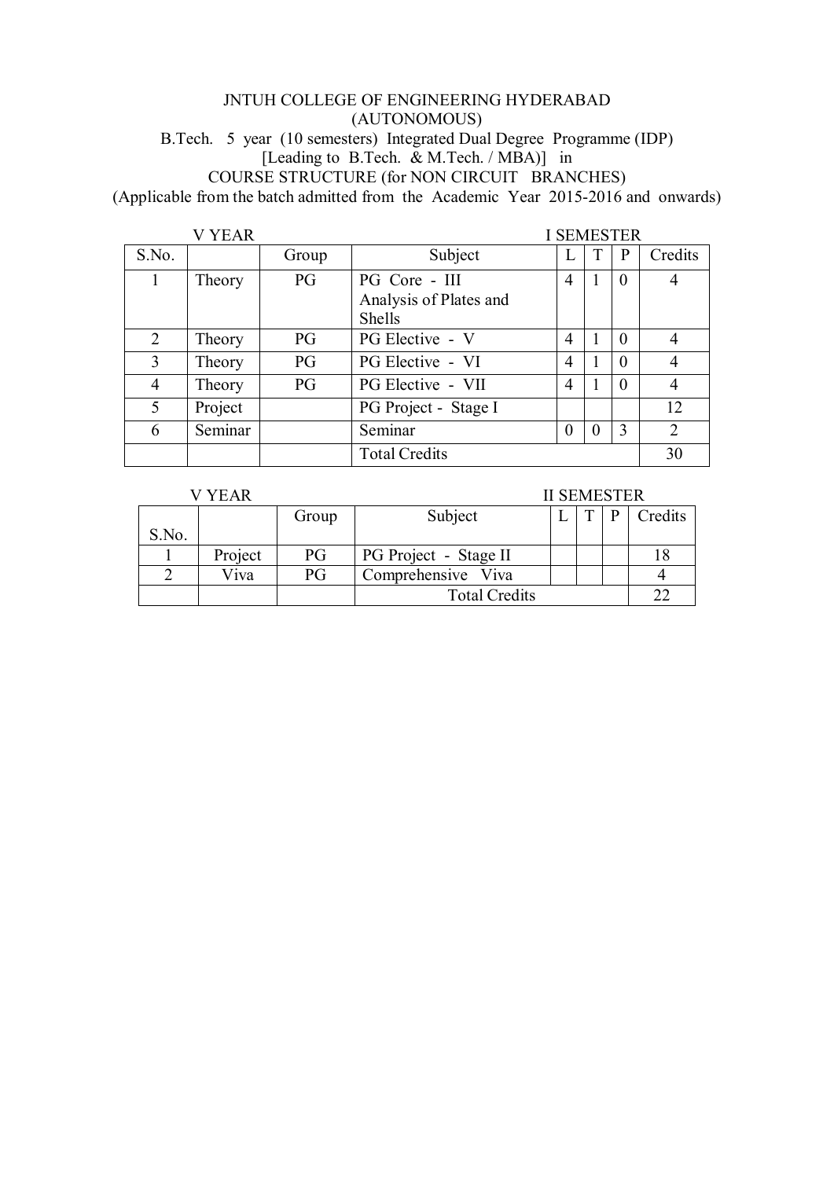# JNTUH COLLEGE OF ENGINEERING HYDERABAD
## (AUTONOMOUS)

B.Tech. 5 year (10 semesters) Integrated Dual Degree Programme (IDP)
[Leading to B.Tech. & M.Tech. / MBA)] in
COURSE STRUCTURE (for NON CIRCUIT BRANCHES)
(Applicable from the batch admitted from the Academic Year 2015-2016 and onwards)

V YEAR — I SEMESTER

| S.No. | | Group | Subject | L | T | P | Credits |
|---|---|---|---|---|---|---|---|
| 1 | Theory | PG | PG Core - III Analysis of Plates and Shells | 4 | 1 | 0 | 4 |
| 2 | Theory | PG | PG Elective - V | 4 | 1 | 0 | 4 |
| 3 | Theory | PG | PG Elective - VI | 4 | 1 | 0 | 4 |
| 4 | Theory | PG | PG Elective - VII | 4 | 1 | 0 | 4 |
| 5 | Project | | PG Project - Stage I | | | | 12 |
| 6 | Seminar | | Seminar | 0 | 0 | 3 | 2 |
| | | | Total Credits | | | | 30 |

V YEAR — II SEMESTER

| S.No. | | Group | Subject | L | T | P | Credits |
|---|---|---|---|---|---|---|---|
| 1 | Project | PG | PG Project - Stage II | | | | 18 |
| 2 | Viva | PG | Comprehensive Viva | | | | 4 |
| | | | Total Credits | | | | 22 |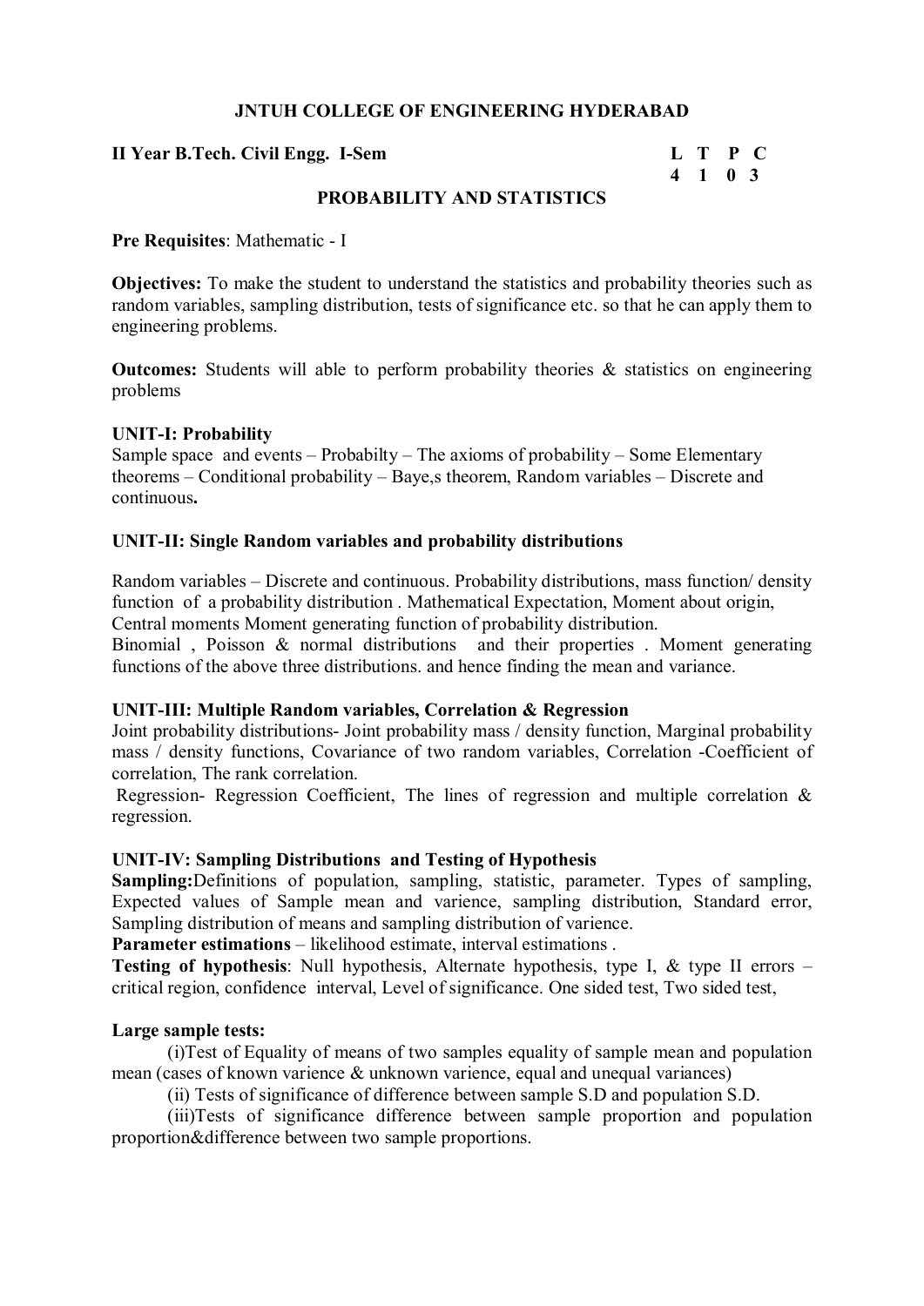**JNTUH COLLEGE OF ENGINEERING HYDERABAD**

**II Year B.Tech. Civil Engg. I-Sem**

| L | T | P | C |
|---|---|---|---|
| 4 | 1 | 0 | 3 |

**PROBABILITY AND STATISTICS**

**Pre Requisites**: Mathematic - I

**Objectives:** To make the student to understand the statistics and probability theories such as random variables, sampling distribution, tests of significance etc. so that he can apply them to engineering problems.

**Outcomes:** Students will able to perform probability theories & statistics on engineering problems

**UNIT-I: Probability**

Sample space and events – Probabilty – The axioms of probability – Some Elementary theorems – Conditional probability – Baye,s theorem, Random variables – Discrete and continuous**.**

**UNIT-II: Single Random variables and probability distributions**

Random variables – Discrete and continuous. Probability distributions, mass function/ density function of a probability distribution . Mathematical Expectation, Moment about origin, Central moments Moment generating function of probability distribution.

Binomial , Poisson & normal distributions and their properties . Moment generating functions of the above three distributions. and hence finding the mean and variance.

**UNIT-III: Multiple Random variables, Correlation & Regression**

Joint probability distributions- Joint probability mass / density function, Marginal probability mass / density functions, Covariance of two random variables, Correlation -Coefficient of correlation, The rank correlation.

Regression- Regression Coefficient, The lines of regression and multiple correlation & regression.

**UNIT-IV: Sampling Distributions and Testing of Hypothesis**

**Sampling:**Definitions of population, sampling, statistic, parameter. Types of sampling, Expected values of Sample mean and varience, sampling distribution, Standard error, Sampling distribution of means and sampling distribution of varience.

**Parameter estimations** – likelihood estimate, interval estimations .

**Testing of hypothesis**: Null hypothesis, Alternate hypothesis, type I, & type II errors – critical region, confidence interval, Level of significance. One sided test, Two sided test,

**Large sample tests:**

(i)Test of Equality of means of two samples equality of sample mean and population mean (cases of known varience & unknown varience, equal and unequal variances)

(ii) Tests of significance of difference between sample S.D and population S.D.

(iii)Tests of significance difference between sample proportion and population proportion&difference between two sample proportions.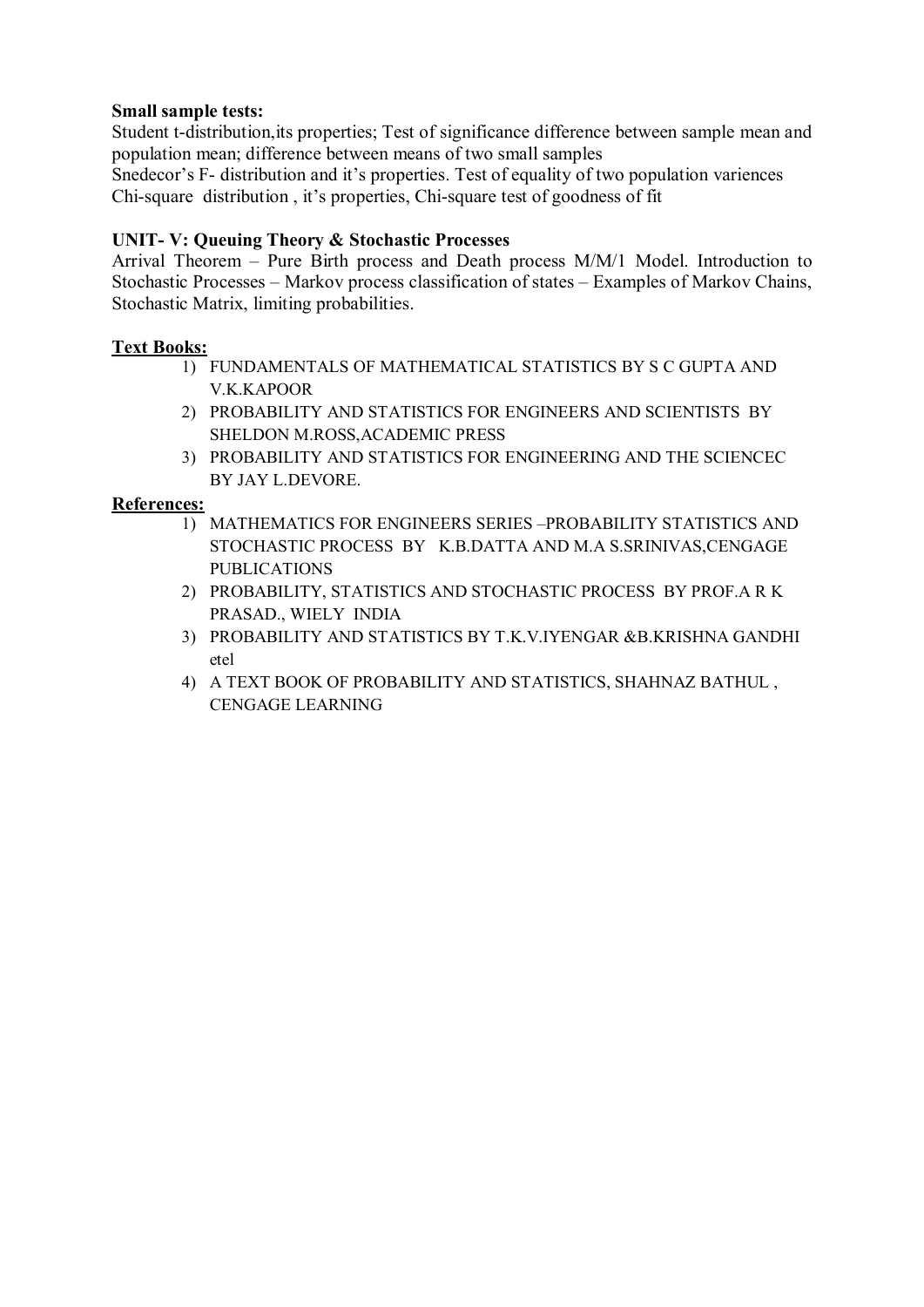**Small sample tests:**

Student t-distribution,its properties; Test of significance difference between sample mean and population mean; difference between means of two small samples

Snedecor's F- distribution and it's properties. Test of equality of two population variences

Chi-square distribution , it's properties, Chi-square test of goodness of fit

**UNIT- V: Queuing Theory & Stochastic Processes**

Arrival Theorem – Pure Birth process and Death process M/M/1 Model. Introduction to Stochastic Processes – Markov process classification of states – Examples of Markov Chains, Stochastic Matrix, limiting probabilities.

**Text Books:**

1) FUNDAMENTALS OF MATHEMATICAL STATISTICS BY S C GUPTA AND V.K.KAPOOR
2) PROBABILITY AND STATISTICS FOR ENGINEERS AND SCIENTISTS BY SHELDON M.ROSS,ACADEMIC PRESS
3) PROBABILITY AND STATISTICS FOR ENGINEERING AND THE SCIENCEC BY JAY L.DEVORE.

**References:**

1) MATHEMATICS FOR ENGINEERS SERIES –PROBABILITY STATISTICS AND STOCHASTIC PROCESS BY K.B.DATTA AND M.A S.SRINIVAS,CENGAGE PUBLICATIONS
2) PROBABILITY, STATISTICS AND STOCHASTIC PROCESS BY PROF.A R K PRASAD., WIELY INDIA
3) PROBABILITY AND STATISTICS BY T.K.V.IYENGAR &B.KRISHNA GANDHI etel
4) A TEXT BOOK OF PROBABILITY AND STATISTICS, SHAHNAZ BATHUL , CENGAGE LEARNING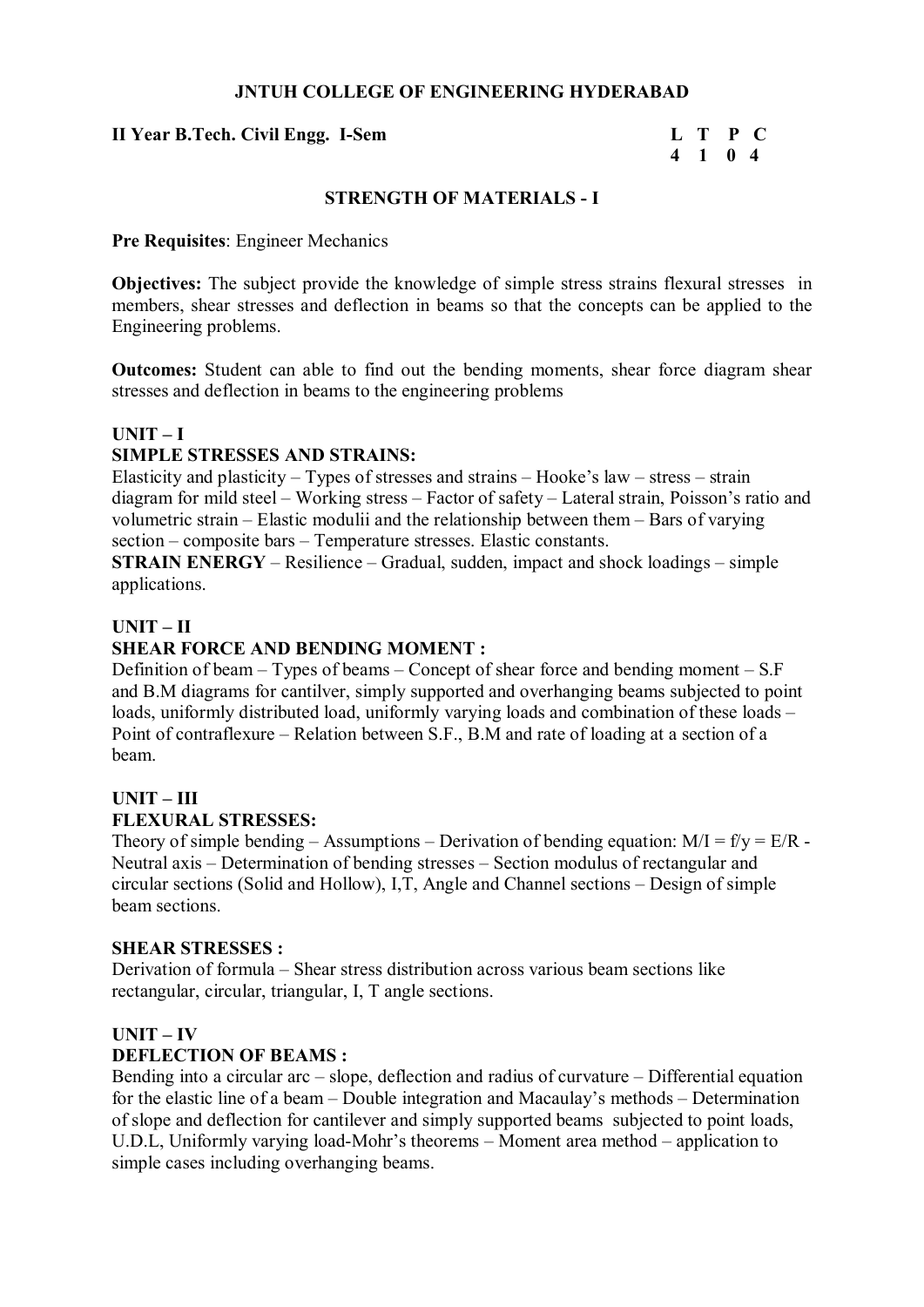**JNTUH COLLEGE OF ENGINEERING HYDERABAD**

**II Year B.Tech. Civil Engg. I-Sem**

| L | T | P | C |
|---|---|---|---|
| 4 | 1 | 0 | 4 |

## STRENGTH OF MATERIALS - I

**Pre Requisites**: Engineer Mechanics

**Objectives:** The subject provide the knowledge of simple stress strains flexural stresses in members, shear stresses and deflection in beams so that the concepts can be applied to the Engineering problems.

**Outcomes:** Student can able to find out the bending moments, shear force diagram shear stresses and deflection in beams to the engineering problems

### UNIT – I

**SIMPLE STRESSES AND STRAINS:**

Elasticity and plasticity – Types of stresses and strains – Hooke's law – stress – strain diagram for mild steel – Working stress – Factor of safety – Lateral strain, Poisson's ratio and volumetric strain – Elastic modulii and the relationship between them – Bars of varying section – composite bars – Temperature stresses. Elastic constants.

**STRAIN ENERGY** – Resilience – Gradual, sudden, impact and shock loadings – simple applications.

### UNIT – II

**SHEAR FORCE AND BENDING MOMENT :**

Definition of beam – Types of beams – Concept of shear force and bending moment – S.F and B.M diagrams for cantilver, simply supported and overhanging beams subjected to point loads, uniformly distributed load, uniformly varying loads and combination of these loads – Point of contraflexure – Relation between S.F., B.M and rate of loading at a section of a beam.

### UNIT – III

**FLEXURAL STRESSES:**

Theory of simple bending – Assumptions – Derivation of bending equation: $M/I = f/y = E/R$ - Neutral axis – Determination of bending stresses – Section modulus of rectangular and circular sections (Solid and Hollow), I,T, Angle and Channel sections – Design of simple beam sections.

**SHEAR STRESSES :**

Derivation of formula – Shear stress distribution across various beam sections like rectangular, circular, triangular, I, T angle sections.

### UNIT – IV

**DEFLECTION OF BEAMS :**

Bending into a circular arc – slope, deflection and radius of curvature – Differential equation for the elastic line of a beam – Double integration and Macaulay's methods – Determination of slope and deflection for cantilever and simply supported beams subjected to point loads, U.D.L, Uniformly varying load-Mohr's theorems – Moment area method – application to simple cases including overhanging beams.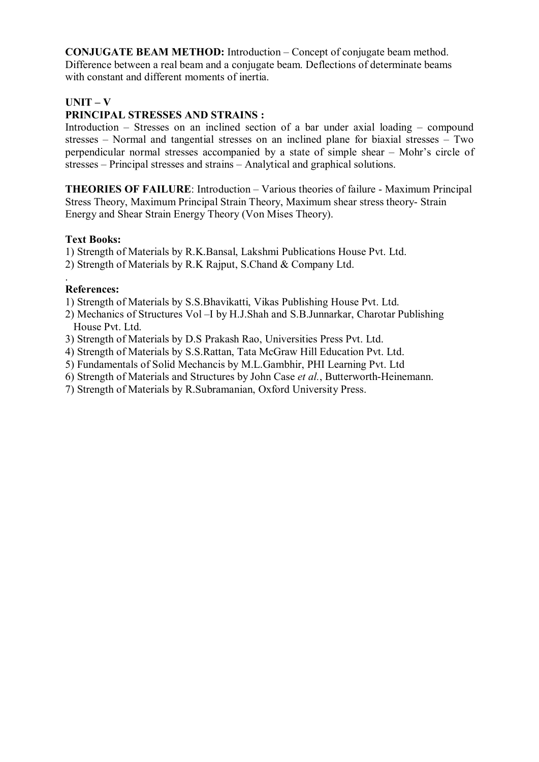**CONJUGATE BEAM METHOD:** Introduction – Concept of conjugate beam method. Difference between a real beam and a conjugate beam. Deflections of determinate beams with constant and different moments of inertia.

## UNIT – V

### PRINCIPAL STRESSES AND STRAINS :

Introduction – Stresses on an inclined section of a bar under axial loading – compound stresses – Normal and tangential stresses on an inclined plane for biaxial stresses – Two perpendicular normal stresses accompanied by a state of simple shear – Mohr's circle of stresses – Principal stresses and strains – Analytical and graphical solutions.

**THEORIES OF FAILURE**: Introduction – Various theories of failure - Maximum Principal Stress Theory, Maximum Principal Strain Theory, Maximum shear stress theory- Strain Energy and Shear Strain Energy Theory (Von Mises Theory).

**Text Books:**

1) Strength of Materials by R.K.Bansal, Lakshmi Publications House Pvt. Ltd.
2) Strength of Materials by R.K Rajput, S.Chand & Company Ltd.

.

**References:**

1) Strength of Materials by S.S.Bhavikatti, Vikas Publishing House Pvt. Ltd.
2) Mechanics of Structures Vol –I by H.J.Shah and S.B.Junnarkar, Charotar Publishing House Pvt. Ltd.
3) Strength of Materials by D.S Prakash Rao, Universities Press Pvt. Ltd.
4) Strength of Materials by S.S.Rattan, Tata McGraw Hill Education Pvt. Ltd.
5) Fundamentals of Solid Mechancis by M.L.Gambhir, PHI Learning Pvt. Ltd
6) Strength of Materials and Structures by John Case *et al.*, Butterworth-Heinemann.
7) Strength of Materials by R.Subramanian, Oxford University Press.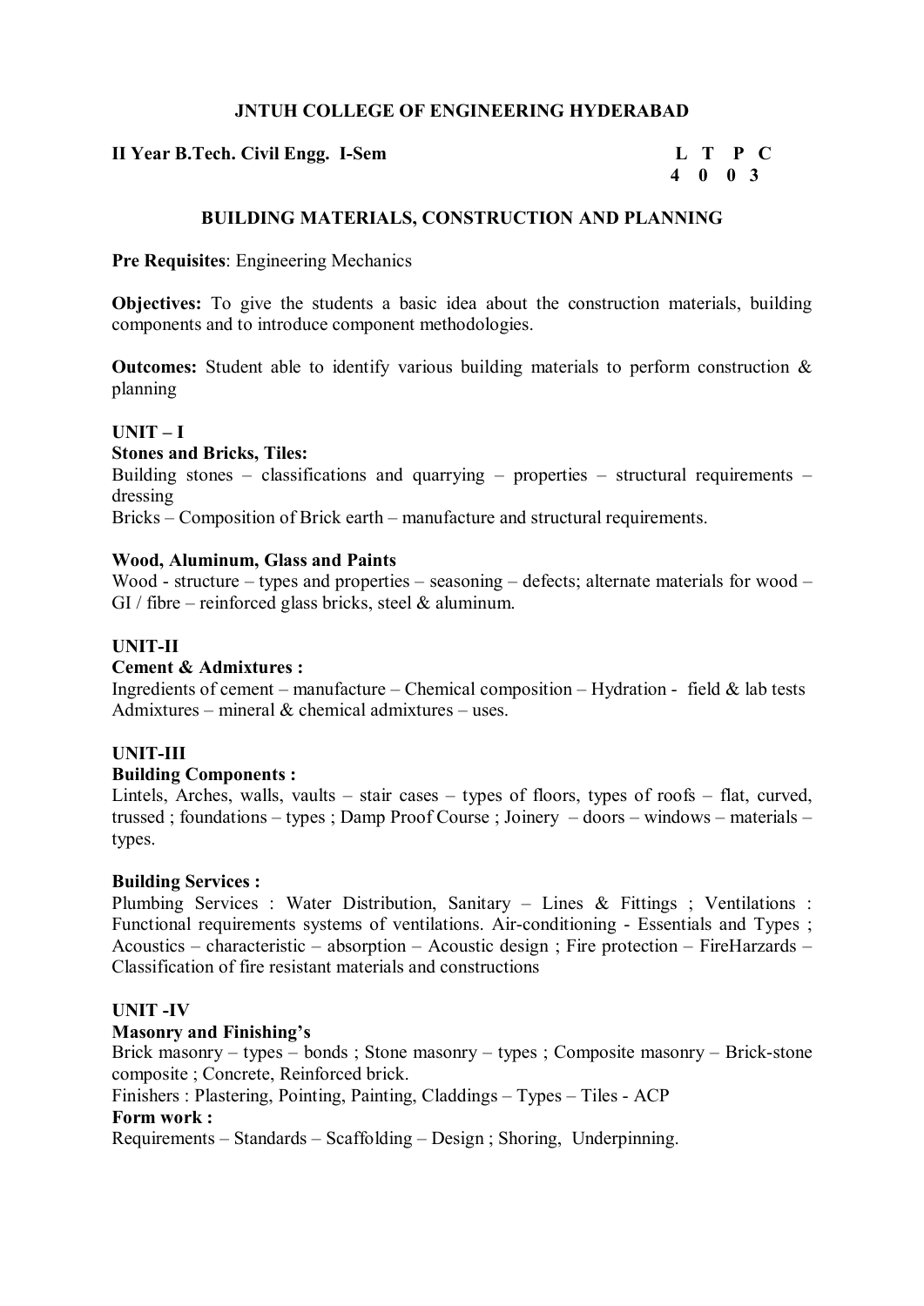**JNTUH COLLEGE OF ENGINEERING HYDERABAD**

**II Year B.Tech. Civil Engg. I-Sem**

| L | T | P | C |
|---|---|---|---|
| 4 | 0 | 0 | 3 |

## BUILDING MATERIALS, CONSTRUCTION AND PLANNING

**Pre Requisites**: Engineering Mechanics

**Objectives:** To give the students a basic idea about the construction materials, building components and to introduce component methodologies.

**Outcomes:** Student able to identify various building materials to perform construction & planning

### UNIT – I

**Stones and Bricks, Tiles:**

Building stones – classifications and quarrying – properties – structural requirements – dressing

Bricks – Composition of Brick earth – manufacture and structural requirements.

**Wood, Aluminum, Glass and Paints**

Wood - structure – types and properties – seasoning – defects; alternate materials for wood – GI / fibre – reinforced glass bricks, steel & aluminum.

### UNIT-II

**Cement & Admixtures :**

Ingredients of cement – manufacture – Chemical composition – Hydration - field & lab tests Admixtures – mineral & chemical admixtures – uses.

### UNIT-III

**Building Components :**

Lintels, Arches, walls, vaults – stair cases – types of floors, types of roofs – flat, curved, trussed ; foundations – types ; Damp Proof Course ; Joinery – doors – windows – materials – types.

**Building Services :**

Plumbing Services : Water Distribution, Sanitary – Lines & Fittings ; Ventilations : Functional requirements systems of ventilations. Air-conditioning - Essentials and Types ; Acoustics – characteristic – absorption – Acoustic design ; Fire protection – FireHarzards – Classification of fire resistant materials and constructions

### UNIT -IV

**Masonry and Finishing's**

Brick masonry – types – bonds ; Stone masonry – types ; Composite masonry – Brick-stone composite ; Concrete, Reinforced brick.

Finishers : Plastering, Pointing, Painting, Claddings – Types – Tiles - ACP

**Form work :**

Requirements – Standards – Scaffolding – Design ; Shoring, Underpinning.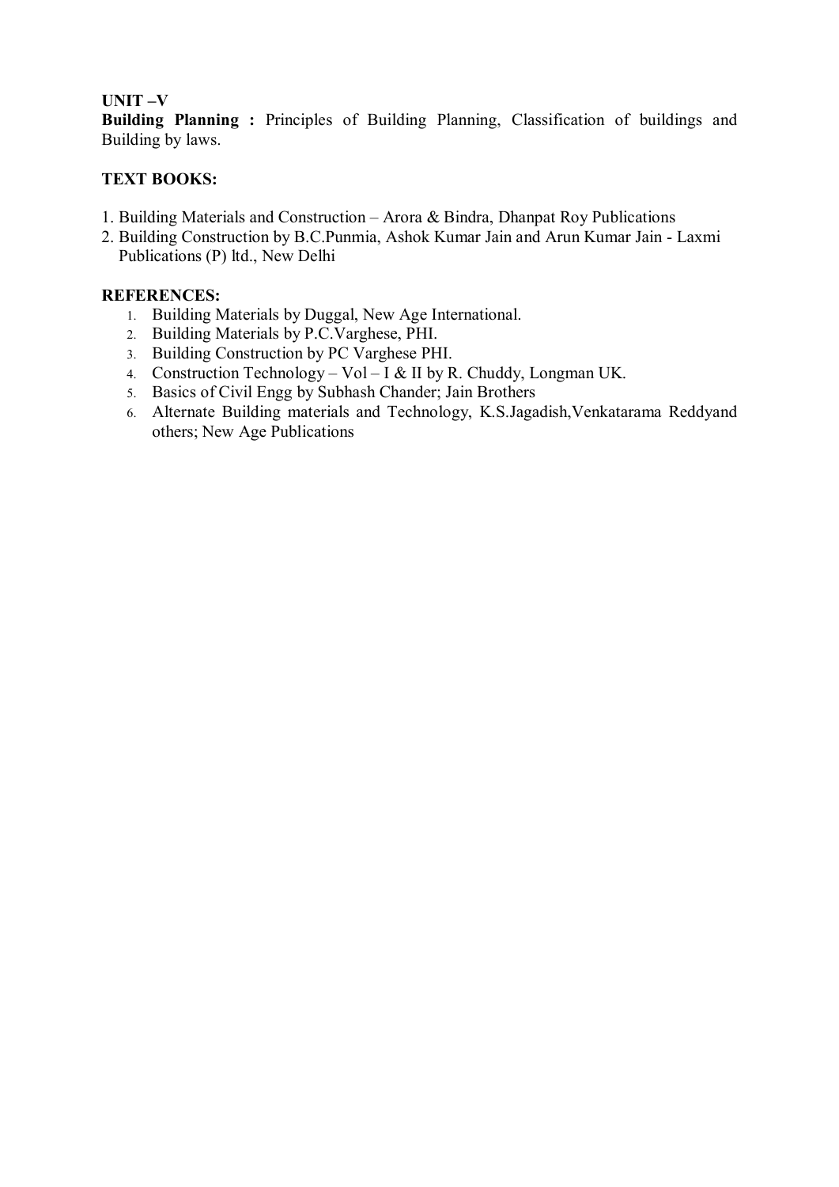**UNIT –V**

**Building Planning :** Principles of Building Planning, Classification of buildings and Building by laws.

**TEXT BOOKS:**

1. Building Materials and Construction – Arora & Bindra, Dhanpat Roy Publications
2. Building Construction by B.C.Punmia, Ashok Kumar Jain and Arun Kumar Jain - Laxmi Publications (P) ltd., New Delhi

**REFERENCES:**

1. Building Materials by Duggal, New Age International.
2. Building Materials by P.C.Varghese, PHI.
3. Building Construction by PC Varghese PHI.
4. Construction Technology – Vol – I & II by R. Chuddy, Longman UK.
5. Basics of Civil Engg by Subhash Chander; Jain Brothers
6. Alternate Building materials and Technology, K.S.Jagadish,Venkatarama Reddyand others; New Age Publications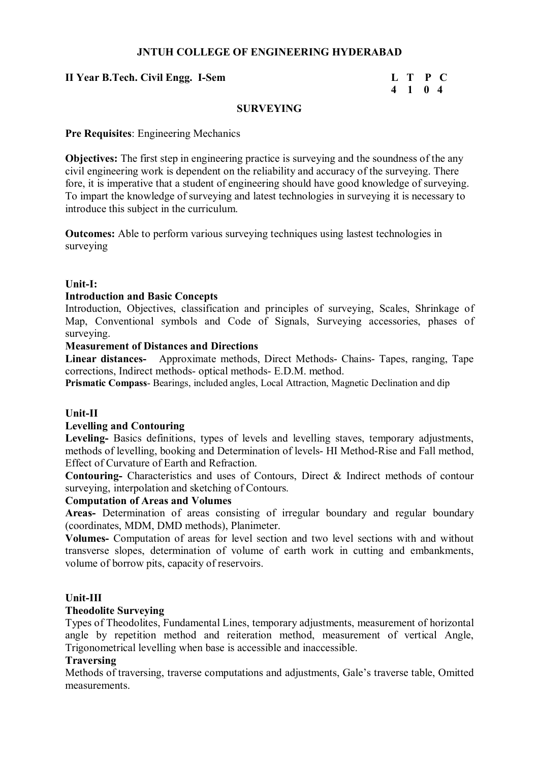# JNTUH COLLEGE OF ENGINEERING HYDERABAD

**II Year B.Tech. Civil Engg. I-Sem**

| L | T | P | C |
|---|---|---|---|
| 4 | 1 | 0 | 4 |

## SURVEYING

**Pre Requisites**: Engineering Mechanics

**Objectives:** The first step in engineering practice is surveying and the soundness of the any civil engineering work is dependent on the reliability and accuracy of the surveying. There fore, it is imperative that a student of engineering should have good knowledge of surveying. To impart the knowledge of surveying and latest technologies in surveying it is necessary to introduce this subject in the curriculum.

**Outcomes:** Able to perform various surveying techniques using lastest technologies in surveying

### Unit-I:

**Introduction and Basic Concepts**

Introduction, Objectives, classification and principles of surveying, Scales, Shrinkage of Map, Conventional symbols and Code of Signals, Surveying accessories, phases of surveying.

**Measurement of Distances and Directions**

**Linear distances-** Approximate methods, Direct Methods- Chains- Tapes, ranging, Tape corrections, Indirect methods- optical methods- E.D.M. method.

**Prismatic Compass**- Bearings, included angles, Local Attraction, Magnetic Declination and dip

### Unit-II

**Levelling and Contouring**

**Leveling-** Basics definitions, types of levels and levelling staves, temporary adjustments, methods of levelling, booking and Determination of levels- HI Method-Rise and Fall method, Effect of Curvature of Earth and Refraction.

**Contouring-** Characteristics and uses of Contours, Direct & Indirect methods of contour surveying, interpolation and sketching of Contours.

**Computation of Areas and Volumes**

**Areas-** Determination of areas consisting of irregular boundary and regular boundary (coordinates, MDM, DMD methods), Planimeter.

**Volumes-** Computation of areas for level section and two level sections with and without transverse slopes, determination of volume of earth work in cutting and embankments, volume of borrow pits, capacity of reservoirs.

### Unit-III

**Theodolite Surveying**

Types of Theodolites, Fundamental Lines, temporary adjustments, measurement of horizontal angle by repetition method and reiteration method, measurement of vertical Angle, Trigonometrical levelling when base is accessible and inaccessible.

**Traversing**

Methods of traversing, traverse computations and adjustments, Gale's traverse table, Omitted measurements.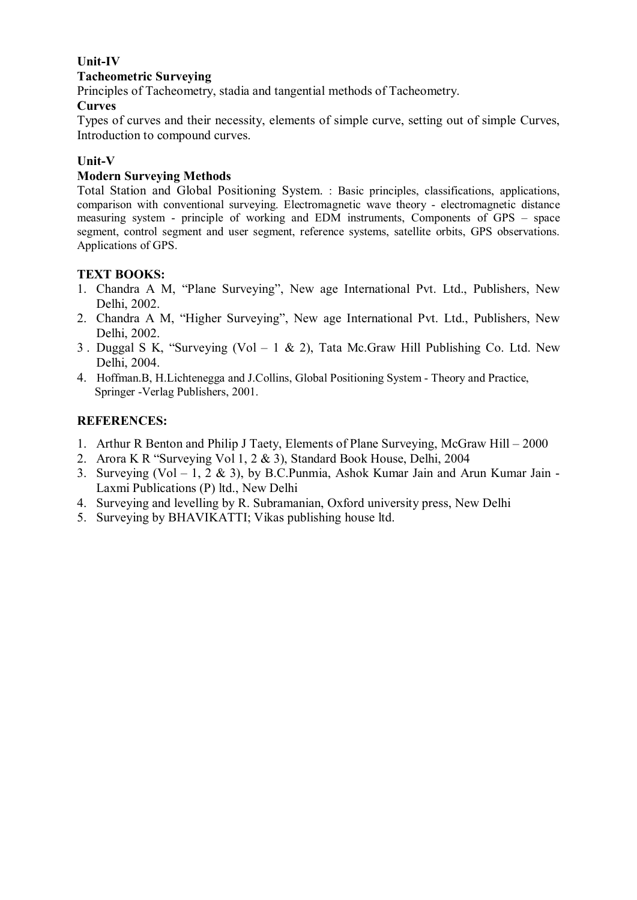**Unit-IV**

**Tacheometric Surveying**

Principles of Tacheometry, stadia and tangential methods of Tacheometry.

**Curves**

Types of curves and their necessity, elements of simple curve, setting out of simple Curves, Introduction to compound curves.

**Unit-V**

**Modern Surveying Methods**

Total Station and Global Positioning System. : Basic principles, classifications, applications, comparison with conventional surveying. Electromagnetic wave theory - electromagnetic distance measuring system - principle of working and EDM instruments, Components of GPS – space segment, control segment and user segment, reference systems, satellite orbits, GPS observations. Applications of GPS.

**TEXT BOOKS:**

1. Chandra A M, "Plane Surveying", New age International Pvt. Ltd., Publishers, New Delhi, 2002.
2. Chandra A M, "Higher Surveying", New age International Pvt. Ltd., Publishers, New Delhi, 2002.
3. Duggal S K, "Surveying (Vol – 1 & 2), Tata Mc.Graw Hill Publishing Co. Ltd. New Delhi, 2004.
4. Hoffman.B, H.Lichtenegga and J.Collins, Global Positioning System - Theory and Practice, Springer -Verlag Publishers, 2001.

**REFERENCES:**

1. Arthur R Benton and Philip J Taety, Elements of Plane Surveying, McGraw Hill – 2000
2. Arora K R "Surveying Vol 1, 2 & 3), Standard Book House, Delhi, 2004
3. Surveying (Vol – 1, 2 & 3), by B.C.Punmia, Ashok Kumar Jain and Arun Kumar Jain - Laxmi Publications (P) ltd., New Delhi
4. Surveying and levelling by R. Subramanian, Oxford university press, New Delhi
5. Surveying by BHAVIKATTI; Vikas publishing house ltd.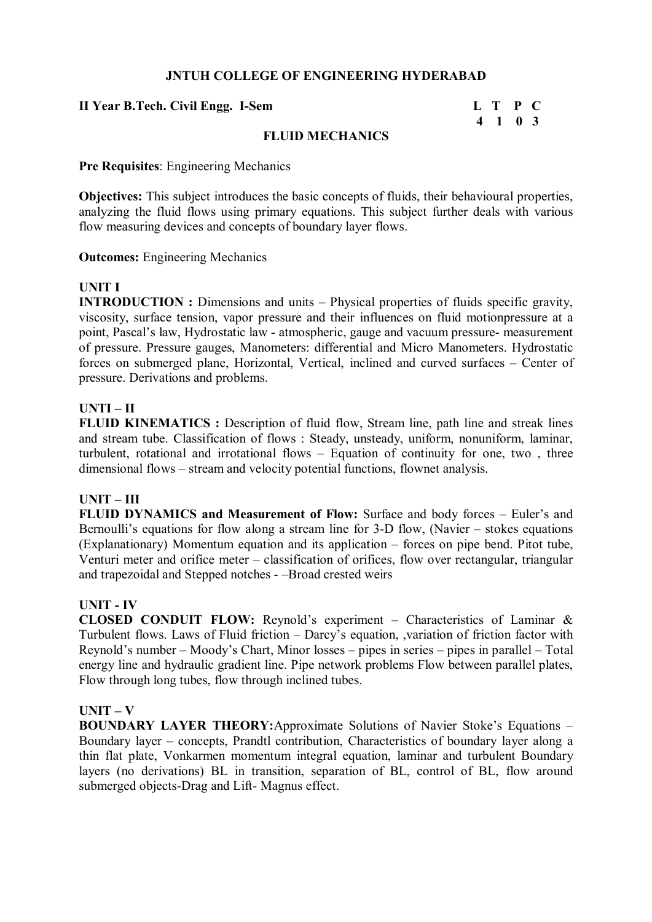**JNTUH COLLEGE OF ENGINEERING HYDERABAD**

**II Year B.Tech. Civil Engg. I-Sem**

| L | T | P | C |
|---|---|---|---|
| 4 | 1 | 0 | 3 |

## FLUID MECHANICS

**Pre Requisites**: Engineering Mechanics

**Objectives:** This subject introduces the basic concepts of fluids, their behavioural properties, analyzing the fluid flows using primary equations. This subject further deals with various flow measuring devices and concepts of boundary layer flows.

**Outcomes:** Engineering Mechanics

### UNIT I

**INTRODUCTION :** Dimensions and units – Physical properties of fluids specific gravity, viscosity, surface tension, vapor pressure and their influences on fluid motionpressure at a point, Pascal's law, Hydrostatic law - atmospheric, gauge and vacuum pressure- measurement of pressure. Pressure gauges, Manometers: differential and Micro Manometers. Hydrostatic forces on submerged plane, Horizontal, Vertical, inclined and curved surfaces – Center of pressure. Derivations and problems.

### UNTI – II

**FLUID KINEMATICS :** Description of fluid flow, Stream line, path line and streak lines and stream tube. Classification of flows : Steady, unsteady, uniform, nonuniform, laminar, turbulent, rotational and irrotational flows – Equation of continuity for one, two , three dimensional flows – stream and velocity potential functions, flownet analysis.

### UNIT – III

**FLUID DYNAMICS and Measurement of Flow:** Surface and body forces – Euler's and Bernoulli's equations for flow along a stream line for 3-D flow, (Navier – stokes equations (Explanationary) Momentum equation and its application – forces on pipe bend. Pitot tube, Venturi meter and orifice meter – classification of orifices, flow over rectangular, triangular and trapezoidal and Stepped notches - –Broad crested weirs

### UNIT - IV

**CLOSED CONDUIT FLOW:** Reynold's experiment – Characteristics of Laminar & Turbulent flows. Laws of Fluid friction – Darcy's equation, ,variation of friction factor with Reynold's number – Moody's Chart, Minor losses – pipes in series – pipes in parallel – Total energy line and hydraulic gradient line. Pipe network problems Flow between parallel plates, Flow through long tubes, flow through inclined tubes.

### UNIT – V

**BOUNDARY LAYER THEORY:**Approximate Solutions of Navier Stoke's Equations – Boundary layer – concepts, Prandtl contribution, Characteristics of boundary layer along a thin flat plate, Vonkarmen momentum integral equation, laminar and turbulent Boundary layers (no derivations) BL in transition, separation of BL, control of BL, flow around submerged objects-Drag and Lift- Magnus effect.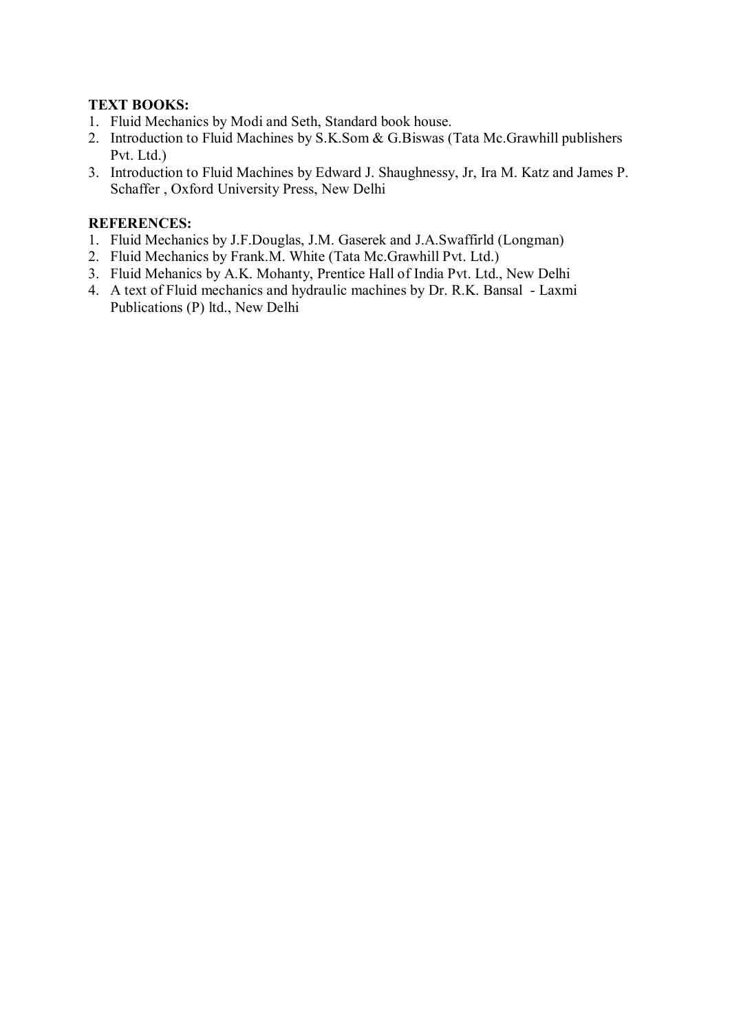**TEXT BOOKS:**

1. Fluid Mechanics by Modi and Seth, Standard book house.
2. Introduction to Fluid Machines by S.K.Som & G.Biswas (Tata Mc.Grawhill publishers Pvt. Ltd.)
3. Introduction to Fluid Machines by Edward J. Shaughnessy, Jr, Ira M. Katz and James P. Schaffer , Oxford University Press, New Delhi

**REFERENCES:**

1. Fluid Mechanics by J.F.Douglas, J.M. Gaserek and J.A.Swaffirld (Longman)
2. Fluid Mechanics by Frank.M. White (Tata Mc.Grawhill Pvt. Ltd.)
3. Fluid Mehanics by A.K. Mohanty, Prentice Hall of India Pvt. Ltd., New Delhi
4. A text of Fluid mechanics and hydraulic machines by Dr. R.K. Bansal - Laxmi Publications (P) ltd., New Delhi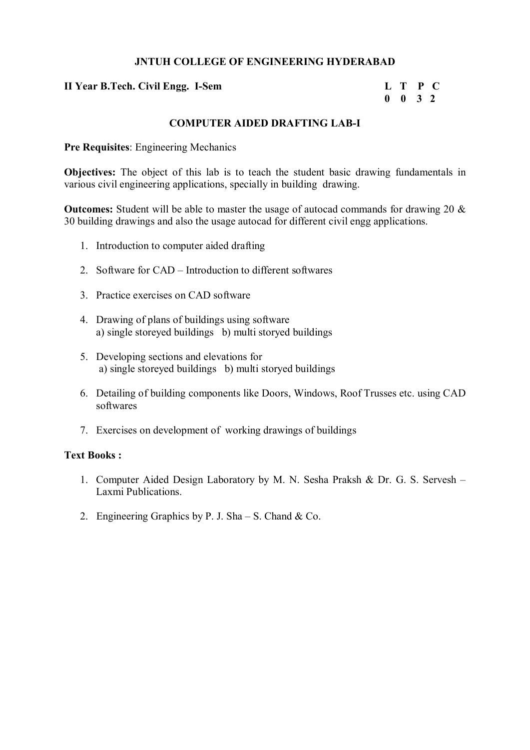**JNTUH COLLEGE OF ENGINEERING HYDERABAD**

| **II Year B.Tech. Civil Engg. I-Sem** | **L** | **T** | **P** | **C** |
|---|---|---|---|---|
| | **0** | **0** | **3** | **2** |

## COMPUTER AIDED DRAFTING LAB-I

**Pre Requisites**: Engineering Mechanics

**Objectives:** The object of this lab is to teach the student basic drawing fundamentals in various civil engineering applications, specially in building drawing.

**Outcomes:** Student will be able to master the usage of autocad commands for drawing 20 & 30 building drawings and also the usage autocad for different civil engg applications.

1. Introduction to computer aided drafting
2. Software for CAD – Introduction to different softwares
3. Practice exercises on CAD software
4. Drawing of plans of buildings using software
   a) single storeyed buildings b) multi storyed buildings
5. Developing sections and elevations for
   a) single storeyed buildings b) multi storyed buildings
6. Detailing of building components like Doors, Windows, Roof Trusses etc. using CAD softwares
7. Exercises on development of working drawings of buildings

**Text Books :**

1. Computer Aided Design Laboratory by M. N. Sesha Praksh & Dr. G. S. Servesh – Laxmi Publications.
2. Engineering Graphics by P. J. Sha – S. Chand & Co.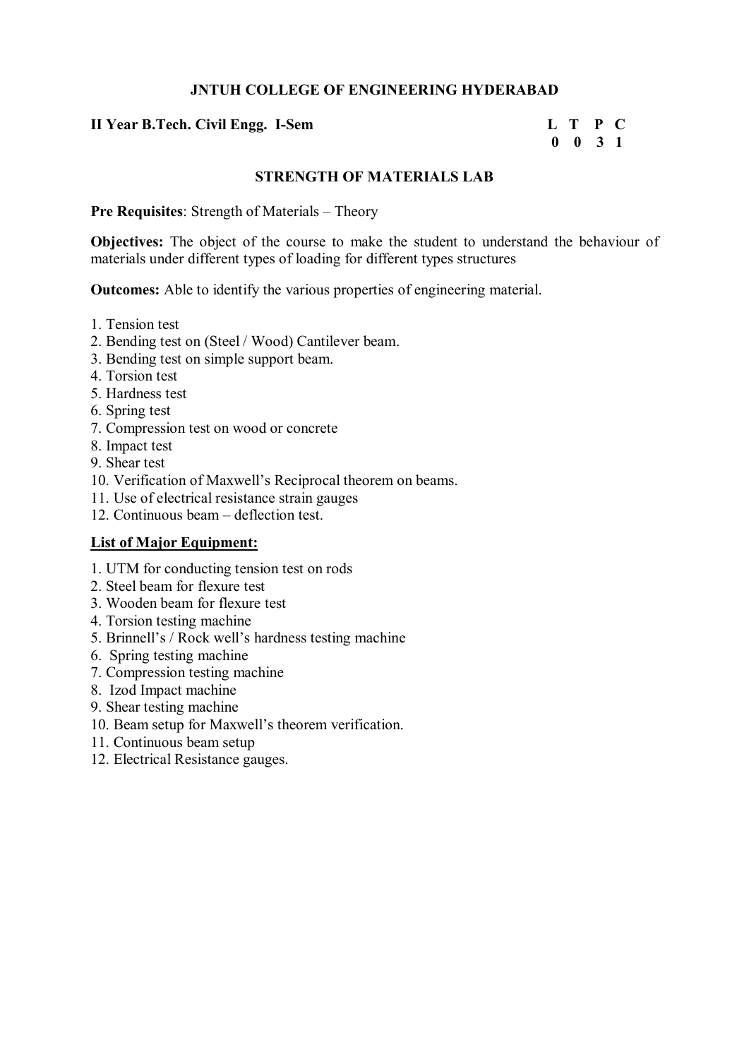**JNTUH COLLEGE OF ENGINEERING HYDERABAD**

**II Year B.Tech. Civil Engg. I-Sem**

| L | T | P | C |
|---|---|---|---|
| 0 | 0 | 3 | 1 |

## STRENGTH OF MATERIALS LAB

**Pre Requisites**: Strength of Materials – Theory

**Objectives:** The object of the course to make the student to understand the behaviour of materials under different types of loading for different types structures

**Outcomes:** Able to identify the various properties of engineering material.

1. Tension test
2. Bending test on (Steel / Wood) Cantilever beam.
3. Bending test on simple support beam.
4. Torsion test
5. Hardness test
6. Spring test
7. Compression test on wood or concrete
8. Impact test
9. Shear test
10. Verification of Maxwell's Reciprocal theorem on beams.
11. Use of electrical resistance strain gauges
12. Continuous beam – deflection test.

**List of Major Equipment:**

1. UTM for conducting tension test on rods
2. Steel beam for flexure test
3. Wooden beam for flexure test
4. Torsion testing machine
5. Brinnell's / Rock well's hardness testing machine
6. Spring testing machine
7. Compression testing machine
8. Izod Impact machine
9. Shear testing machine
10. Beam setup for Maxwell's theorem verification.
11. Continuous beam setup
12. Electrical Resistance gauges.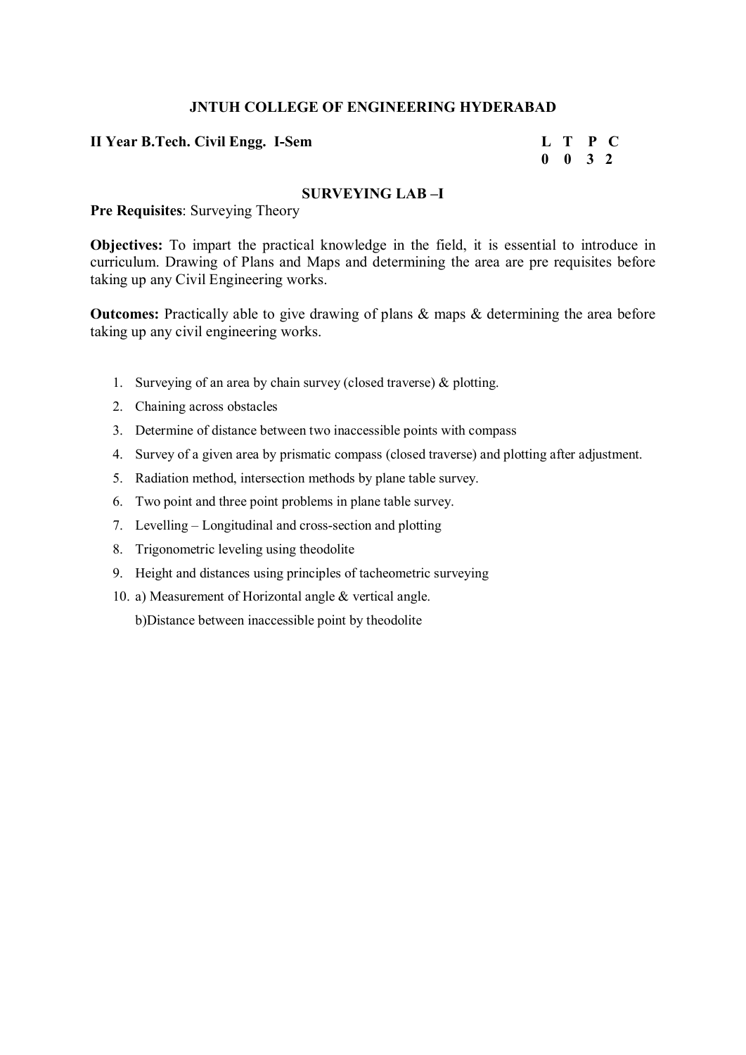**JNTUH COLLEGE OF ENGINEERING HYDERABAD**

| **II Year B.Tech. Civil Engg. I-Sem** | **L** | **T** | **P** | **C** |
|---|---|---|---|---|
| | **0** | **0** | **3** | **2** |

## SURVEYING LAB –I

**Pre Requisites**: Surveying Theory

**Objectives:** To impart the practical knowledge in the field, it is essential to introduce in curriculum. Drawing of Plans and Maps and determining the area are pre requisites before taking up any Civil Engineering works.

**Outcomes:** Practically able to give drawing of plans & maps & determining the area before taking up any civil engineering works.

1. Surveying of an area by chain survey (closed traverse) & plotting.
2. Chaining across obstacles
3. Determine of distance between two inaccessible points with compass
4. Survey of a given area by prismatic compass (closed traverse) and plotting after adjustment.
5. Radiation method, intersection methods by plane table survey.
6. Two point and three point problems in plane table survey.
7. Levelling – Longitudinal and cross-section and plotting
8. Trigonometric leveling using theodolite
9. Height and distances using principles of tacheometric surveying
10. a) Measurement of Horizontal angle & vertical angle.

    b)Distance between inaccessible point by theodolite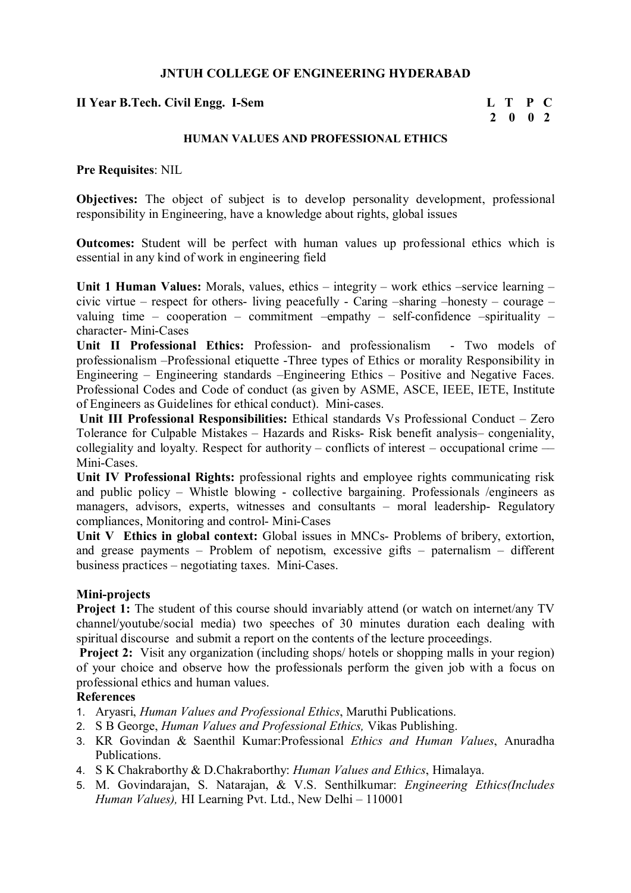**JNTUH COLLEGE OF ENGINEERING HYDERABAD**

**II Year B.Tech. Civil Engg. I-Sem**

| L | T | P | C |
|---|---|---|---|
| 2 | 0 | 0 | 2 |

**HUMAN VALUES AND PROFESSIONAL ETHICS**

**Pre Requisites**: NIL

**Objectives:** The object of subject is to develop personality development, professional responsibility in Engineering, have a knowledge about rights, global issues

**Outcomes:** Student will be perfect with human values up professional ethics which is essential in any kind of work in engineering field

**Unit 1 Human Values:** Morals, values, ethics – integrity – work ethics –service learning – civic virtue – respect for others- living peacefully - Caring –sharing –honesty – courage – valuing time – cooperation – commitment –empathy – self-confidence –spirituality – character- Mini-Cases

**Unit II Professional Ethics:** Profession- and professionalism - Two models of professionalism –Professional etiquette -Three types of Ethics or morality Responsibility in Engineering – Engineering standards –Engineering Ethics – Positive and Negative Faces. Professional Codes and Code of conduct (as given by ASME, ASCE, IEEE, IETE, Institute of Engineers as Guidelines for ethical conduct). Mini-cases.

**Unit III Professional Responsibilities:** Ethical standards Vs Professional Conduct – Zero Tolerance for Culpable Mistakes – Hazards and Risks- Risk benefit analysis– congeniality, collegiality and loyalty. Respect for authority – conflicts of interest – occupational crime –– Mini-Cases.

**Unit IV Professional Rights:** professional rights and employee rights communicating risk and public policy – Whistle blowing - collective bargaining. Professionals /engineers as managers, advisors, experts, witnesses and consultants – moral leadership- Regulatory compliances, Monitoring and control- Mini-Cases

**Unit V Ethics in global context:** Global issues in MNCs- Problems of bribery, extortion, and grease payments – Problem of nepotism, excessive gifts – paternalism – different business practices – negotiating taxes. Mini-Cases.

**Mini-projects**

**Project 1:** The student of this course should invariably attend (or watch on internet/any TV channel/youtube/social media) two speeches of 30 minutes duration each dealing with spiritual discourse and submit a report on the contents of the lecture proceedings.

**Project 2:** Visit any organization (including shops/ hotels or shopping malls in your region) of your choice and observe how the professionals perform the given job with a focus on professional ethics and human values.

**References**

1. Aryasri, *Human Values and Professional Ethics*, Maruthi Publications.
2. S B George, *Human Values and Professional Ethics,* Vikas Publishing.
3. KR Govindan & Saenthil Kumar:Professional *Ethics and Human Values*, Anuradha Publications.
4. S K Chakraborthy & D.Chakraborthy: *Human Values and Ethics*, Himalaya.
5. M. Govindarajan, S. Natarajan, & V.S. Senthilkumar: *Engineering Ethics(Includes Human Values),* HI Learning Pvt. Ltd., New Delhi – 110001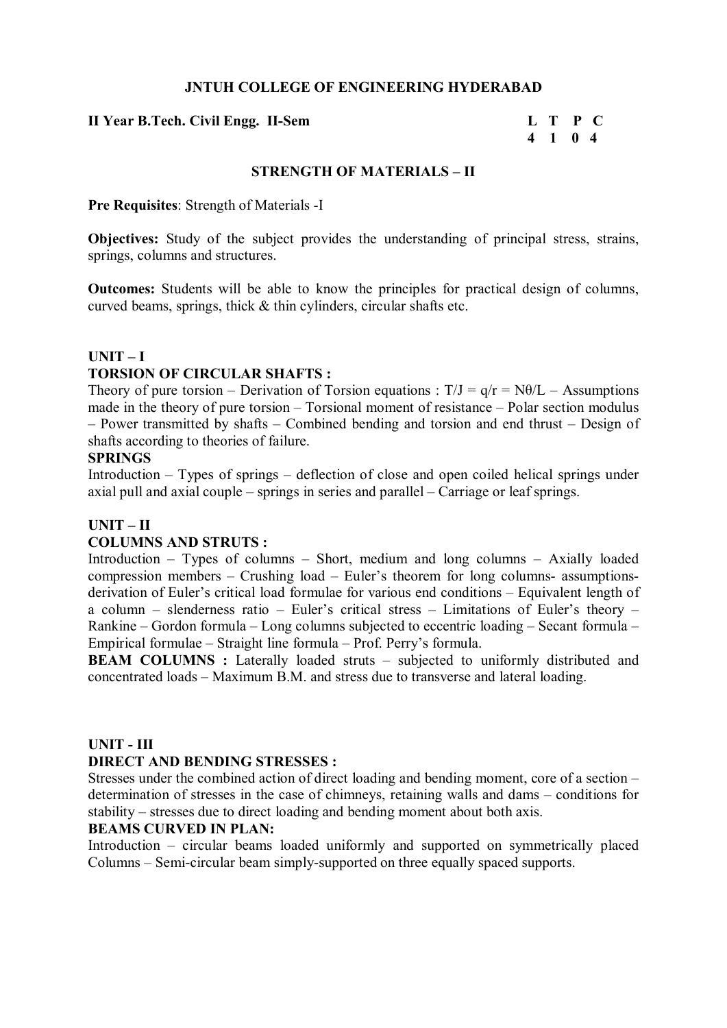**JNTUH COLLEGE OF ENGINEERING HYDERABAD**

**II Year B.Tech. Civil Engg. II-Sem**

| L | T | P | C |
|---|---|---|---|
| 4 | 1 | 0 | 4 |

## STRENGTH OF MATERIALS – II

**Pre Requisites**: Strength of Materials -I

**Objectives:** Study of the subject provides the understanding of principal stress, strains, springs, columns and structures.

**Outcomes:** Students will be able to know the principles for practical design of columns, curved beams, springs, thick & thin cylinders, circular shafts etc.

### UNIT – I

**TORSION OF CIRCULAR SHAFTS :**

Theory of pure torsion – Derivation of Torsion equations : $T/J = q/r = N\theta/L$ – Assumptions made in the theory of pure torsion – Torsional moment of resistance – Polar section modulus – Power transmitted by shafts – Combined bending and torsion and end thrust – Design of shafts according to theories of failure.

**SPRINGS**

Introduction – Types of springs – deflection of close and open coiled helical springs under axial pull and axial couple – springs in series and parallel – Carriage or leaf springs.

### UNIT – II

**COLUMNS AND STRUTS :**

Introduction – Types of columns – Short, medium and long columns – Axially loaded compression members – Crushing load – Euler's theorem for long columns- assumptions- derivation of Euler's critical load formulae for various end conditions – Equivalent length of a column – slenderness ratio – Euler's critical stress – Limitations of Euler's theory – Rankine – Gordon formula – Long columns subjected to eccentric loading – Secant formula – Empirical formulae – Straight line formula – Prof. Perry's formula.

**BEAM COLUMNS :** Laterally loaded struts – subjected to uniformly distributed and concentrated loads – Maximum B.M. and stress due to transverse and lateral loading.

### UNIT - III

**DIRECT AND BENDING STRESSES :**

Stresses under the combined action of direct loading and bending moment, core of a section – determination of stresses in the case of chimneys, retaining walls and dams – conditions for stability – stresses due to direct loading and bending moment about both axis.

**BEAMS CURVED IN PLAN:**

Introduction – circular beams loaded uniformly and supported on symmetrically placed Columns – Semi-circular beam simply-supported on three equally spaced supports.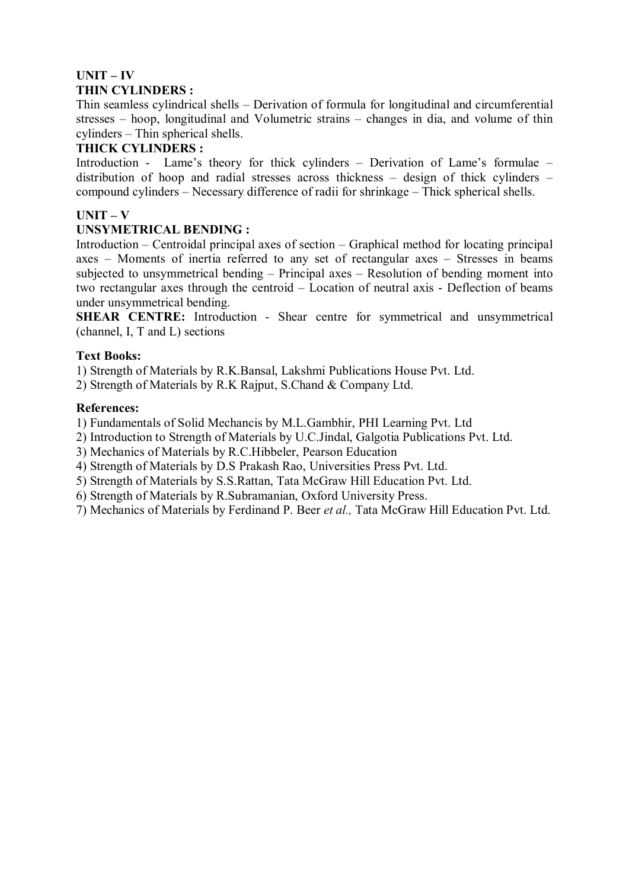**UNIT – IV**

**THIN CYLINDERS :**

Thin seamless cylindrical shells – Derivation of formula for longitudinal and circumferential stresses – hoop, longitudinal and Volumetric strains – changes in dia, and volume of thin cylinders – Thin spherical shells.

**THICK CYLINDERS :**

Introduction - Lame's theory for thick cylinders – Derivation of Lame's formulae – distribution of hoop and radial stresses across thickness – design of thick cylinders – compound cylinders – Necessary difference of radii for shrinkage – Thick spherical shells.

**UNIT – V**

**UNSYMETRICAL BENDING :**

Introduction – Centroidal principal axes of section – Graphical method for locating principal axes – Moments of inertia referred to any set of rectangular axes – Stresses in beams subjected to unsymmetrical bending – Principal axes – Resolution of bending moment into two rectangular axes through the centroid – Location of neutral axis - Deflection of beams under unsymmetrical bending.

**SHEAR CENTRE:** Introduction - Shear centre for symmetrical and unsymmetrical (channel, I, T and L) sections

**Text Books:**

1) Strength of Materials by R.K.Bansal, Lakshmi Publications House Pvt. Ltd.
2) Strength of Materials by R.K Rajput, S.Chand & Company Ltd.

**References:**

1) Fundamentals of Solid Mechancis by M.L.Gambhir, PHI Learning Pvt. Ltd
2) Introduction to Strength of Materials by U.C.Jindal, Galgotia Publications Pvt. Ltd.
3) Mechanics of Materials by R.C.Hibbeler, Pearson Education
4) Strength of Materials by D.S Prakash Rao, Universities Press Pvt. Ltd.
5) Strength of Materials by S.S.Rattan, Tata McGraw Hill Education Pvt. Ltd.
6) Strength of Materials by R.Subramanian, Oxford University Press.
7) Mechanics of Materials by Ferdinand P. Beer *et al.,* Tata McGraw Hill Education Pvt. Ltd.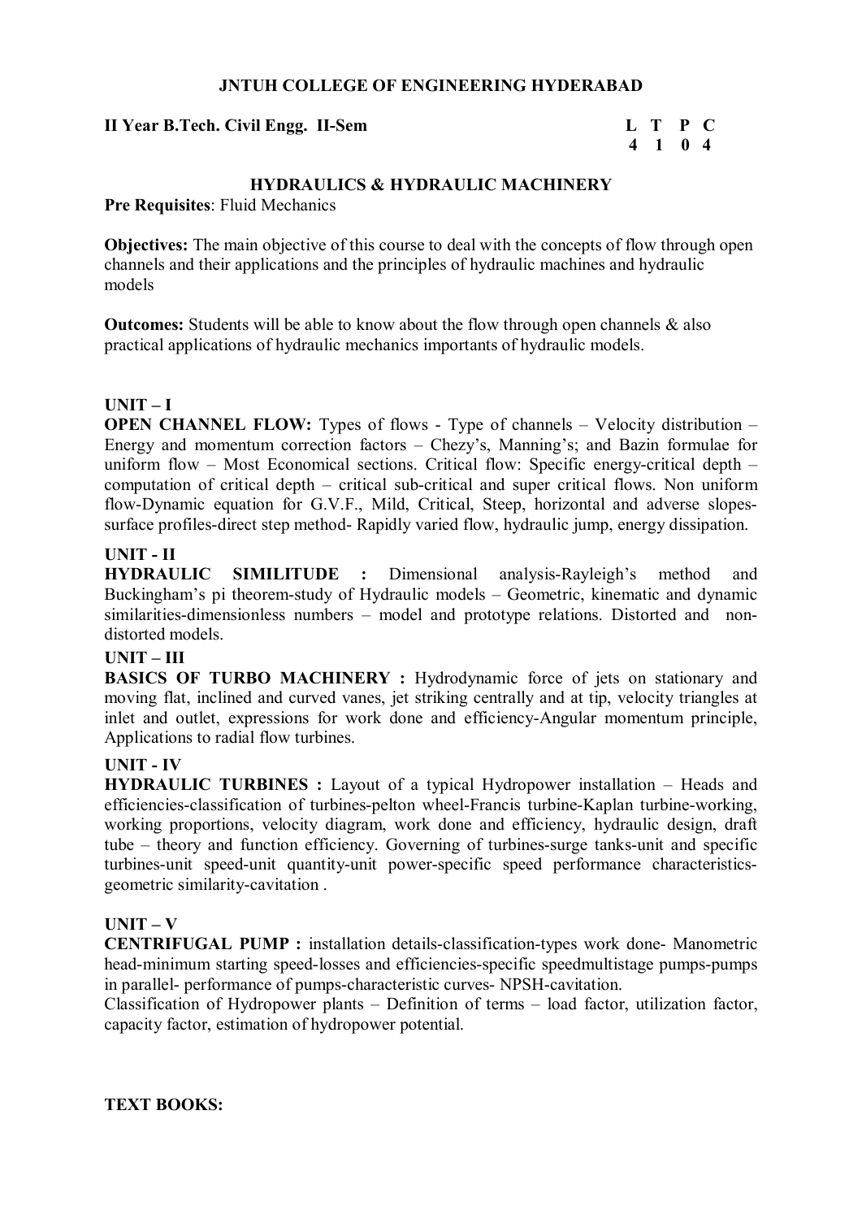**JNTUH COLLEGE OF ENGINEERING HYDERABAD**

**II Year B.Tech. Civil Engg. II-Sem**

| L | T | P | C |
|---|---|---|---|
| 4 | 1 | 0 | 4 |

## HYDRAULICS & HYDRAULIC MACHINERY

**Pre Requisites**: Fluid Mechanics

**Objectives:** The main objective of this course to deal with the concepts of flow through open channels and their applications and the principles of hydraulic machines and hydraulic models

**Outcomes:** Students will be able to know about the flow through open channels & also practical applications of hydraulic mechanics importants of hydraulic models.

### UNIT – I

**OPEN CHANNEL FLOW:** Types of flows - Type of channels – Velocity distribution – Energy and momentum correction factors – Chezy's, Manning's; and Bazin formulae for uniform flow – Most Economical sections. Critical flow: Specific energy-critical depth – computation of critical depth – critical sub-critical and super critical flows. Non uniform flow-Dynamic equation for G.V.F., Mild, Critical, Steep, horizontal and adverse slopes-surface profiles-direct step method- Rapidly varied flow, hydraulic jump, energy dissipation.

### UNIT - II

**HYDRAULIC SIMILITUDE :** Dimensional analysis-Rayleigh's method and Buckingham's pi theorem-study of Hydraulic models – Geometric, kinematic and dynamic similarities-dimensionless numbers – model and prototype relations. Distorted and non-distorted models.

### UNIT – III

**BASICS OF TURBO MACHINERY :** Hydrodynamic force of jets on stationary and moving flat, inclined and curved vanes, jet striking centrally and at tip, velocity triangles at inlet and outlet, expressions for work done and efficiency-Angular momentum principle, Applications to radial flow turbines.

### UNIT - IV

**HYDRAULIC TURBINES :** Layout of a typical Hydropower installation – Heads and efficiencies-classification of turbines-pelton wheel-Francis turbine-Kaplan turbine-working, working proportions, velocity diagram, work done and efficiency, hydraulic design, draft tube – theory and function efficiency. Governing of turbines-surge tanks-unit and specific turbines-unit speed-unit quantity-unit power-specific speed performance characteristics-geometric similarity-cavitation .

### UNIT – V

**CENTRIFUGAL PUMP :** installation details-classification-types work done- Manometric head-minimum starting speed-losses and efficiencies-specific speedmultistage pumps-pumps in parallel- performance of pumps-characteristic curves- NPSH-cavitation.

Classification of Hydropower plants – Definition of terms – load factor, utilization factor, capacity factor, estimation of hydropower potential.

**TEXT BOOKS:**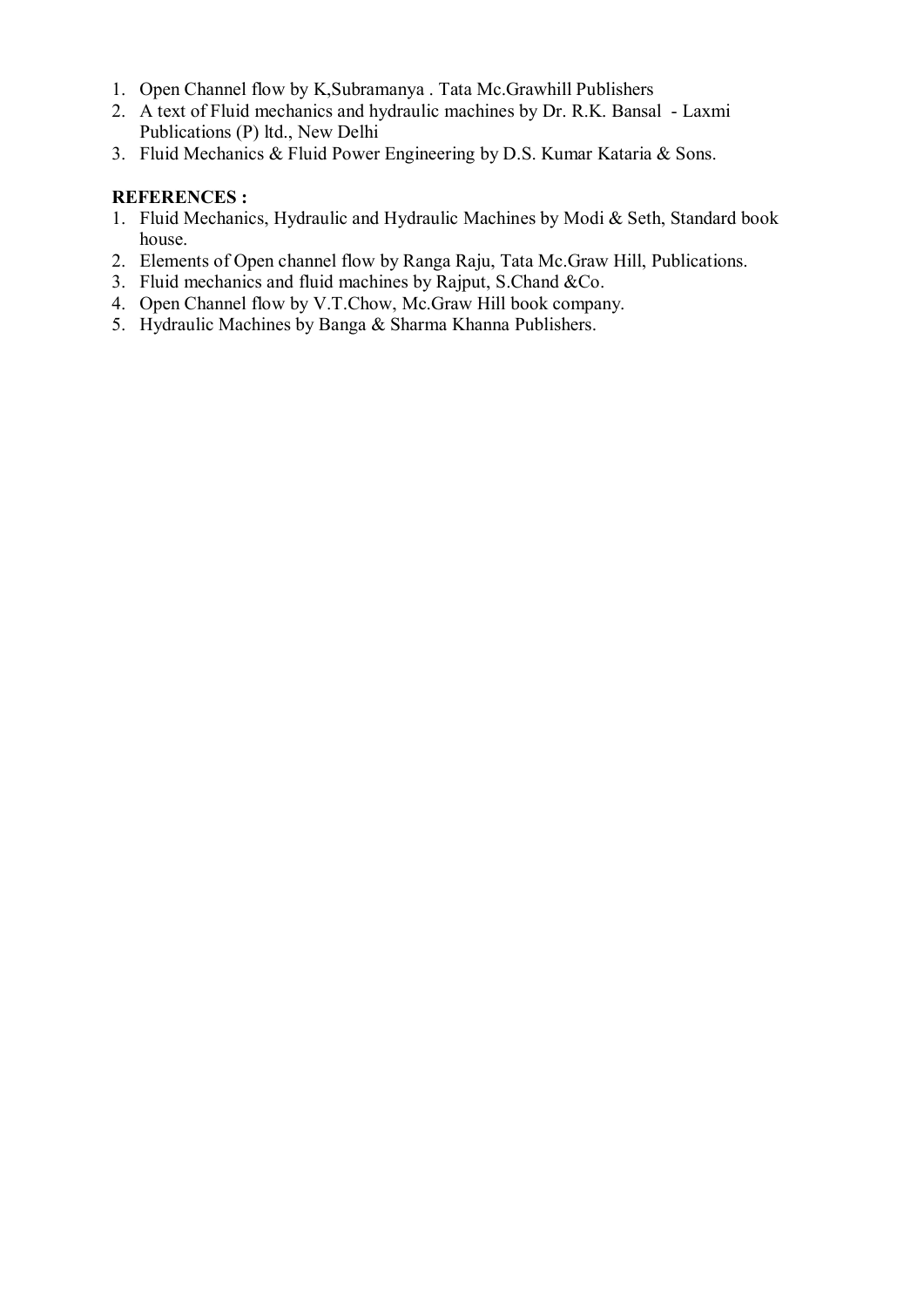1. Open Channel flow by K,Subramanya . Tata Mc.Grawhill Publishers
2. A text of Fluid mechanics and hydraulic machines by Dr. R.K. Bansal - Laxmi Publications (P) ltd., New Delhi
3. Fluid Mechanics & Fluid Power Engineering by D.S. Kumar Kataria & Sons.

**REFERENCES :**

1. Fluid Mechanics, Hydraulic and Hydraulic Machines by Modi & Seth, Standard book house.
2. Elements of Open channel flow by Ranga Raju, Tata Mc.Graw Hill, Publications.
3. Fluid mechanics and fluid machines by Rajput, S.Chand &Co.
4. Open Channel flow by V.T.Chow, Mc.Graw Hill book company.
5. Hydraulic Machines by Banga & Sharma Khanna Publishers.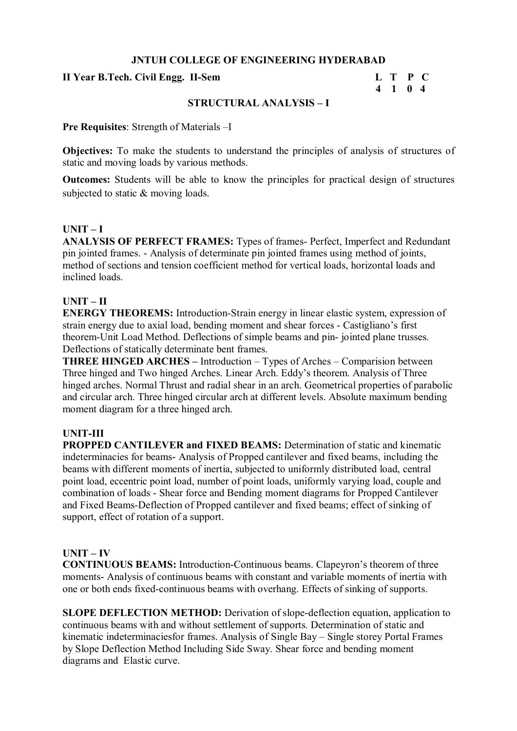**JNTUH COLLEGE OF ENGINEERING HYDERABAD**

**II Year B.Tech. Civil Engg. II-Sem**

| L | T | P | C |
|---|---|---|---|
| 4 | 1 | 0 | 4 |

## STRUCTURAL ANALYSIS – I

**Pre Requisites**: Strength of Materials –I

**Objectives:** To make the students to understand the principles of analysis of structures of static and moving loads by various methods.

**Outcomes:** Students will be able to know the principles for practical design of structures subjected to static & moving loads.

### UNIT – I

**ANALYSIS OF PERFECT FRAMES:** Types of frames- Perfect, Imperfect and Redundant pin jointed frames. - Analysis of determinate pin jointed frames using method of joints, method of sections and tension coefficient method for vertical loads, horizontal loads and inclined loads.

### UNIT – II

**ENERGY THEOREMS:** Introduction-Strain energy in linear elastic system, expression of strain energy due to axial load, bending moment and shear forces - Castigliano's first theorem-Unit Load Method. Deflections of simple beams and pin- jointed plane trusses. Deflections of statically determinate bent frames.

**THREE HINGED ARCHES –** Introduction – Types of Arches – Comparision between Three hinged and Two hinged Arches. Linear Arch. Eddy's theorem. Analysis of Three hinged arches. Normal Thrust and radial shear in an arch. Geometrical properties of parabolic and circular arch. Three hinged circular arch at different levels. Absolute maximum bending moment diagram for a three hinged arch.

### UNIT-III

**PROPPED CANTILEVER and FIXED BEAMS:** Determination of static and kinematic indeterminacies for beams- Analysis of Propped cantilever and fixed beams, including the beams with different moments of inertia, subjected to uniformly distributed load, central point load, eccentric point load, number of point loads, uniformly varying load, couple and combination of loads - Shear force and Bending moment diagrams for Propped Cantilever and Fixed Beams-Deflection of Propped cantilever and fixed beams; effect of sinking of support, effect of rotation of a support.

### UNIT – IV

**CONTINUOUS BEAMS:** Introduction-Continuous beams. Clapeyron's theorem of three moments- Analysis of continuous beams with constant and variable moments of inertia with one or both ends fixed-continuous beams with overhang. Effects of sinking of supports.

**SLOPE DEFLECTION METHOD:** Derivation of slope-deflection equation, application to continuous beams with and without settlement of supports. Determination of static and kinematic indeterminaciesfor frames. Analysis of Single Bay – Single storey Portal Frames by Slope Deflection Method Including Side Sway. Shear force and bending moment diagrams and Elastic curve.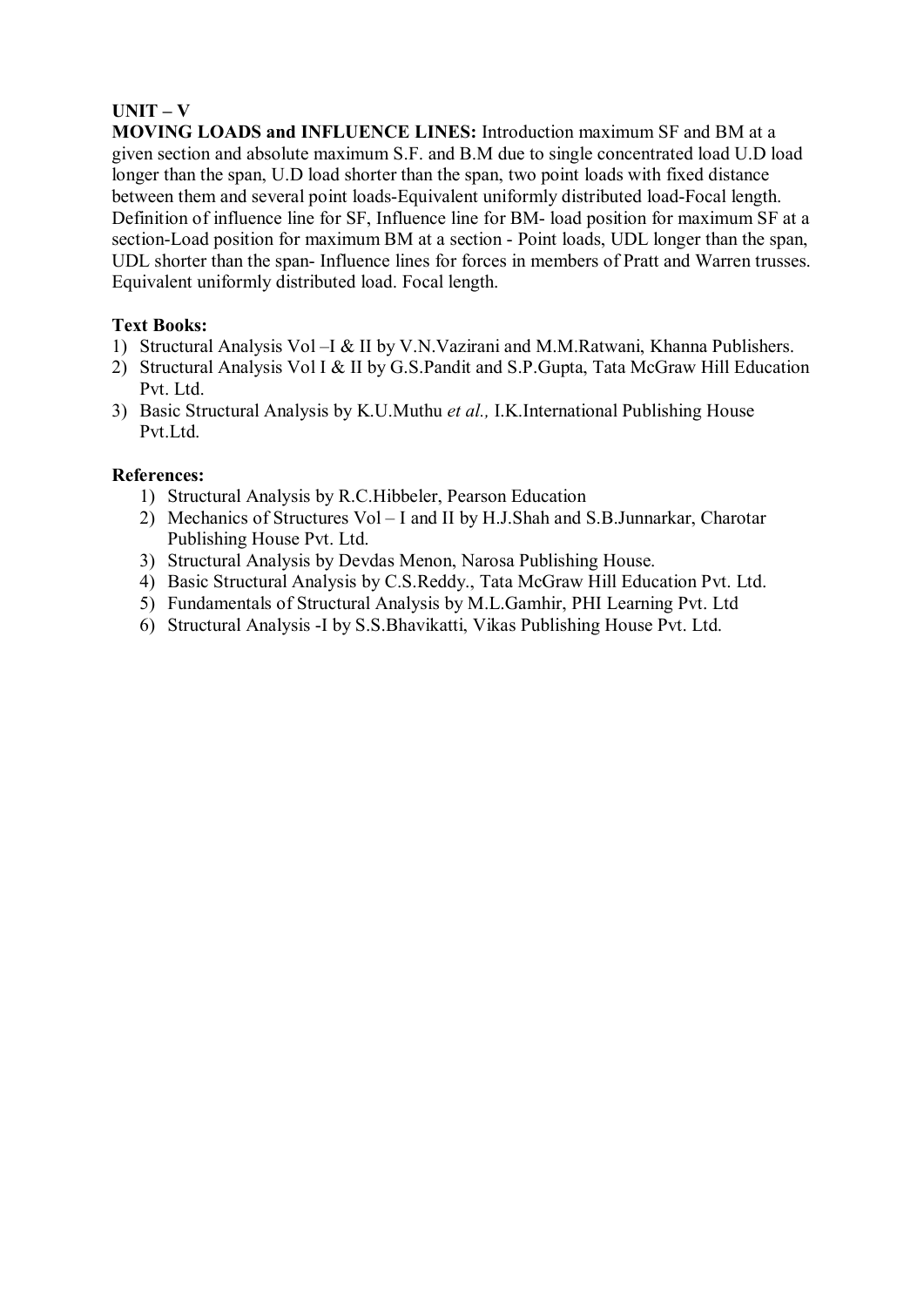**UNIT – V**

**MOVING LOADS and INFLUENCE LINES:** Introduction maximum SF and BM at a given section and absolute maximum S.F. and B.M due to single concentrated load U.D load longer than the span, U.D load shorter than the span, two point loads with fixed distance between them and several point loads-Equivalent uniformly distributed load-Focal length. Definition of influence line for SF, Influence line for BM- load position for maximum SF at a section-Load position for maximum BM at a section - Point loads, UDL longer than the span, UDL shorter than the span- Influence lines for forces in members of Pratt and Warren trusses. Equivalent uniformly distributed load. Focal length.

**Text Books:**

1) Structural Analysis Vol –I & II by V.N.Vazirani and M.M.Ratwani, Khanna Publishers.
2) Structural Analysis Vol I & II by G.S.Pandit and S.P.Gupta, Tata McGraw Hill Education Pvt. Ltd.
3) Basic Structural Analysis by K.U.Muthu *et al.,* I.K.International Publishing House Pvt.Ltd.

**References:**

1) Structural Analysis by R.C.Hibbeler, Pearson Education
2) Mechanics of Structures Vol – I and II by H.J.Shah and S.B.Junnarkar, Charotar Publishing House Pvt. Ltd.
3) Structural Analysis by Devdas Menon, Narosa Publishing House.
4) Basic Structural Analysis by C.S.Reddy., Tata McGraw Hill Education Pvt. Ltd.
5) Fundamentals of Structural Analysis by M.L.Gamhir, PHI Learning Pvt. Ltd
6) Structural Analysis -I by S.S.Bhavikatti, Vikas Publishing House Pvt. Ltd.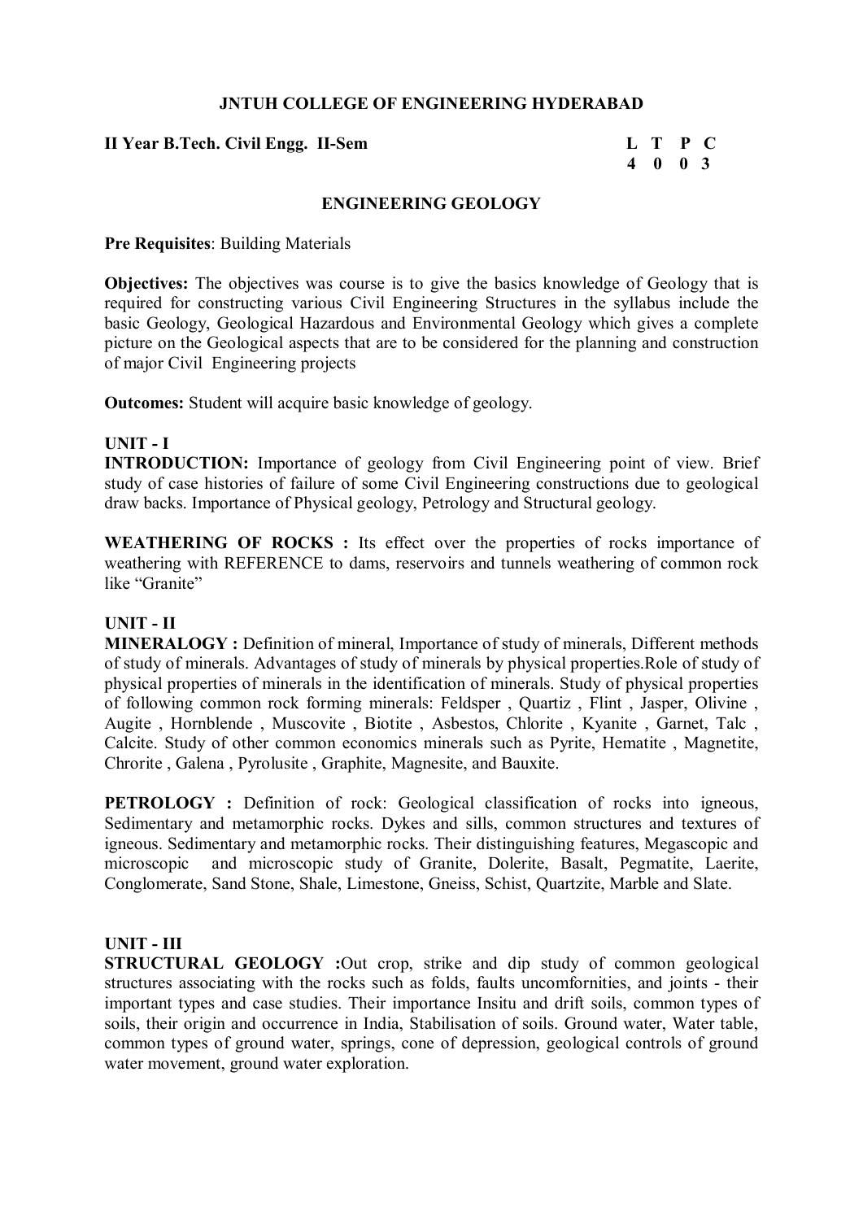**JNTUH COLLEGE OF ENGINEERING HYDERABAD**

| **II Year B.Tech. Civil Engg. II-Sem** | **L** | **T** | **P** | **C** |
|---|---|---|---|---|
| | **4** | **0** | **0** | **3** |

## ENGINEERING GEOLOGY

**Pre Requisites**: Building Materials

**Objectives:** The objectives was course is to give the basics knowledge of Geology that is required for constructing various Civil Engineering Structures in the syllabus include the basic Geology, Geological Hazardous and Environmental Geology which gives a complete picture on the Geological aspects that are to be considered for the planning and construction of major Civil Engineering projects

**Outcomes:** Student will acquire basic knowledge of geology.

### UNIT - I

**INTRODUCTION:** Importance of geology from Civil Engineering point of view. Brief study of case histories of failure of some Civil Engineering constructions due to geological draw backs. Importance of Physical geology, Petrology and Structural geology.

**WEATHERING OF ROCKS :** Its effect over the properties of rocks importance of weathering with REFERENCE to dams, reservoirs and tunnels weathering of common rock like "Granite"

### UNIT - II

**MINERALOGY :** Definition of mineral, Importance of study of minerals, Different methods of study of minerals. Advantages of study of minerals by physical properties.Role of study of physical properties of minerals in the identification of minerals. Study of physical properties of following common rock forming minerals: Feldsper , Quartiz , Flint , Jasper, Olivine , Augite , Hornblende , Muscovite , Biotite , Asbestos, Chlorite , Kyanite , Garnet, Talc , Calcite. Study of other common economics minerals such as Pyrite, Hematite , Magnetite, Chrorite , Galena , Pyrolusite , Graphite, Magnesite, and Bauxite.

**PETROLOGY :** Definition of rock: Geological classification of rocks into igneous, Sedimentary and metamorphic rocks. Dykes and sills, common structures and textures of igneous. Sedimentary and metamorphic rocks. Their distinguishing features, Megascopic and microscopic and microscopic study of Granite, Dolerite, Basalt, Pegmatite, Laerite, Conglomerate, Sand Stone, Shale, Limestone, Gneiss, Schist, Quartzite, Marble and Slate.

### UNIT - III

**STRUCTURAL GEOLOGY :**Out crop, strike and dip study of common geological structures associating with the rocks such as folds, faults uncomfornities, and joints - their important types and case studies. Their importance Insitu and drift soils, common types of soils, their origin and occurrence in India, Stabilisation of soils. Ground water, Water table, common types of ground water, springs, cone of depression, geological controls of ground water movement, ground water exploration.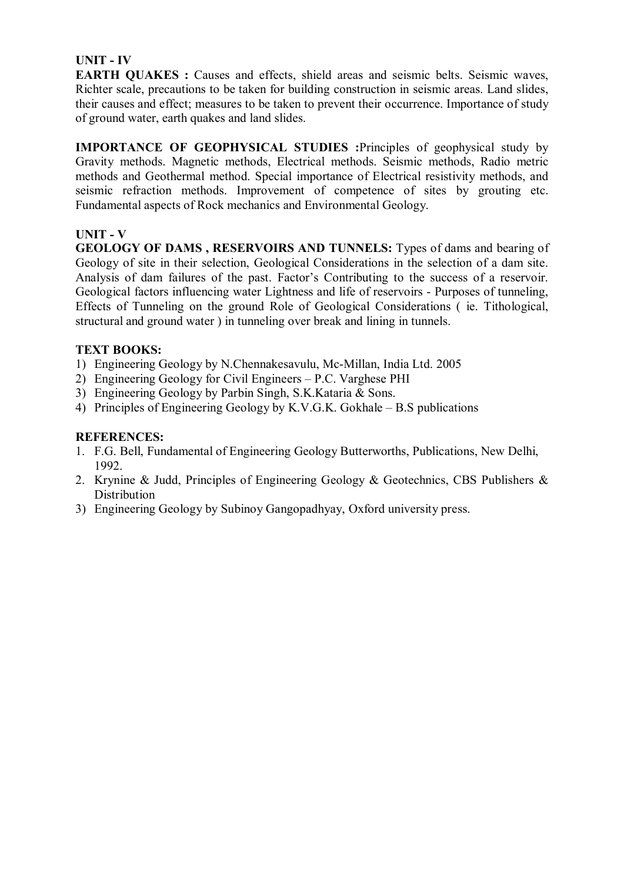## UNIT - IV

**EARTH QUAKES :** Causes and effects, shield areas and seismic belts. Seismic waves, Richter scale, precautions to be taken for building construction in seismic areas. Land slides, their causes and effect; measures to be taken to prevent their occurrence. Importance of study of ground water, earth quakes and land slides.

**IMPORTANCE OF GEOPHYSICAL STUDIES :**Principles of geophysical study by Gravity methods. Magnetic methods, Electrical methods. Seismic methods, Radio metric methods and Geothermal method. Special importance of Electrical resistivity methods, and seismic refraction methods. Improvement of competence of sites by grouting etc. Fundamental aspects of Rock mechanics and Environmental Geology.

## UNIT - V

**GEOLOGY OF DAMS , RESERVOIRS AND TUNNELS:** Types of dams and bearing of Geology of site in their selection, Geological Considerations in the selection of a dam site. Analysis of dam failures of the past. Factor's Contributing to the success of a reservoir. Geological factors influencing water Lightness and life of reservoirs - Purposes of tunneling, Effects of Tunneling on the ground Role of Geological Considerations ( ie. Tithological, structural and ground water ) in tunneling over break and lining in tunnels.

**TEXT BOOKS:**

1) Engineering Geology by N.Chennakesavulu, Mc-Millan, India Ltd. 2005
2) Engineering Geology for Civil Engineers – P.C. Varghese PHI
3) Engineering Geology by Parbin Singh, S.K.Kataria & Sons.
4) Principles of Engineering Geology by K.V.G.K. Gokhale – B.S publications

**REFERENCES:**

1. F.G. Bell, Fundamental of Engineering Geology Butterworths, Publications, New Delhi, 1992.
2. Krynine & Judd, Principles of Engineering Geology & Geotechnics, CBS Publishers & Distribution
3) Engineering Geology by Subinoy Gangopadhyay, Oxford university press.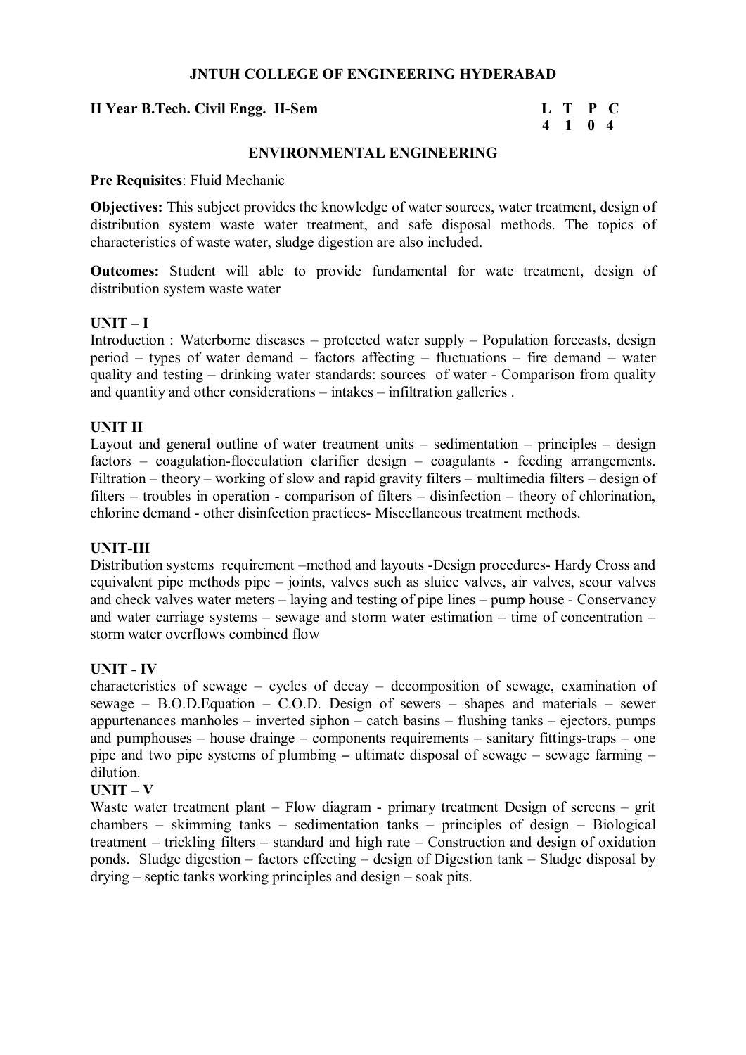# JNTUH COLLEGE OF ENGINEERING HYDERABAD

**II Year B.Tech. Civil Engg. II-Sem**

| L | T | P | C |
|---|---|---|---|
| 4 | 1 | 0 | 4 |

## ENVIRONMENTAL ENGINEERING

**Pre Requisites**: Fluid Mechanic

**Objectives:** This subject provides the knowledge of water sources, water treatment, design of distribution system waste water treatment, and safe disposal methods. The topics of characteristics of waste water, sludge digestion are also included.

**Outcomes:** Student will able to provide fundamental for wate treatment, design of distribution system waste water

### UNIT – I

Introduction : Waterborne diseases – protected water supply – Population forecasts, design period – types of water demand – factors affecting – fluctuations – fire demand – water quality and testing – drinking water standards: sources of water - Comparison from quality and quantity and other considerations – intakes – infiltration galleries .

### UNIT II

Layout and general outline of water treatment units – sedimentation – principles – design factors – coagulation-flocculation clarifier design – coagulants - feeding arrangements. Filtration – theory – working of slow and rapid gravity filters – multimedia filters – design of filters – troubles in operation - comparison of filters – disinfection – theory of chlorination, chlorine demand - other disinfection practices- Miscellaneous treatment methods.

### UNIT-III

Distribution systems requirement –method and layouts -Design procedures- Hardy Cross and equivalent pipe methods pipe – joints, valves such as sluice valves, air valves, scour valves and check valves water meters – laying and testing of pipe lines – pump house - Conservancy and water carriage systems – sewage and storm water estimation – time of concentration – storm water overflows combined flow

### UNIT - IV

characteristics of sewage – cycles of decay – decomposition of sewage, examination of sewage – B.O.D.Equation – C.O.D. Design of sewers – shapes and materials – sewer appurtenances manholes – inverted siphon – catch basins – flushing tanks – ejectors, pumps and pumphouses – house drainge – components requirements – sanitary fittings-traps – one pipe and two pipe systems of plumbing – ultimate disposal of sewage – sewage farming – dilution.

### UNIT – V

Waste water treatment plant – Flow diagram - primary treatment Design of screens – grit chambers – skimming tanks – sedimentation tanks – principles of design – Biological treatment – trickling filters – standard and high rate – Construction and design of oxidation ponds. Sludge digestion – factors effecting – design of Digestion tank – Sludge disposal by drying – septic tanks working principles and design – soak pits.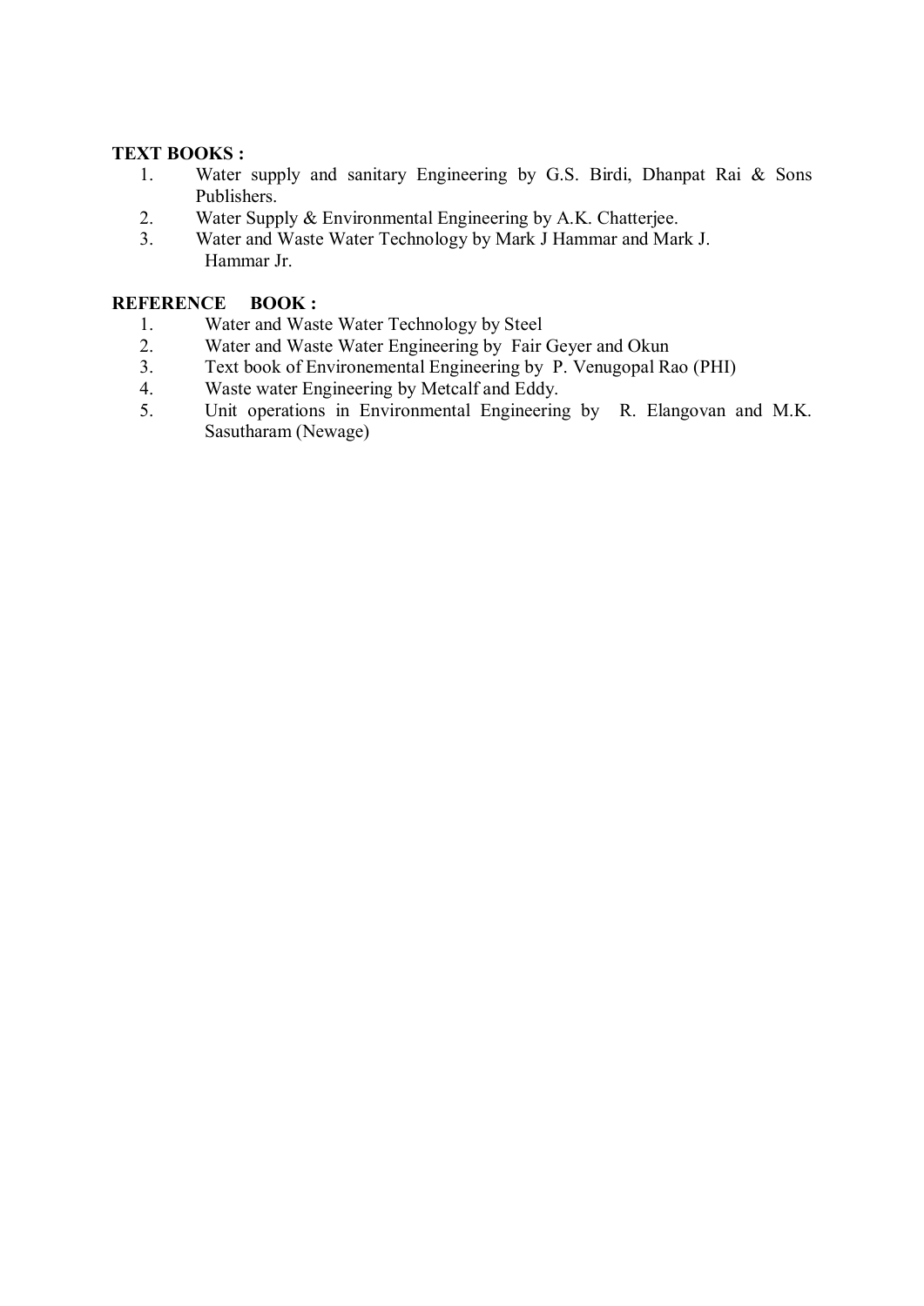**TEXT BOOKS :**

1. Water supply and sanitary Engineering by G.S. Birdi, Dhanpat Rai & Sons Publishers.
2. Water Supply & Environmental Engineering by A.K. Chatterjee.
3. Water and Waste Water Technology by Mark J Hammar and Mark J. Hammar Jr.

**REFERENCE BOOK :**

1. Water and Waste Water Technology by Steel
2. Water and Waste Water Engineering by Fair Geyer and Okun
3. Text book of Environemental Engineering by P. Venugopal Rao (PHI)
4. Waste water Engineering by Metcalf and Eddy.
5. Unit operations in Environmental Engineering by R. Elangovan and M.K. Sasutharam (Newage)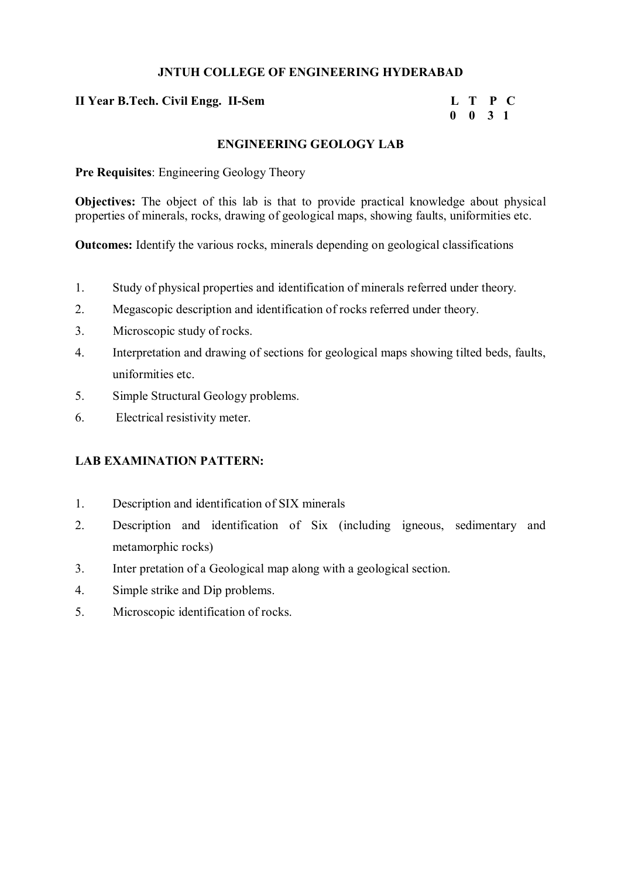**JNTUH COLLEGE OF ENGINEERING HYDERABAD**

| **II Year B.Tech. Civil Engg. II-Sem** | **L** | **T** | **P** | **C** |
|---|---|---|---|---|
| | **0** | **0** | **3** | **1** |

## ENGINEERING GEOLOGY LAB

**Pre Requisites**: Engineering Geology Theory

**Objectives:** The object of this lab is that to provide practical knowledge about physical properties of minerals, rocks, drawing of geological maps, showing faults, uniformities etc.

**Outcomes:** Identify the various rocks, minerals depending on geological classifications

1. Study of physical properties and identification of minerals referred under theory.
2. Megascopic description and identification of rocks referred under theory.
3. Microscopic study of rocks.
4. Interpretation and drawing of sections for geological maps showing tilted beds, faults, uniformities etc.
5. Simple Structural Geology problems.
6. Electrical resistivity meter.

**LAB EXAMINATION PATTERN:**

1. Description and identification of SIX minerals
2. Description and identification of Six (including igneous, sedimentary and metamorphic rocks)
3. Inter pretation of a Geological map along with a geological section.
4. Simple strike and Dip problems.
5. Microscopic identification of rocks.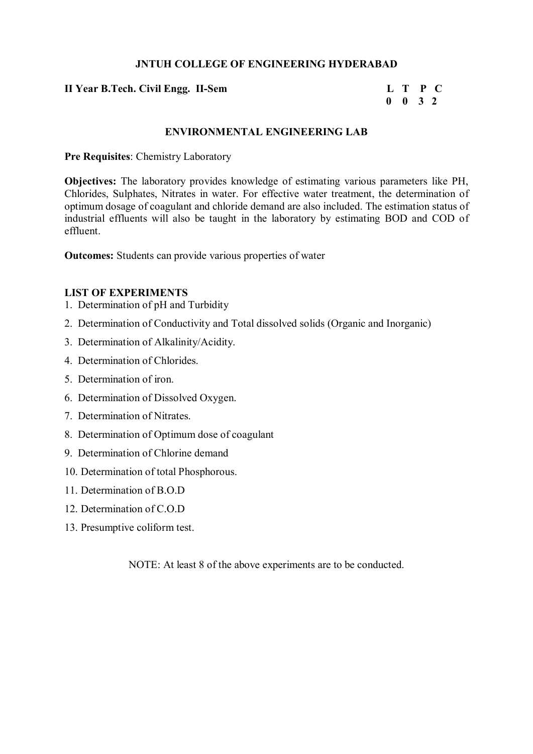**JNTUH COLLEGE OF ENGINEERING HYDERABAD**

**II Year B.Tech. Civil Engg. II-Sem**

| L | T | P | C |
|---|---|---|---|
| 0 | 0 | 3 | 2 |

## ENVIRONMENTAL ENGINEERING LAB

**Pre Requisites**: Chemistry Laboratory

**Objectives:** The laboratory provides knowledge of estimating various parameters like PH, Chlorides, Sulphates, Nitrates in water. For effective water treatment, the determination of optimum dosage of coagulant and chloride demand are also included. The estimation status of industrial effluents will also be taught in the laboratory by estimating BOD and COD of effluent.

**Outcomes:** Students can provide various properties of water

**LIST OF EXPERIMENTS**

1. Determination of pH and Turbidity
2. Determination of Conductivity and Total dissolved solids (Organic and Inorganic)
3. Determination of Alkalinity/Acidity.
4. Determination of Chlorides.
5. Determination of iron.
6. Determination of Dissolved Oxygen.
7. Determination of Nitrates.
8. Determination of Optimum dose of coagulant
9. Determination of Chlorine demand
10. Determination of total Phosphorous.
11. Determination of B.O.D
12. Determination of C.O.D
13. Presumptive coliform test.

NOTE: At least 8 of the above experiments are to be conducted.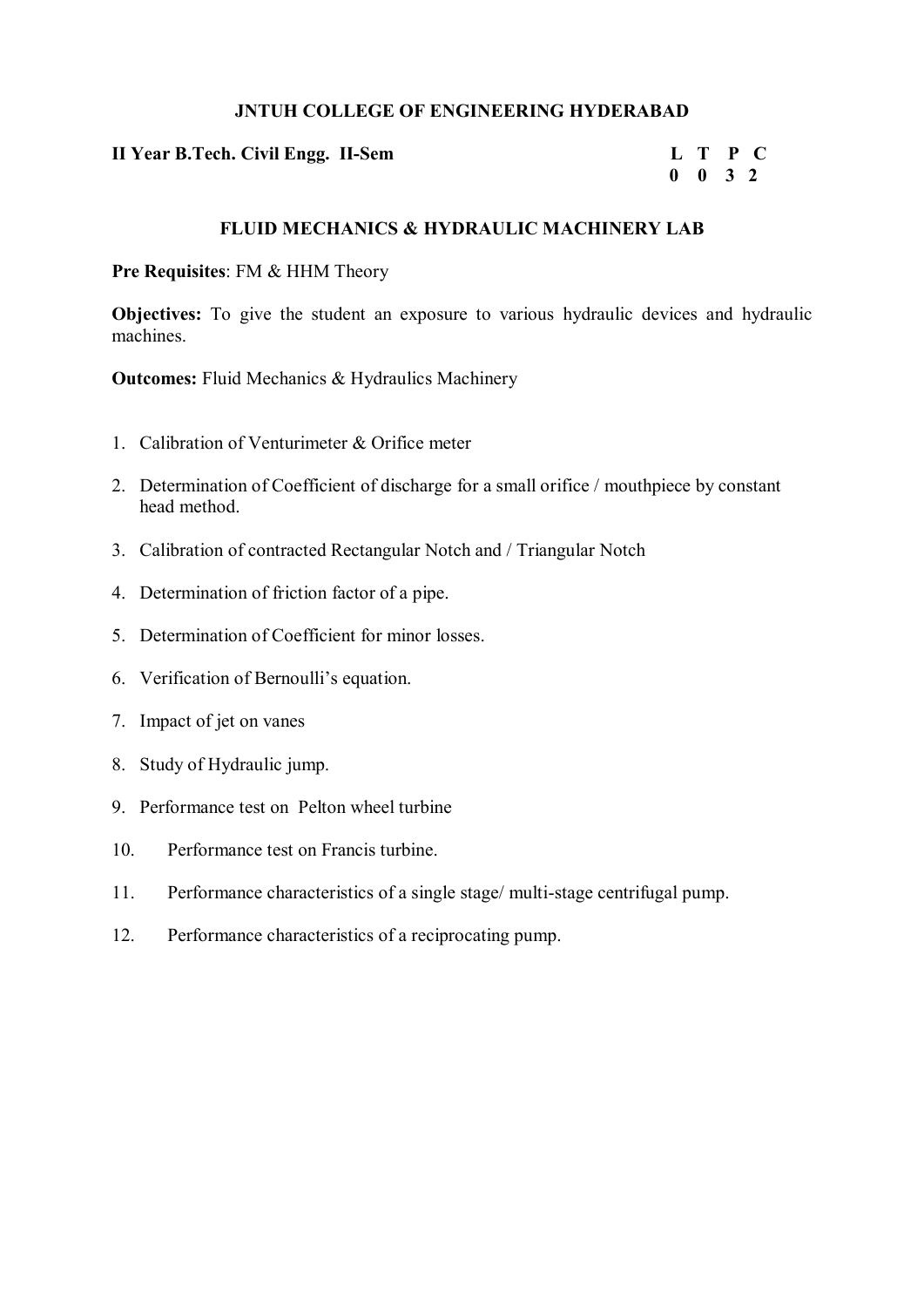**JNTUH COLLEGE OF ENGINEERING HYDERABAD**

**II Year B.Tech. Civil Engg. II-Sem**

| L | T | P | C |
|---|---|---|---|
| 0 | 0 | 3 | 2 |

## FLUID MECHANICS & HYDRAULIC MACHINERY LAB

**Pre Requisites**: FM & HHM Theory

**Objectives:** To give the student an exposure to various hydraulic devices and hydraulic machines.

**Outcomes:** Fluid Mechanics & Hydraulics Machinery

1. Calibration of Venturimeter & Orifice meter
2. Determination of Coefficient of discharge for a small orifice / mouthpiece by constant head method.
3. Calibration of contracted Rectangular Notch and / Triangular Notch
4. Determination of friction factor of a pipe.
5. Determination of Coefficient for minor losses.
6. Verification of Bernoulli's equation.
7. Impact of jet on vanes
8. Study of Hydraulic jump.
9. Performance test on Pelton wheel turbine
10. Performance test on Francis turbine.
11. Performance characteristics of a single stage/ multi-stage centrifugal pump.
12. Performance characteristics of a reciprocating pump.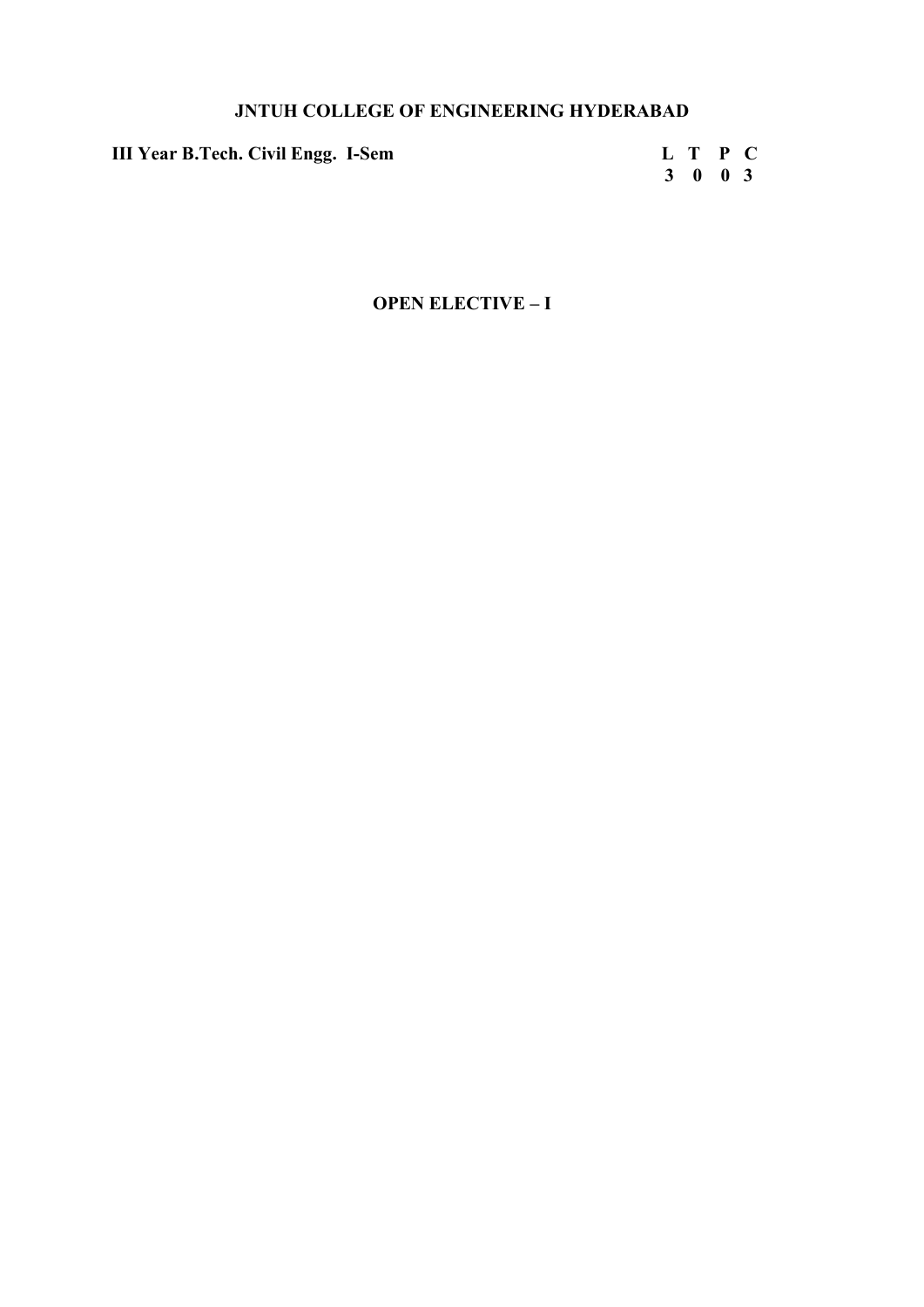**JNTUH COLLEGE OF ENGINEERING HYDERABAD**

**III Year B.Tech. Civil Engg. I-Sem**

| L | T | P | C |
|---|---|---|---|
| 3 | 0 | 0 | 3 |

**OPEN ELECTIVE – I**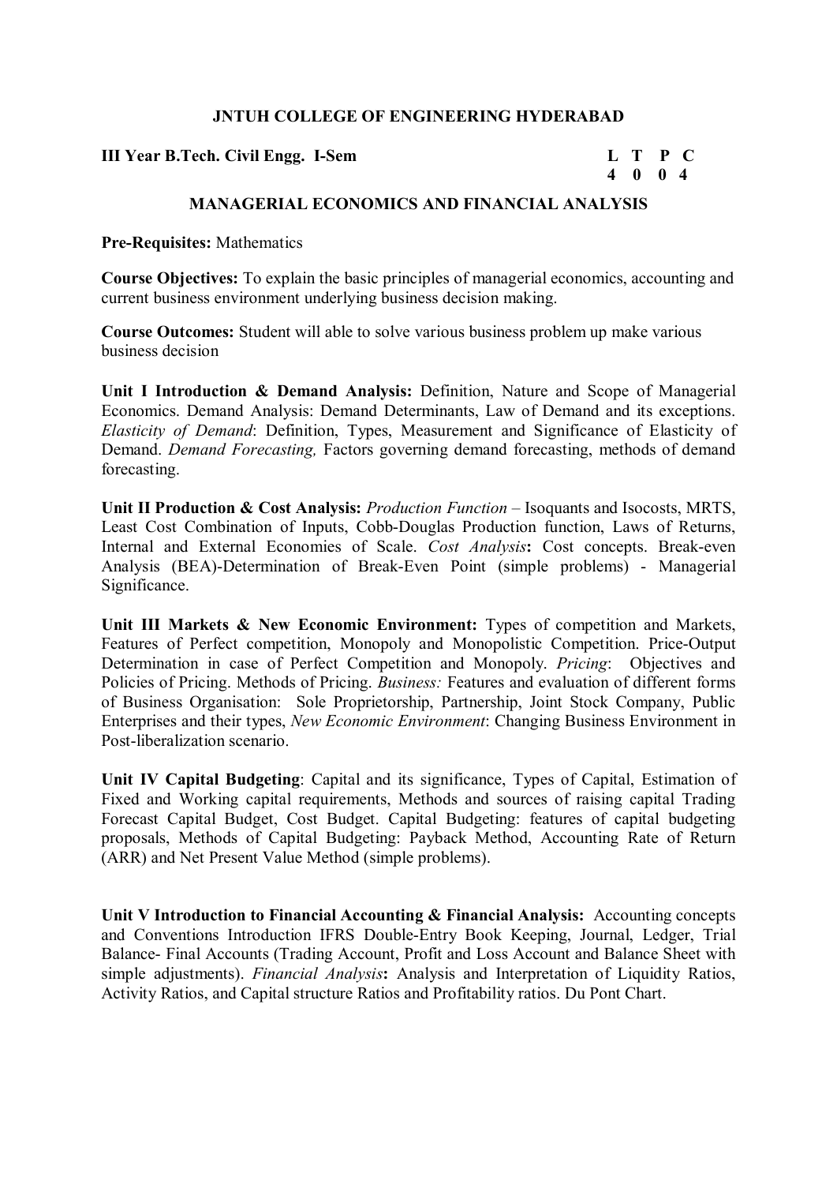**JNTUH COLLEGE OF ENGINEERING HYDERABAD**

**III Year B.Tech. Civil Engg. I-Sem**

| L | T | P | C |
|---|---|---|---|
| 4 | 0 | 0 | 4 |

## MANAGERIAL ECONOMICS AND FINANCIAL ANALYSIS

**Pre-Requisites:** Mathematics

**Course Objectives:** To explain the basic principles of managerial economics, accounting and current business environment underlying business decision making.

**Course Outcomes:** Student will able to solve various business problem up make various business decision

**Unit I Introduction & Demand Analysis:** Definition, Nature and Scope of Managerial Economics. Demand Analysis: Demand Determinants, Law of Demand and its exceptions. *Elasticity of Demand*: Definition, Types, Measurement and Significance of Elasticity of Demand. *Demand Forecasting,* Factors governing demand forecasting, methods of demand forecasting.

**Unit II Production & Cost Analysis:** *Production Function* – Isoquants and Isocosts, MRTS, Least Cost Combination of Inputs, Cobb-Douglas Production function, Laws of Returns, Internal and External Economies of Scale. *Cost Analysis***:** Cost concepts. Break-even Analysis (BEA)-Determination of Break-Even Point (simple problems) - Managerial Significance.

**Unit III Markets & New Economic Environment:** Types of competition and Markets, Features of Perfect competition, Monopoly and Monopolistic Competition. Price-Output Determination in case of Perfect Competition and Monopoly. *Pricing*: Objectives and Policies of Pricing. Methods of Pricing. *Business:* Features and evaluation of different forms of Business Organisation: Sole Proprietorship, Partnership, Joint Stock Company, Public Enterprises and their types, *New Economic Environment*: Changing Business Environment in Post-liberalization scenario.

**Unit IV Capital Budgeting**: Capital and its significance, Types of Capital, Estimation of Fixed and Working capital requirements, Methods and sources of raising capital Trading Forecast Capital Budget, Cost Budget. Capital Budgeting: features of capital budgeting proposals, Methods of Capital Budgeting: Payback Method, Accounting Rate of Return (ARR) and Net Present Value Method (simple problems).

**Unit V Introduction to Financial Accounting & Financial Analysis:** Accounting concepts and Conventions Introduction IFRS Double-Entry Book Keeping, Journal, Ledger, Trial Balance- Final Accounts (Trading Account, Profit and Loss Account and Balance Sheet with simple adjustments). *Financial Analysis***:** Analysis and Interpretation of Liquidity Ratios, Activity Ratios, and Capital structure Ratios and Profitability ratios. Du Pont Chart.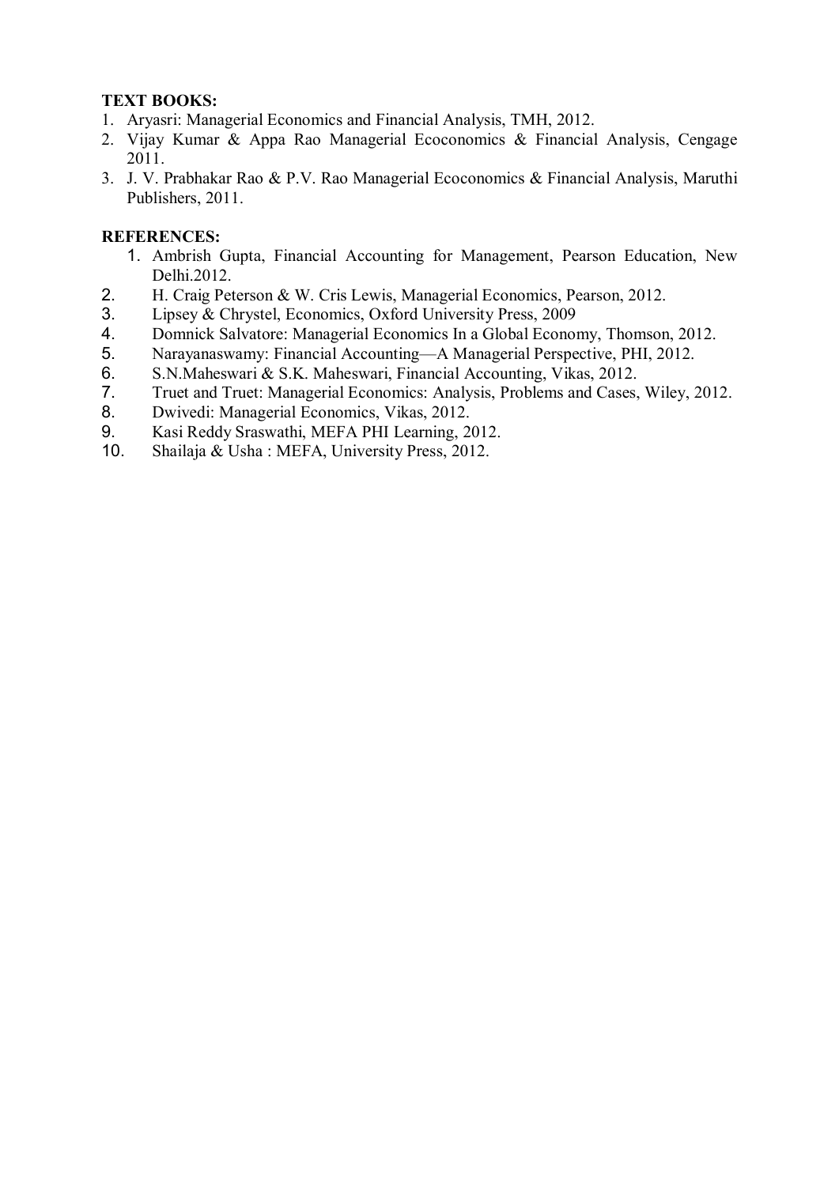**TEXT BOOKS:**

1. Aryasri: Managerial Economics and Financial Analysis, TMH, 2012.
2. Vijay Kumar & Appa Rao Managerial Ecoconomics & Financial Analysis, Cengage 2011.
3. J. V. Prabhakar Rao & P.V. Rao Managerial Ecoconomics & Financial Analysis, Maruthi Publishers, 2011.

**REFERENCES:**

1. Ambrish Gupta, Financial Accounting for Management, Pearson Education, New Delhi.2012.
2. H. Craig Peterson & W. Cris Lewis, Managerial Economics, Pearson, 2012.
3. Lipsey & Chrystel, Economics, Oxford University Press, 2009
4. Domnick Salvatore: Managerial Economics In a Global Economy, Thomson, 2012.
5. Narayanaswamy: Financial Accounting—A Managerial Perspective, PHI, 2012.
6. S.N.Maheswari & S.K. Maheswari, Financial Accounting, Vikas, 2012.
7. Truet and Truet: Managerial Economics: Analysis, Problems and Cases, Wiley, 2012.
8. Dwivedi: Managerial Economics, Vikas, 2012.
9. Kasi Reddy Sraswathi, MEFA PHI Learning, 2012.
10. Shailaja & Usha : MEFA, University Press, 2012.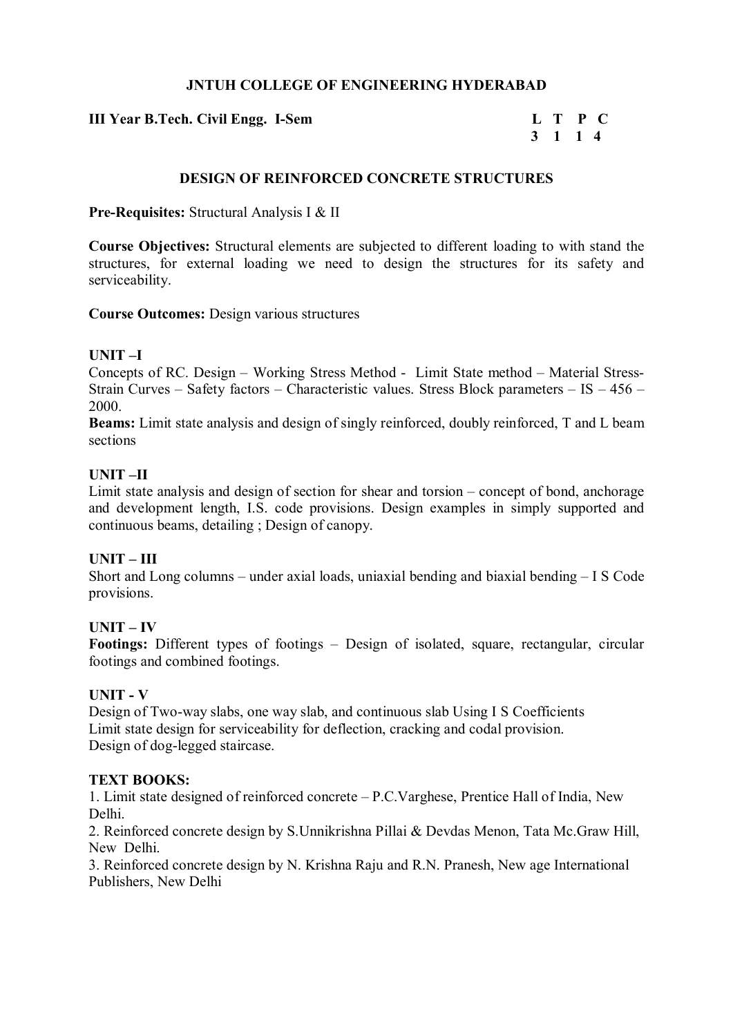**JNTUH COLLEGE OF ENGINEERING HYDERABAD**

**III Year B.Tech. Civil Engg. I-Sem**

| L | T | P | C |
|---|---|---|---|
| 3 | 1 | 1 | 4 |

## DESIGN OF REINFORCED CONCRETE STRUCTURES

**Pre-Requisites:** Structural Analysis I & II

**Course Objectives:** Structural elements are subjected to different loading to with stand the structures, for external loading we need to design the structures for its safety and serviceability.

**Course Outcomes:** Design various structures

### UNIT –I

Concepts of RC. Design – Working Stress Method - Limit State method – Material Stress-Strain Curves – Safety factors – Characteristic values. Stress Block parameters – IS – 456 – 2000.

**Beams:** Limit state analysis and design of singly reinforced, doubly reinforced, T and L beam sections

### UNIT –II

Limit state analysis and design of section for shear and torsion – concept of bond, anchorage and development length, I.S. code provisions. Design examples in simply supported and continuous beams, detailing ; Design of canopy.

### UNIT – III

Short and Long columns – under axial loads, uniaxial bending and biaxial bending – I S Code provisions.

### UNIT – IV

**Footings:** Different types of footings – Design of isolated, square, rectangular, circular footings and combined footings.

### UNIT - V

Design of Two-way slabs, one way slab, and continuous slab Using I S Coefficients
Limit state design for serviceability for deflection, cracking and codal provision.
Design of dog-legged staircase.

### TEXT BOOKS:

1. Limit state designed of reinforced concrete – P.C.Varghese, Prentice Hall of India, New Delhi.
2. Reinforced concrete design by S.Unnikrishna Pillai & Devdas Menon, Tata Mc.Graw Hill, New Delhi.
3. Reinforced concrete design by N. Krishna Raju and R.N. Pranesh, New age International Publishers, New Delhi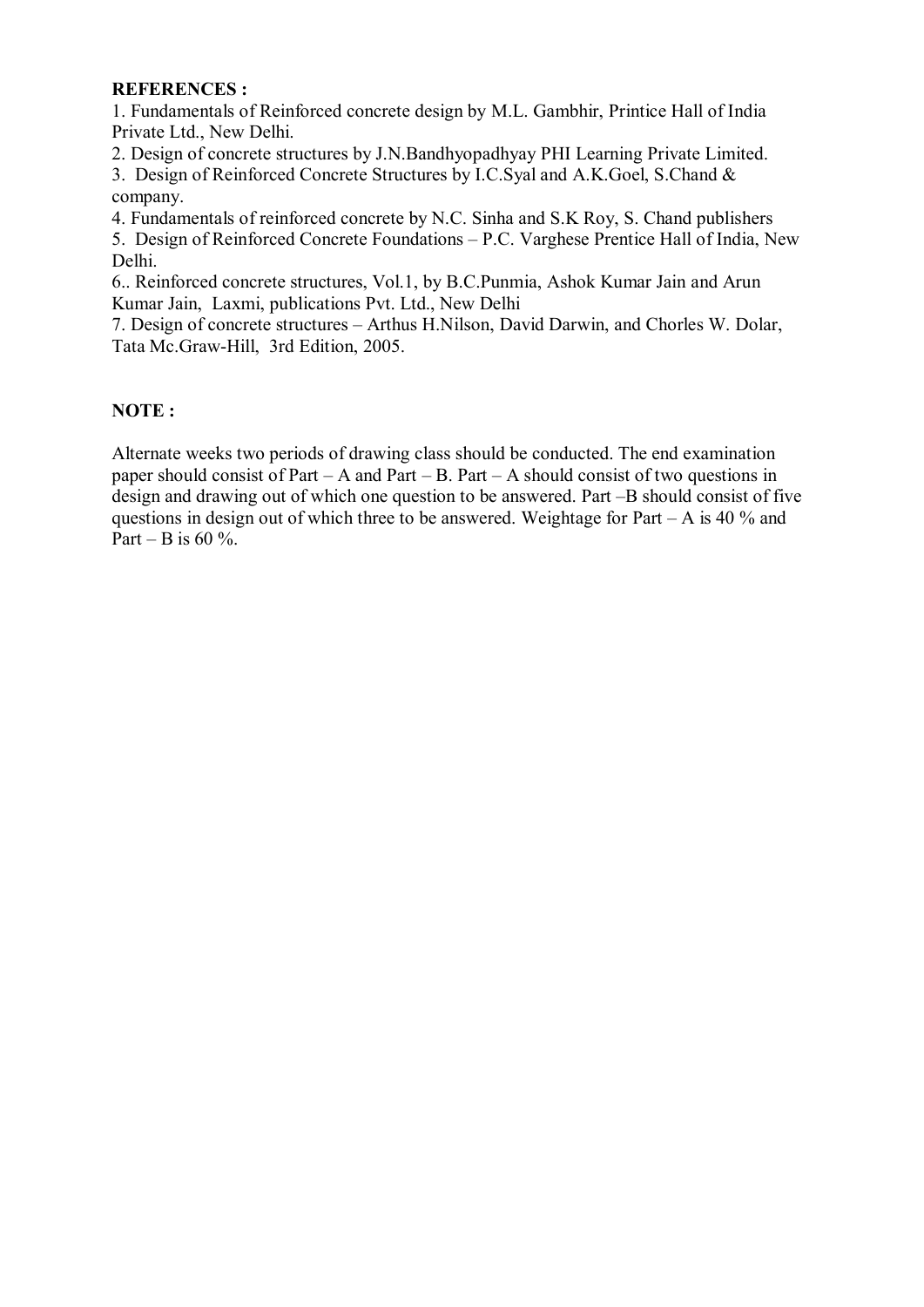**REFERENCES :**

1. Fundamentals of Reinforced concrete design by M.L. Gambhir, Printice Hall of India Private Ltd., New Delhi.
2. Design of concrete structures by J.N.Bandhyopadhyay PHI Learning Private Limited.
3. Design of Reinforced Concrete Structures by I.C.Syal and A.K.Goel, S.Chand & company.
4. Fundamentals of reinforced concrete by N.C. Sinha and S.K Roy, S. Chand publishers
5. Design of Reinforced Concrete Foundations – P.C. Varghese Prentice Hall of India, New Delhi.
6. Reinforced concrete structures, Vol.1, by B.C.Punmia, Ashok Kumar Jain and Arun Kumar Jain, Laxmi, publications Pvt. Ltd., New Delhi
7. Design of concrete structures – Arthus H.Nilson, David Darwin, and Chorles W. Dolar, Tata Mc.Graw-Hill, 3rd Edition, 2005.

**NOTE :**

Alternate weeks two periods of drawing class should be conducted. The end examination paper should consist of Part – A and Part – B. Part – A should consist of two questions in design and drawing out of which one question to be answered. Part –B should consist of five questions in design out of which three to be answered. Weightage for Part – A is 40 % and Part – B is 60 %.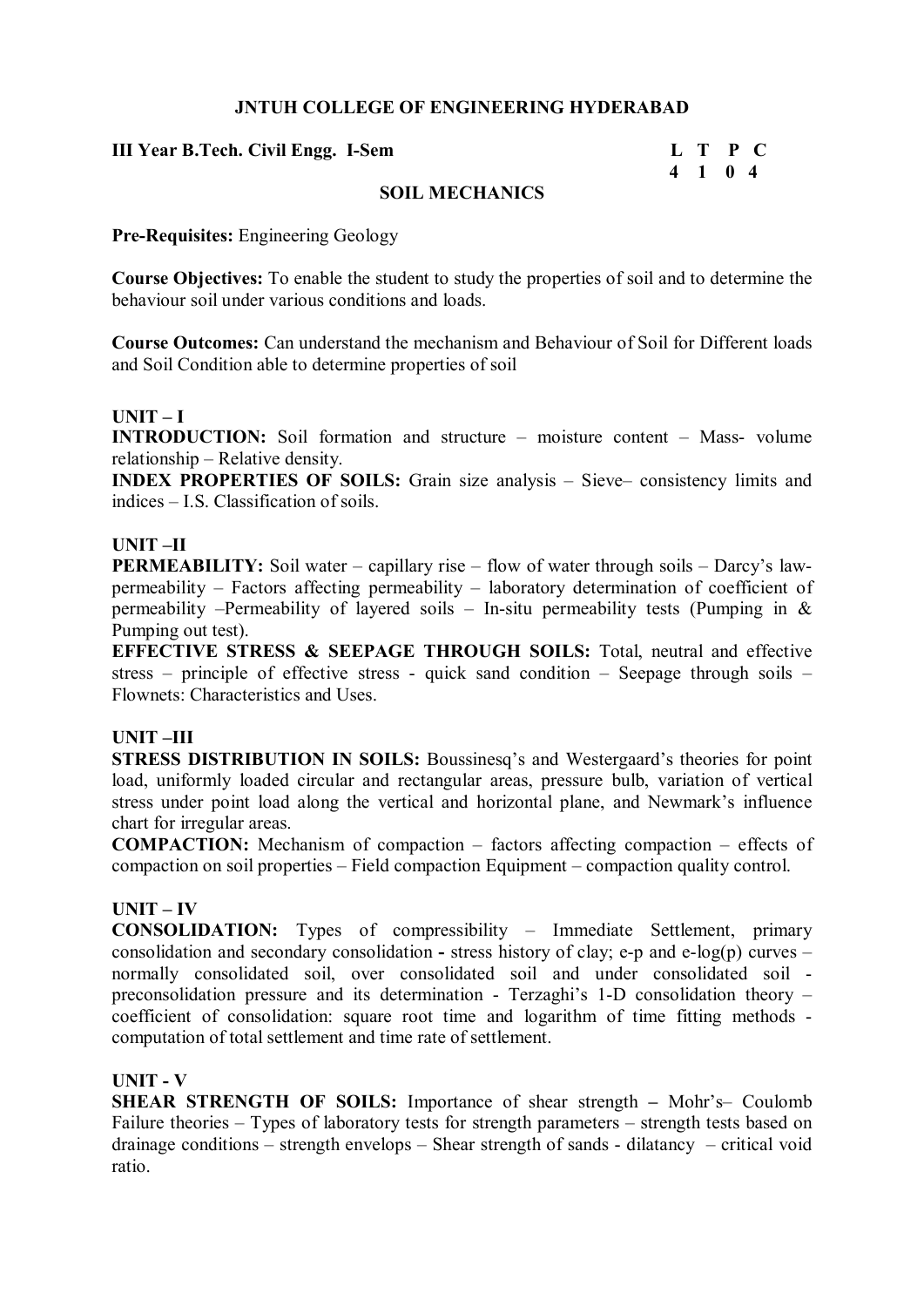**JNTUH COLLEGE OF ENGINEERING HYDERABAD**

**III Year B.Tech. Civil Engg. I-Sem**

| L | T | P | C |
|---|---|---|---|
| 4 | 1 | 0 | 4 |

## SOIL MECHANICS

**Pre-Requisites:** Engineering Geology

**Course Objectives:** To enable the student to study the properties of soil and to determine the behaviour soil under various conditions and loads.

**Course Outcomes:** Can understand the mechanism and Behaviour of Soil for Different loads and Soil Condition able to determine properties of soil

### UNIT – I

**INTRODUCTION:** Soil formation and structure – moisture content – Mass- volume relationship – Relative density.

**INDEX PROPERTIES OF SOILS:** Grain size analysis – Sieve– consistency limits and indices – I.S. Classification of soils.

### UNIT –II

**PERMEABILITY:** Soil water – capillary rise – flow of water through soils – Darcy's law-permeability – Factors affecting permeability – laboratory determination of coefficient of permeability –Permeability of layered soils – In-situ permeability tests (Pumping in & Pumping out test).

**EFFECTIVE STRESS & SEEPAGE THROUGH SOILS:** Total, neutral and effective stress – principle of effective stress - quick sand condition – Seepage through soils – Flownets: Characteristics and Uses.

### UNIT –III

**STRESS DISTRIBUTION IN SOILS:** Boussinesq's and Westergaard's theories for point load, uniformly loaded circular and rectangular areas, pressure bulb, variation of vertical stress under point load along the vertical and horizontal plane, and Newmark's influence chart for irregular areas.

**COMPACTION:** Mechanism of compaction – factors affecting compaction – effects of compaction on soil properties – Field compaction Equipment – compaction quality control.

### UNIT – IV

**CONSOLIDATION:** Types of compressibility – Immediate Settlement, primary consolidation and secondary consolidation **-** stress history of clay; e-p and e-log(p) curves – normally consolidated soil, over consolidated soil and under consolidated soil - preconsolidation pressure and its determination - Terzaghi's 1-D consolidation theory – coefficient of consolidation: square root time and logarithm of time fitting methods - computation of total settlement and time rate of settlement.

### UNIT - V

**SHEAR STRENGTH OF SOILS:** Importance of shear strength **–** Mohr's– Coulomb Failure theories – Types of laboratory tests for strength parameters – strength tests based on drainage conditions – strength envelops – Shear strength of sands - dilatancy – critical void ratio.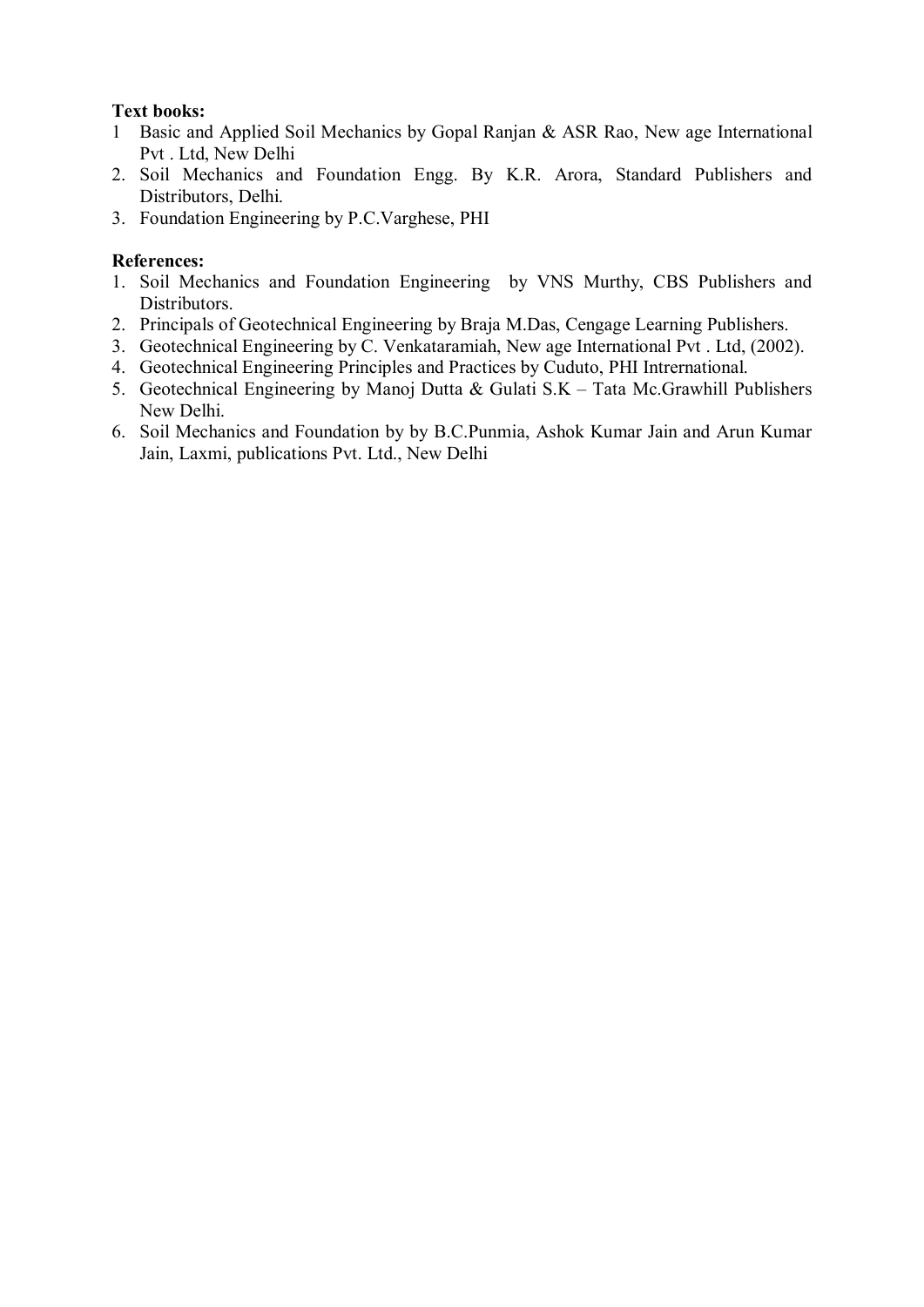**Text books:**

1 Basic and Applied Soil Mechanics by Gopal Ranjan & ASR Rao, New age International Pvt . Ltd, New Delhi
2. Soil Mechanics and Foundation Engg. By K.R. Arora, Standard Publishers and Distributors, Delhi.
3. Foundation Engineering by P.C.Varghese, PHI

**References:**

1. Soil Mechanics and Foundation Engineering by VNS Murthy, CBS Publishers and Distributors.
2. Principals of Geotechnical Engineering by Braja M.Das, Cengage Learning Publishers.
3. Geotechnical Engineering by C. Venkataramiah, New age International Pvt . Ltd, (2002).
4. Geotechnical Engineering Principles and Practices by Cuduto, PHI Intrernational.
5. Geotechnical Engineering by Manoj Dutta & Gulati S.K – Tata Mc.Grawhill Publishers New Delhi.
6. Soil Mechanics and Foundation by by B.C.Punmia, Ashok Kumar Jain and Arun Kumar Jain, Laxmi, publications Pvt. Ltd., New Delhi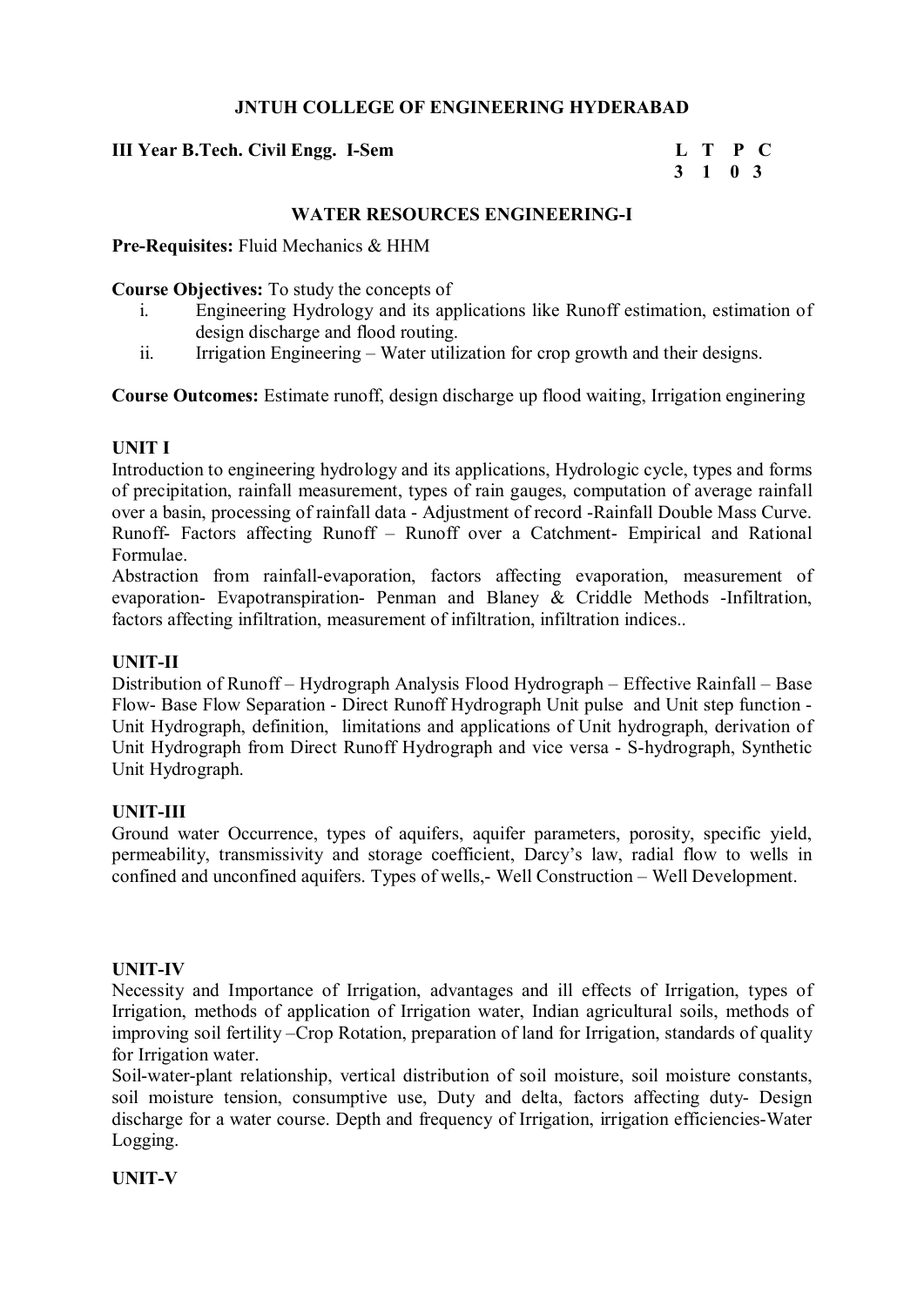**JNTUH COLLEGE OF ENGINEERING HYDERABAD**

**III Year B.Tech. Civil Engg. I-Sem**

| L | T | P | C |
|---|---|---|---|
| 3 | 1 | 0 | 3 |

## WATER RESOURCES ENGINEERING-I

**Pre-Requisites:** Fluid Mechanics & HHM

**Course Objectives:** To study the concepts of

i. Engineering Hydrology and its applications like Runoff estimation, estimation of design discharge and flood routing.
ii. Irrigation Engineering – Water utilization for crop growth and their designs.

**Course Outcomes:** Estimate runoff, design discharge up flood waiting, Irrigation enginering

### UNIT I

Introduction to engineering hydrology and its applications, Hydrologic cycle, types and forms of precipitation, rainfall measurement, types of rain gauges, computation of average rainfall over a basin, processing of rainfall data - Adjustment of record -Rainfall Double Mass Curve. Runoff- Factors affecting Runoff – Runoff over a Catchment- Empirical and Rational Formulae.

Abstraction from rainfall-evaporation, factors affecting evaporation, measurement of evaporation- Evapotranspiration- Penman and Blaney & Criddle Methods -Infiltration, factors affecting infiltration, measurement of infiltration, infiltration indices..

### UNIT-II

Distribution of Runoff – Hydrograph Analysis Flood Hydrograph – Effective Rainfall – Base Flow- Base Flow Separation - Direct Runoff Hydrograph Unit pulse and Unit step function - Unit Hydrograph, definition, limitations and applications of Unit hydrograph, derivation of Unit Hydrograph from Direct Runoff Hydrograph and vice versa - S-hydrograph, Synthetic Unit Hydrograph.

### UNIT-III

Ground water Occurrence, types of aquifers, aquifer parameters, porosity, specific yield, permeability, transmissivity and storage coefficient, Darcy's law, radial flow to wells in confined and unconfined aquifers. Types of wells,- Well Construction – Well Development.

### UNIT-IV

Necessity and Importance of Irrigation, advantages and ill effects of Irrigation, types of Irrigation, methods of application of Irrigation water, Indian agricultural soils, methods of improving soil fertility –Crop Rotation, preparation of land for Irrigation, standards of quality for Irrigation water.

Soil-water-plant relationship, vertical distribution of soil moisture, soil moisture constants, soil moisture tension, consumptive use, Duty and delta, factors affecting duty- Design discharge for a water course. Depth and frequency of Irrigation, irrigation efficiencies-Water Logging.

### UNIT-V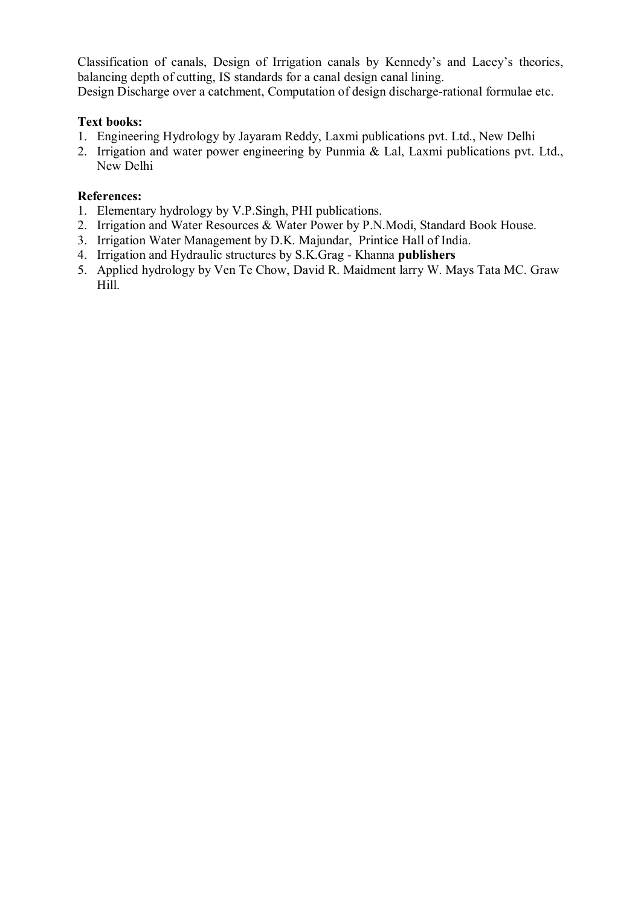Classification of canals, Design of Irrigation canals by Kennedy's and Lacey's theories, balancing depth of cutting, IS standards for a canal design canal lining.
Design Discharge over a catchment, Computation of design discharge-rational formulae etc.

**Text books:**

1. Engineering Hydrology by Jayaram Reddy, Laxmi publications pvt. Ltd., New Delhi
2. Irrigation and water power engineering by Punmia & Lal, Laxmi publications pvt. Ltd., New Delhi

**References:**

1. Elementary hydrology by V.P.Singh, PHI publications.
2. Irrigation and Water Resources & Water Power by P.N.Modi, Standard Book House.
3. Irrigation Water Management by D.K. Majundar, Printice Hall of India.
4. Irrigation and Hydraulic structures by S.K.Grag - Khanna **publishers**
5. Applied hydrology by Ven Te Chow, David R. Maidment larry W. Mays Tata MC. Graw Hill.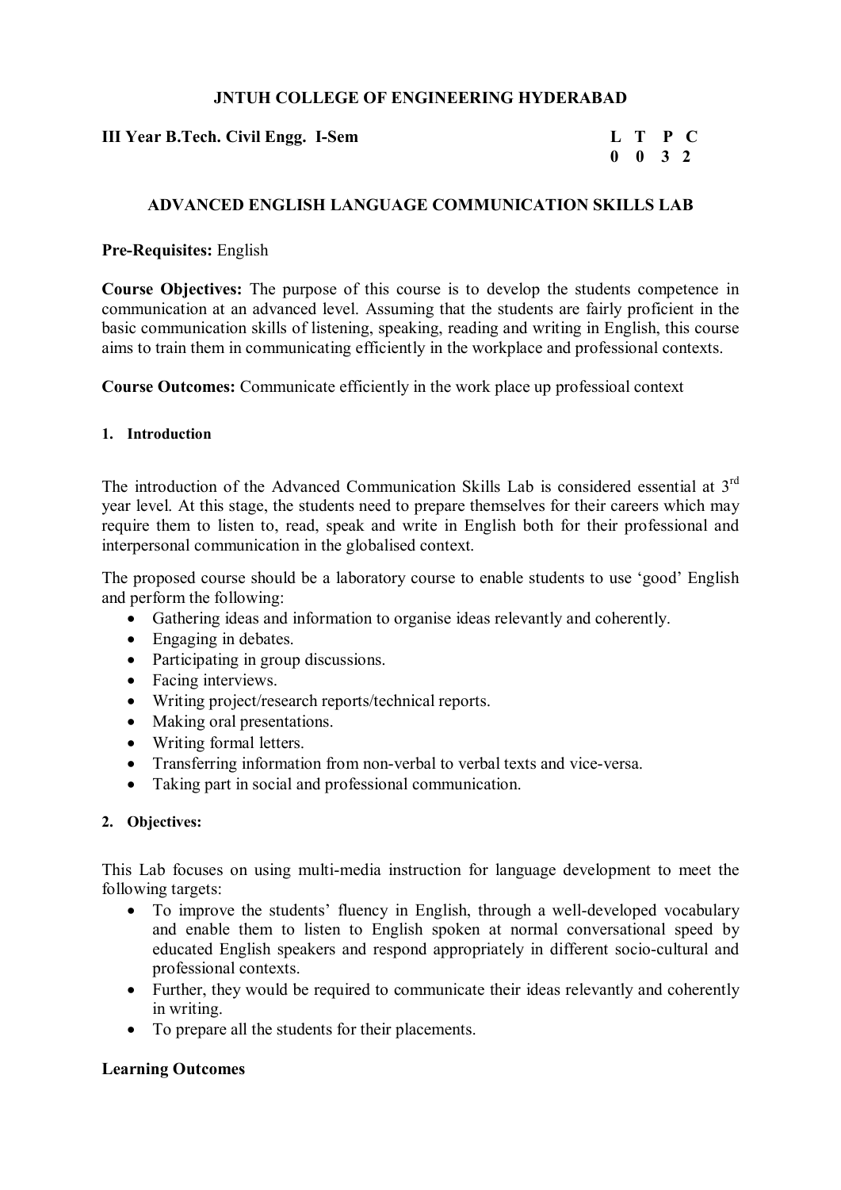**JNTUH COLLEGE OF ENGINEERING HYDERABAD**

**III Year B.Tech. Civil Engg. I-Sem**

| L | T | P | C |
|---|---|---|---|
| 0 | 0 | 3 | 2 |

## ADVANCED ENGLISH LANGUAGE COMMUNICATION SKILLS LAB

**Pre-Requisites:** English

**Course Objectives:** The purpose of this course is to develop the students competence in communication at an advanced level. Assuming that the students are fairly proficient in the basic communication skills of listening, speaking, reading and writing in English, this course aims to train them in communicating efficiently in the workplace and professional contexts.

**Course Outcomes:** Communicate efficiently in the work place up professioal context

### 1. Introduction

The introduction of the Advanced Communication Skills Lab is considered essential at 3rd year level. At this stage, the students need to prepare themselves for their careers which may require them to listen to, read, speak and write in English both for their professional and interpersonal communication in the globalised context.

The proposed course should be a laboratory course to enable students to use 'good' English and perform the following:

- Gathering ideas and information to organise ideas relevantly and coherently.
- Engaging in debates.
- Participating in group discussions.
- Facing interviews.
- Writing project/research reports/technical reports.
- Making oral presentations.
- Writing formal letters.
- Transferring information from non-verbal to verbal texts and vice-versa.
- Taking part in social and professional communication.

### 2. Objectives:

This Lab focuses on using multi-media instruction for language development to meet the following targets:

- To improve the students' fluency in English, through a well-developed vocabulary and enable them to listen to English spoken at normal conversational speed by educated English speakers and respond appropriately in different socio-cultural and professional contexts.
- Further, they would be required to communicate their ideas relevantly and coherently in writing.
- To prepare all the students for their placements.

**Learning Outcomes**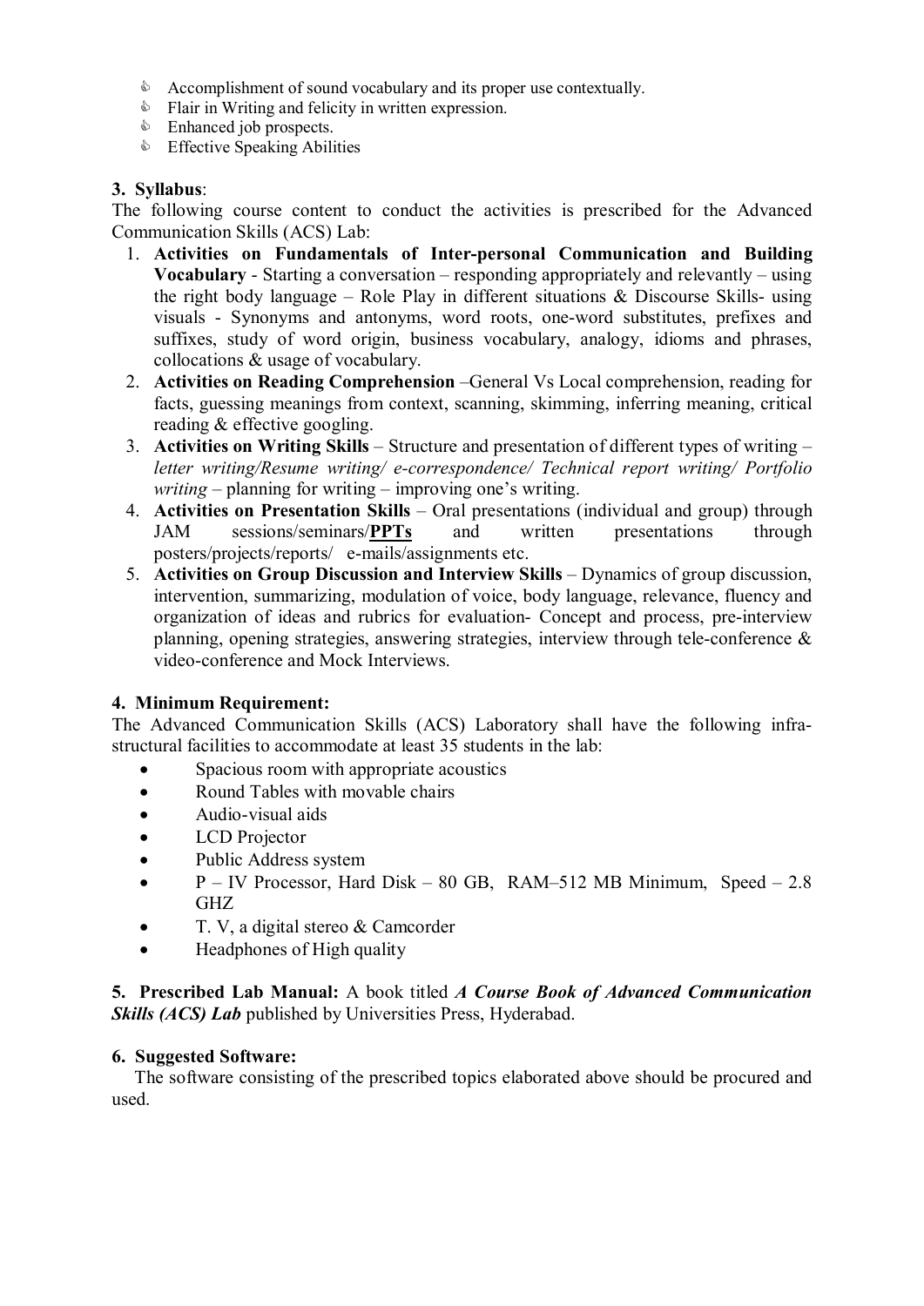- Accomplishment of sound vocabulary and its proper use contextually.
- Flair in Writing and felicity in written expression.
- Enhanced job prospects.
- Effective Speaking Abilities

**3. Syllabus**:

The following course content to conduct the activities is prescribed for the Advanced Communication Skills (ACS) Lab:

1. **Activities on Fundamentals of Inter-personal Communication and Building Vocabulary** - Starting a conversation – responding appropriately and relevantly – using the right body language – Role Play in different situations & Discourse Skills- using visuals - Synonyms and antonyms, word roots, one-word substitutes, prefixes and suffixes, study of word origin, business vocabulary, analogy, idioms and phrases, collocations & usage of vocabulary.
2. **Activities on Reading Comprehension** –General Vs Local comprehension, reading for facts, guessing meanings from context, scanning, skimming, inferring meaning, critical reading & effective googling.
3. **Activities on Writing Skills** – Structure and presentation of different types of writing – *letter writing/Resume writing/ e-correspondence/ Technical report writing/ Portfolio writing* – planning for writing – improving one's writing.
4. **Activities on Presentation Skills** – Oral presentations (individual and group) through JAM sessions/seminars/**PPTs** and written presentations through posters/projects/reports/ e-mails/assignments etc.
5. **Activities on Group Discussion and Interview Skills** – Dynamics of group discussion, intervention, summarizing, modulation of voice, body language, relevance, fluency and organization of ideas and rubrics for evaluation- Concept and process, pre-interview planning, opening strategies, answering strategies, interview through tele-conference & video-conference and Mock Interviews.

**4. Minimum Requirement:**

The Advanced Communication Skills (ACS) Laboratory shall have the following infra-structural facilities to accommodate at least 35 students in the lab:

- Spacious room with appropriate acoustics
- Round Tables with movable chairs
- Audio-visual aids
- LCD Projector
- Public Address system
- P – IV Processor, Hard Disk – 80 GB, RAM–512 MB Minimum, Speed – 2.8 GHZ
- T. V, a digital stereo & Camcorder
- Headphones of High quality

**5. Prescribed Lab Manual:** A book titled ***A Course Book of Advanced Communication Skills (ACS) Lab*** published by Universities Press, Hyderabad.

**6. Suggested Software:**

The software consisting of the prescribed topics elaborated above should be procured and used.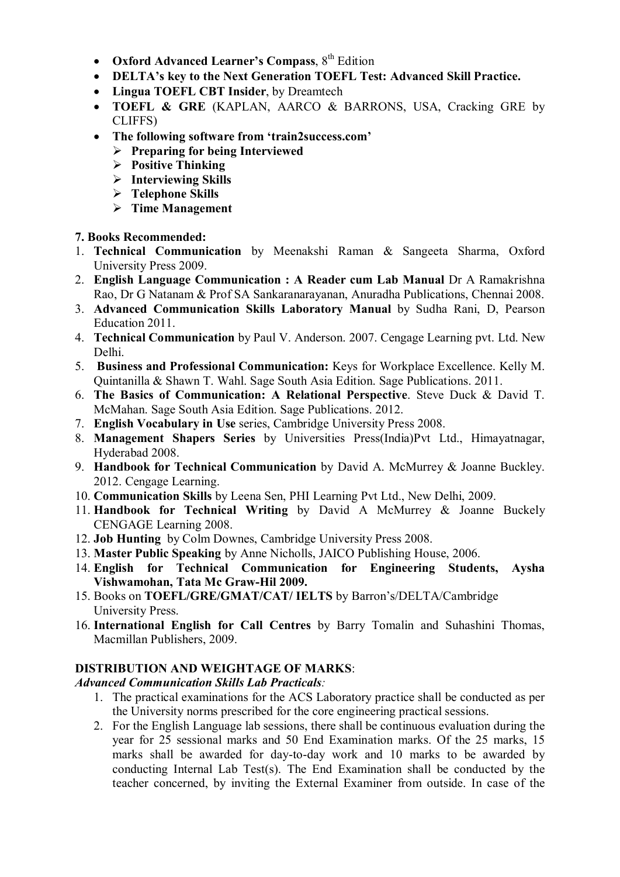- **Oxford Advanced Learner's Compass**, 8th Edition
- **DELTA's key to the Next Generation TOEFL Test: Advanced Skill Practice.**
- **Lingua TOEFL CBT Insider**, by Dreamtech
- **TOEFL & GRE** (KAPLAN, AARCO & BARRONS, USA, Cracking GRE by CLIFFS)
- **The following software from 'train2success.com'**
  - **Preparing for being Interviewed**
  - **Positive Thinking**
  - **Interviewing Skills**
  - **Telephone Skills**
  - **Time Management**

**7. Books Recommended:**

1. **Technical Communication** by Meenakshi Raman & Sangeeta Sharma, Oxford University Press 2009.
2. **English Language Communication : A Reader cum Lab Manual** Dr A Ramakrishna Rao, Dr G Natanam & Prof SA Sankaranarayanan, Anuradha Publications, Chennai 2008.
3. **Advanced Communication Skills Laboratory Manual** by Sudha Rani, D, Pearson Education 2011.
4. **Technical Communication** by Paul V. Anderson. 2007. Cengage Learning pvt. Ltd. New Delhi.
5. **Business and Professional Communication:** Keys for Workplace Excellence. Kelly M. Quintanilla & Shawn T. Wahl. Sage South Asia Edition. Sage Publications. 2011.
6. **The Basics of Communication: A Relational Perspective**. Steve Duck & David T. McMahan. Sage South Asia Edition. Sage Publications. 2012.
7. **English Vocabulary in Use** series, Cambridge University Press 2008.
8. **Management Shapers Series** by Universities Press(India)Pvt Ltd., Himayatnagar, Hyderabad 2008.
9. **Handbook for Technical Communication** by David A. McMurrey & Joanne Buckley. 2012. Cengage Learning.
10. **Communication Skills** by Leena Sen, PHI Learning Pvt Ltd., New Delhi, 2009.
11. **Handbook for Technical Writing** by David A McMurrey & Joanne Buckely CENGAGE Learning 2008.
12. **Job Hunting** by Colm Downes, Cambridge University Press 2008.
13. **Master Public Speaking** by Anne Nicholls, JAICO Publishing House, 2006.
14. **English for Technical Communication for Engineering Students, Aysha Vishwamohan, Tata Mc Graw-Hil 2009.**
15. Books on **TOEFL/GRE/GMAT/CAT/ IELTS** by Barron's/DELTA/Cambridge University Press.
16. **International English for Call Centres** by Barry Tomalin and Suhashini Thomas, Macmillan Publishers, 2009.

**DISTRIBUTION AND WEIGHTAGE OF MARKS**:

***Advanced Communication Skills Lab Practicals:***

1. The practical examinations for the ACS Laboratory practice shall be conducted as per the University norms prescribed for the core engineering practical sessions.
2. For the English Language lab sessions, there shall be continuous evaluation during the year for 25 sessional marks and 50 End Examination marks. Of the 25 marks, 15 marks shall be awarded for day-to-day work and 10 marks to be awarded by conducting Internal Lab Test(s). The End Examination shall be conducted by the teacher concerned, by inviting the External Examiner from outside. In case of the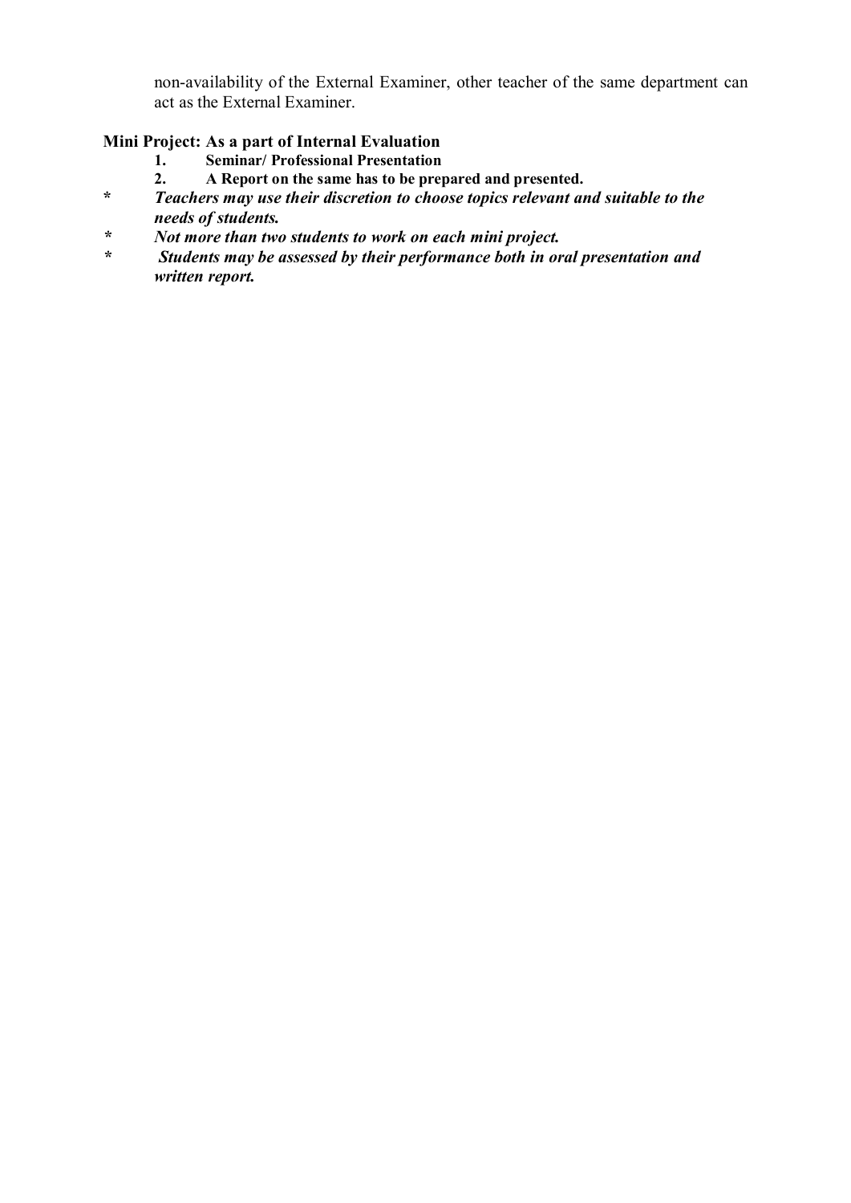non-availability of the External Examiner, other teacher of the same department can act as the External Examiner.

**Mini Project: As a part of Internal Evaluation**

1. **Seminar/ Professional Presentation**
2. **A Report on the same has to be prepared and presented.**

\* ***Teachers may use their discretion to choose topics relevant and suitable to the needs of students.***

\* ***Not more than two students to work on each mini project.***

\* ***Students may be assessed by their performance both in oral presentation and written report.***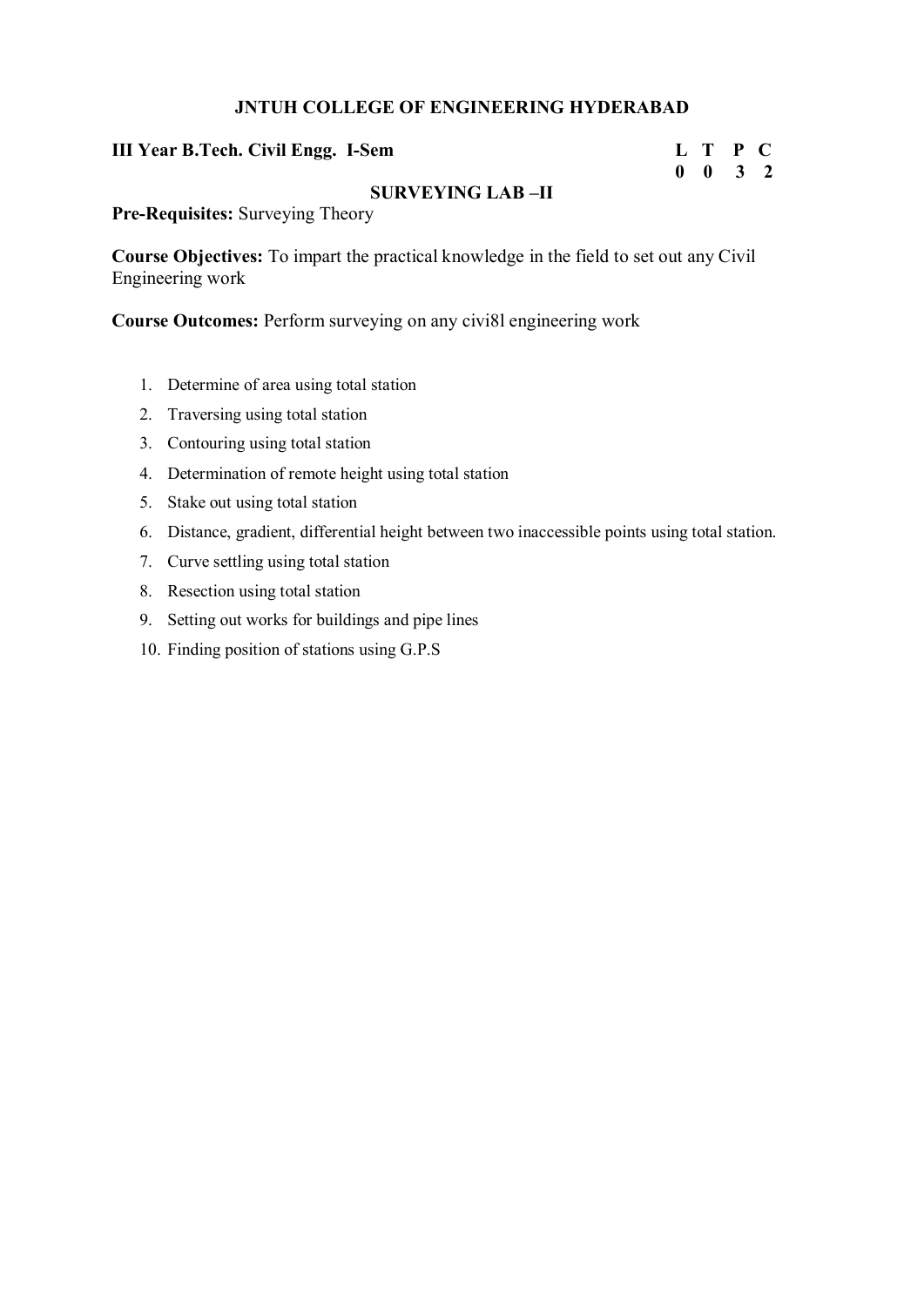**JNTUH COLLEGE OF ENGINEERING HYDERABAD**

**III Year B.Tech. Civil Engg. I-Sem**

| L | T | P | C |
|---|---|---|---|
| 0 | 0 | 3 | 2 |

**SURVEYING LAB –II**

**Pre-Requisites:** Surveying Theory

**Course Objectives:** To impart the practical knowledge in the field to set out any Civil Engineering work

**Course Outcomes:** Perform surveying on any civi8l engineering work

1. Determine of area using total station
2. Traversing using total station
3. Contouring using total station
4. Determination of remote height using total station
5. Stake out using total station
6. Distance, gradient, differential height between two inaccessible points using total station.
7. Curve settling using total station
8. Resection using total station
9. Setting out works for buildings and pipe lines
10. Finding position of stations using G.P.S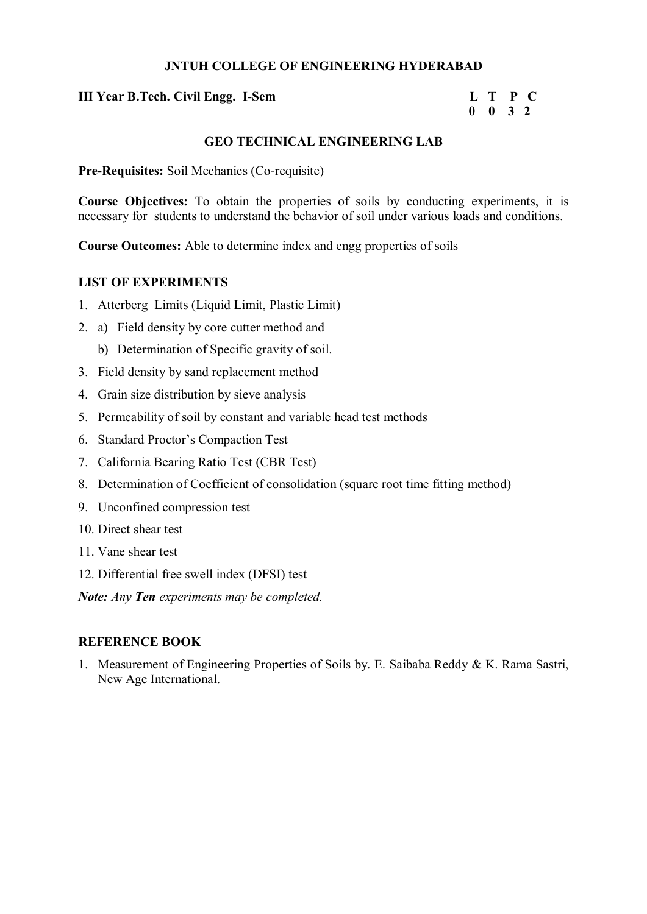**JNTUH COLLEGE OF ENGINEERING HYDERABAD**

**III Year B.Tech. Civil Engg. I-Sem**

| L | T | P | C |
|---|---|---|---|
| 0 | 0 | 3 | 2 |

## GEO TECHNICAL ENGINEERING LAB

**Pre-Requisites:** Soil Mechanics (Co-requisite)

**Course Objectives:** To obtain the properties of soils by conducting experiments, it is necessary for students to understand the behavior of soil under various loads and conditions.

**Course Outcomes:** Able to determine index and engg properties of soils

### LIST OF EXPERIMENTS

1. Atterberg Limits (Liquid Limit, Plastic Limit)
2. a) Field density by core cutter method and
   b) Determination of Specific gravity of soil.
3. Field density by sand replacement method
4. Grain size distribution by sieve analysis
5. Permeability of soil by constant and variable head test methods
6. Standard Proctor's Compaction Test
7. California Bearing Ratio Test (CBR Test)
8. Determination of Coefficient of consolidation (square root time fitting method)
9. Unconfined compression test
10. Direct shear test
11. Vane shear test
12. Differential free swell index (DFSI) test

***Note:*** *Any* ***Ten*** *experiments may be completed.*

### REFERENCE BOOK

1. Measurement of Engineering Properties of Soils by. E. Saibaba Reddy & K. Rama Sastri, New Age International.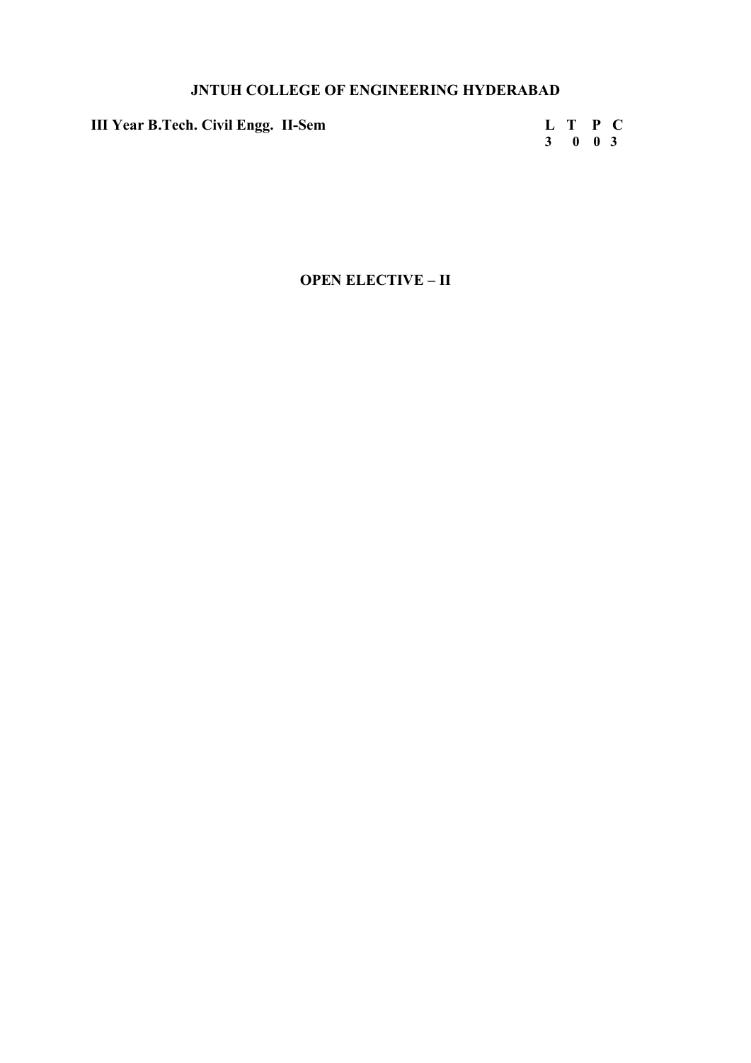**JNTUH COLLEGE OF ENGINEERING HYDERABAD**

| **III Year B.Tech. Civil Engg. II-Sem** | **L** | **T** | **P** | **C** |
|---|---|---|---|---|
| | **3** | **0** | **0** | **3** |

## OPEN ELECTIVE – II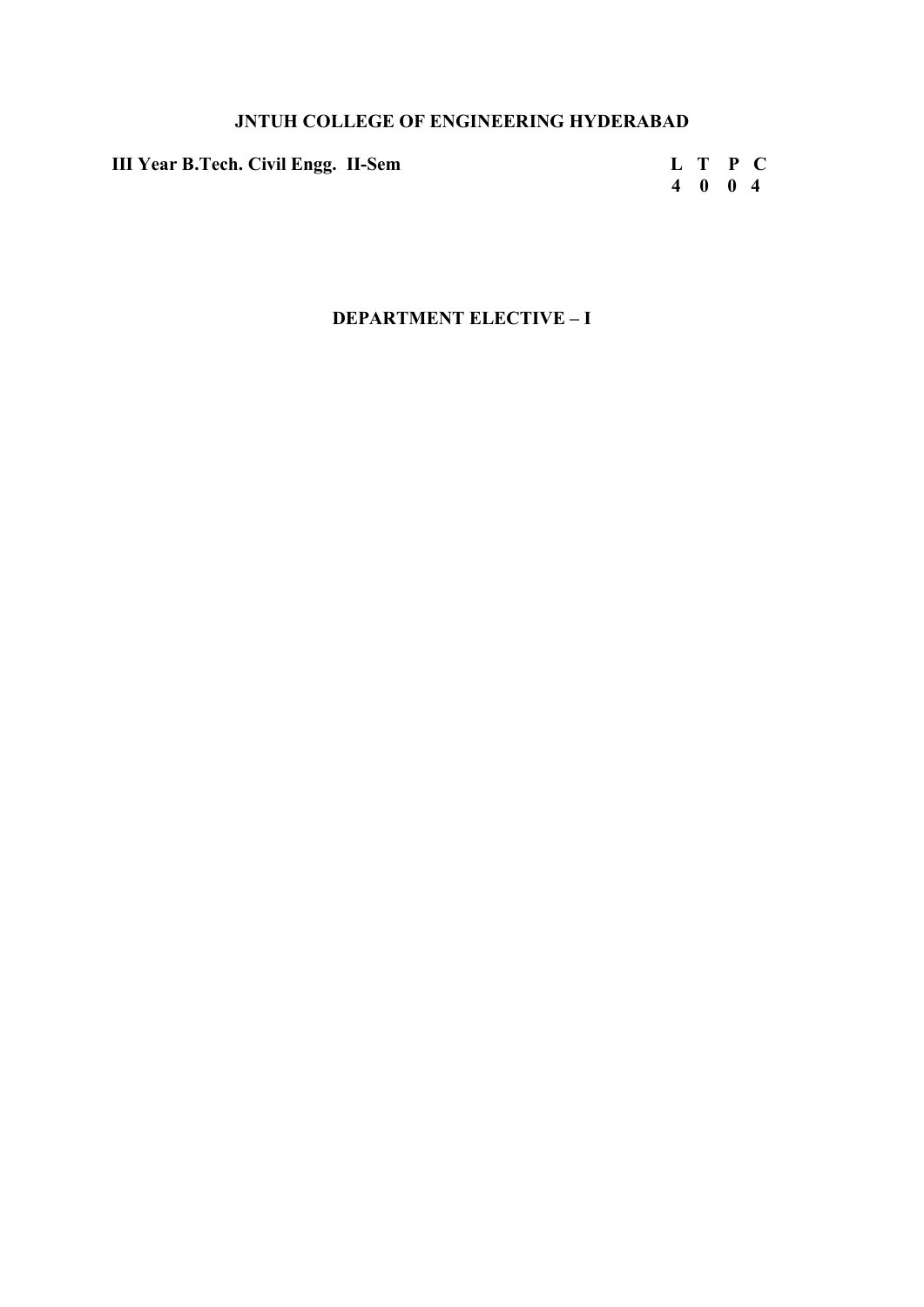**JNTUH COLLEGE OF ENGINEERING HYDERABAD**

**III Year B.Tech. Civil Engg. II-Sem**

| L | T | P | C |
|---|---|---|---|
| 4 | 0 | 0 | 4 |

**DEPARTMENT ELECTIVE – I**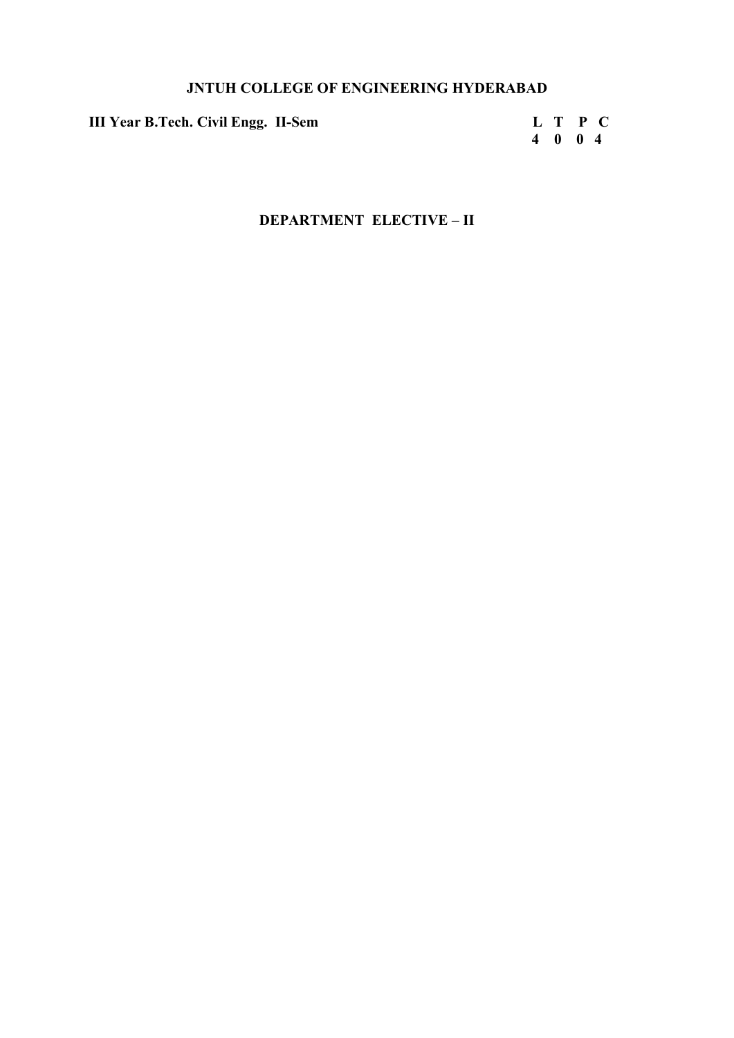**JNTUH COLLEGE OF ENGINEERING HYDERABAD**

**III Year B.Tech. Civil Engg. II-Sem**

| L | T | P | C |
|---|---|---|---|
| 4 | 0 | 0 | 4 |

## DEPARTMENT ELECTIVE – II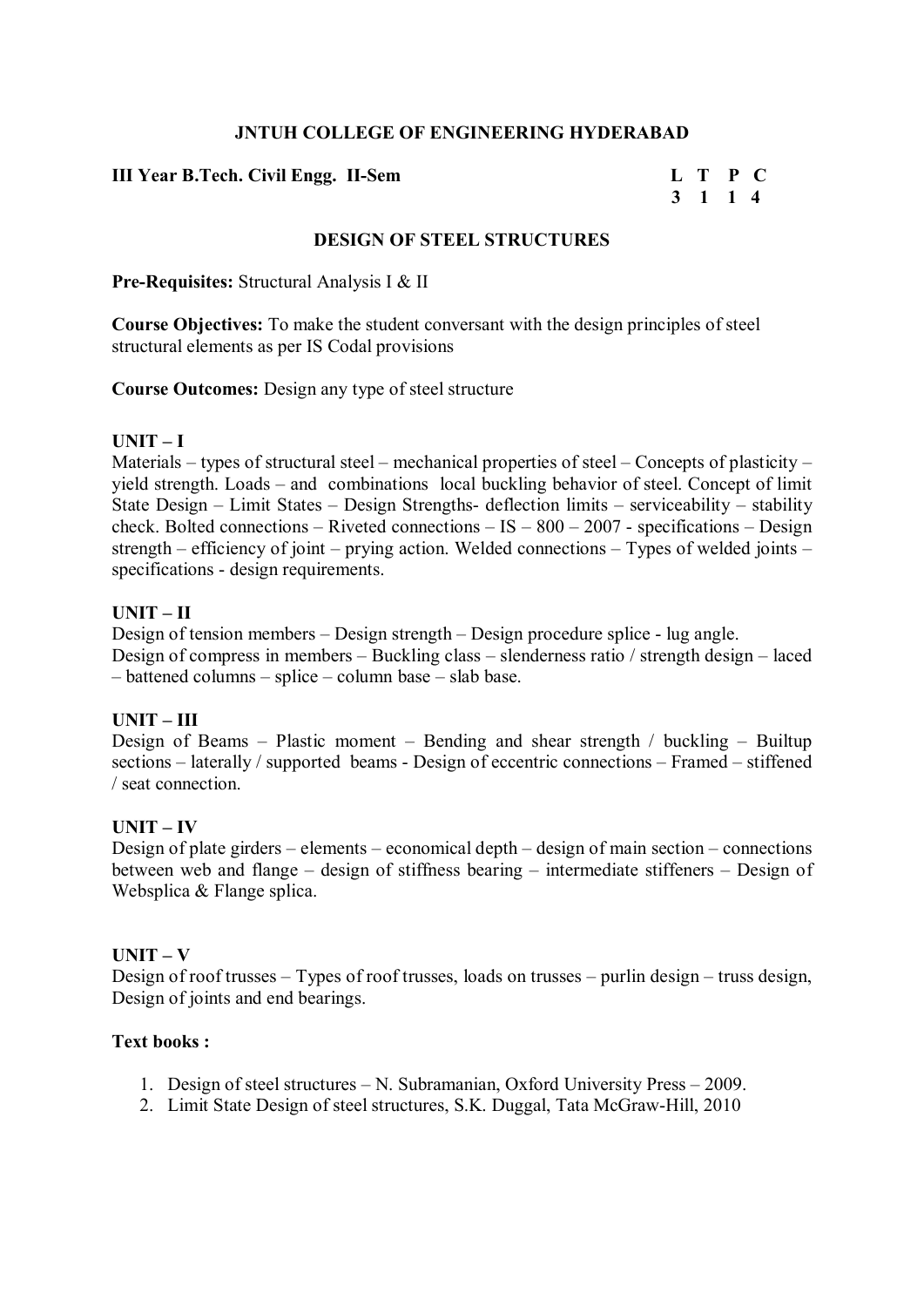**JNTUH COLLEGE OF ENGINEERING HYDERABAD**

**III Year B.Tech. Civil Engg. II-Sem**

| L | T | P | C |
|---|---|---|---|
| 3 | 1 | 1 | 4 |

## DESIGN OF STEEL STRUCTURES

**Pre-Requisites:** Structural Analysis I & II

**Course Objectives:** To make the student conversant with the design principles of steel structural elements as per IS Codal provisions

**Course Outcomes:** Design any type of steel structure

### UNIT – I

Materials – types of structural steel – mechanical properties of steel – Concepts of plasticity – yield strength. Loads – and combinations local buckling behavior of steel. Concept of limit State Design – Limit States – Design Strengths- deflection limits – serviceability – stability check. Bolted connections – Riveted connections – IS – 800 – 2007 - specifications – Design strength – efficiency of joint – prying action. Welded connections – Types of welded joints – specifications - design requirements.

### UNIT – II

Design of tension members – Design strength – Design procedure splice - lug angle.
Design of compress in members – Buckling class – slenderness ratio / strength design – laced – battened columns – splice – column base – slab base.

### UNIT – III

Design of Beams – Plastic moment – Bending and shear strength / buckling – Builtup sections – laterally / supported beams - Design of eccentric connections – Framed – stiffened / seat connection.

### UNIT – IV

Design of plate girders – elements – economical depth – design of main section – connections between web and flange – design of stiffness bearing – intermediate stiffeners – Design of Websplica & Flange splica.

### UNIT – V

Design of roof trusses – Types of roof trusses, loads on trusses – purlin design – truss design, Design of joints and end bearings.

**Text books :**

1. Design of steel structures – N. Subramanian, Oxford University Press – 2009.
2. Limit State Design of steel structures, S.K. Duggal, Tata McGraw-Hill, 2010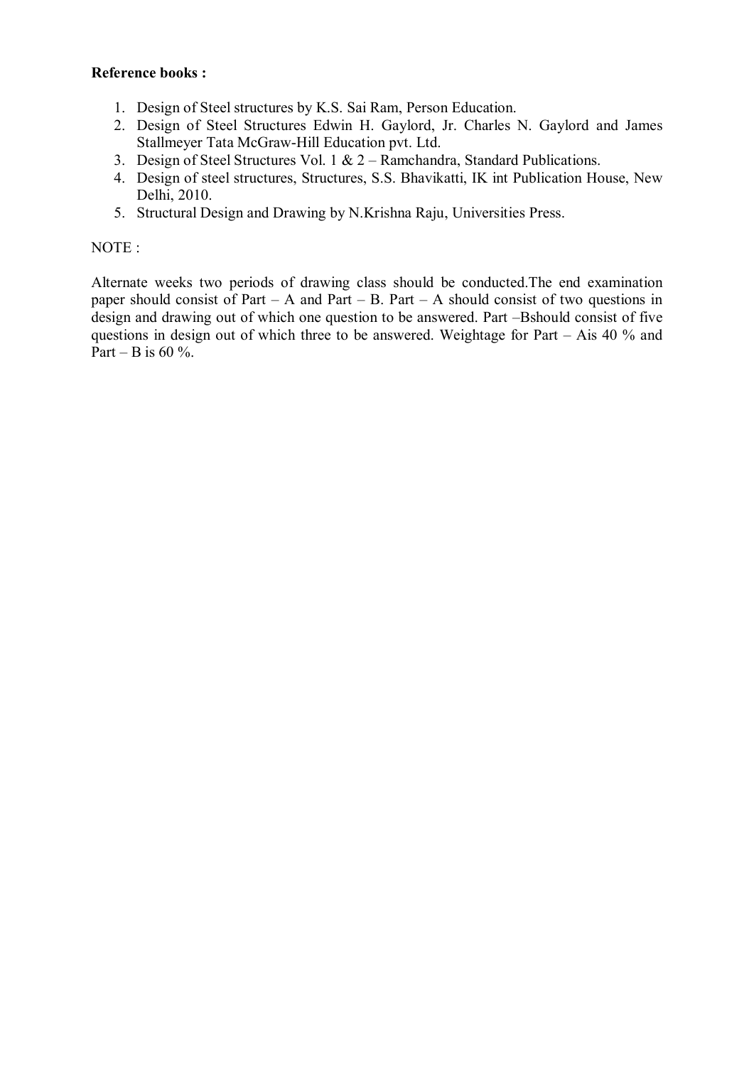**Reference books :**

1. Design of Steel structures by K.S. Sai Ram, Person Education.
2. Design of Steel Structures Edwin H. Gaylord, Jr. Charles N. Gaylord and James Stallmeyer Tata McGraw-Hill Education pvt. Ltd.
3. Design of Steel Structures Vol. 1 & 2 – Ramchandra, Standard Publications.
4. Design of steel structures, Structures, S.S. Bhavikatti, IK int Publication House, New Delhi, 2010.
5. Structural Design and Drawing by N.Krishna Raju, Universities Press.

NOTE :

Alternate weeks two periods of drawing class should be conducted.The end examination paper should consist of Part – A and Part – B. Part – A should consist of two questions in design and drawing out of which one question to be answered. Part –Bshould consist of five questions in design out of which three to be answered. Weightage for Part – Ais 40 % and Part – B is 60 %.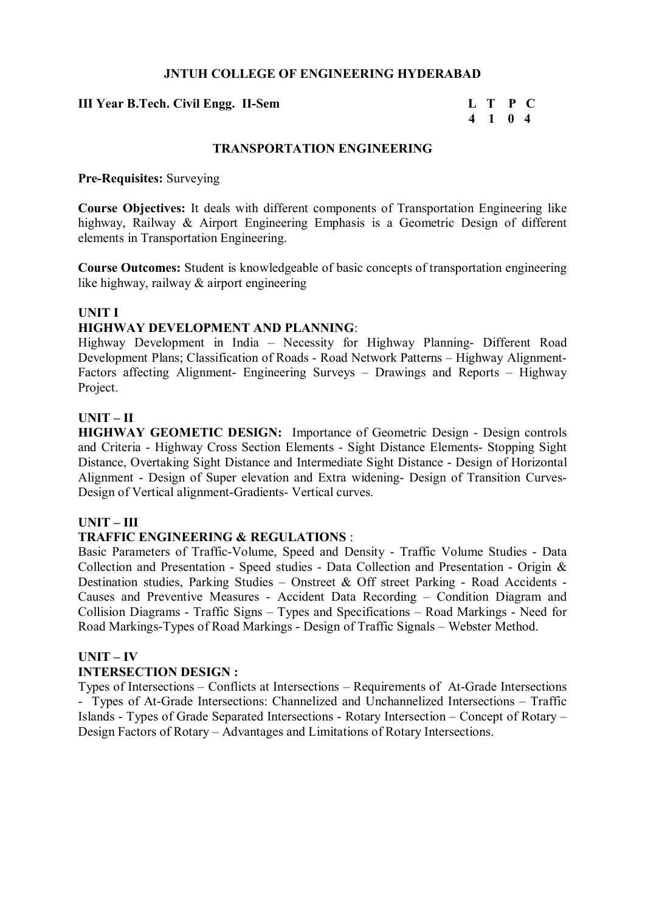**JNTUH COLLEGE OF ENGINEERING HYDERABAD**

**III Year B.Tech. Civil Engg. II-Sem**

| L | T | P | C |
|---|---|---|---|
| 4 | 1 | 0 | 4 |

## TRANSPORTATION ENGINEERING

**Pre-Requisites:** Surveying

**Course Objectives:** It deals with different components of Transportation Engineering like highway, Railway & Airport Engineering Emphasis is a Geometric Design of different elements in Transportation Engineering.

**Course Outcomes:** Student is knowledgeable of basic concepts of transportation engineering like highway, railway & airport engineering

### UNIT I

**HIGHWAY DEVELOPMENT AND PLANNING**:

Highway Development in India – Necessity for Highway Planning- Different Road Development Plans; Classification of Roads - Road Network Patterns – Highway Alignment- Factors affecting Alignment- Engineering Surveys – Drawings and Reports – Highway Project.

### UNIT – II

**HIGHWAY GEOMETIC DESIGN:** Importance of Geometric Design - Design controls and Criteria - Highway Cross Section Elements - Sight Distance Elements- Stopping Sight Distance, Overtaking Sight Distance and Intermediate Sight Distance - Design of Horizontal Alignment - Design of Super elevation and Extra widening- Design of Transition Curves-Design of Vertical alignment-Gradients- Vertical curves.

### UNIT – III

**TRAFFIC ENGINEERING & REGULATIONS** :

Basic Parameters of Traffic-Volume, Speed and Density - Traffic Volume Studies - Data Collection and Presentation - Speed studies - Data Collection and Presentation - Origin & Destination studies, Parking Studies – Onstreet & Off street Parking - Road Accidents - Causes and Preventive Measures - Accident Data Recording – Condition Diagram and Collision Diagrams - Traffic Signs – Types and Specifications – Road Markings - Need for Road Markings-Types of Road Markings - Design of Traffic Signals – Webster Method.

### UNIT – IV

**INTERSECTION DESIGN :**

Types of Intersections – Conflicts at Intersections – Requirements of At-Grade Intersections - Types of At-Grade Intersections: Channelized and Unchannelized Intersections – Traffic Islands - Types of Grade Separated Intersections - Rotary Intersection – Concept of Rotary – Design Factors of Rotary – Advantages and Limitations of Rotary Intersections.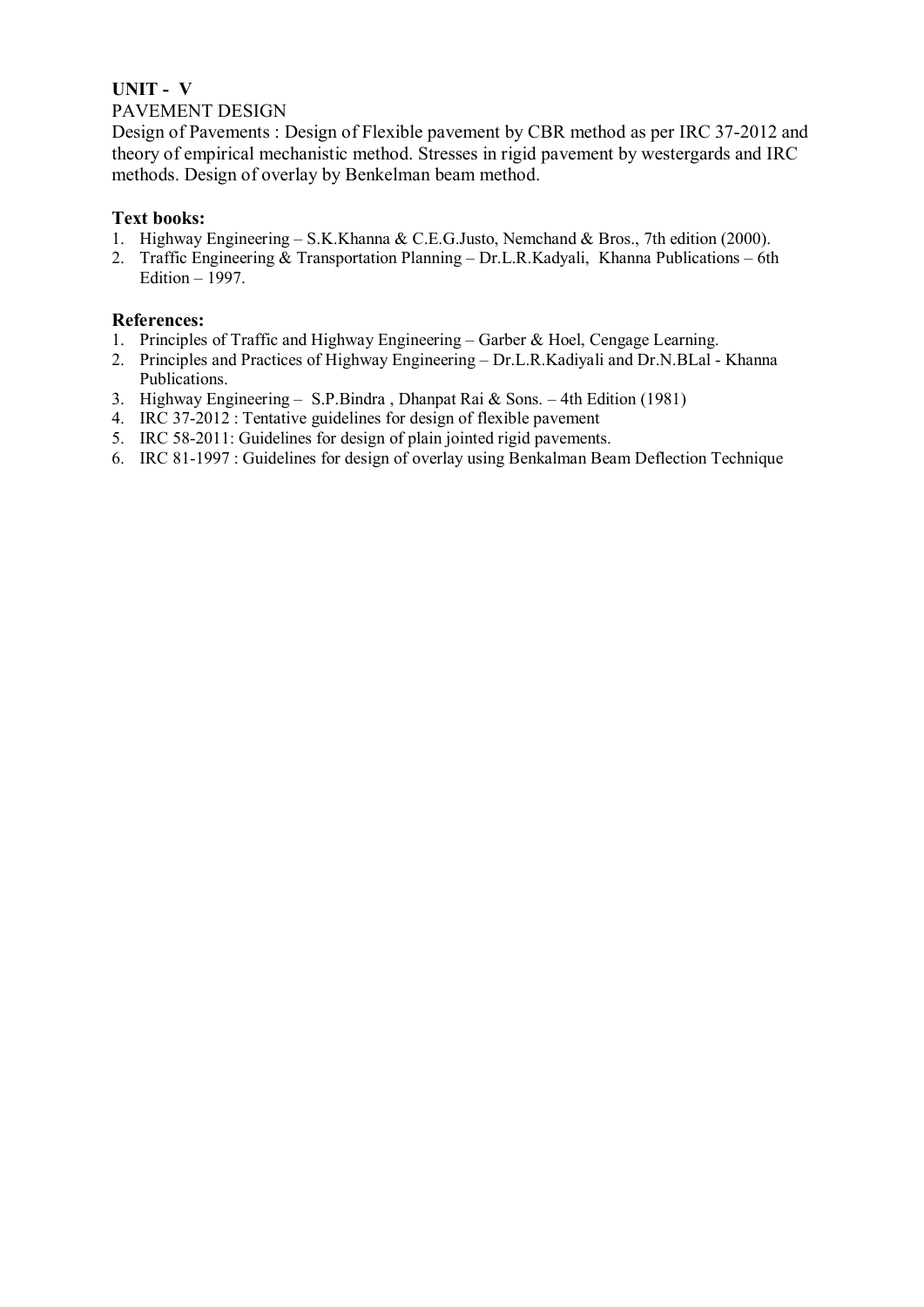**UNIT - V**

PAVEMENT DESIGN

Design of Pavements : Design of Flexible pavement by CBR method as per IRC 37-2012 and theory of empirical mechanistic method. Stresses in rigid pavement by westergards and IRC methods. Design of overlay by Benkelman beam method.

**Text books:**

1. Highway Engineering – S.K.Khanna & C.E.G.Justo, Nemchand & Bros., 7th edition (2000).
2. Traffic Engineering & Transportation Planning – Dr.L.R.Kadyali, Khanna Publications – 6th Edition – 1997.

**References:**

1. Principles of Traffic and Highway Engineering – Garber & Hoel, Cengage Learning.
2. Principles and Practices of Highway Engineering – Dr.L.R.Kadiyali and Dr.N.BLal - Khanna Publications.
3. Highway Engineering – S.P.Bindra , Dhanpat Rai & Sons. – 4th Edition (1981)
4. IRC 37-2012 : Tentative guidelines for design of flexible pavement
5. IRC 58-2011: Guidelines for design of plain jointed rigid pavements.
6. IRC 81-1997 : Guidelines for design of overlay using Benkalman Beam Deflection Technique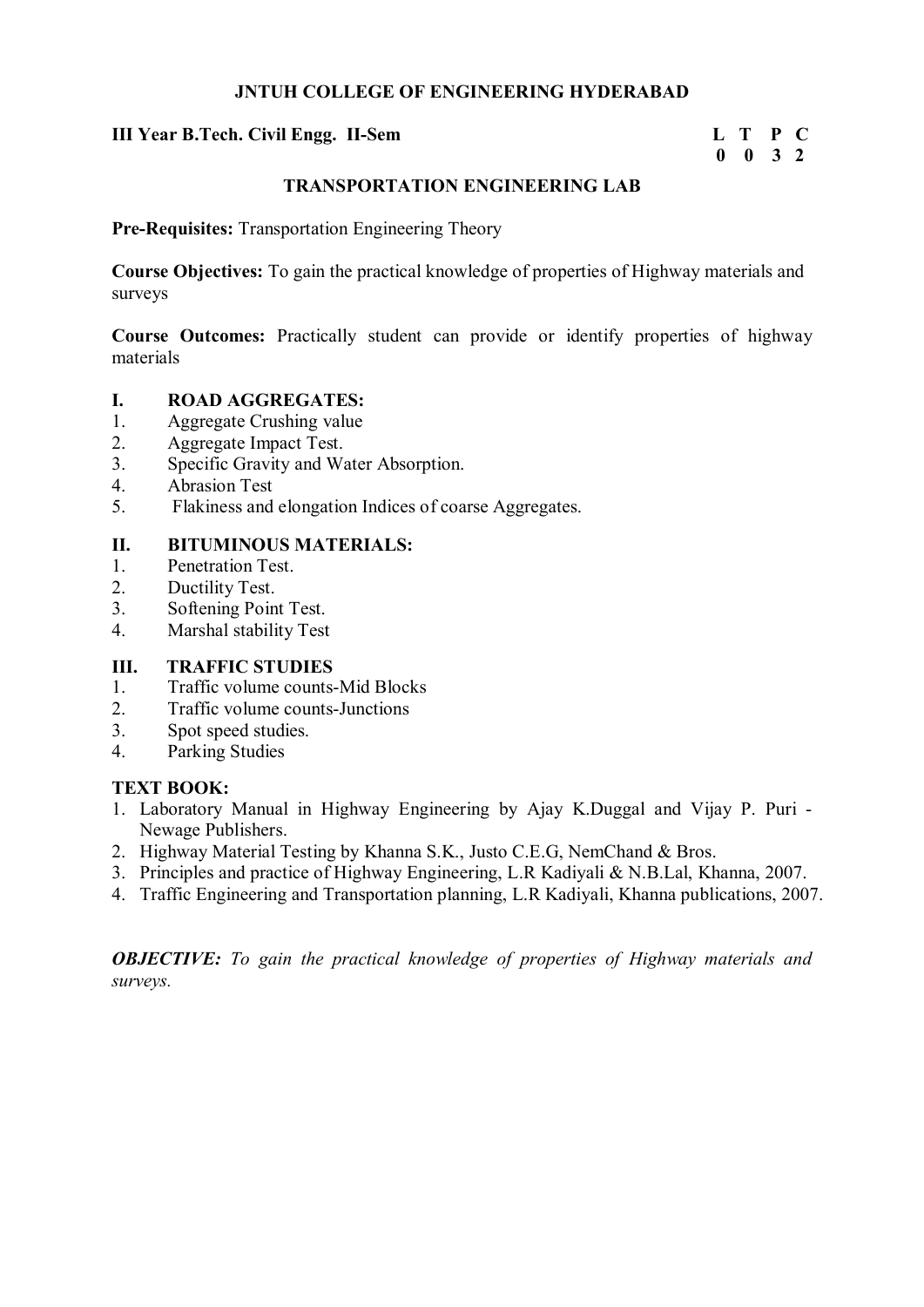**JNTUH COLLEGE OF ENGINEERING HYDERABAD**

**III Year B.Tech. Civil Engg. II-Sem**

| L | T | P | C |
|---|---|---|---|
| 0 | 0 | 3 | 2 |

## TRANSPORTATION ENGINEERING LAB

**Pre-Requisites:** Transportation Engineering Theory

**Course Objectives:** To gain the practical knowledge of properties of Highway materials and surveys

**Course Outcomes:** Practically student can provide or identify properties of highway materials

### I. ROAD AGGREGATES:

1. Aggregate Crushing value
2. Aggregate Impact Test.
3. Specific Gravity and Water Absorption.
4. Abrasion Test
5. Flakiness and elongation Indices of coarse Aggregates.

### II. BITUMINOUS MATERIALS:

1. Penetration Test.
2. Ductility Test.
3. Softening Point Test.
4. Marshal stability Test

### III. TRAFFIC STUDIES

1. Traffic volume counts-Mid Blocks
2. Traffic volume counts-Junctions
3. Spot speed studies.
4. Parking Studies

### TEXT BOOK:

1. Laboratory Manual in Highway Engineering by Ajay K.Duggal and Vijay P. Puri - Newage Publishers.
2. Highway Material Testing by Khanna S.K., Justo C.E.G, NemChand & Bros.
3. Principles and practice of Highway Engineering, L.R Kadiyali & N.B.Lal, Khanna, 2007.
4. Traffic Engineering and Transportation planning, L.R Kadiyali, Khanna publications, 2007.

***OBJECTIVE:*** *To gain the practical knowledge of properties of Highway materials and surveys.*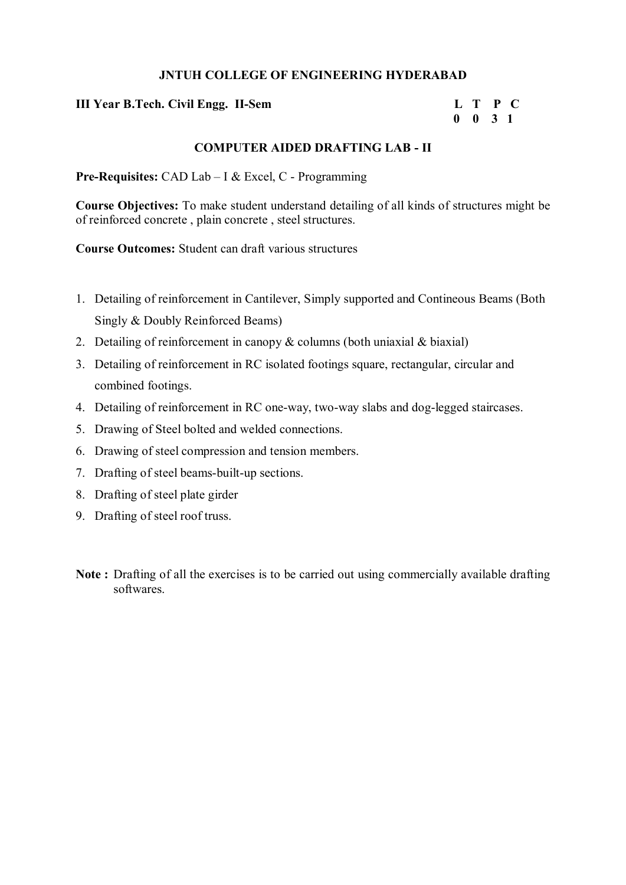**JNTUH COLLEGE OF ENGINEERING HYDERABAD**

**III Year B.Tech. Civil Engg. II-Sem**

| L | T | P | C |
|---|---|---|---|
| 0 | 0 | 3 | 1 |

## COMPUTER AIDED DRAFTING LAB - II

**Pre-Requisites:** CAD Lab – I & Excel, C - Programming

**Course Objectives:** To make student understand detailing of all kinds of structures might be of reinforced concrete , plain concrete , steel structures.

**Course Outcomes:** Student can draft various structures

1. Detailing of reinforcement in Cantilever, Simply supported and Contineous Beams (Both Singly & Doubly Reinforced Beams)
2. Detailing of reinforcement in canopy & columns (both uniaxial & biaxial)
3. Detailing of reinforcement in RC isolated footings square, rectangular, circular and combined footings.
4. Detailing of reinforcement in RC one-way, two-way slabs and dog-legged staircases.
5. Drawing of Steel bolted and welded connections.
6. Drawing of steel compression and tension members.
7. Drafting of steel beams-built-up sections.
8. Drafting of steel plate girder
9. Drafting of steel roof truss.

**Note :** Drafting of all the exercises is to be carried out using commercially available drafting softwares.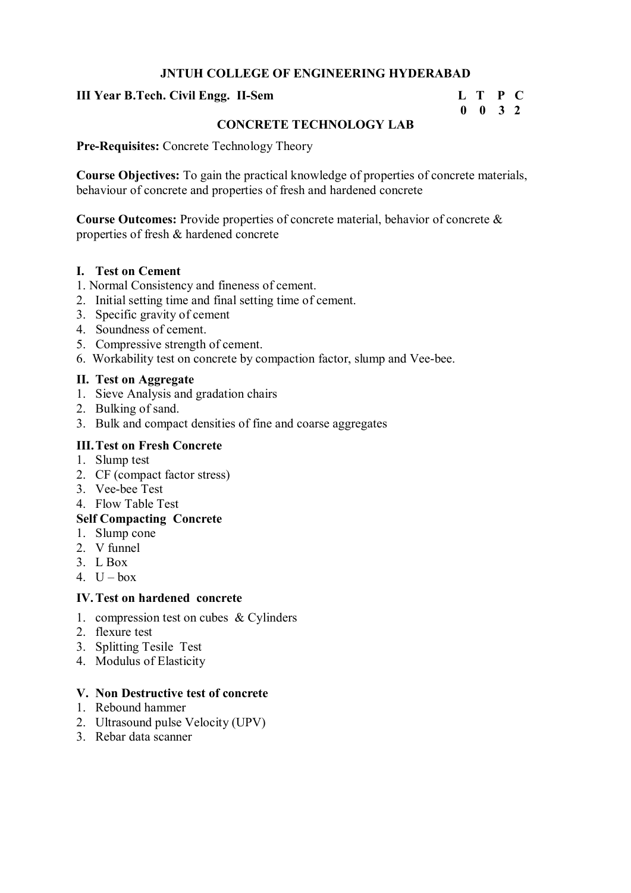**JNTUH COLLEGE OF ENGINEERING HYDERABAD**

**III Year B.Tech. Civil Engg. II-Sem**

| L | T | P | C |
|---|---|---|---|
| 0 | 0 | 3 | 2 |

**CONCRETE TECHNOLOGY LAB**

**Pre-Requisites:** Concrete Technology Theory

**Course Objectives:** To gain the practical knowledge of properties of concrete materials, behaviour of concrete and properties of fresh and hardened concrete

**Course Outcomes:** Provide properties of concrete material, behavior of concrete & properties of fresh & hardened concrete

**I. Test on Cement**

1. Normal Consistency and fineness of cement.
2. Initial setting time and final setting time of cement.
3. Specific gravity of cement
4. Soundness of cement.
5. Compressive strength of cement.
6. Workability test on concrete by compaction factor, slump and Vee-bee.

**II. Test on Aggregate**

1. Sieve Analysis and gradation chairs
2. Bulking of sand.
3. Bulk and compact densities of fine and coarse aggregates

**III. Test on Fresh Concrete**

1. Slump test
2. CF (compact factor stress)
3. Vee-bee Test
4. Flow Table Test

**Self Compacting Concrete**

1. Slump cone
2. V funnel
3. L Box
4. U – box

**IV. Test on hardened concrete**

1. compression test on cubes & Cylinders
2. flexure test
3. Splitting Tesile Test
4. Modulus of Elasticity

**V. Non Destructive test of concrete**

1. Rebound hammer
2. Ultrasound pulse Velocity (UPV)
3. Rebar data scanner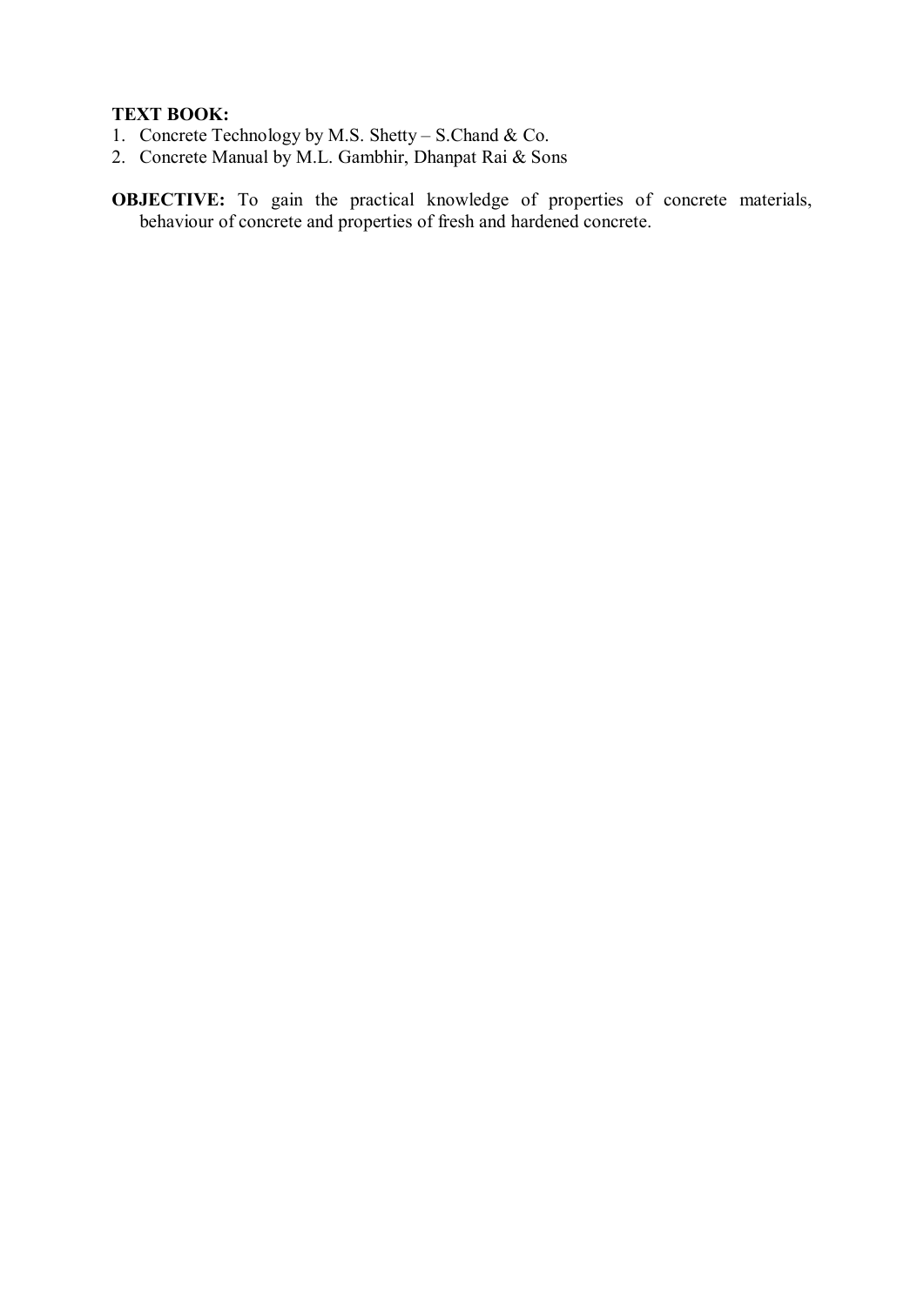**TEXT BOOK:**

1. Concrete Technology by M.S. Shetty – S.Chand & Co.
2. Concrete Manual by M.L. Gambhir, Dhanpat Rai & Sons

**OBJECTIVE:** To gain the practical knowledge of properties of concrete materials, behaviour of concrete and properties of fresh and hardened concrete.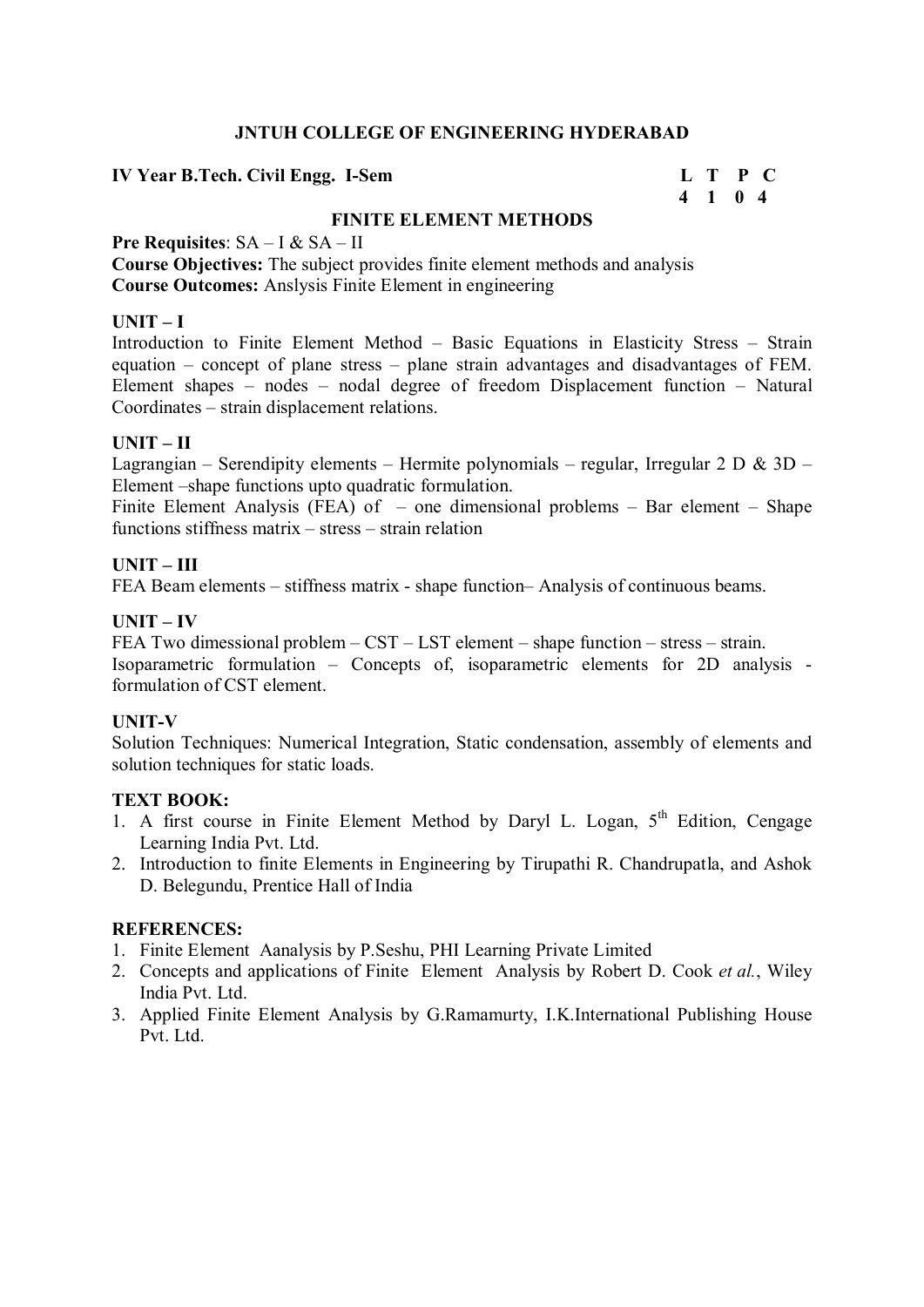# JNTUH COLLEGE OF ENGINEERING HYDERABAD

**IV Year B.Tech. Civil Engg. I-Sem**

| L | T | P | C |
|---|---|---|---|
| 4 | 1 | 0 | 4 |

## FINITE ELEMENT METHODS

**Pre Requisites**: SA – I & SA – II

**Course Objectives:** The subject provides finite element methods and analysis

**Course Outcomes:** Anslysis Finite Element in engineering

### UNIT – I

Introduction to Finite Element Method – Basic Equations in Elasticity Stress – Strain equation – concept of plane stress – plane strain advantages and disadvantages of FEM. Element shapes – nodes – nodal degree of freedom Displacement function – Natural Coordinates – strain displacement relations.

### UNIT – II

Lagrangian – Serendipity elements – Hermite polynomials – regular, Irregular 2 D & 3D – Element –shape functions upto quadratic formulation.

Finite Element Analysis (FEA) of – one dimensional problems – Bar element – Shape functions stiffness matrix – stress – strain relation

### UNIT – III

FEA Beam elements – stiffness matrix - shape function– Analysis of continuous beams.

### UNIT – IV

FEA Two dimessional problem – CST – LST element – shape function – stress – strain.

Isoparametric formulation – Concepts of, isoparametric elements for 2D analysis - formulation of CST element.

### UNIT-V

Solution Techniques: Numerical Integration, Static condensation, assembly of elements and solution techniques for static loads.

### TEXT BOOK:

1. A first course in Finite Element Method by Daryl L. Logan, 5th Edition, Cengage Learning India Pvt. Ltd.
2. Introduction to finite Elements in Engineering by Tirupathi R. Chandrupatla, and Ashok D. Belegundu, Prentice Hall of India

### REFERENCES:

1. Finite Element Aanalysis by P.Seshu, PHI Learning Private Limited
2. Concepts and applications of Finite Element Analysis by Robert D. Cook *et al.*, Wiley India Pvt. Ltd.
3. Applied Finite Element Analysis by G.Ramamurty, I.K.International Publishing House Pvt. Ltd.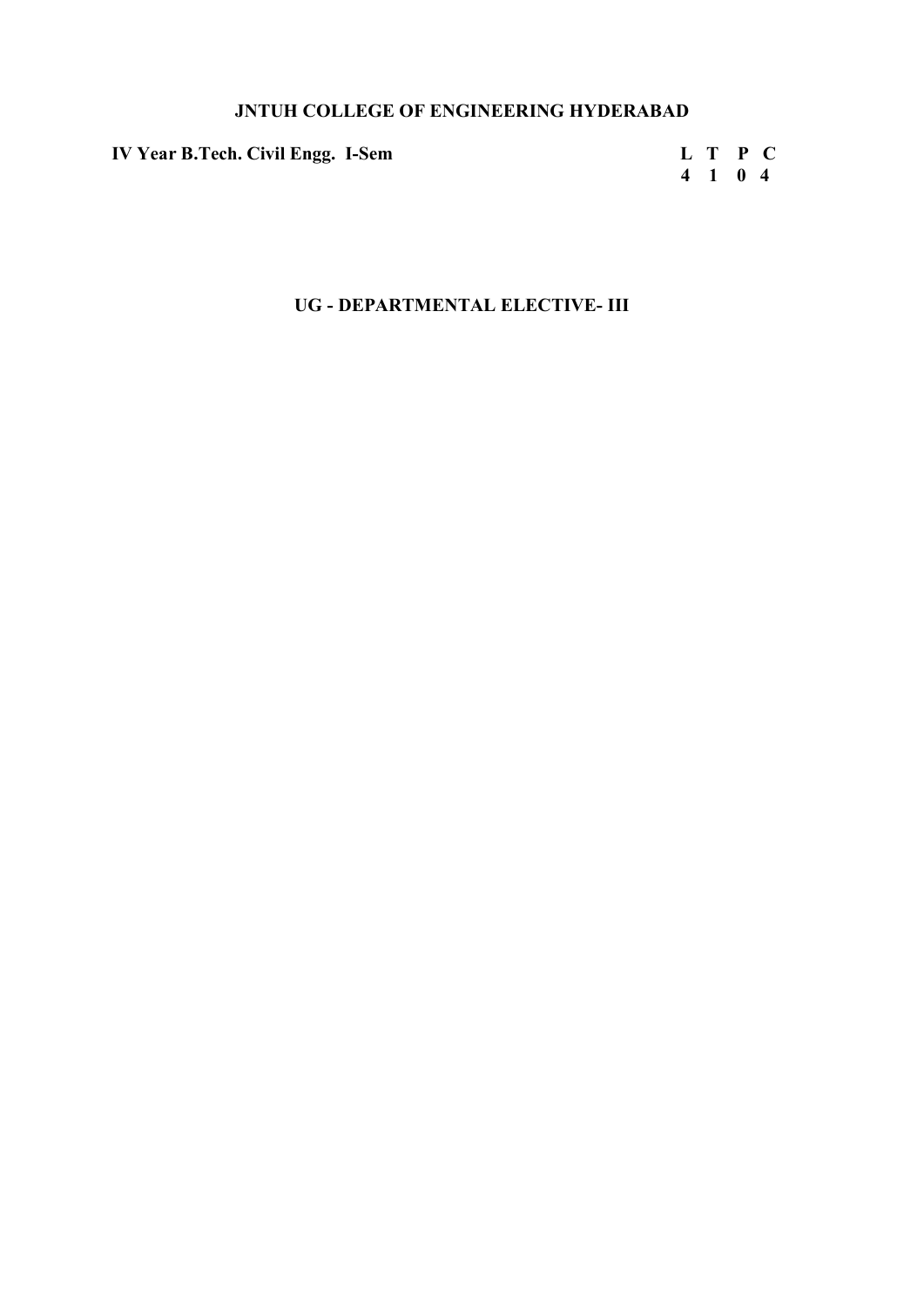**JNTUH COLLEGE OF ENGINEERING HYDERABAD**

**IV Year B.Tech. Civil Engg. I-Sem**

| L | T | P | C |
|---|---|---|---|
| 4 | 1 | 0 | 4 |

## UG - DEPARTMENTAL ELECTIVE- III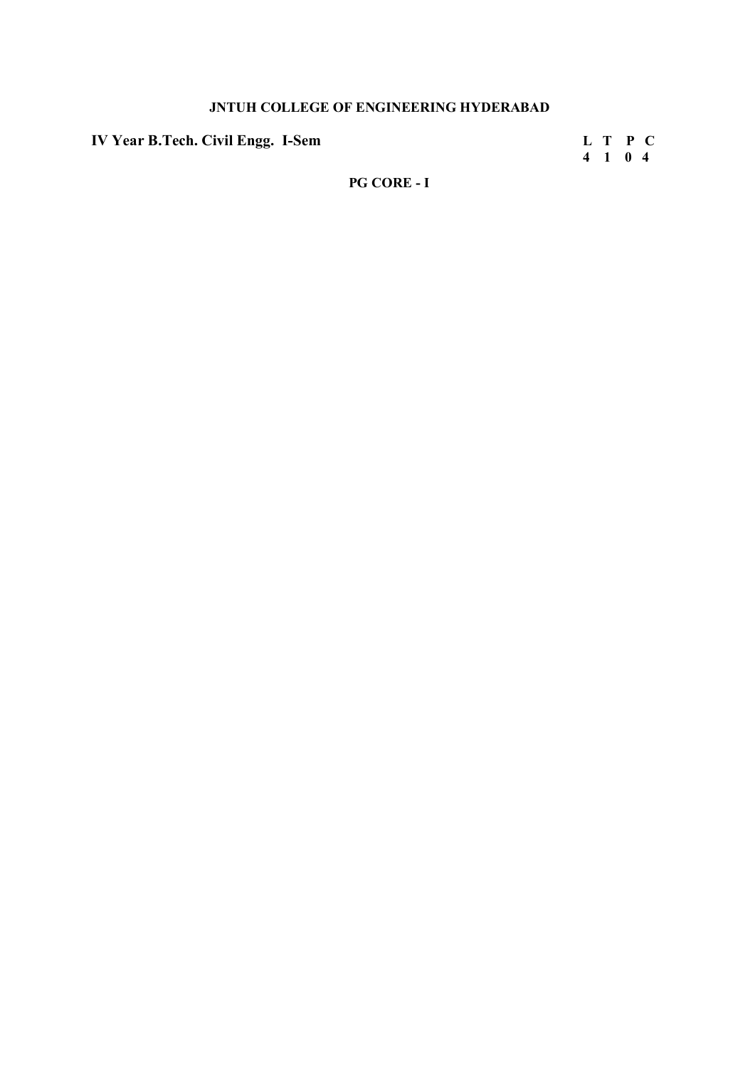**JNTUH COLLEGE OF ENGINEERING HYDERABAD**

**IV Year B.Tech. Civil Engg. I-Sem**

| L | T | P | C |
|---|---|---|---|
| 4 | 1 | 0 | 4 |

**PG CORE - I**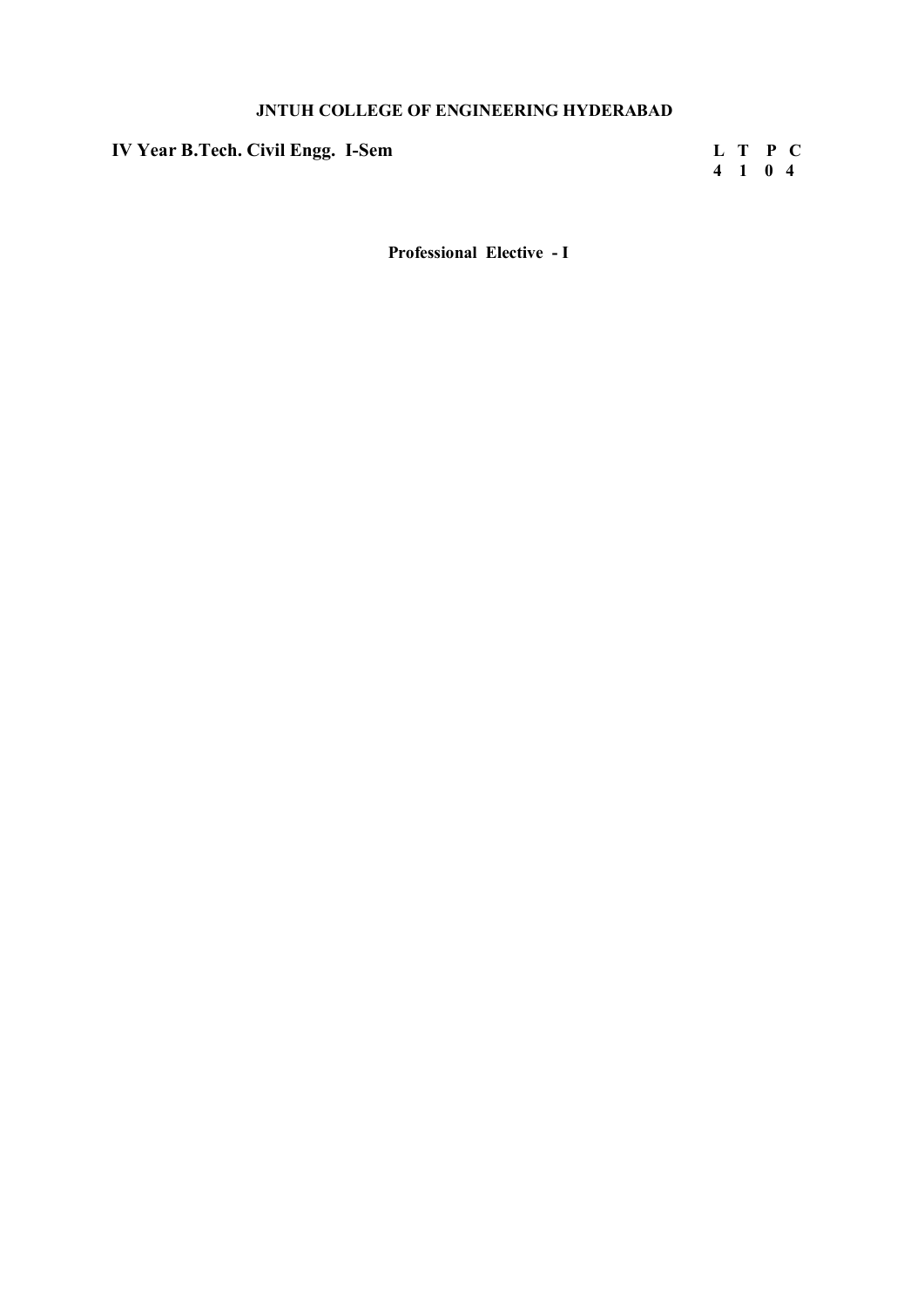**JNTUH COLLEGE OF ENGINEERING HYDERABAD**

**IV Year B.Tech. Civil Engg. I-Sem**

| L | T | P | C |
|---|---|---|---|
| 4 | 1 | 0 | 4 |

**Professional Elective - I**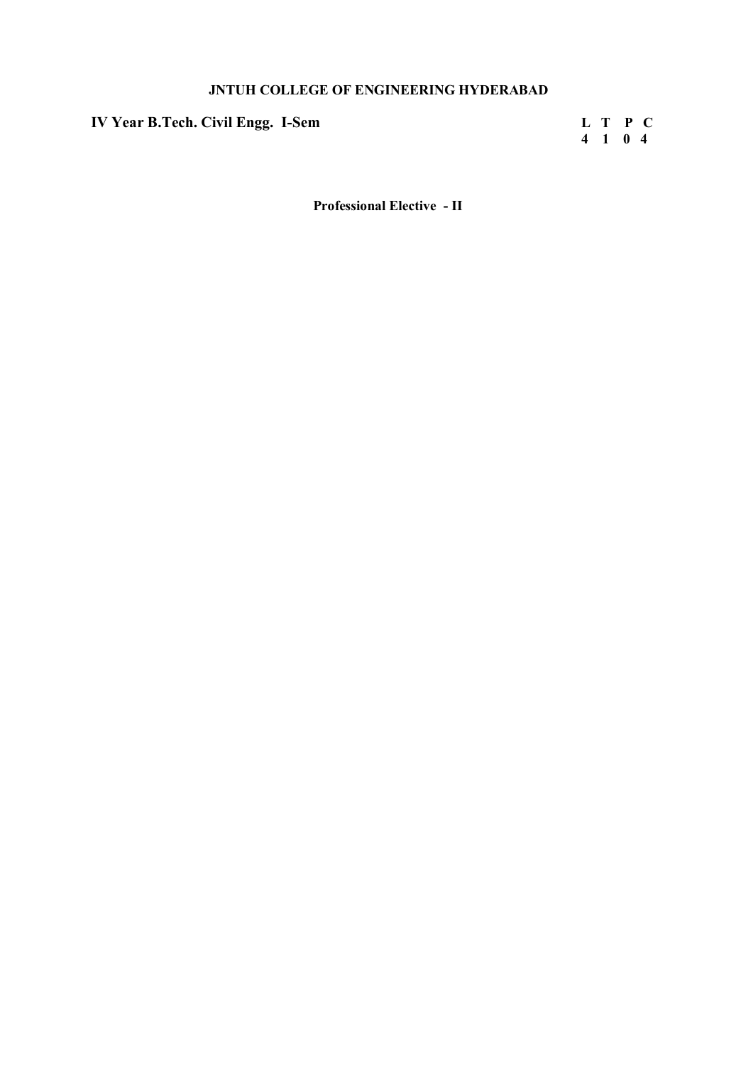**JNTUH COLLEGE OF ENGINEERING HYDERABAD**

**IV Year B.Tech. Civil Engg. I-Sem**

| L | T | P | C |
|---|---|---|---|
| 4 | 1 | 0 | 4 |

**Professional Elective - II**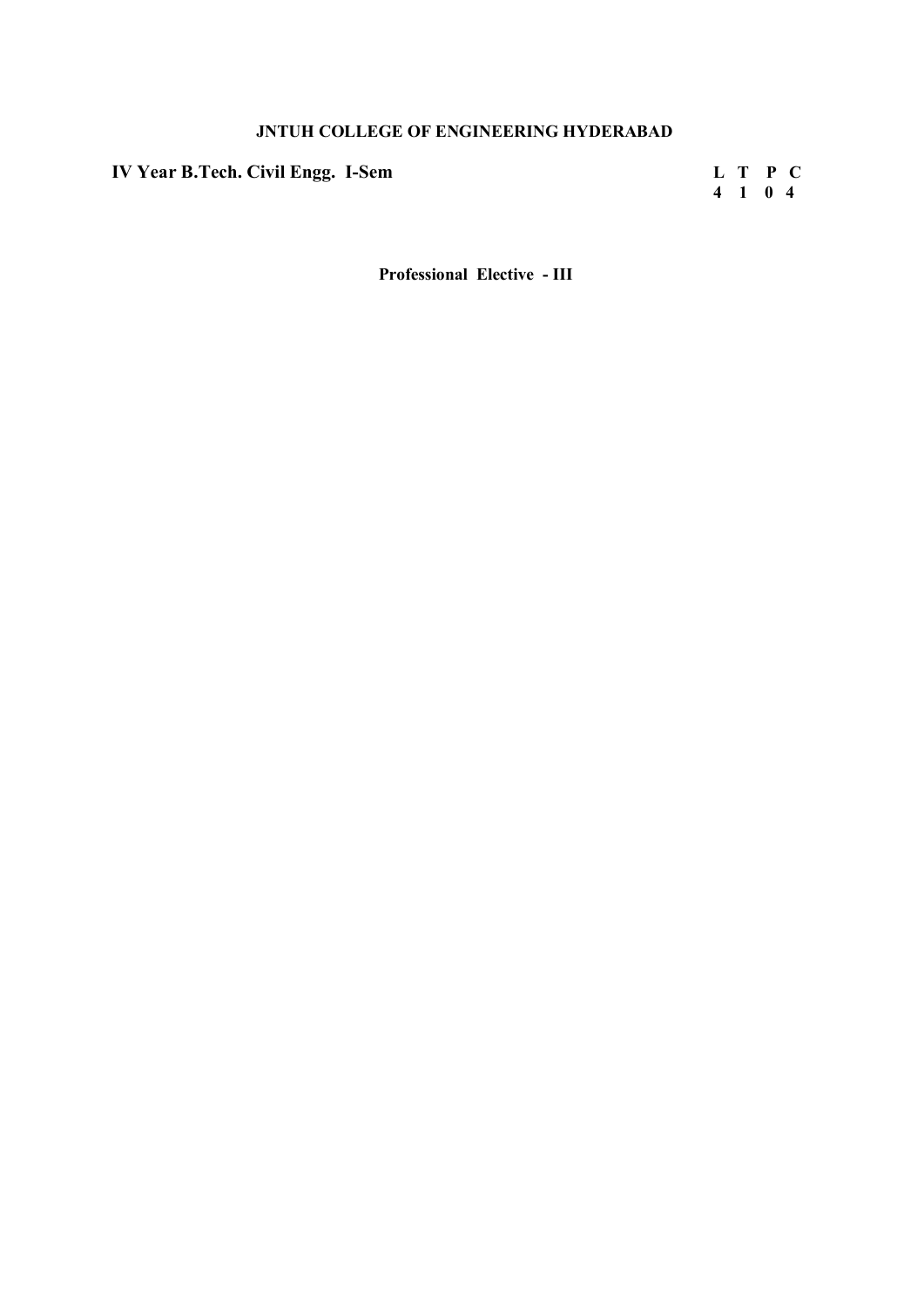**JNTUH COLLEGE OF ENGINEERING HYDERABAD**

**IV Year B.Tech. Civil Engg. I-Sem**

| L | T | P | C |
|---|---|---|---|
| 4 | 1 | 0 | 4 |

**Professional Elective - III**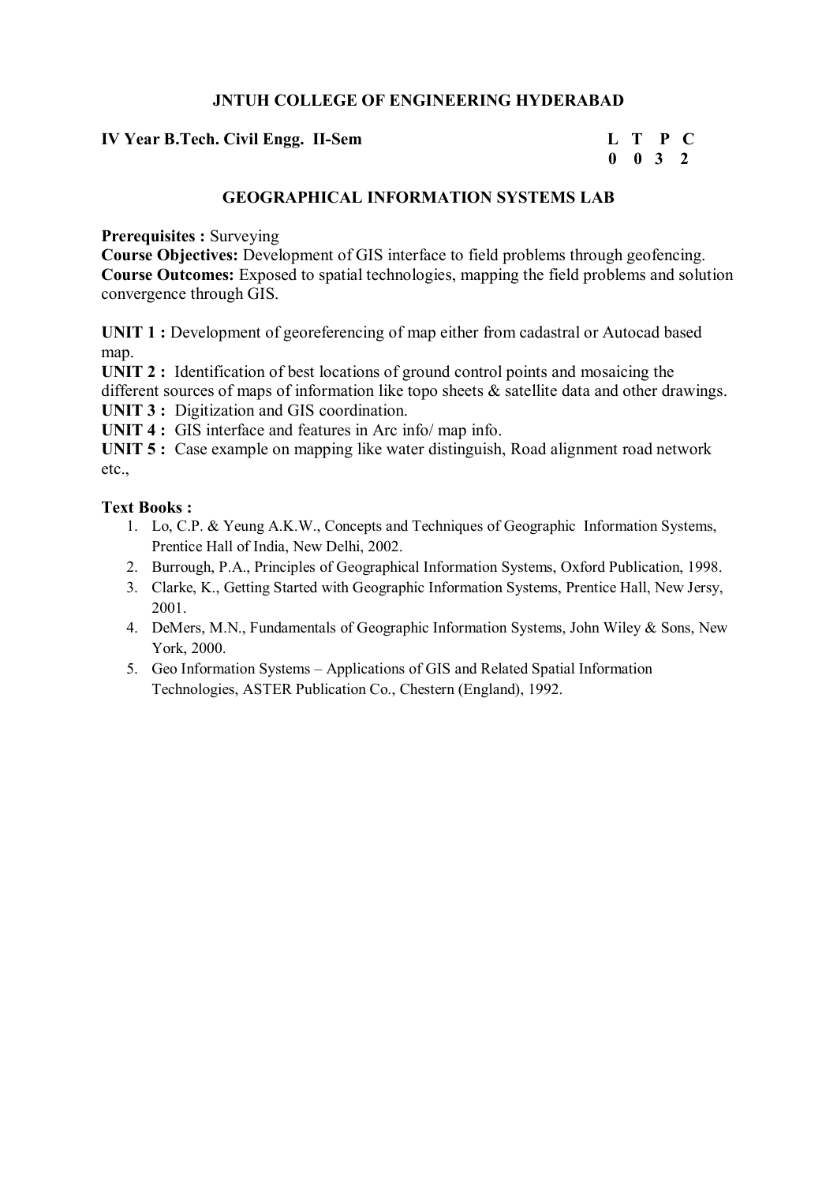## JNTUH COLLEGE OF ENGINEERING HYDERABAD

**IV Year B.Tech. Civil Engg. II-Sem**

| L | T | P | C |
|---|---|---|---|
| 0 | 0 | 3 | 2 |

## GEOGRAPHICAL INFORMATION SYSTEMS LAB

**Prerequisites :** Surveying

**Course Objectives:** Development of GIS interface to field problems through geofencing.

**Course Outcomes:** Exposed to spatial technologies, mapping the field problems and solution convergence through GIS.

**UNIT 1 :** Development of georeferencing of map either from cadastral or Autocad based map.

**UNIT 2 :** Identification of best locations of ground control points and mosaicing the different sources of maps of information like topo sheets & satellite data and other drawings.

**UNIT 3 :** Digitization and GIS coordination.

**UNIT 4 :** GIS interface and features in Arc info/ map info.

**UNIT 5 :** Case example on mapping like water distinguish, Road alignment road network etc.,

**Text Books :**

1. Lo, C.P. & Yeung A.K.W., Concepts and Techniques of Geographic Information Systems, Prentice Hall of India, New Delhi, 2002.
2. Burrough, P.A., Principles of Geographical Information Systems, Oxford Publication, 1998.
3. Clarke, K., Getting Started with Geographic Information Systems, Prentice Hall, New Jersy, 2001.
4. DeMers, M.N., Fundamentals of Geographic Information Systems, John Wiley & Sons, New York, 2000.
5. Geo Information Systems – Applications of GIS and Related Spatial Information Technologies, ASTER Publication Co., Chestern (England), 1992.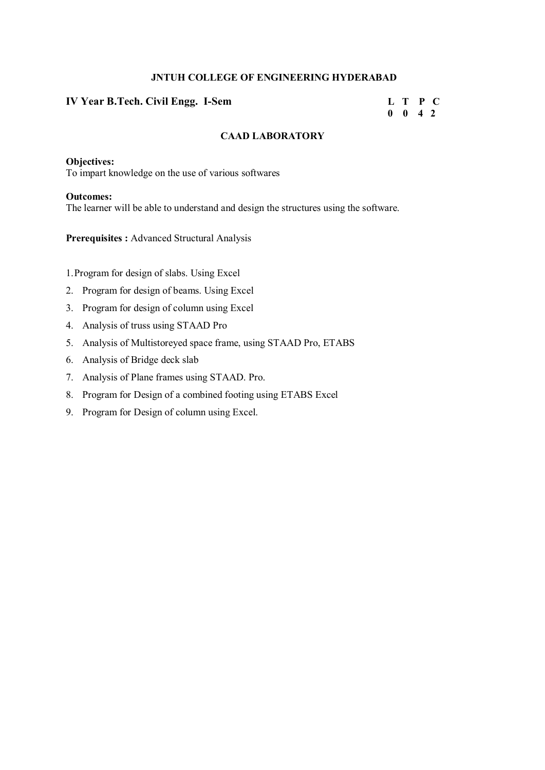**JNTUH COLLEGE OF ENGINEERING HYDERABAD**

**IV Year B.Tech. Civil Engg. I-Sem**

| L | T | P | C |
|---|---|---|---|
| 0 | 0 | 4 | 2 |

## CAAD LABORATORY

**Objectives:**
To impart knowledge on the use of various softwares

**Outcomes:**
The learner will be able to understand and design the structures using the software.

**Prerequisites :** Advanced Structural Analysis

1. Program for design of slabs. Using Excel
2. Program for design of beams. Using Excel
3. Program for design of column using Excel
4. Analysis of truss using STAAD Pro
5. Analysis of Multistoreyed space frame, using STAAD Pro, ETABS
6. Analysis of Bridge deck slab
7. Analysis of Plane frames using STAAD. Pro.
8. Program for Design of a combined footing using ETABS Excel
9. Program for Design of column using Excel.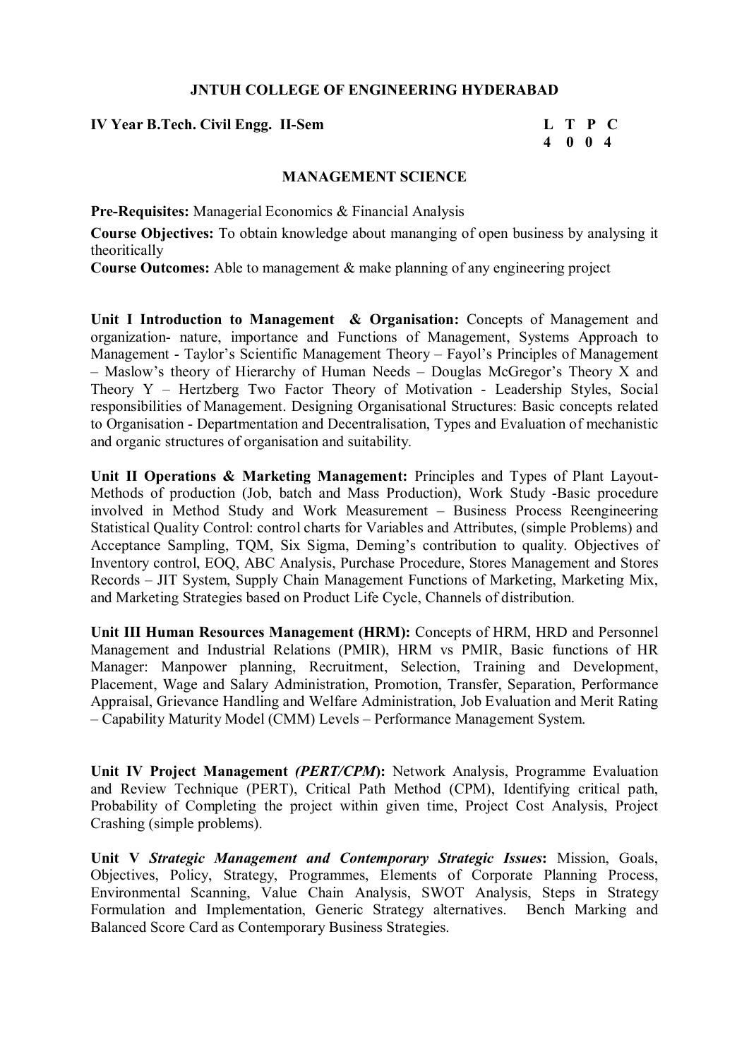**JNTUH COLLEGE OF ENGINEERING HYDERABAD**

**IV Year B.Tech. Civil Engg. II-Sem**

| L | T | P | C |
|---|---|---|---|
| 4 | 0 | 0 | 4 |

## MANAGEMENT SCIENCE

**Pre-Requisites:** Managerial Economics & Financial Analysis

**Course Objectives:** To obtain knowledge about mananging of open business by analysing it theoritically

**Course Outcomes:** Able to management & make planning of any engineering project

**Unit I Introduction to Management & Organisation:** Concepts of Management and organization- nature, importance and Functions of Management, Systems Approach to Management - Taylor's Scientific Management Theory – Fayol's Principles of Management – Maslow's theory of Hierarchy of Human Needs – Douglas McGregor's Theory X and Theory Y – Hertzberg Two Factor Theory of Motivation - Leadership Styles, Social responsibilities of Management. Designing Organisational Structures: Basic concepts related to Organisation - Departmentation and Decentralisation, Types and Evaluation of mechanistic and organic structures of organisation and suitability.

**Unit II Operations & Marketing Management:** Principles and Types of Plant Layout-Methods of production (Job, batch and Mass Production), Work Study -Basic procedure involved in Method Study and Work Measurement – Business Process Reengineering Statistical Quality Control: control charts for Variables and Attributes, (simple Problems) and Acceptance Sampling, TQM, Six Sigma, Deming's contribution to quality. Objectives of Inventory control, EOQ, ABC Analysis, Purchase Procedure, Stores Management and Stores Records – JIT System, Supply Chain Management Functions of Marketing, Marketing Mix, and Marketing Strategies based on Product Life Cycle, Channels of distribution.

**Unit III Human Resources Management (HRM):** Concepts of HRM, HRD and Personnel Management and Industrial Relations (PMIR), HRM vs PMIR, Basic functions of HR Manager: Manpower planning, Recruitment, Selection, Training and Development, Placement, Wage and Salary Administration, Promotion, Transfer, Separation, Performance Appraisal, Grievance Handling and Welfare Administration, Job Evaluation and Merit Rating – Capability Maturity Model (CMM) Levels – Performance Management System.

**Unit IV Project Management *(PERT/CPM)*:** Network Analysis, Programme Evaluation and Review Technique (PERT), Critical Path Method (CPM), Identifying critical path, Probability of Completing the project within given time, Project Cost Analysis, Project Crashing (simple problems).

**Unit V *Strategic Management and Contemporary Strategic Issues*:** Mission, Goals, Objectives, Policy, Strategy, Programmes, Elements of Corporate Planning Process, Environmental Scanning, Value Chain Analysis, SWOT Analysis, Steps in Strategy Formulation and Implementation, Generic Strategy alternatives. Bench Marking and Balanced Score Card as Contemporary Business Strategies.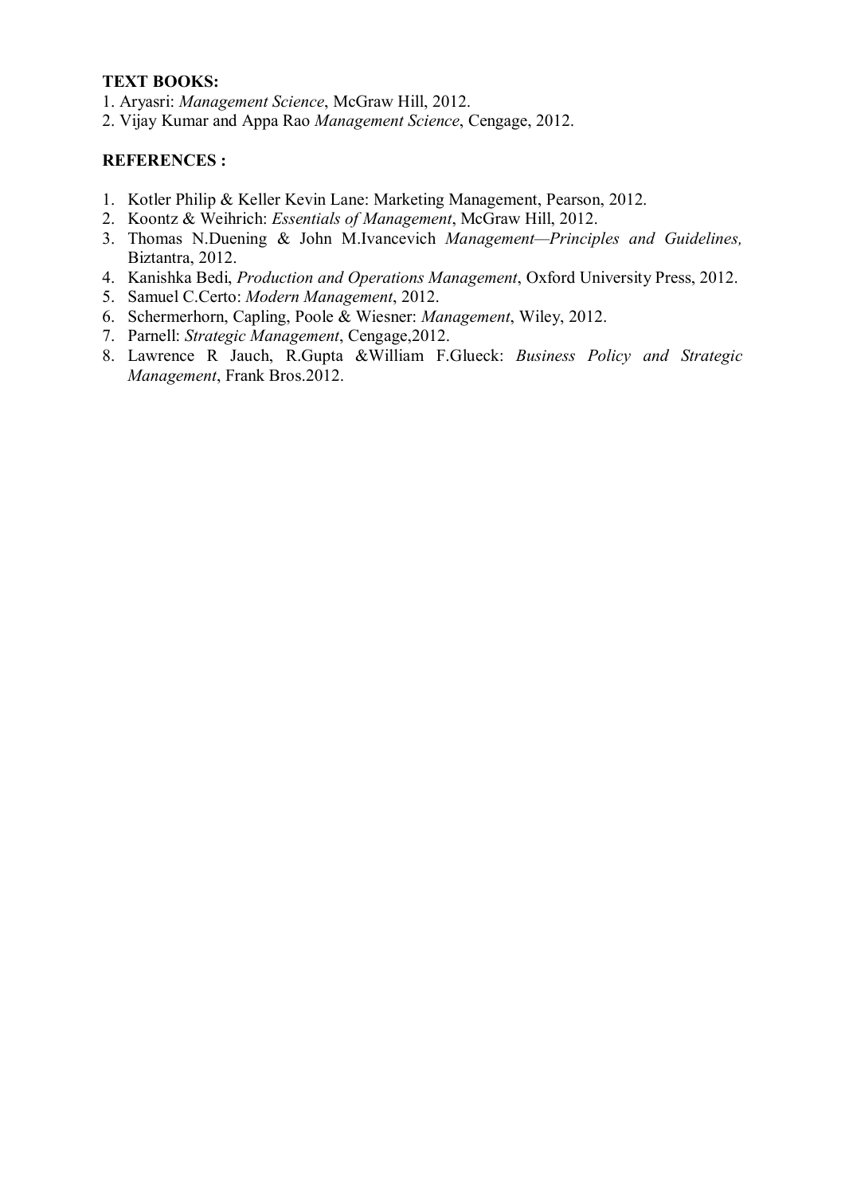**TEXT BOOKS:**

1. Aryasri: *Management Science*, McGraw Hill, 2012.
2. Vijay Kumar and Appa Rao *Management Science*, Cengage, 2012.

**REFERENCES :**

1. Kotler Philip & Keller Kevin Lane: Marketing Management, Pearson, 2012.
2. Koontz & Weihrich: *Essentials of Management*, McGraw Hill, 2012.
3. Thomas N.Duening & John M.Ivancevich *Management—Principles and Guidelines,* Biztantra, 2012.
4. Kanishka Bedi, *Production and Operations Management*, Oxford University Press, 2012.
5. Samuel C.Certo: *Modern Management*, 2012.
6. Schermerhorn, Capling, Poole & Wiesner: *Management*, Wiley, 2012.
7. Parnell: *Strategic Management*, Cengage,2012.
8. Lawrence R Jauch, R.Gupta &William F.Glueck: *Business Policy and Strategic Management*, Frank Bros.2012.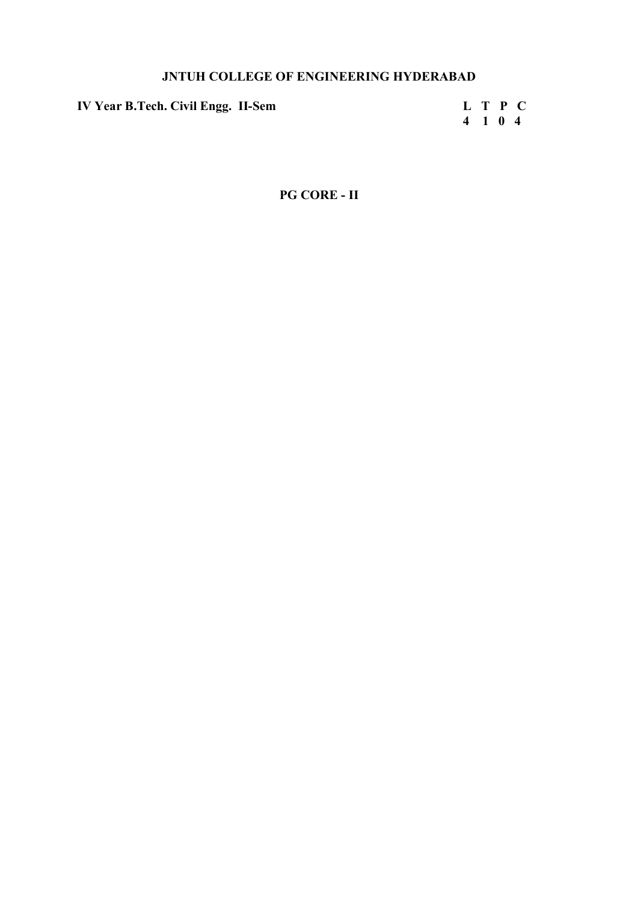**JNTUH COLLEGE OF ENGINEERING HYDERABAD**

**IV Year B.Tech. Civil Engg. II-Sem**

| L | T | P | C |
|---|---|---|---|
| 4 | 1 | 0 | 4 |

**PG CORE - II**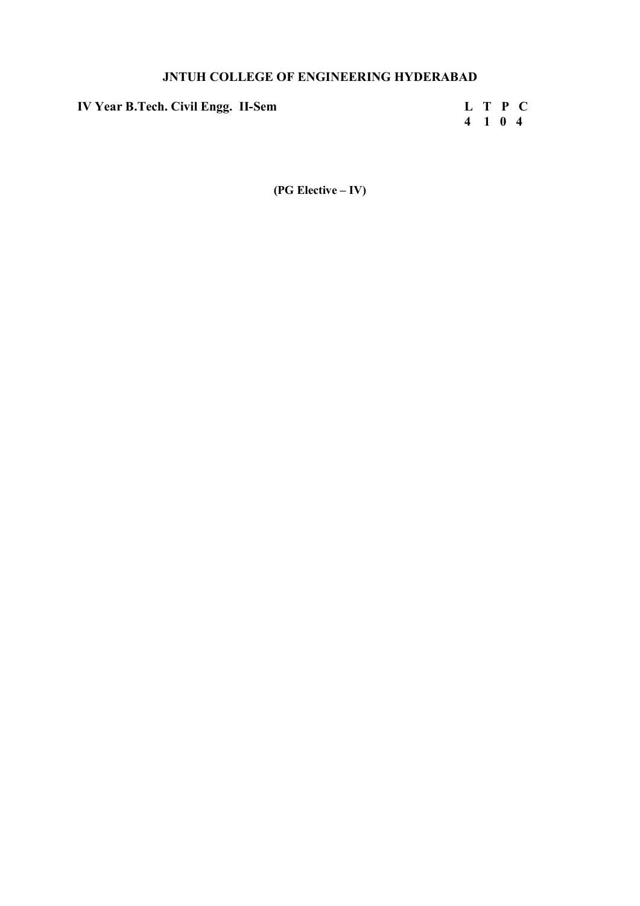**JNTUH COLLEGE OF ENGINEERING HYDERABAD**

**IV Year B.Tech. Civil Engg. II-Sem**

| L | T | P | C |
|---|---|---|---|
| 4 | 1 | 0 | 4 |

**(PG Elective – IV)**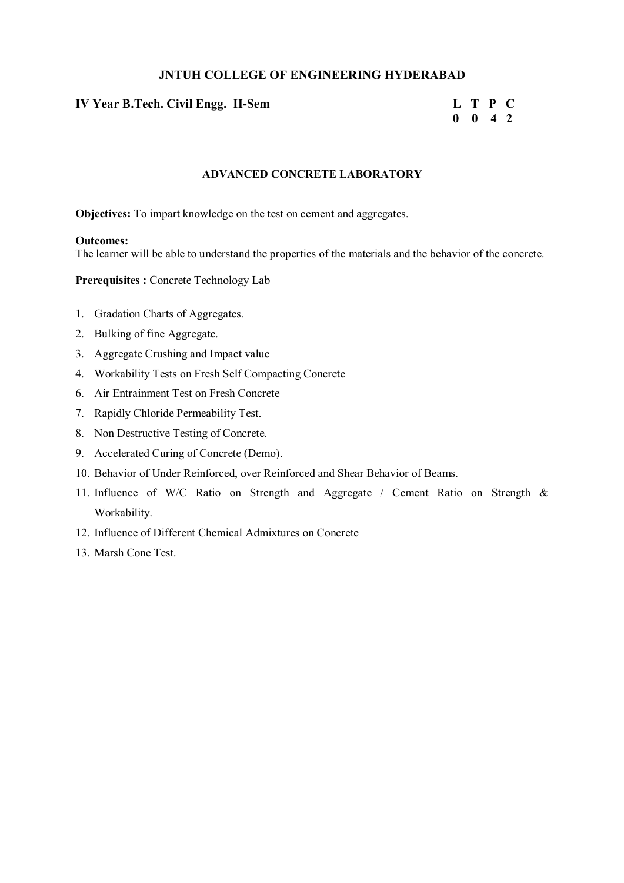# JNTUH COLLEGE OF ENGINEERING HYDERABAD

**IV Year B.Tech. Civil Engg. II-Sem**

| L | T | P | C |
|---|---|---|---|
| 0 | 0 | 4 | 2 |

## ADVANCED CONCRETE LABORATORY

**Objectives:** To impart knowledge on the test on cement and aggregates.

**Outcomes:**
The learner will be able to understand the properties of the materials and the behavior of the concrete.

**Prerequisites :** Concrete Technology Lab

1. Gradation Charts of Aggregates.
2. Bulking of fine Aggregate.
3. Aggregate Crushing and Impact value
4. Workability Tests on Fresh Self Compacting Concrete
6. Air Entrainment Test on Fresh Concrete
7. Rapidly Chloride Permeability Test.
8. Non Destructive Testing of Concrete.
9. Accelerated Curing of Concrete (Demo).
10. Behavior of Under Reinforced, over Reinforced and Shear Behavior of Beams.
11. Influence of W/C Ratio on Strength and Aggregate / Cement Ratio on Strength & Workability.
12. Influence of Different Chemical Admixtures on Concrete
13. Marsh Cone Test.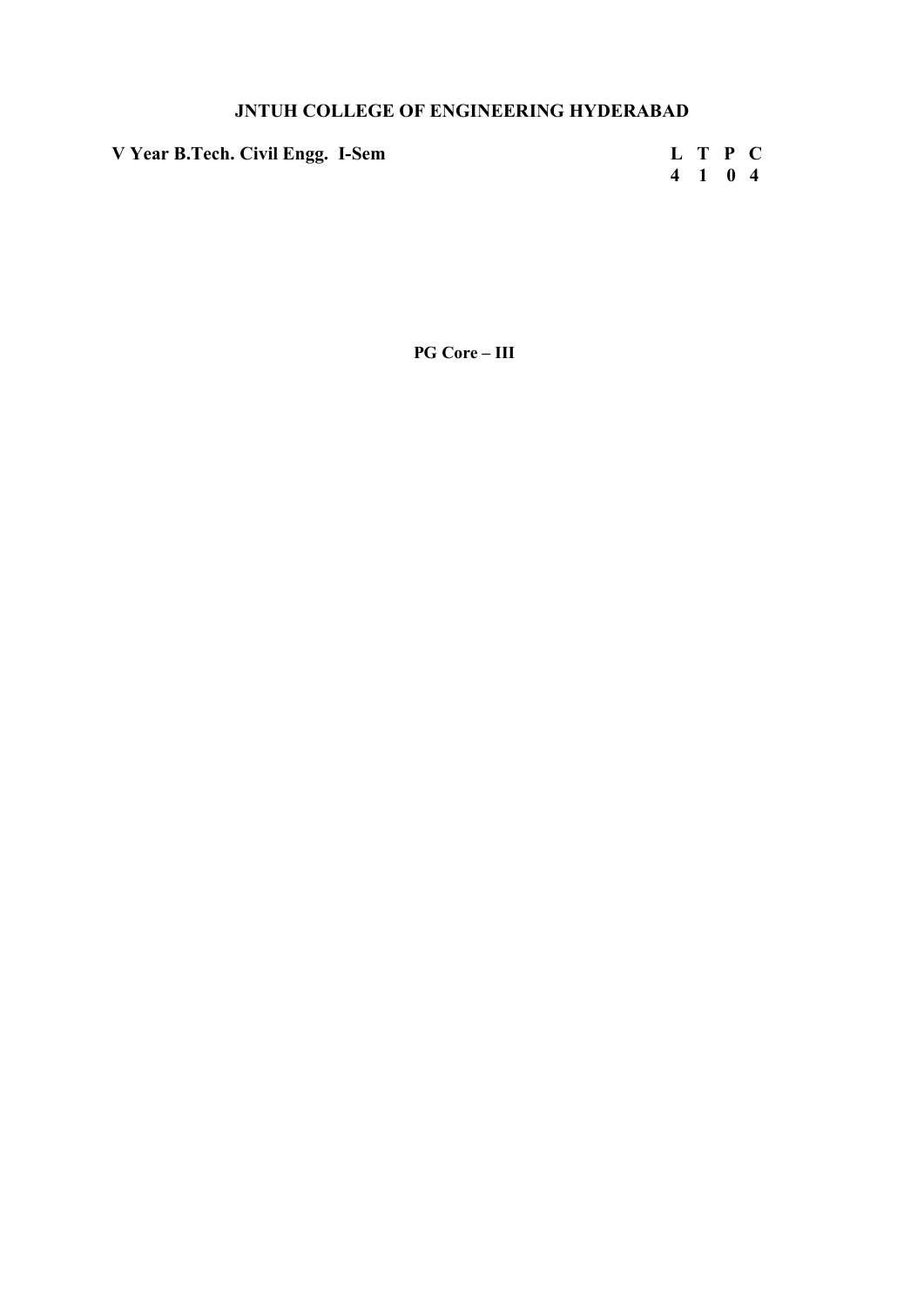**JNTUH COLLEGE OF ENGINEERING HYDERABAD**

**V Year B.Tech. Civil Engg. I-Sem**

| L | T | P | C |
|---|---|---|---|
| 4 | 1 | 0 | 4 |

**PG Core – III**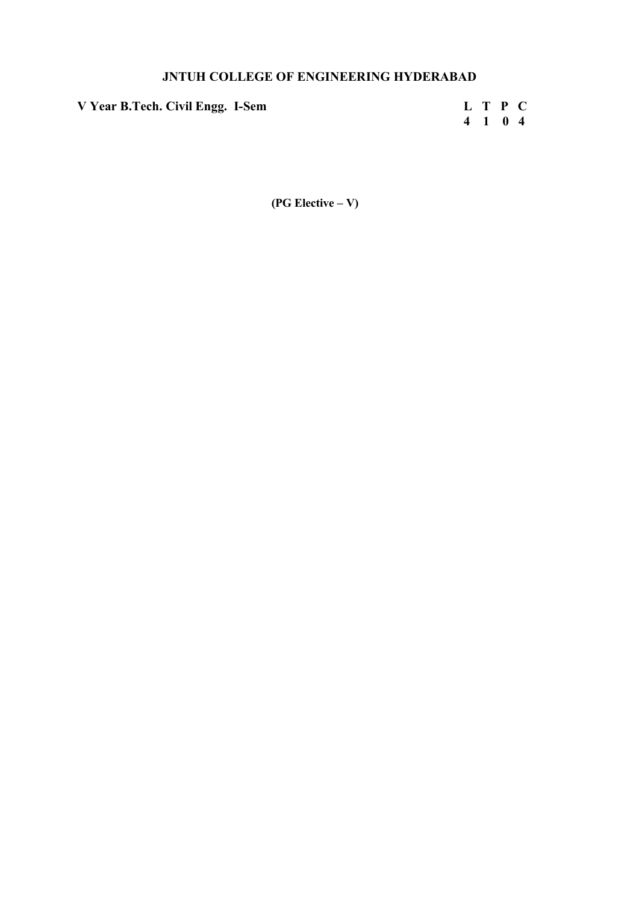**JNTUH COLLEGE OF ENGINEERING HYDERABAD**

| **V Year B.Tech. Civil Engg. I-Sem** | **L** | **T** | **P** | **C** |
|---|---|---|---|---|
| | **4** | **1** | **0** | **4** |

**(PG Elective – V)**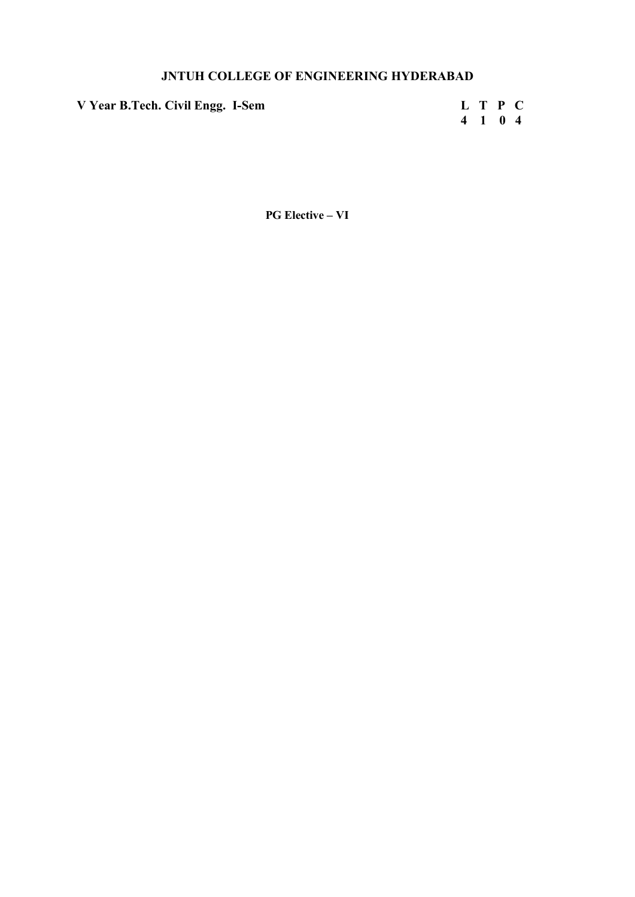**JNTUH COLLEGE OF ENGINEERING HYDERABAD**

**V Year B.Tech. Civil Engg. I-Sem**

| L | T | P | C |
|---|---|---|---|
| 4 | 1 | 0 | 4 |

**PG Elective – VI**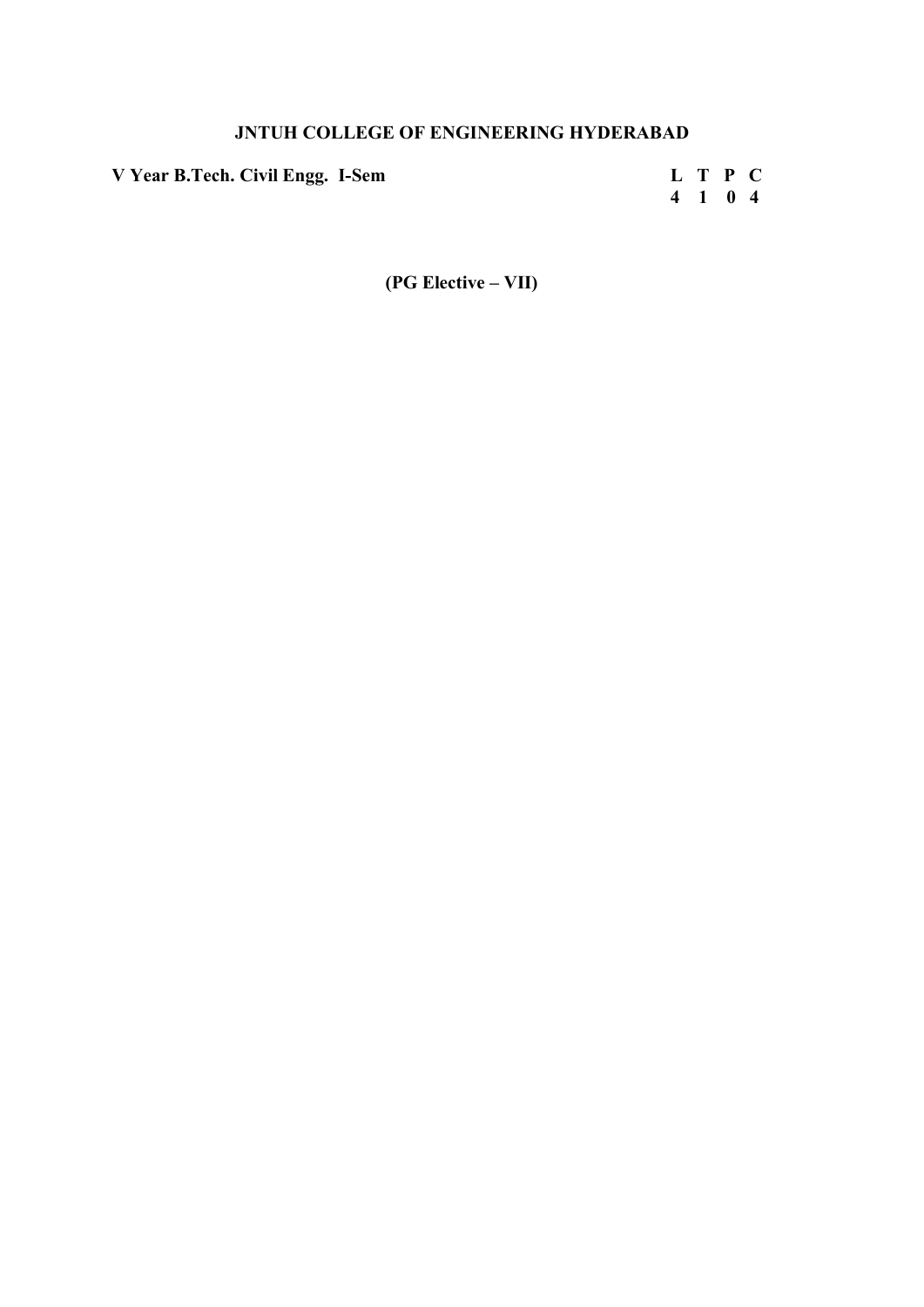**JNTUH COLLEGE OF ENGINEERING HYDERABAD**

**V Year B.Tech. Civil Engg. I-Sem**

| L | T | P | C |
|---|---|---|---|
| 4 | 1 | 0 | 4 |

**(PG Elective – VII)**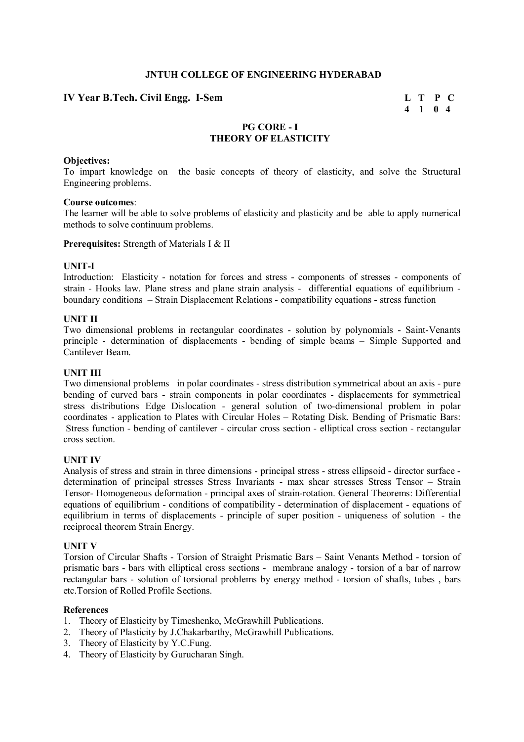**JNTUH COLLEGE OF ENGINEERING HYDERABAD**

**IV Year B.Tech. Civil Engg. I-Sem**

| L | T | P | C |
|---|---|---|---|
| 4 | 1 | 0 | 4 |

## PG CORE - I
## THEORY OF ELASTICITY

**Objectives:**
To impart knowledge on the basic concepts of theory of elasticity, and solve the Structural Engineering problems.

**Course outcomes**:
The learner will be able to solve problems of elasticity and plasticity and be able to apply numerical methods to solve continuum problems.

**Prerequisites:** Strength of Materials I & II

### UNIT-I

Introduction: Elasticity - notation for forces and stress - components of stresses - components of strain - Hooks law. Plane stress and plane strain analysis - differential equations of equilibrium - boundary conditions – Strain Displacement Relations - compatibility equations - stress function

### UNIT II

Two dimensional problems in rectangular coordinates - solution by polynomials - Saint-Venants principle - determination of displacements - bending of simple beams – Simple Supported and Cantilever Beam.

### UNIT III

Two dimensional problems in polar coordinates - stress distribution symmetrical about an axis - pure bending of curved bars - strain components in polar coordinates - displacements for symmetrical stress distributions Edge Dislocation - general solution of two-dimensional problem in polar coordinates - application to Plates with Circular Holes – Rotating Disk. Bending of Prismatic Bars: Stress function - bending of cantilever - circular cross section - elliptical cross section - rectangular cross section.

### UNIT IV

Analysis of stress and strain in three dimensions - principal stress - stress ellipsoid - director surface - determination of principal stresses Stress Invariants - max shear stresses Stress Tensor – Strain Tensor- Homogeneous deformation - principal axes of strain-rotation. General Theorems: Differential equations of equilibrium - conditions of compatibility - determination of displacement - equations of equilibrium in terms of displacements - principle of super position - uniqueness of solution - the reciprocal theorem Strain Energy.

### UNIT V

Torsion of Circular Shafts - Torsion of Straight Prismatic Bars – Saint Venants Method - torsion of prismatic bars - bars with elliptical cross sections - membrane analogy - torsion of a bar of narrow rectangular bars - solution of torsional problems by energy method - torsion of shafts, tubes , bars etc.Torsion of Rolled Profile Sections.

**References**

1. Theory of Elasticity by Timeshenko, McGrawhill Publications.
2. Theory of Plasticity by J.Chakarbarthy, McGrawhill Publications.
3. Theory of Elasticity by Y.C.Fung.
4. Theory of Elasticity by Gurucharan Singh.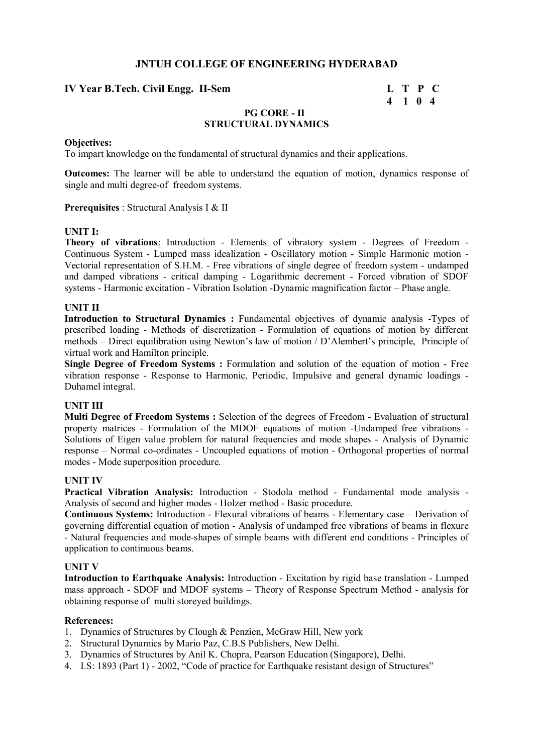# JNTUH COLLEGE OF ENGINEERING HYDERABAD

**IV Year B.Tech. Civil Engg. II-Sem**

| L | T | P | C |
|---|---|---|---|
| 4 | 1 | 0 | 4 |

## PG CORE - II
## STRUCTURAL DYNAMICS

**Objectives:**
To impart knowledge on the fundamental of structural dynamics and their applications.

**Outcomes:** The learner will be able to understand the equation of motion, dynamics response of single and multi degree-of freedom systems.

**Prerequisites** : Structural Analysis I & II

**UNIT I:**
**Theory of vibrations**: Introduction - Elements of vibratory system - Degrees of Freedom - Continuous System - Lumped mass idealization - Oscillatory motion - Simple Harmonic motion - Vectorial representation of S.H.M. - Free vibrations of single degree of freedom system - undamped and damped vibrations - critical damping - Logarithmic decrement - Forced vibration of SDOF systems - Harmonic excitation - Vibration Isolation -Dynamic magnification factor – Phase angle.

**UNIT II**
**Introduction to Structural Dynamics :** Fundamental objectives of dynamic analysis -Types of prescribed loading - Methods of discretization - Formulation of equations of motion by different methods – Direct equilibration using Newton's law of motion / D'Alembert's principle, Principle of virtual work and Hamilton principle.
**Single Degree of Freedom Systems :** Formulation and solution of the equation of motion - Free vibration response - Response to Harmonic, Periodic, Impulsive and general dynamic loadings - Duhamel integral.

**UNIT III**
**Multi Degree of Freedom Systems :** Selection of the degrees of Freedom - Evaluation of structural property matrices - Formulation of the MDOF equations of motion -Undamped free vibrations - Solutions of Eigen value problem for natural frequencies and mode shapes - Analysis of Dynamic response – Normal co-ordinates - Uncoupled equations of motion - Orthogonal properties of normal modes - Mode superposition procedure.

**UNIT IV**
**Practical Vibration Analysis:** Introduction - Stodola method - Fundamental mode analysis - Analysis of second and higher modes - Holzer method - Basic procedure.
**Continuous Systems:** Introduction - Flexural vibrations of beams - Elementary case – Derivation of governing differential equation of motion - Analysis of undamped free vibrations of beams in flexure - Natural frequencies and mode-shapes of simple beams with different end conditions - Principles of application to continuous beams.

**UNIT V**
**Introduction to Earthquake Analysis:** Introduction - Excitation by rigid base translation - Lumped mass approach - SDOF and MDOF systems – Theory of Response Spectrum Method - analysis for obtaining response of multi storeyed buildings.

**References:**
1. Dynamics of Structures by Clough & Penzien, McGraw Hill, New york
2. Structural Dynamics by Mario Paz, C.B.S Publishers, New Delhi.
3. Dynamics of Structures by Anil K. Chopra, Pearson Education (Singapore), Delhi.
4. I.S: 1893 (Part 1) - 2002, "Code of practice for Earthquake resistant design of Structures"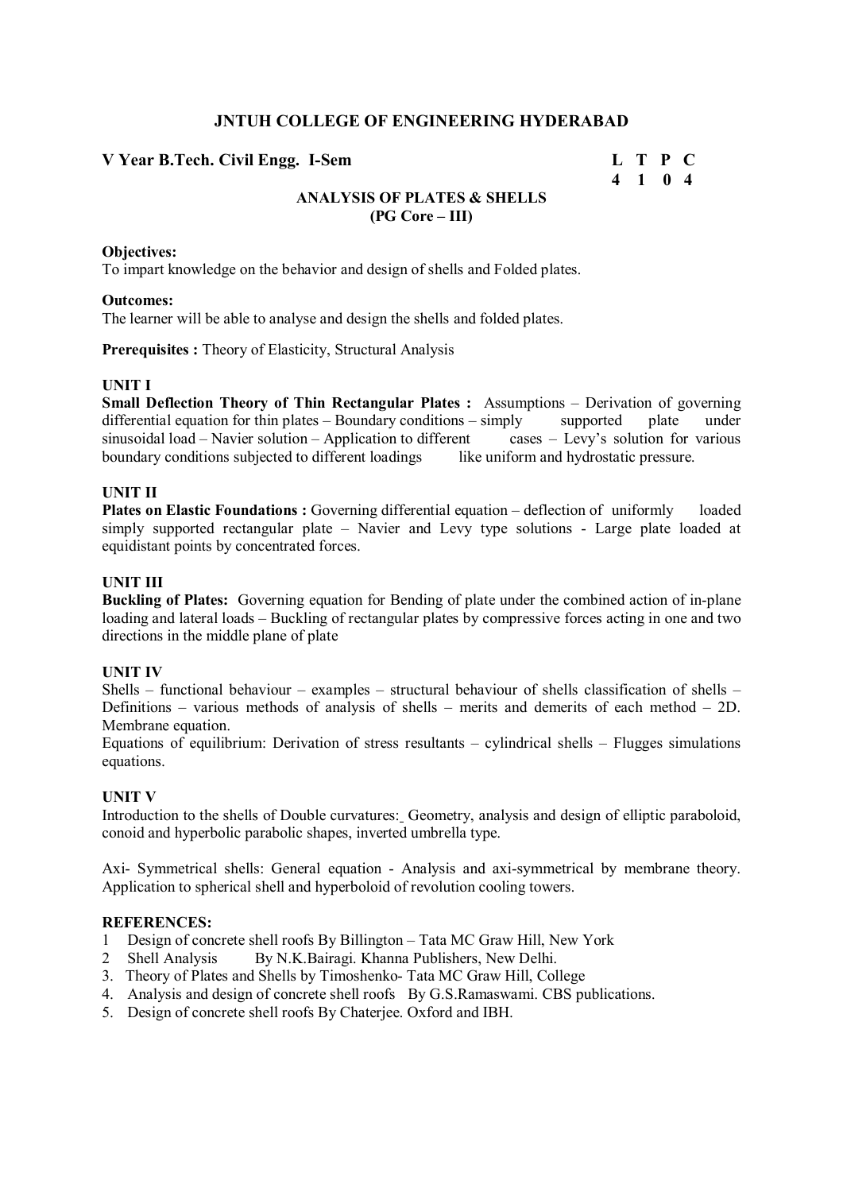# JNTUH COLLEGE OF ENGINEERING HYDERABAD

**V Year B.Tech. Civil Engg. I-Sem**

| L | T | P | C |
|---|---|---|---|
| 4 | 1 | 0 | 4 |

## ANALYSIS OF PLATES & SHELLS
## (PG Core – III)

**Objectives:**
To impart knowledge on the behavior and design of shells and Folded plates.

**Outcomes:**
The learner will be able to analyse and design the shells and folded plates.

**Prerequisites :** Theory of Elasticity, Structural Analysis

### UNIT I

**Small Deflection Theory of Thin Rectangular Plates :** Assumptions – Derivation of governing differential equation for thin plates – Boundary conditions – simply supported plate under sinusoidal load – Navier solution – Application to different cases – Levy's solution for various boundary conditions subjected to different loadings like uniform and hydrostatic pressure.

### UNIT II

**Plates on Elastic Foundations :** Governing differential equation – deflection of uniformly loaded simply supported rectangular plate – Navier and Levy type solutions - Large plate loaded at equidistant points by concentrated forces.

### UNIT III

**Buckling of Plates:** Governing equation for Bending of plate under the combined action of in-plane loading and lateral loads – Buckling of rectangular plates by compressive forces acting in one and two directions in the middle plane of plate

### UNIT IV

Shells – functional behaviour – examples – structural behaviour of shells classification of shells – Definitions – various methods of analysis of shells – merits and demerits of each method – 2D. Membrane equation.

Equations of equilibrium: Derivation of stress resultants – cylindrical shells – Flugges simulations equations.

### UNIT V

Introduction to the shells of Double curvatures: Geometry, analysis and design of elliptic paraboloid, conoid and hyperbolic parabolic shapes, inverted umbrella type.

Axi- Symmetrical shells: General equation - Analysis and axi-symmetrical by membrane theory. Application to spherical shell and hyperboloid of revolution cooling towers.

**REFERENCES:**

1. Design of concrete shell roofs By Billington – Tata MC Graw Hill, New York
2. Shell Analysis By N.K.Bairagi. Khanna Publishers, New Delhi.
3. Theory of Plates and Shells by Timoshenko- Tata MC Graw Hill, College
4. Analysis and design of concrete shell roofs By G.S.Ramaswami. CBS publications.
5. Design of concrete shell roofs By Chaterjee. Oxford and IBH.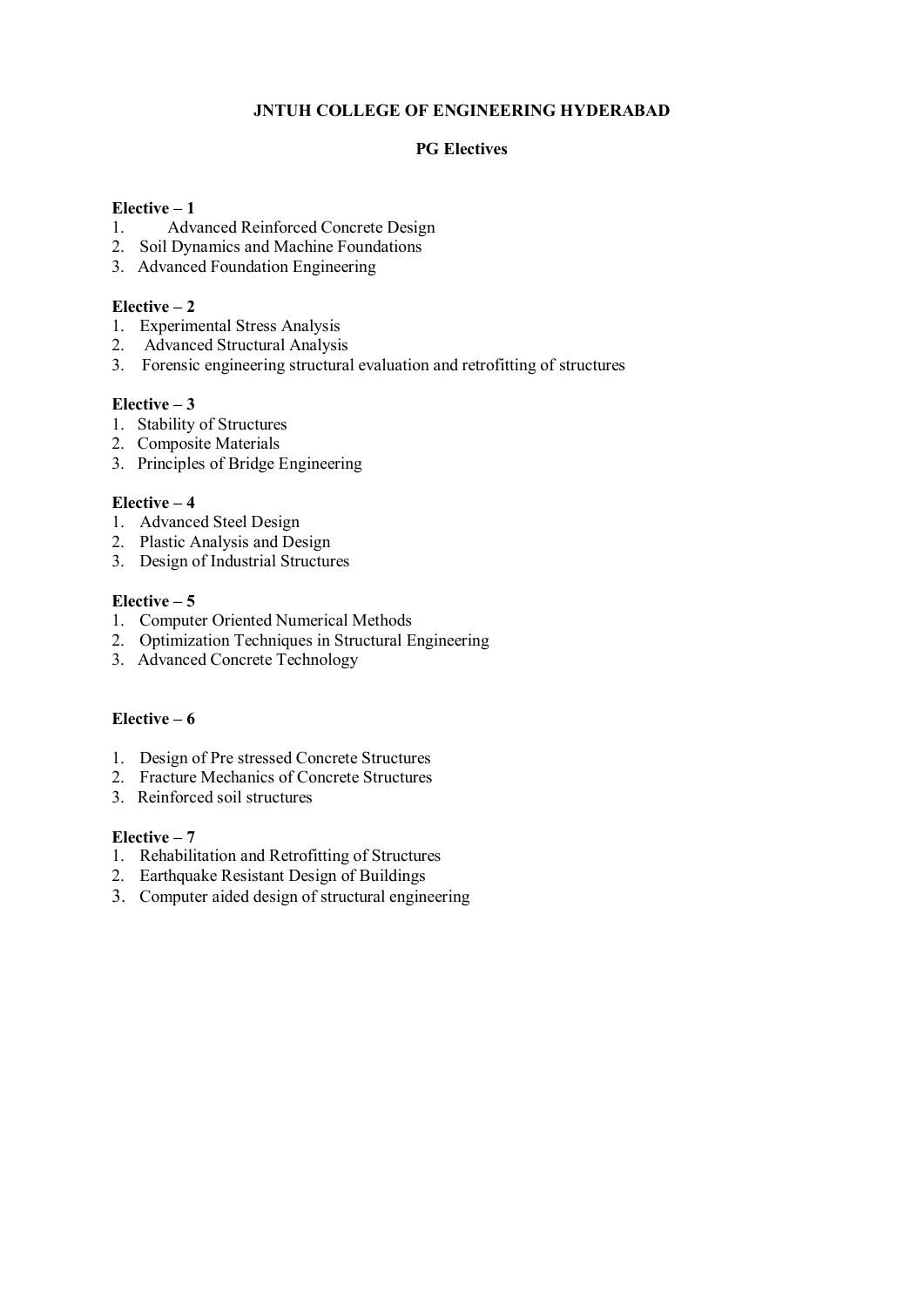# JNTUH COLLEGE OF ENGINEERING HYDERABAD

## PG Electives

**Elective – 1**
1. Advanced Reinforced Concrete Design
2. Soil Dynamics and Machine Foundations
3. Advanced Foundation Engineering

**Elective – 2**
1. Experimental Stress Analysis
2. Advanced Structural Analysis
3. Forensic engineering structural evaluation and retrofitting of structures

**Elective – 3**
1. Stability of Structures
2. Composite Materials
3. Principles of Bridge Engineering

**Elective – 4**
1. Advanced Steel Design
2. Plastic Analysis and Design
3. Design of Industrial Structures

**Elective – 5**
1. Computer Oriented Numerical Methods
2. Optimization Techniques in Structural Engineering
3. Advanced Concrete Technology

**Elective – 6**

1. Design of Pre stressed Concrete Structures
2. Fracture Mechanics of Concrete Structures
3. Reinforced soil structures

**Elective – 7**
1. Rehabilitation and Retrofitting of Structures
2. Earthquake Resistant Design of Buildings
3. Computer aided design of structural engineering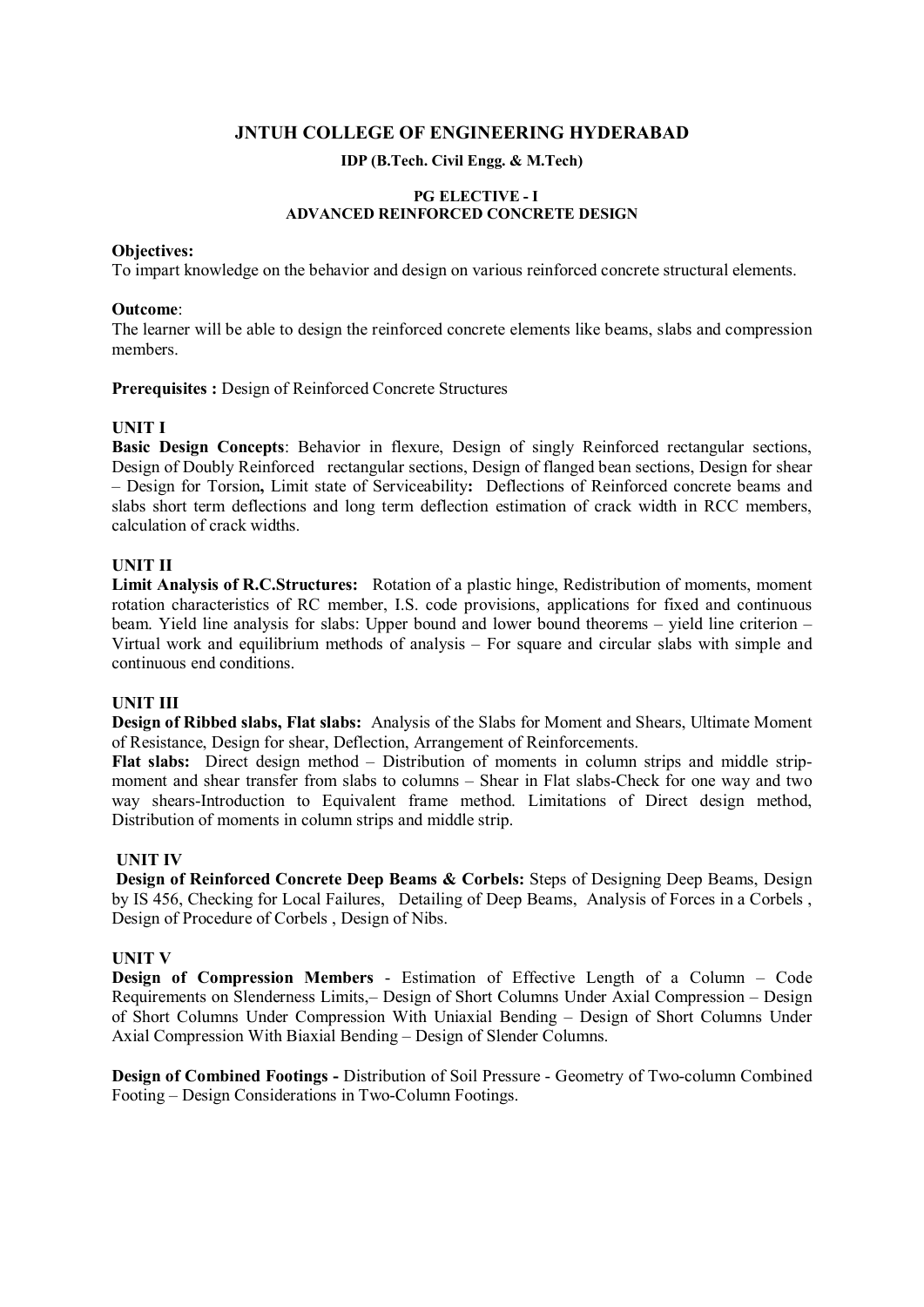# JNTUH COLLEGE OF ENGINEERING HYDERABAD

**IDP (B.Tech. Civil Engg. & M.Tech)**

**PG ELECTIVE - I**
**ADVANCED REINFORCED CONCRETE DESIGN**

**Objectives:**
To impart knowledge on the behavior and design on various reinforced concrete structural elements.

**Outcome**:
The learner will be able to design the reinforced concrete elements like beams, slabs and compression members.

**Prerequisites :** Design of Reinforced Concrete Structures

**UNIT I**
**Basic Design Concepts**: Behavior in flexure, Design of singly Reinforced rectangular sections, Design of Doubly Reinforced rectangular sections, Design of flanged bean sections, Design for shear – Design for Torsion**,** Limit state of Serviceability**:** Deflections of Reinforced concrete beams and slabs short term deflections and long term deflection estimation of crack width in RCC members, calculation of crack widths.

**UNIT II**
**Limit Analysis of R.C.Structures:** Rotation of a plastic hinge, Redistribution of moments, moment rotation characteristics of RC member, I.S. code provisions, applications for fixed and continuous beam. Yield line analysis for slabs: Upper bound and lower bound theorems – yield line criterion – Virtual work and equilibrium methods of analysis – For square and circular slabs with simple and continuous end conditions.

**UNIT III**
**Design of Ribbed slabs, Flat slabs:** Analysis of the Slabs for Moment and Shears, Ultimate Moment of Resistance, Design for shear, Deflection, Arrangement of Reinforcements.
**Flat slabs:** Direct design method – Distribution of moments in column strips and middle strip-moment and shear transfer from slabs to columns – Shear in Flat slabs-Check for one way and two way shears-Introduction to Equivalent frame method. Limitations of Direct design method, Distribution of moments in column strips and middle strip.

**UNIT IV**
**Design of Reinforced Concrete Deep Beams & Corbels:** Steps of Designing Deep Beams, Design by IS 456, Checking for Local Failures, Detailing of Deep Beams, Analysis of Forces in a Corbels , Design of Procedure of Corbels , Design of Nibs.

**UNIT V**
**Design of Compression Members** - Estimation of Effective Length of a Column – Code Requirements on Slenderness Limits,– Design of Short Columns Under Axial Compression – Design of Short Columns Under Compression With Uniaxial Bending – Design of Short Columns Under Axial Compression With Biaxial Bending – Design of Slender Columns.

**Design of Combined Footings -** Distribution of Soil Pressure - Geometry of Two-column Combined Footing – Design Considerations in Two-Column Footings.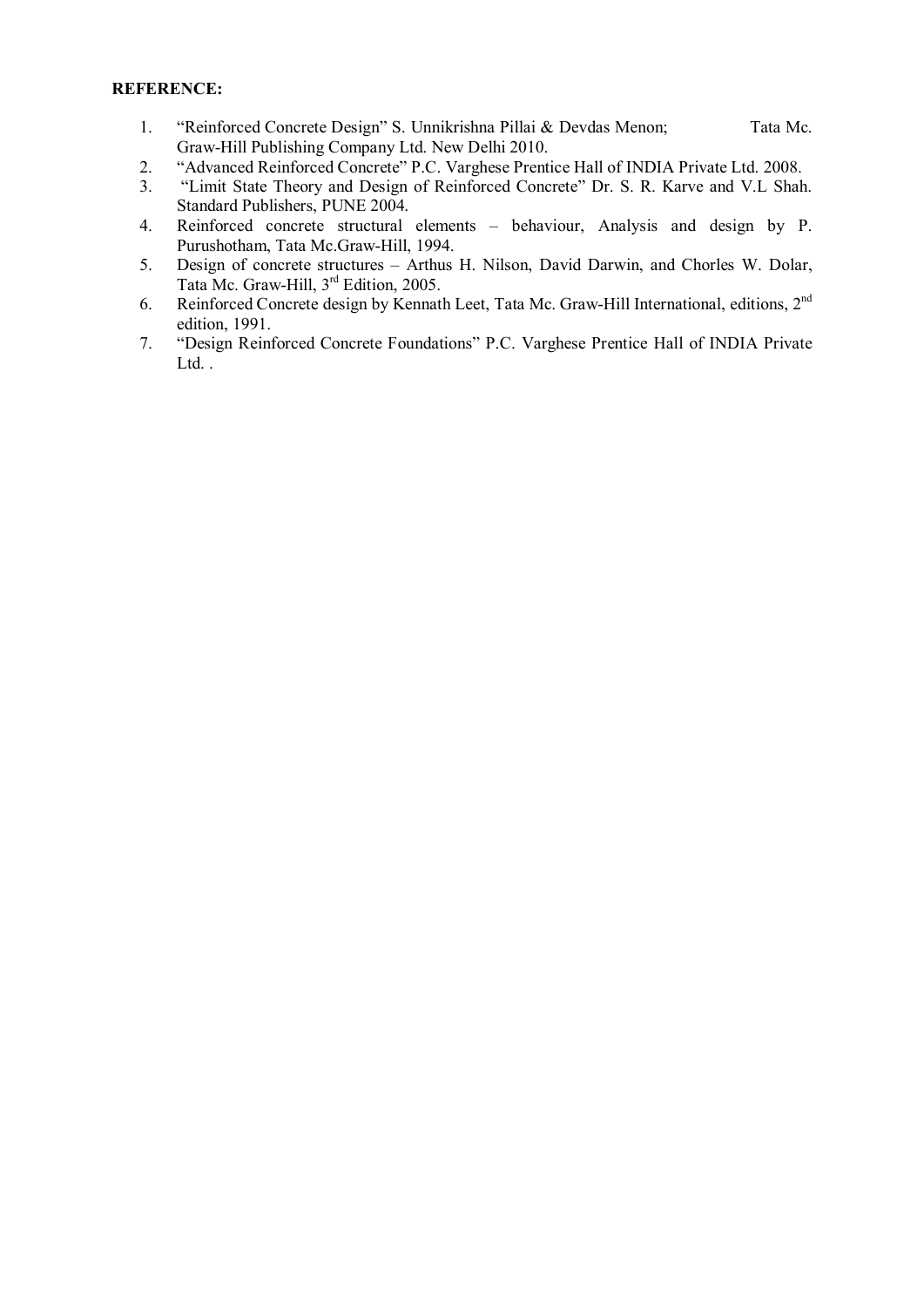**REFERENCE:**

1. "Reinforced Concrete Design" S. Unnikrishna Pillai & Devdas Menon; Tata Mc. Graw-Hill Publishing Company Ltd. New Delhi 2010.
2. "Advanced Reinforced Concrete" P.C. Varghese Prentice Hall of INDIA Private Ltd. 2008.
3. "Limit State Theory and Design of Reinforced Concrete" Dr. S. R. Karve and V.L Shah. Standard Publishers, PUNE 2004.
4. Reinforced concrete structural elements – behaviour, Analysis and design by P. Purushotham, Tata Mc.Graw-Hill, 1994.
5. Design of concrete structures – Arthus H. Nilson, David Darwin, and Chorles W. Dolar, Tata Mc. Graw-Hill, 3rd Edition, 2005.
6. Reinforced Concrete design by Kennath Leet, Tata Mc. Graw-Hill International, editions, 2nd edition, 1991.
7. "Design Reinforced Concrete Foundations" P.C. Varghese Prentice Hall of INDIA Private Ltd. .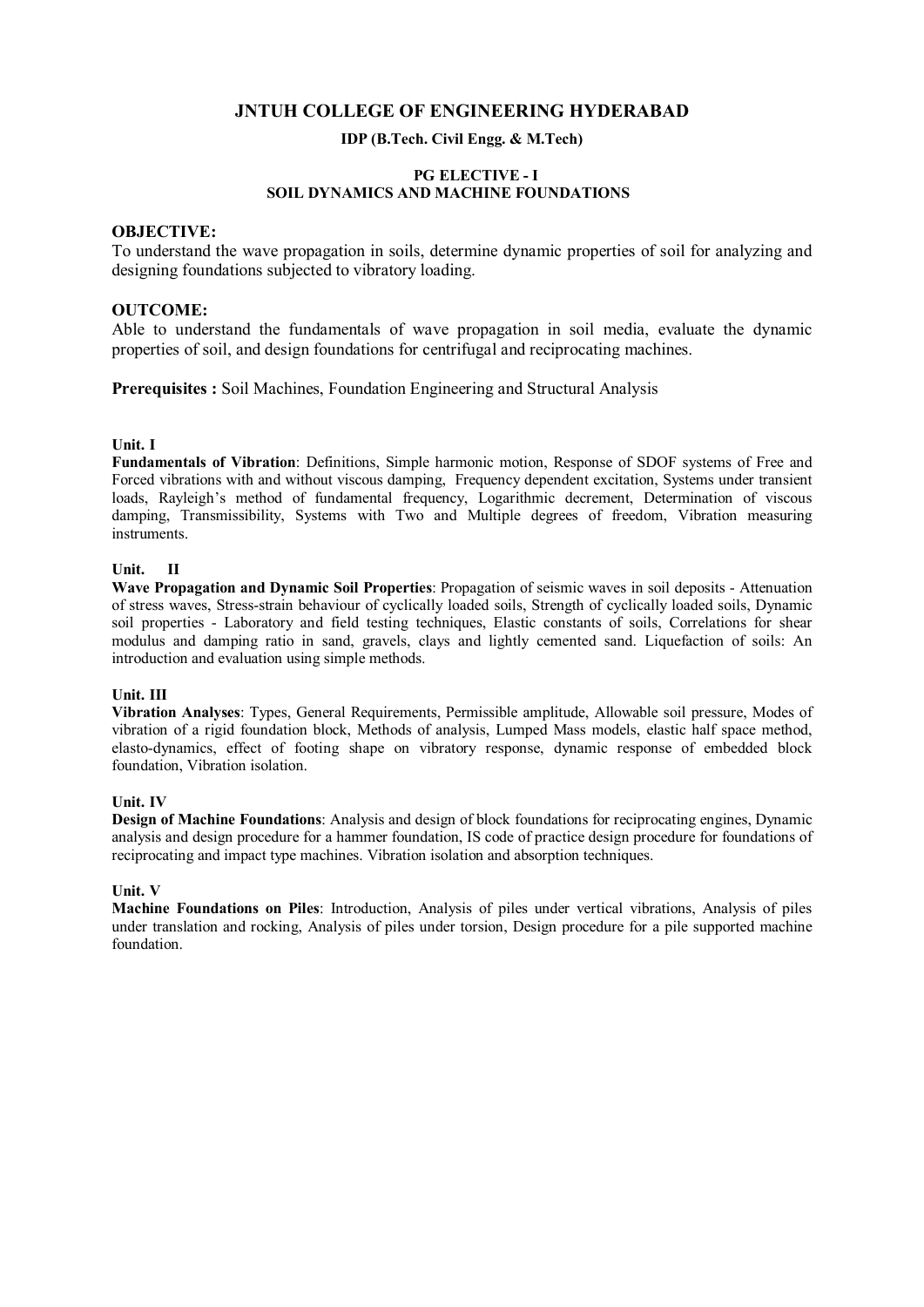# JNTUH COLLEGE OF ENGINEERING HYDERABAD

**IDP (B.Tech. Civil Engg. & M.Tech)**

**PG ELECTIVE - I**
**SOIL DYNAMICS AND MACHINE FOUNDATIONS**

## OBJECTIVE:

To understand the wave propagation in soils, determine dynamic properties of soil for analyzing and designing foundations subjected to vibratory loading.

## OUTCOME:

Able to understand the fundamentals of wave propagation in soil media, evaluate the dynamic properties of soil, and design foundations for centrifugal and reciprocating machines.

**Prerequisites :** Soil Machines, Foundation Engineering and Structural Analysis

**Unit. I**

**Fundamentals of Vibration**: Definitions, Simple harmonic motion, Response of SDOF systems of Free and Forced vibrations with and without viscous damping, Frequency dependent excitation, Systems under transient loads, Rayleigh's method of fundamental frequency, Logarithmic decrement, Determination of viscous damping, Transmissibility, Systems with Two and Multiple degrees of freedom, Vibration measuring instruments.

**Unit. II**

**Wave Propagation and Dynamic Soil Properties**: Propagation of seismic waves in soil deposits - Attenuation of stress waves, Stress-strain behaviour of cyclically loaded soils, Strength of cyclically loaded soils, Dynamic soil properties - Laboratory and field testing techniques, Elastic constants of soils, Correlations for shear modulus and damping ratio in sand, gravels, clays and lightly cemented sand. Liquefaction of soils: An introduction and evaluation using simple methods.

**Unit. III**

**Vibration Analyses**: Types, General Requirements, Permissible amplitude, Allowable soil pressure, Modes of vibration of a rigid foundation block, Methods of analysis, Lumped Mass models, elastic half space method, elasto-dynamics, effect of footing shape on vibratory response, dynamic response of embedded block foundation, Vibration isolation.

**Unit. IV**

**Design of Machine Foundations**: Analysis and design of block foundations for reciprocating engines, Dynamic analysis and design procedure for a hammer foundation, IS code of practice design procedure for foundations of reciprocating and impact type machines. Vibration isolation and absorption techniques.

**Unit. V**

**Machine Foundations on Piles**: Introduction, Analysis of piles under vertical vibrations, Analysis of piles under translation and rocking, Analysis of piles under torsion, Design procedure for a pile supported machine foundation.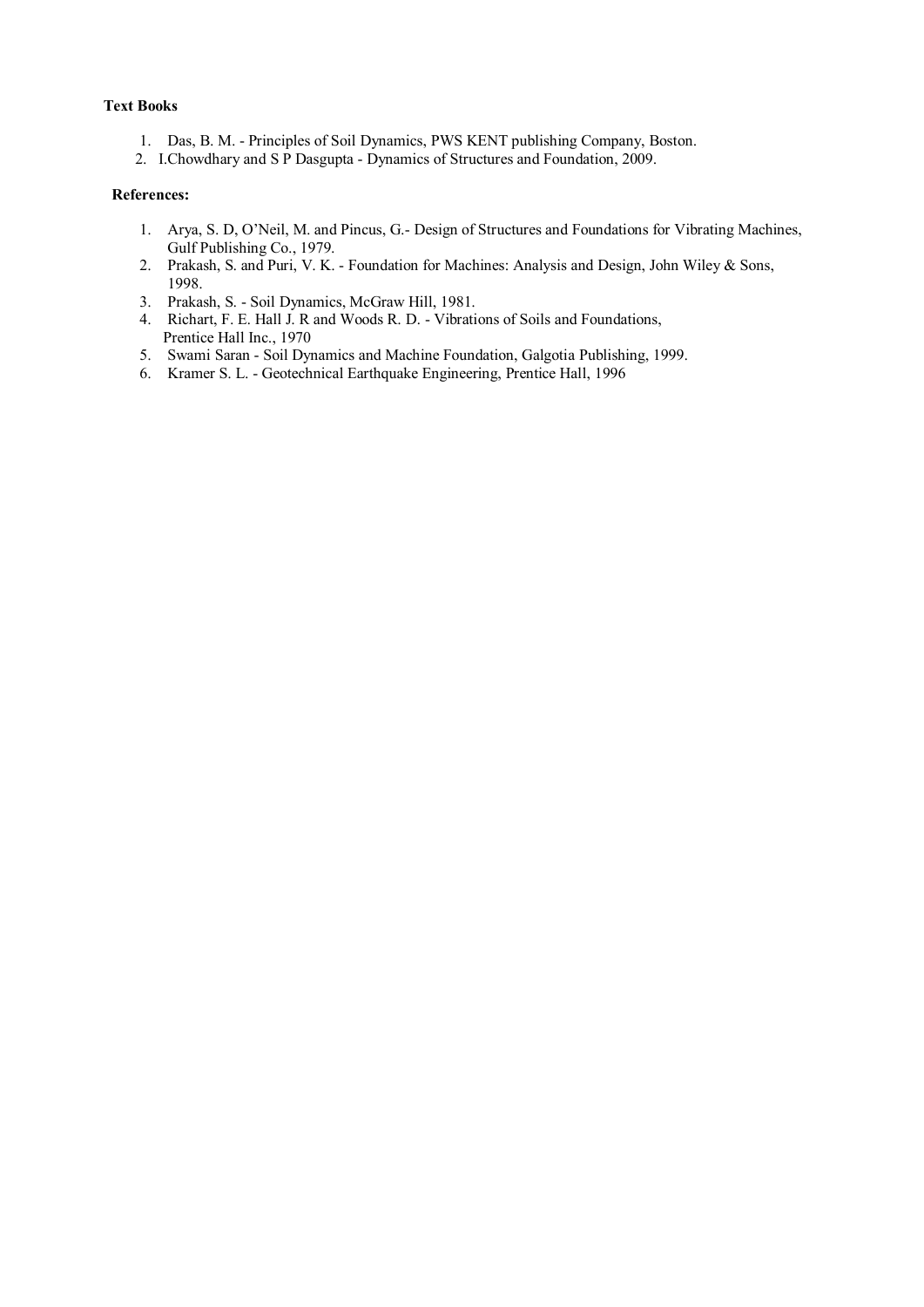**Text Books**

1. Das, B. M. - Principles of Soil Dynamics, PWS KENT publishing Company, Boston.
2. I.Chowdhary and S P Dasgupta - Dynamics of Structures and Foundation, 2009.

**References:**

1. Arya, S. D, O'Neil, M. and Pincus, G.- Design of Structures and Foundations for Vibrating Machines, Gulf Publishing Co., 1979.
2. Prakash, S. and Puri, V. K. - Foundation for Machines: Analysis and Design, John Wiley & Sons, 1998.
3. Prakash, S. - Soil Dynamics, McGraw Hill, 1981.
4. Richart, F. E. Hall J. R and Woods R. D. - Vibrations of Soils and Foundations, Prentice Hall Inc., 1970
5. Swami Saran - Soil Dynamics and Machine Foundation, Galgotia Publishing, 1999.
6. Kramer S. L. - Geotechnical Earthquake Engineering, Prentice Hall, 1996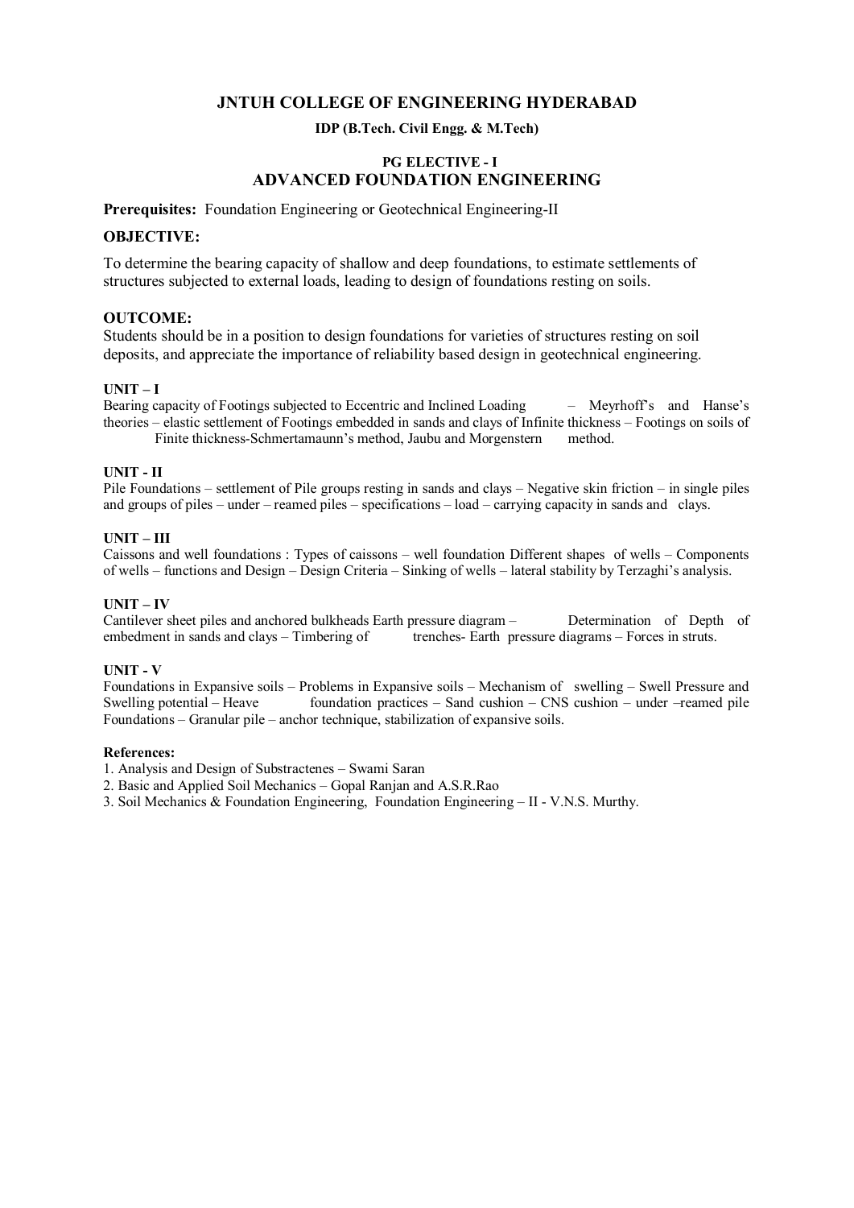# JNTUH COLLEGE OF ENGINEERING HYDERABAD

**IDP (B.Tech. Civil Engg. & M.Tech)**

**PG ELECTIVE - I**

## ADVANCED FOUNDATION ENGINEERING

**Prerequisites:** Foundation Engineering or Geotechnical Engineering-II

**OBJECTIVE:**

To determine the bearing capacity of shallow and deep foundations, to estimate settlements of structures subjected to external loads, leading to design of foundations resting on soils.

**OUTCOME:**

Students should be in a position to design foundations for varieties of structures resting on soil deposits, and appreciate the importance of reliability based design in geotechnical engineering.

**UNIT – I**

Bearing capacity of Footings subjected to Eccentric and Inclined Loading – Meyrhoff's and Hanse's theories – elastic settlement of Footings embedded in sands and clays of Infinite thickness – Footings on soils of Finite thickness-Schmertamaunn's method, Jaubu and Morgenstern method.

**UNIT - II**

Pile Foundations – settlement of Pile groups resting in sands and clays – Negative skin friction – in single piles and groups of piles – under – reamed piles – specifications – load – carrying capacity in sands and clays.

**UNIT – III**

Caissons and well foundations : Types of caissons – well foundation Different shapes of wells – Components of wells – functions and Design – Design Criteria – Sinking of wells – lateral stability by Terzaghi's analysis.

**UNIT – IV**

Cantilever sheet piles and anchored bulkheads Earth pressure diagram – Determination of Depth of embedment in sands and clays – Timbering of trenches- Earth pressure diagrams – Forces in struts.

**UNIT - V**

Foundations in Expansive soils – Problems in Expansive soils – Mechanism of swelling – Swell Pressure and Swelling potential – Heave foundation practices – Sand cushion – CNS cushion – under –reamed pile Foundations – Granular pile – anchor technique, stabilization of expansive soils.

**References:**

1. Analysis and Design of Substractenes – Swami Saran
2. Basic and Applied Soil Mechanics – Gopal Ranjan and A.S.R.Rao
3. Soil Mechanics & Foundation Engineering, Foundation Engineering – II - V.N.S. Murthy.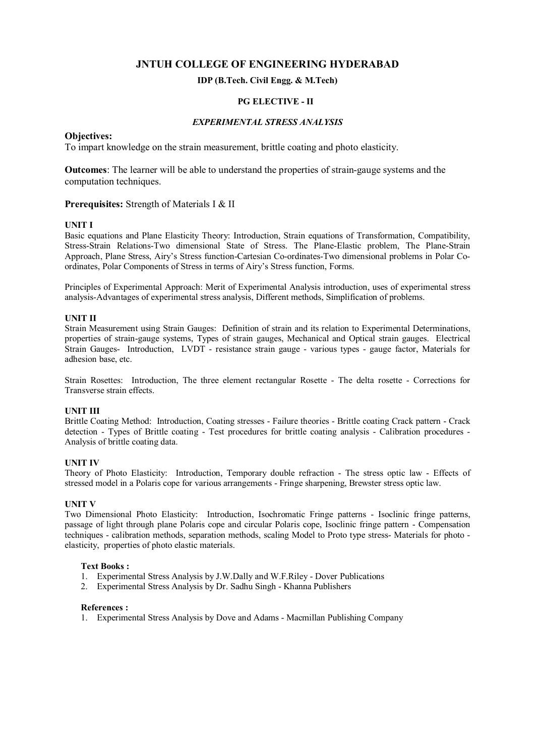# JNTUH COLLEGE OF ENGINEERING HYDERABAD

**IDP (B.Tech. Civil Engg. & M.Tech)**

**PG ELECTIVE - II**

***EXPERIMENTAL STRESS ANALYSIS***

**Objectives:**
To impart knowledge on the strain measurement, brittle coating and photo elasticity.

**Outcomes**: The learner will be able to understand the properties of strain-gauge systems and the computation techniques.

**Prerequisites:** Strength of Materials I & II

**UNIT I**
Basic equations and Plane Elasticity Theory: Introduction, Strain equations of Transformation, Compatibility, Stress-Strain Relations-Two dimensional State of Stress. The Plane-Elastic problem, The Plane-Strain Approach, Plane Stress, Airy's Stress function-Cartesian Co-ordinates-Two dimensional problems in Polar Co-ordinates, Polar Components of Stress in terms of Airy's Stress function, Forms.

Principles of Experimental Approach: Merit of Experimental Analysis introduction, uses of experimental stress analysis-Advantages of experimental stress analysis, Different methods, Simplification of problems.

**UNIT II**
Strain Measurement using Strain Gauges: Definition of strain and its relation to Experimental Determinations, properties of strain-gauge systems, Types of strain gauges, Mechanical and Optical strain gauges. Electrical Strain Gauges- Introduction, LVDT - resistance strain gauge - various types - gauge factor, Materials for adhesion base, etc.

Strain Rosettes: Introduction, The three element rectangular Rosette - The delta rosette - Corrections for Transverse strain effects.

**UNIT III**
Brittle Coating Method: Introduction, Coating stresses - Failure theories - Brittle coating Crack pattern - Crack detection - Types of Brittle coating - Test procedures for brittle coating analysis - Calibration procedures - Analysis of brittle coating data.

**UNIT IV**
Theory of Photo Elasticity: Introduction, Temporary double refraction - The stress optic law - Effects of stressed model in a Polaris cope for various arrangements - Fringe sharpening, Brewster stress optic law.

**UNIT V**
Two Dimensional Photo Elasticity: Introduction, Isochromatic Fringe patterns - Isoclinic fringe patterns, passage of light through plane Polaris cope and circular Polaris cope, Isoclinic fringe pattern - Compensation techniques - calibration methods, separation methods, scaling Model to Proto type stress- Materials for photo - elasticity, properties of photo elastic materials.

**Text Books :**

1. Experimental Stress Analysis by J.W.Dally and W.F.Riley - Dover Publications
2. Experimental Stress Analysis by Dr. Sadhu Singh - Khanna Publishers

**References :**

1. Experimental Stress Analysis by Dove and Adams - Macmillan Publishing Company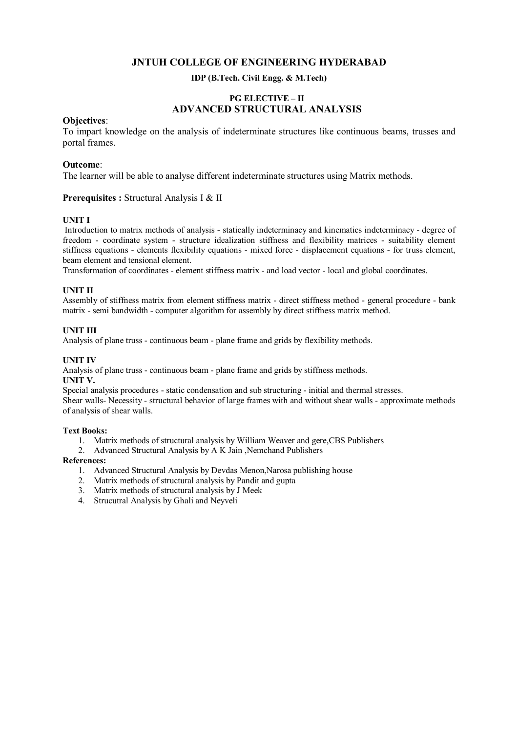# JNTUH COLLEGE OF ENGINEERING HYDERABAD

**IDP (B.Tech. Civil Engg. & M.Tech)**

**PG ELECTIVE – II**

## ADVANCED STRUCTURAL ANALYSIS

**Objectives**:

To impart knowledge on the analysis of indeterminate structures like continuous beams, trusses and portal frames.

**Outcome**:

The learner will be able to analyse different indeterminate structures using Matrix methods.

**Prerequisites :** Structural Analysis I & II

**UNIT I**

Introduction to matrix methods of analysis - statically indeterminacy and kinematics indeterminacy - degree of freedom - coordinate system - structure idealization stiffness and flexibility matrices - suitability element stiffness equations - elements flexibility equations - mixed force - displacement equations - for truss element, beam element and tensional element.

Transformation of coordinates - element stiffness matrix - and load vector - local and global coordinates.

**UNIT II**

Assembly of stiffness matrix from element stiffness matrix - direct stiffness method - general procedure - bank matrix - semi bandwidth - computer algorithm for assembly by direct stiffness matrix method.

**UNIT III**

Analysis of plane truss - continuous beam - plane frame and grids by flexibility methods.

**UNIT IV**

Analysis of plane truss - continuous beam - plane frame and grids by stiffness methods.

**UNIT V.**

Special analysis procedures - static condensation and sub structuring - initial and thermal stresses.

Shear walls- Necessity - structural behavior of large frames with and without shear walls - approximate methods of analysis of shear walls.

**Text Books:**

1. Matrix methods of structural analysis by William Weaver and gere,CBS Publishers
2. Advanced Structural Analysis by A K Jain ,Nemchand Publishers

**References:**

1. Advanced Structural Analysis by Devdas Menon,Narosa publishing house
2. Matrix methods of structural analysis by Pandit and gupta
3. Matrix methods of structural analysis by J Meek
4. Strucutral Analysis by Ghali and Neyveli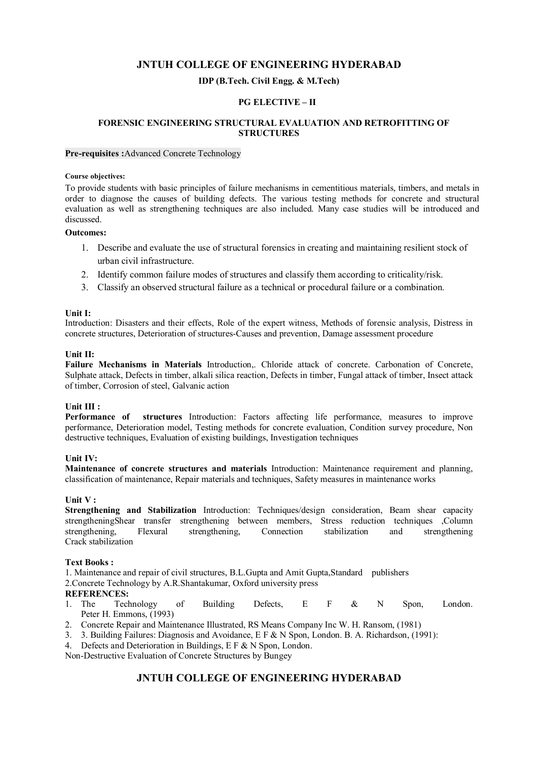# JNTUH COLLEGE OF ENGINEERING HYDERABAD

**IDP (B.Tech. Civil Engg. & M.Tech)**

**PG ELECTIVE – II**

## FORENSIC ENGINEERING STRUCTURAL EVALUATION AND RETROFITTING OF STRUCTURES

**Pre-requisites :**Advanced Concrete Technology

**Course objectives:**

To provide students with basic principles of failure mechanisms in cementitious materials, timbers, and metals in order to diagnose the causes of building defects. The various testing methods for concrete and structural evaluation as well as strengthening techniques are also included. Many case studies will be introduced and discussed.

**Outcomes:**

1. Describe and evaluate the use of structural forensics in creating and maintaining resilient stock of urban civil infrastructure.
2. Identify common failure modes of structures and classify them according to criticality/risk.
3. Classify an observed structural failure as a technical or procedural failure or a combination.

**Unit I:**

Introduction: Disasters and their effects, Role of the expert witness, Methods of forensic analysis, Distress in concrete structures, Deterioration of structures-Causes and prevention, Damage assessment procedure

**Unit II:**

**Failure Mechanisms in Materials** Introduction,. Chloride attack of concrete. Carbonation of Concrete, Sulphate attack, Defects in timber, alkali silica reaction, Defects in timber, Fungal attack of timber, Insect attack of timber, Corrosion of steel, Galvanic action

**Unit III :**

**Performance of structures** Introduction: Factors affecting life performance, measures to improve performance, Deterioration model, Testing methods for concrete evaluation, Condition survey procedure, Non destructive techniques, Evaluation of existing buildings, Investigation techniques

**Unit IV:**

**Maintenance of concrete structures and materials** Introduction: Maintenance requirement and planning, classification of maintenance, Repair materials and techniques, Safety measures in maintenance works

**Unit V :**

**Strengthening and Stabilization** Introduction: Techniques/design consideration, Beam shear capacity strengtheningShear transfer strengthening between members, Stress reduction techniques ,Column strengthening, Flexural strengthening, Connection stabilization and strengthening Crack stabilization

**Text Books :**

1. Maintenance and repair of civil structures, B.L.Gupta and Amit Gupta,Standard publishers
2. Concrete Technology by A.R.Shantakumar, Oxford university press

**REFERENCES:**

1. The Technology of Building Defects, E F & N Spon, London. Peter H. Emmons, (1993)
2. Concrete Repair and Maintenance Illustrated, RS Means Company Inc W. H. Ransom, (1981)
3. 3. Building Failures: Diagnosis and Avoidance, E F & N Spon, London. B. A. Richardson, (1991):
4. Defects and Deterioration in Buildings, E F & N Spon, London.

Non-Destructive Evaluation of Concrete Structures by Bungey

# JNTUH COLLEGE OF ENGINEERING HYDERABAD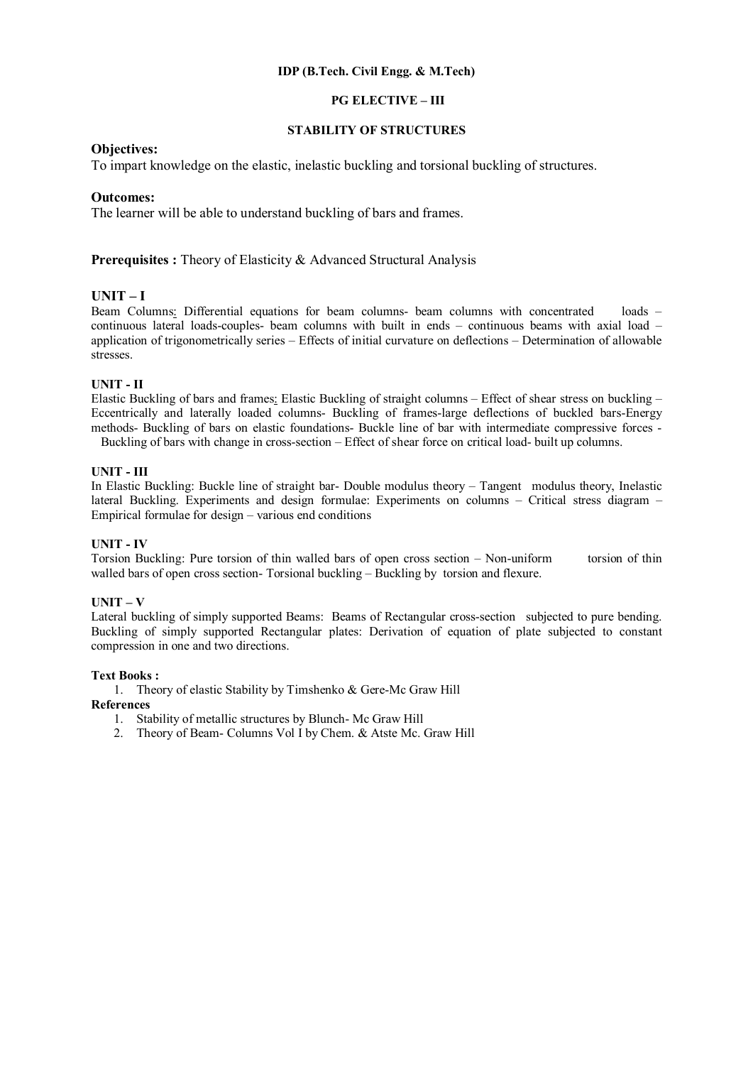**IDP (B.Tech. Civil Engg. & M.Tech)**

**PG ELECTIVE – III**

**STABILITY OF STRUCTURES**

**Objectives:**
To impart knowledge on the elastic, inelastic buckling and torsional buckling of structures.

**Outcomes:**
The learner will be able to understand buckling of bars and frames.

**Prerequisites :** Theory of Elasticity & Advanced Structural Analysis

**UNIT – I**
Beam Columns: Differential equations for beam columns- beam columns with concentrated loads – continuous lateral loads-couples- beam columns with built in ends – continuous beams with axial load – application of trigonometrically series – Effects of initial curvature on deflections – Determination of allowable stresses.

**UNIT - II**
Elastic Buckling of bars and frames: Elastic Buckling of straight columns – Effect of shear stress on buckling – Eccentrically and laterally loaded columns- Buckling of frames-large deflections of buckled bars-Energy methods- Buckling of bars on elastic foundations- Buckle line of bar with intermediate compressive forces - Buckling of bars with change in cross-section – Effect of shear force on critical load- built up columns.

**UNIT - III**
In Elastic Buckling: Buckle line of straight bar- Double modulus theory – Tangent modulus theory, Inelastic lateral Buckling. Experiments and design formulae: Experiments on columns – Critical stress diagram – Empirical formulae for design – various end conditions

**UNIT - IV**
Torsion Buckling: Pure torsion of thin walled bars of open cross section – Non-uniform torsion of thin walled bars of open cross section- Torsional buckling – Buckling by torsion and flexure.

**UNIT – V**
Lateral buckling of simply supported Beams: Beams of Rectangular cross-section subjected to pure bending. Buckling of simply supported Rectangular plates: Derivation of equation of plate subjected to constant compression in one and two directions.

**Text Books :**

1. Theory of elastic Stability by Timshenko & Gere-Mc Graw Hill

**References**

1. Stability of metallic structures by Blunch- Mc Graw Hill
2. Theory of Beam- Columns Vol I by Chem. & Atste Mc. Graw Hill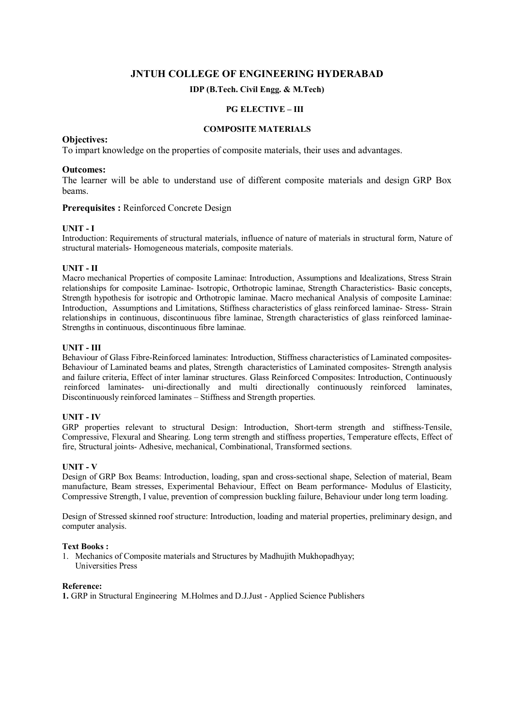# JNTUH COLLEGE OF ENGINEERING HYDERABAD

**IDP (B.Tech. Civil Engg. & M.Tech)**

**PG ELECTIVE – III**

**COMPOSITE MATERIALS**

**Objectives:**
To impart knowledge on the properties of composite materials, their uses and advantages.

**Outcomes:**
The learner will be able to understand use of different composite materials and design GRP Box beams.

**Prerequisites :** Reinforced Concrete Design

**UNIT - I**
Introduction: Requirements of structural materials, influence of nature of materials in structural form, Nature of structural materials- Homogeneous materials, composite materials.

**UNIT - II**
Macro mechanical Properties of composite Laminae: Introduction, Assumptions and Idealizations, Stress Strain relationships for composite Laminae- Isotropic, Orthotropic laminae, Strength Characteristics- Basic concepts, Strength hypothesis for isotropic and Orthotropic laminae. Macro mechanical Analysis of composite Laminae: Introduction, Assumptions and Limitations, Stiffness characteristics of glass reinforced laminae- Stress- Strain relationships in continuous, discontinuous fibre laminae, Strength characteristics of glass reinforced laminae- Strengths in continuous, discontinuous fibre laminae.

**UNIT - III**
Behaviour of Glass Fibre-Reinforced laminates: Introduction, Stiffness characteristics of Laminated composites- Behaviour of Laminated beams and plates, Strength characteristics of Laminated composites- Strength analysis and failure criteria, Effect of inter laminar structures. Glass Reinforced Composites: Introduction, Continuously reinforced laminates- uni-directionally and multi directionally continuously reinforced laminates, Discontinuously reinforced laminates – Stiffness and Strength properties.

**UNIT - IV**
GRP properties relevant to structural Design: Introduction, Short-term strength and stiffness-Tensile, Compressive, Flexural and Shearing. Long term strength and stiffness properties, Temperature effects, Effect of fire, Structural joints- Adhesive, mechanical, Combinational, Transformed sections.

**UNIT - V**
Design of GRP Box Beams: Introduction, loading, span and cross-sectional shape, Selection of material, Beam manufacture, Beam stresses, Experimental Behaviour, Effect on Beam performance- Modulus of Elasticity, Compressive Strength, I value, prevention of compression buckling failure, Behaviour under long term loading.

Design of Stressed skinned roof structure: Introduction, loading and material properties, preliminary design, and computer analysis.

**Text Books :**

1. Mechanics of Composite materials and Structures by Madhujith Mukhopadhyay; Universities Press

**Reference:**

**1.** GRP in Structural Engineering M.Holmes and D.J.Just - Applied Science Publishers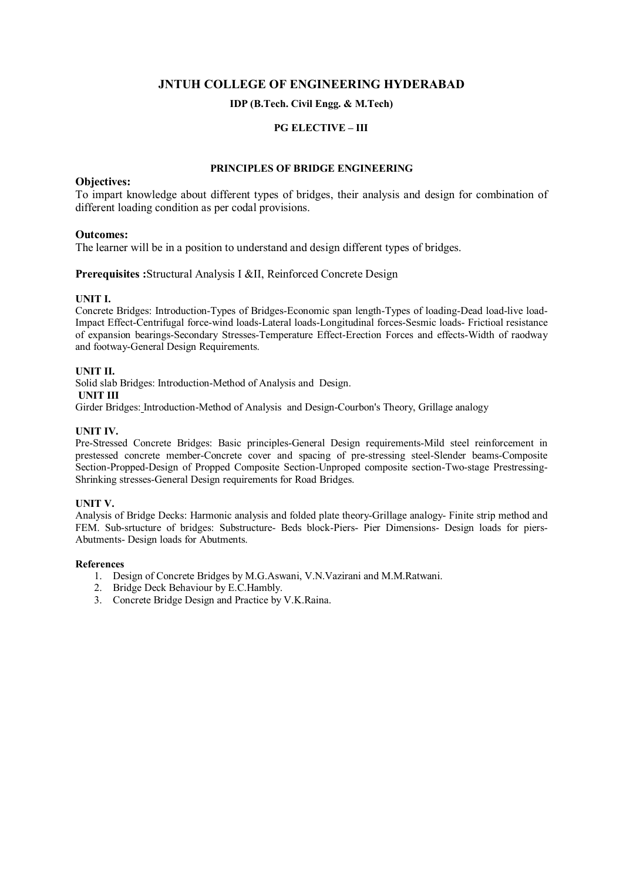# JNTUH COLLEGE OF ENGINEERING HYDERABAD

**IDP (B.Tech. Civil Engg. & M.Tech)**

**PG ELECTIVE – III**

## PRINCIPLES OF BRIDGE ENGINEERING

**Objectives:**

To impart knowledge about different types of bridges, their analysis and design for combination of different loading condition as per codal provisions.

**Outcomes:**

The learner will be in a position to understand and design different types of bridges.

**Prerequisites :**Structural Analysis I &II, Reinforced Concrete Design

**UNIT I.**

Concrete Bridges: Introduction-Types of Bridges-Economic span length-Types of loading-Dead load-live load-Impact Effect-Centrifugal force-wind loads-Lateral loads-Longitudinal forces-Sesmic loads- Frictioal resistance of expansion bearings-Secondary Stresses-Temperature Effect-Erection Forces and effects-Width of raodway and footway-General Design Requirements.

**UNIT II.**

Solid slab Bridges: Introduction-Method of Analysis and Design.

**UNIT III**

Girder Bridges: Introduction-Method of Analysis and Design-Courbon's Theory, Grillage analogy

**UNIT IV.**

Pre-Stressed Concrete Bridges: Basic principles-General Design requirements-Mild steel reinforcement in prestessed concrete member-Concrete cover and spacing of pre-stressing steel-Slender beams-Composite Section-Propped-Design of Propped Composite Section-Unproped composite section-Two-stage Prestressing-Shrinking stresses-General Design requirements for Road Bridges.

**UNIT V.**

Analysis of Bridge Decks: Harmonic analysis and folded plate theory-Grillage analogy- Finite strip method and FEM. Sub-srtucture of bridges: Substructure- Beds block-Piers- Pier Dimensions- Design loads for piers-Abutments- Design loads for Abutments.

**References**

1. Design of Concrete Bridges by M.G.Aswani, V.N.Vazirani and M.M.Ratwani.
2. Bridge Deck Behaviour by E.C.Hambly.
3. Concrete Bridge Design and Practice by V.K.Raina.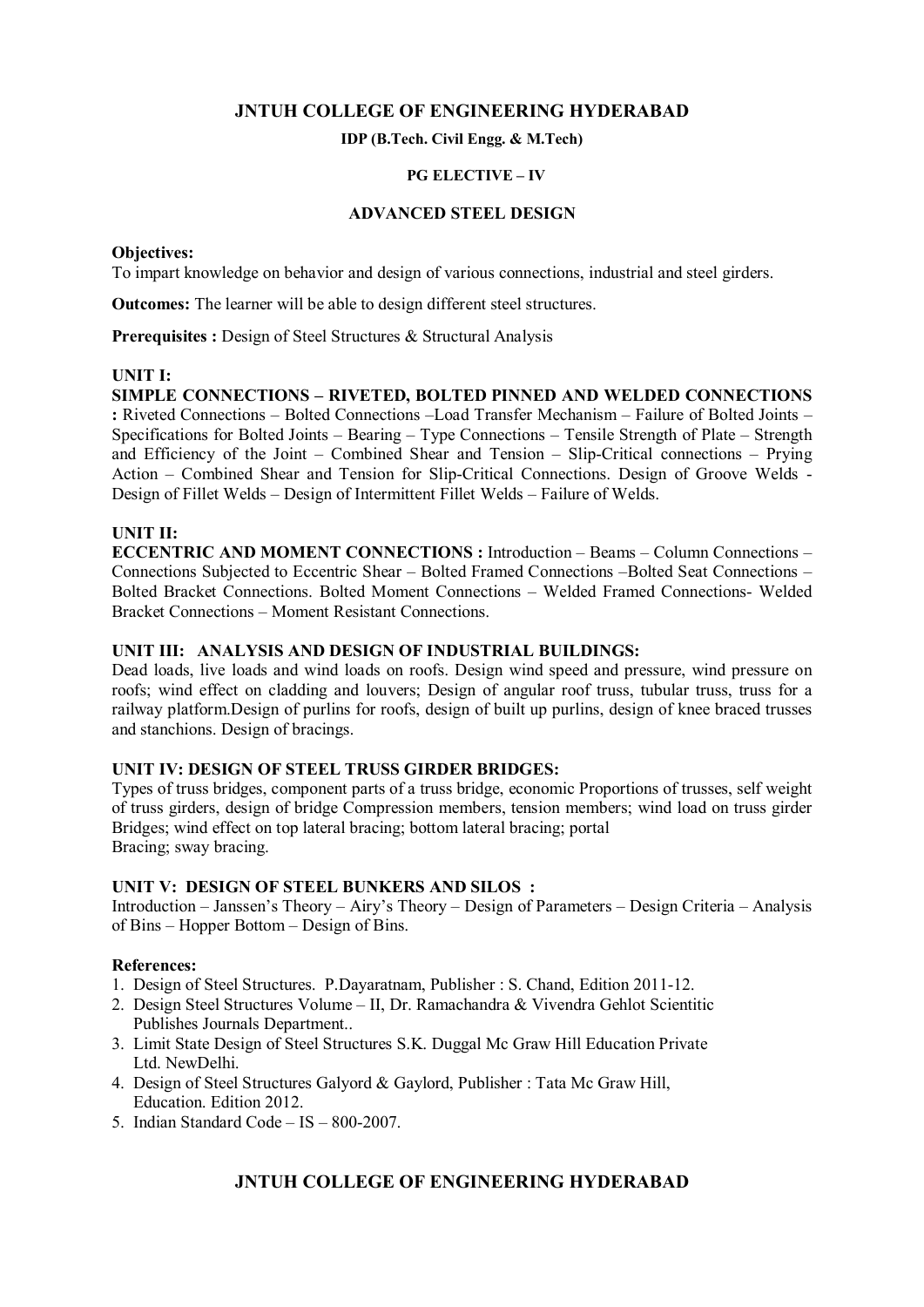# JNTUH COLLEGE OF ENGINEERING HYDERABAD

**IDP (B.Tech. Civil Engg. & M.Tech)**

**PG ELECTIVE – IV**

## ADVANCED STEEL DESIGN

**Objectives:**
To impart knowledge on behavior and design of various connections, industrial and steel girders.

**Outcomes:** The learner will be able to design different steel structures.

**Prerequisites :** Design of Steel Structures & Structural Analysis

**UNIT I:**
**SIMPLE CONNECTIONS – RIVETED, BOLTED PINNED AND WELDED CONNECTIONS :** Riveted Connections – Bolted Connections –Load Transfer Mechanism – Failure of Bolted Joints – Specifications for Bolted Joints – Bearing – Type Connections – Tensile Strength of Plate – Strength and Efficiency of the Joint – Combined Shear and Tension – Slip-Critical connections – Prying Action – Combined Shear and Tension for Slip-Critical Connections. Design of Groove Welds - Design of Fillet Welds – Design of Intermittent Fillet Welds – Failure of Welds.

**UNIT II:**
**ECCENTRIC AND MOMENT CONNECTIONS :** Introduction – Beams – Column Connections – Connections Subjected to Eccentric Shear – Bolted Framed Connections –Bolted Seat Connections – Bolted Bracket Connections. Bolted Moment Connections – Welded Framed Connections- Welded Bracket Connections – Moment Resistant Connections.

**UNIT III: ANALYSIS AND DESIGN OF INDUSTRIAL BUILDINGS:**
Dead loads, live loads and wind loads on roofs. Design wind speed and pressure, wind pressure on roofs; wind effect on cladding and louvers; Design of angular roof truss, tubular truss, truss for a railway platform.Design of purlins for roofs, design of built up purlins, design of knee braced trusses and stanchions. Design of bracings.

**UNIT IV: DESIGN OF STEEL TRUSS GIRDER BRIDGES:**
Types of truss bridges, component parts of a truss bridge, economic Proportions of trusses, self weight of truss girders, design of bridge Compression members, tension members; wind load on truss girder Bridges; wind effect on top lateral bracing; bottom lateral bracing; portal
Bracing; sway bracing.

**UNIT V: DESIGN OF STEEL BUNKERS AND SILOS :**
Introduction – Janssen's Theory – Airy's Theory – Design of Parameters – Design Criteria – Analysis of Bins – Hopper Bottom – Design of Bins.

**References:**

1. Design of Steel Structures. P.Dayaratnam, Publisher : S. Chand, Edition 2011-12.
2. Design Steel Structures Volume – II, Dr. Ramachandra & Vivendra Gehlot Scientitic Publishes Journals Department..
3. Limit State Design of Steel Structures S.K. Duggal Mc Graw Hill Education Private Ltd. NewDelhi.
4. Design of Steel Structures Galyord & Gaylord, Publisher : Tata Mc Graw Hill, Education. Edition 2012.
5. Indian Standard Code – IS – 800-2007.

# JNTUH COLLEGE OF ENGINEERING HYDERABAD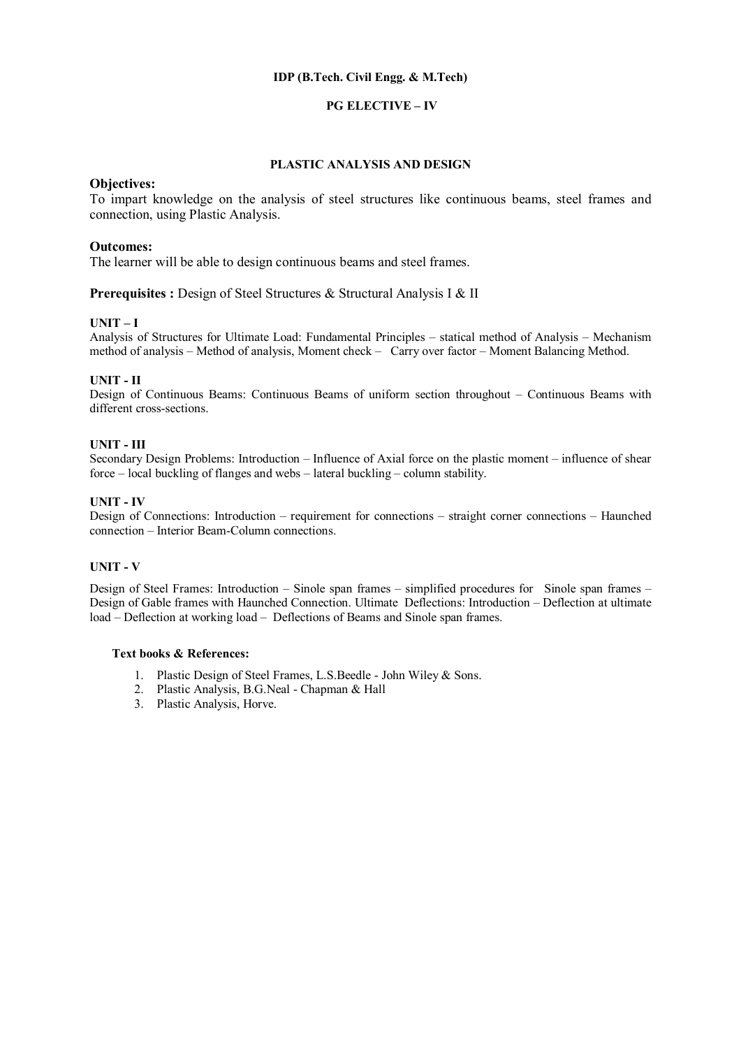**IDP (B.Tech. Civil Engg. & M.Tech)**

**PG ELECTIVE – IV**

# PLASTIC ANALYSIS AND DESIGN

**Objectives:**

To impart knowledge on the analysis of steel structures like continuous beams, steel frames and connection, using Plastic Analysis.

**Outcomes:**

The learner will be able to design continuous beams and steel frames.

**Prerequisites :** Design of Steel Structures & Structural Analysis I & II

**UNIT – I**

Analysis of Structures for Ultimate Load: Fundamental Principles – statical method of Analysis – Mechanism method of analysis – Method of analysis, Moment check – Carry over factor – Moment Balancing Method.

**UNIT - II**

Design of Continuous Beams: Continuous Beams of uniform section throughout – Continuous Beams with different cross-sections.

**UNIT - III**

Secondary Design Problems: Introduction – Influence of Axial force on the plastic moment – influence of shear force – local buckling of flanges and webs – lateral buckling – column stability.

**UNIT - IV**

Design of Connections: Introduction – requirement for connections – straight corner connections – Haunched connection – Interior Beam-Column connections.

**UNIT - V**

Design of Steel Frames: Introduction – Sinole span frames – simplified procedures for Sinole span frames – Design of Gable frames with Haunched Connection. Ultimate Deflections: Introduction – Deflection at ultimate load – Deflection at working load – Deflections of Beams and Sinole span frames.

**Text books & References:**

1. Plastic Design of Steel Frames, L.S.Beedle - John Wiley & Sons.
2. Plastic Analysis, B.G.Neal - Chapman & Hall
3. Plastic Analysis, Horve.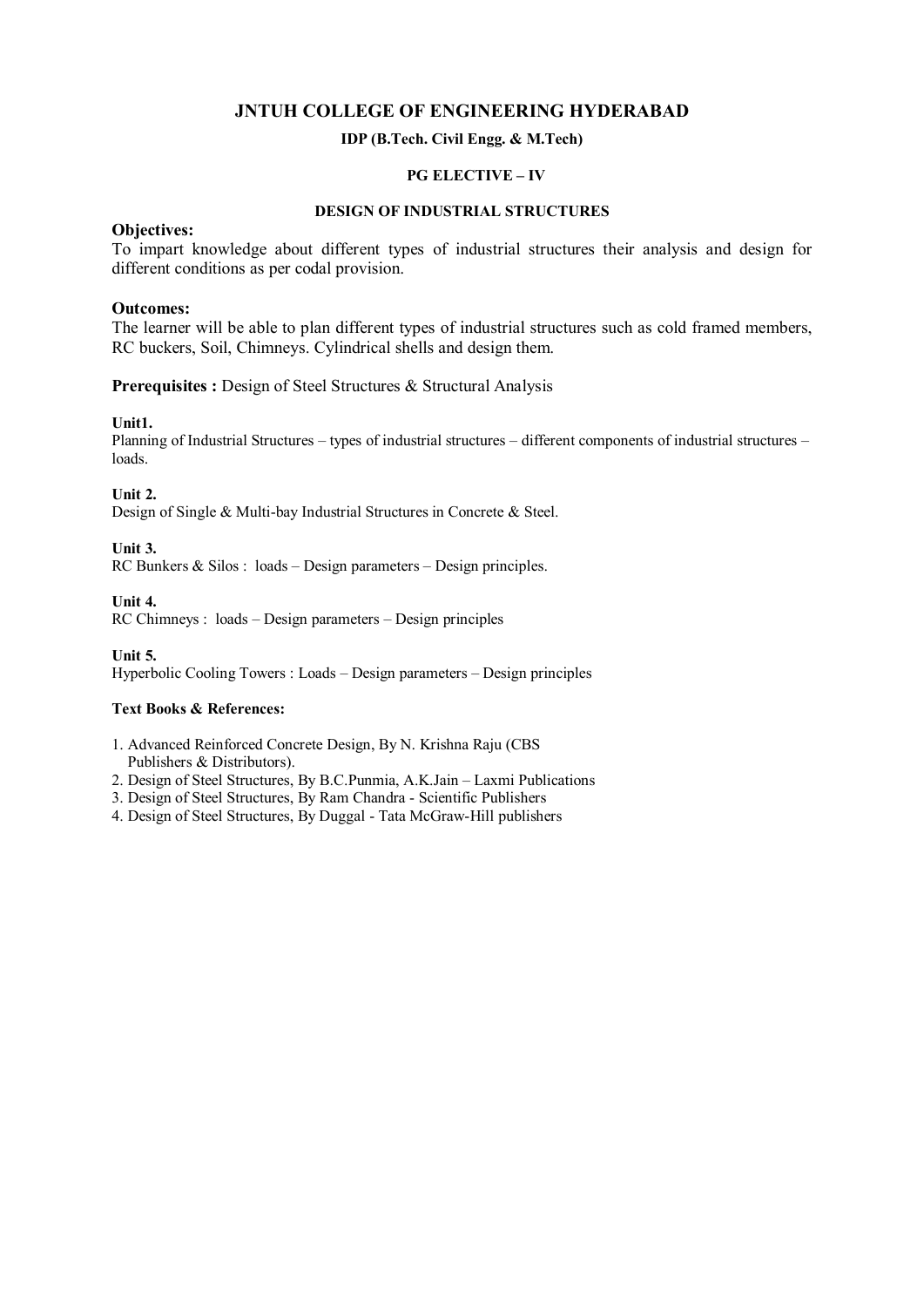# JNTUH COLLEGE OF ENGINEERING HYDERABAD

**IDP (B.Tech. Civil Engg. & M.Tech)**

**PG ELECTIVE – IV**

## DESIGN OF INDUSTRIAL STRUCTURES

**Objectives:**

To impart knowledge about different types of industrial structures their analysis and design for different conditions as per codal provision.

**Outcomes:**

The learner will be able to plan different types of industrial structures such as cold framed members, RC buckers, Soil, Chimneys. Cylindrical shells and design them.

**Prerequisites :** Design of Steel Structures & Structural Analysis

**Unit1.**

Planning of Industrial Structures – types of industrial structures – different components of industrial structures – loads.

**Unit 2.**

Design of Single & Multi-bay Industrial Structures in Concrete & Steel.

**Unit 3.**

RC Bunkers & Silos : loads – Design parameters – Design principles.

**Unit 4.**

RC Chimneys : loads – Design parameters – Design principles

**Unit 5.**

Hyperbolic Cooling Towers : Loads – Design parameters – Design principles

**Text Books & References:**

1. Advanced Reinforced Concrete Design, By N. Krishna Raju (CBS Publishers & Distributors).
2. Design of Steel Structures, By B.C.Punmia, A.K.Jain – Laxmi Publications
3. Design of Steel Structures, By Ram Chandra - Scientific Publishers
4. Design of Steel Structures, By Duggal - Tata McGraw-Hill publishers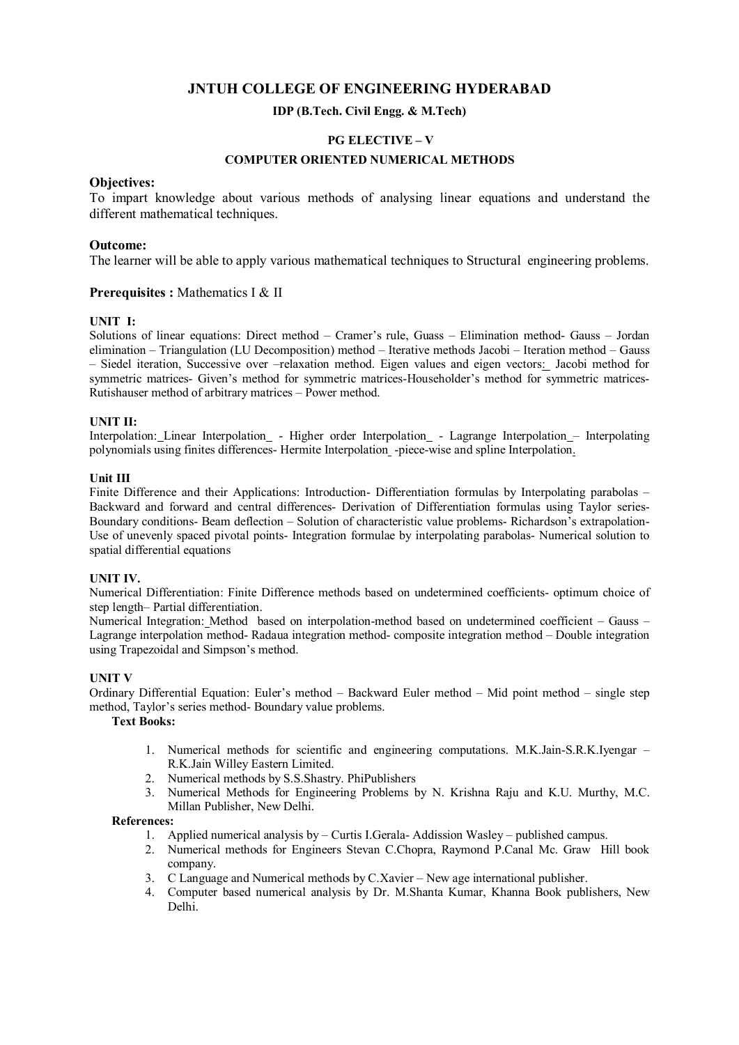# JNTUH COLLEGE OF ENGINEERING HYDERABAD

**IDP (B.Tech. Civil Engg. & M.Tech)**

**PG ELECTIVE – V**

**COMPUTER ORIENTED NUMERICAL METHODS**

**Objectives:**
To impart knowledge about various methods of analysing linear equations and understand the different mathematical techniques.

**Outcome:**
The learner will be able to apply various mathematical techniques to Structural engineering problems.

**Prerequisites :** Mathematics I & II

**UNIT I:**
Solutions of linear equations: Direct method – Cramer's rule, Guass – Elimination method- Gauss – Jordan elimination – Triangulation (LU Decomposition) method – Iterative methods Jacobi – Iteration method – Gauss – Siedel iteration, Successive over –relaxation method. Eigen values and eigen vectors: Jacobi method for symmetric matrices- Given's method for symmetric matrices-Householder's method for symmetric matrices-Rutishauser method of arbitrary matrices – Power method.

**UNIT II:**
Interpolation: Linear Interpolation - Higher order Interpolation - Lagrange Interpolation – Interpolating polynomials using finites differences- Hermite Interpolation -piece-wise and spline Interpolation.

**Unit III**
Finite Difference and their Applications: Introduction- Differentiation formulas by Interpolating parabolas – Backward and forward and central differences- Derivation of Differentiation formulas using Taylor series- Boundary conditions- Beam deflection – Solution of characteristic value problems- Richardson's extrapolation- Use of unevenly spaced pivotal points- Integration formulae by interpolating parabolas- Numerical solution to spatial differential equations

**UNIT IV.**
Numerical Differentiation: Finite Difference methods based on undetermined coefficients- optimum choice of step length– Partial differentiation.
Numerical Integration: Method based on interpolation-method based on undetermined coefficient – Gauss – Lagrange interpolation method- Radaua integration method- composite integration method – Double integration using Trapezoidal and Simpson's method.

**UNIT V**
Ordinary Differential Equation: Euler's method – Backward Euler method – Mid point method – single step method, Taylor's series method- Boundary value problems.

**Text Books:**

1. Numerical methods for scientific and engineering computations. M.K.Jain-S.R.K.Iyengar – R.K.Jain Willey Eastern Limited.
2. Numerical methods by S.S.Shastry. PhiPublishers
3. Numerical Methods for Engineering Problems by N. Krishna Raju and K.U. Murthy, M.C. Millan Publisher, New Delhi.

**References:**

1. Applied numerical analysis by – Curtis I.Gerala- Addission Wasley – published campus.
2. Numerical methods for Engineers Stevan C.Chopra, Raymond P.Canal Mc. Graw Hill book company.
3. C Language and Numerical methods by C.Xavier – New age international publisher.
4. Computer based numerical analysis by Dr. M.Shanta Kumar, Khanna Book publishers, New Delhi.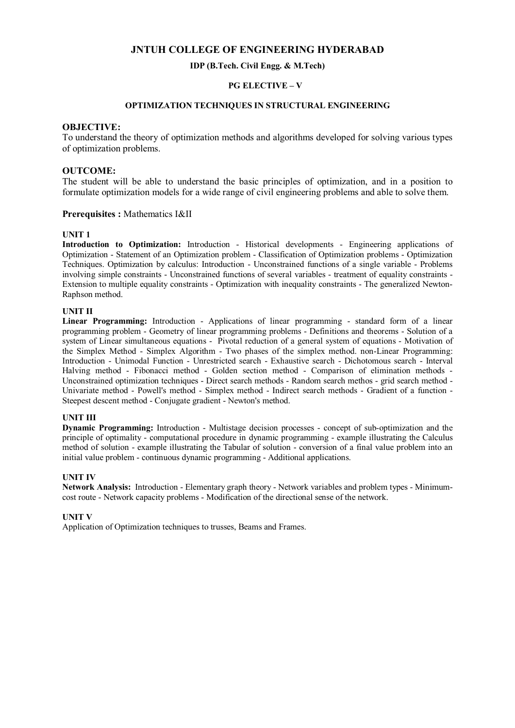# JNTUH COLLEGE OF ENGINEERING HYDERABAD

**IDP (B.Tech. Civil Engg. & M.Tech)**

**PG ELECTIVE – V**

**OPTIMIZATION TECHNIQUES IN STRUCTURAL ENGINEERING**

## OBJECTIVE:

To understand the theory of optimization methods and algorithms developed for solving various types of optimization problems.

## OUTCOME:

The student will be able to understand the basic principles of optimization, and in a position to formulate optimization models for a wide range of civil engineering problems and able to solve them.

**Prerequisites :** Mathematics I&II

### UNIT 1

**Introduction to Optimization:** Introduction - Historical developments - Engineering applications of Optimization - Statement of an Optimization problem - Classification of Optimization problems - Optimization Techniques. Optimization by calculus: Introduction - Unconstrained functions of a single variable - Problems involving simple constraints - Unconstrained functions of several variables - treatment of equality constraints - Extension to multiple equality constraints - Optimization with inequality constraints - The generalized Newton-Raphson method.

### UNIT II

**Linear Programming:** Introduction - Applications of linear programming - standard form of a linear programming problem - Geometry of linear programming problems - Definitions and theorems - Solution of a system of Linear simultaneous equations - Pivotal reduction of a general system of equations - Motivation of the Simplex Method - Simplex Algorithm - Two phases of the simplex method. non-Linear Programming: Introduction - Unimodal Function - Unrestricted search - Exhaustive search - Dichotomous search - Interval Halving method - Fibonacci method - Golden section method - Comparison of elimination methods - Unconstrained optimization techniques - Direct search methods - Random search methos - grid search method - Univariate method - Powell's method - Simplex method - Indirect search methods - Gradient of a function - Steepest descent method - Conjugate gradient - Newton's method.

### UNIT III

**Dynamic Programming:** Introduction - Multistage decision processes - concept of sub-optimization and the principle of optimality - computational procedure in dynamic programming - example illustrating the Calculus method of solution - example illustrating the Tabular of solution - conversion of a final value problem into an initial value problem - continuous dynamic programming - Additional applications.

### UNIT IV

**Network Analysis:** Introduction - Elementary graph theory - Network variables and problem types - Minimum-cost route - Network capacity problems - Modification of the directional sense of the network.

### UNIT V

Application of Optimization techniques to trusses, Beams and Frames.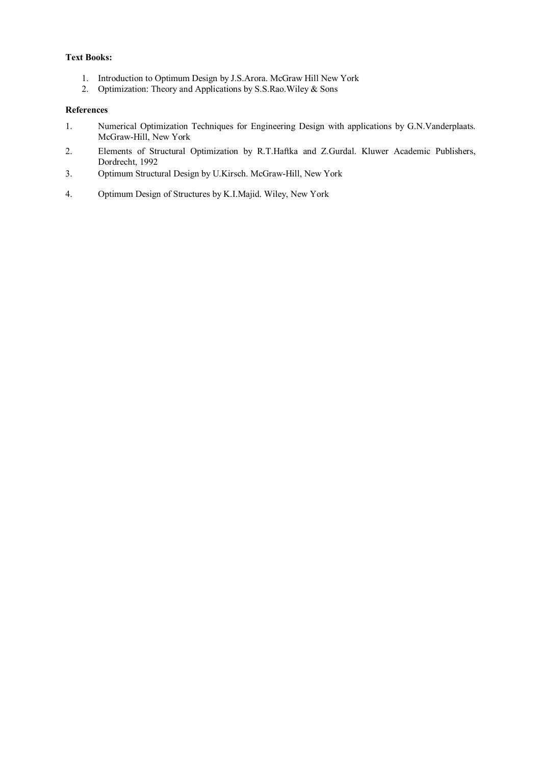**Text Books:**

1. Introduction to Optimum Design by J.S.Arora. McGraw Hill New York
2. Optimization: Theory and Applications by S.S.Rao.Wiley & Sons

**References**

1. Numerical Optimization Techniques for Engineering Design with applications by G.N.Vanderplaats. McGraw-Hill, New York
2. Elements of Structural Optimization by R.T.Haftka and Z.Gurdal. Kluwer Academic Publishers, Dordrecht, 1992
3. Optimum Structural Design by U.Kirsch. McGraw-Hill, New York
4. Optimum Design of Structures by K.I.Majid. Wiley, New York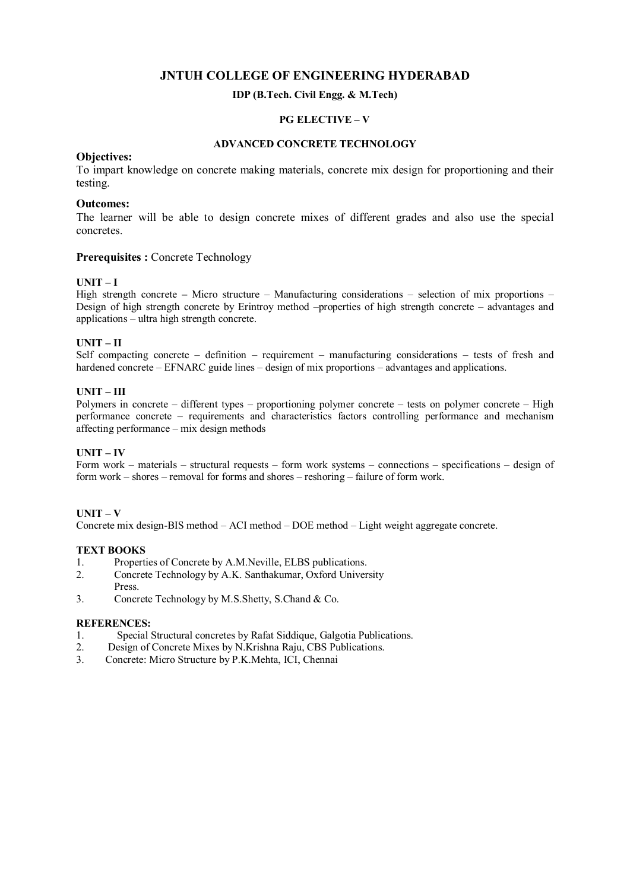# JNTUH COLLEGE OF ENGINEERING HYDERABAD

**IDP (B.Tech. Civil Engg. & M.Tech)**

**PG ELECTIVE – V**

## ADVANCED CONCRETE TECHNOLOGY

### Objectives:

To impart knowledge on concrete making materials, concrete mix design for proportioning and their testing.

### Outcomes:

The learner will be able to design concrete mixes of different grades and also use the special concretes.

**Prerequisites :** Concrete Technology

**UNIT – I**

High strength concrete – Micro structure – Manufacturing considerations – selection of mix proportions – Design of high strength concrete by Erintroy method –properties of high strength concrete – advantages and applications – ultra high strength concrete.

**UNIT – II**

Self compacting concrete – definition – requirement – manufacturing considerations – tests of fresh and hardened concrete – EFNARC guide lines – design of mix proportions – advantages and applications.

**UNIT – III**

Polymers in concrete – different types – proportioning polymer concrete – tests on polymer concrete – High performance concrete – requirements and characteristics factors controlling performance and mechanism affecting performance – mix design methods

**UNIT – IV**

Form work – materials – structural requests – form work systems – connections – specifications – design of form work – shores – removal for forms and shores – reshoring – failure of form work.

**UNIT – V**

Concrete mix design-BIS method – ACI method – DOE method – Light weight aggregate concrete.

**TEXT BOOKS**

1. Properties of Concrete by A.M.Neville, ELBS publications.
2. Concrete Technology by A.K. Santhakumar, Oxford University Press.
3. Concrete Technology by M.S.Shetty, S.Chand & Co.

**REFERENCES:**

1. Special Structural concretes by Rafat Siddique, Galgotia Publications.
2. Design of Concrete Mixes by N.Krishna Raju, CBS Publications.
3. Concrete: Micro Structure by P.K.Mehta, ICI, Chennai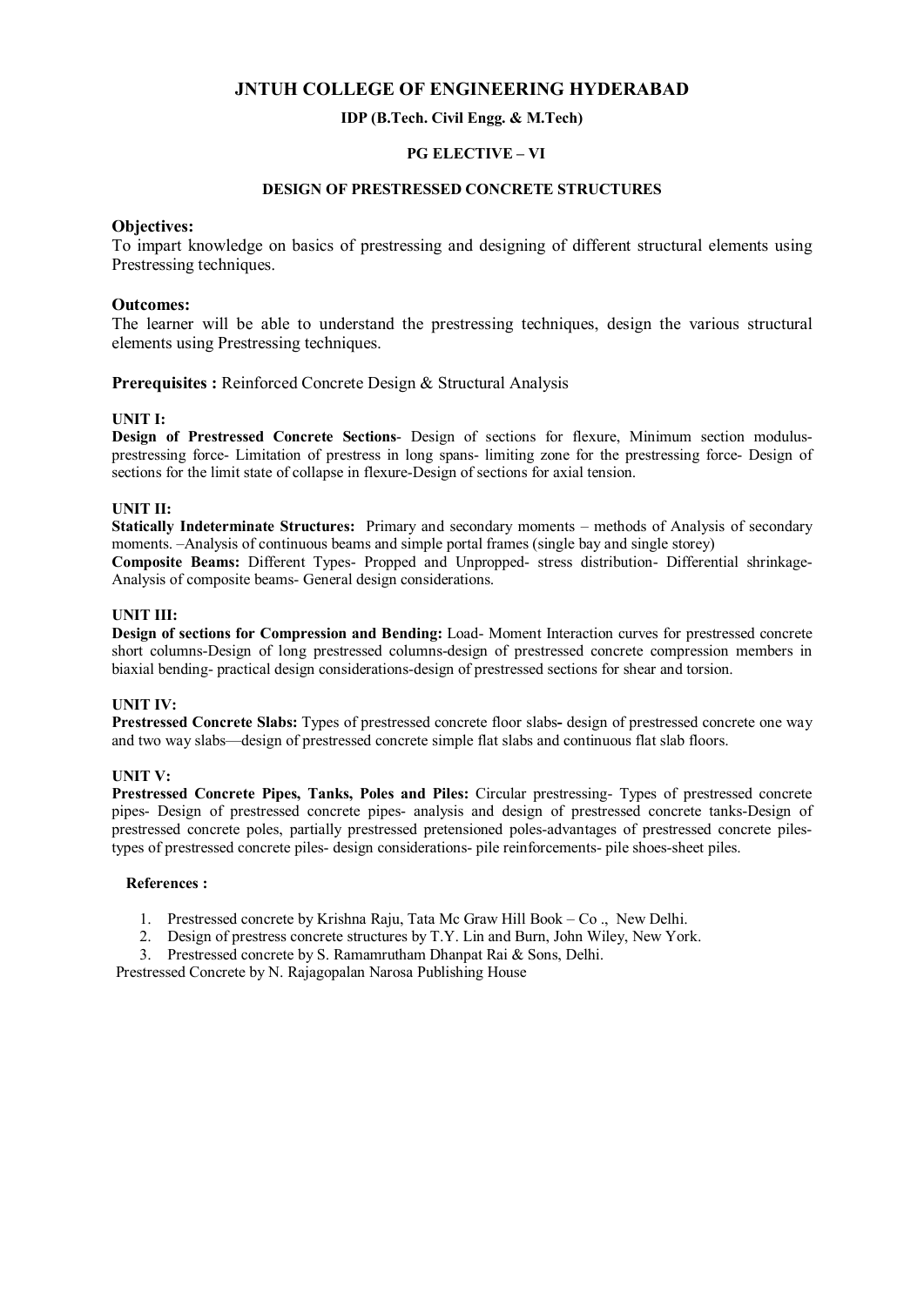# JNTUH COLLEGE OF ENGINEERING HYDERABAD

**IDP (B.Tech. Civil Engg. & M.Tech)**

**PG ELECTIVE – VI**

**DESIGN OF PRESTRESSED CONCRETE STRUCTURES**

**Objectives:**
To impart knowledge on basics of prestressing and designing of different structural elements using Prestressing techniques.

**Outcomes:**
The learner will be able to understand the prestressing techniques, design the various structural elements using Prestressing techniques.

**Prerequisites :** Reinforced Concrete Design & Structural Analysis

**UNIT I:**
**Design of Prestressed Concrete Sections**- Design of sections for flexure, Minimum section modulus-prestressing force- Limitation of prestress in long spans- limiting zone for the prestressing force- Design of sections for the limit state of collapse in flexure-Design of sections for axial tension.

**UNIT II:**
**Statically Indeterminate Structures:** Primary and secondary moments – methods of Analysis of secondary moments. –Analysis of continuous beams and simple portal frames (single bay and single storey)
**Composite Beams:** Different Types- Propped and Unpropped- stress distribution- Differential shrinkage-Analysis of composite beams- General design considerations.

**UNIT III:**
**Design of sections for Compression and Bending:** Load- Moment Interaction curves for prestressed concrete short columns-Design of long prestressed columns-design of prestressed concrete compression members in biaxial bending- practical design considerations-design of prestressed sections for shear and torsion.

**UNIT IV:**
**Prestressed Concrete Slabs:** Types of prestressed concrete floor slabs**-** design of prestressed concrete one way and two way slabs—design of prestressed concrete simple flat slabs and continuous flat slab floors.

**UNIT V:**
**Prestressed Concrete Pipes, Tanks, Poles and Piles:** Circular prestressing- Types of prestressed concrete pipes- Design of prestressed concrete pipes- analysis and design of prestressed concrete tanks-Design of prestressed concrete poles, partially prestressed pretensioned poles-advantages of prestressed concrete piles-types of prestressed concrete piles- design considerations- pile reinforcements- pile shoes-sheet piles.

**References :**

1. Prestressed concrete by Krishna Raju, Tata Mc Graw Hill Book – Co ., New Delhi.
2. Design of prestress concrete structures by T.Y. Lin and Burn, John Wiley, New York.
3. Prestressed concrete by S. Ramamrutham Dhanpat Rai & Sons, Delhi.

Prestressed Concrete by N. Rajagopalan Narosa Publishing House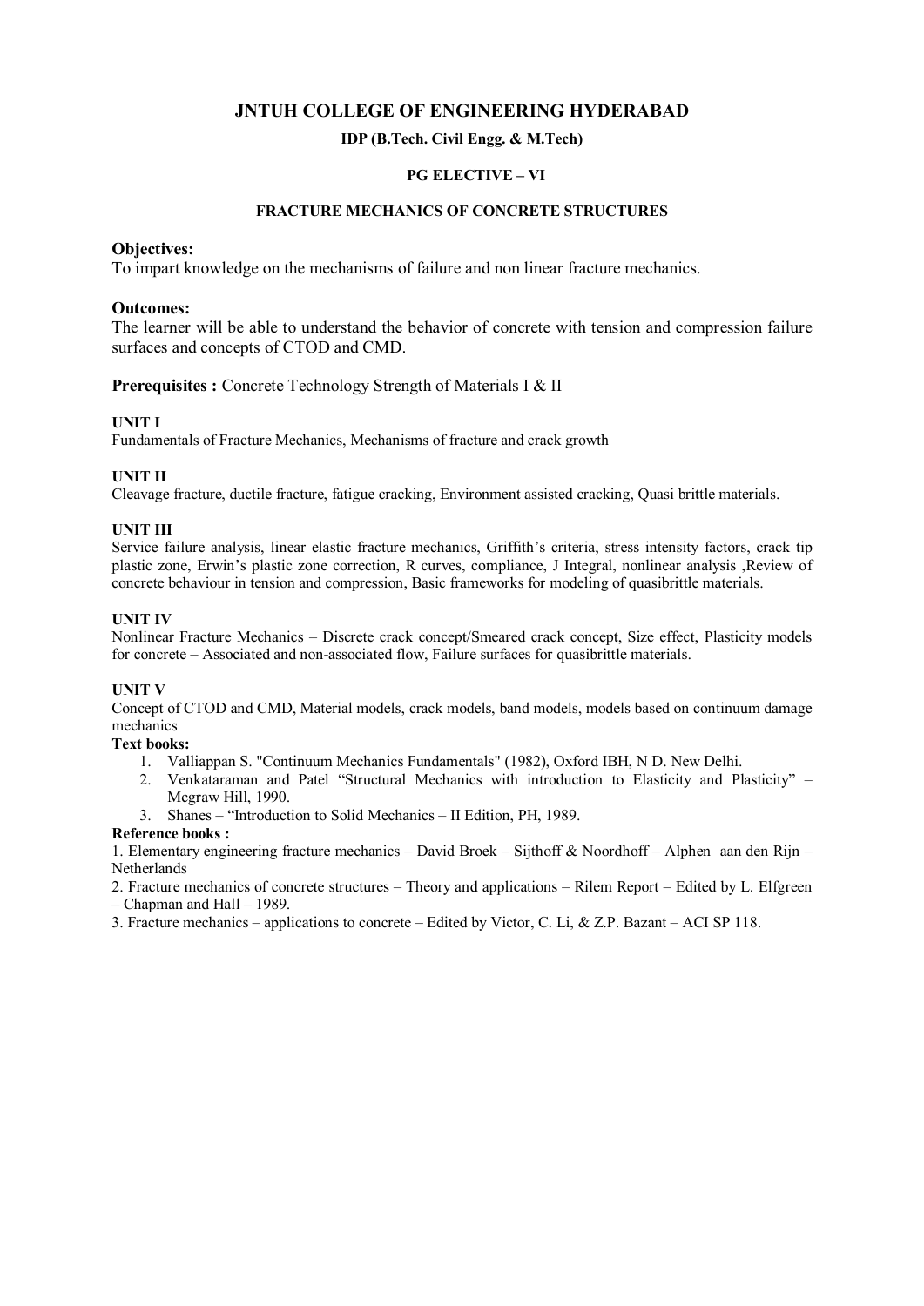# JNTUH COLLEGE OF ENGINEERING HYDERABAD

**IDP (B.Tech. Civil Engg. & M.Tech)**

**PG ELECTIVE – VI**

**FRACTURE MECHANICS OF CONCRETE STRUCTURES**

**Objectives:**
To impart knowledge on the mechanisms of failure and non linear fracture mechanics.

**Outcomes:**
The learner will be able to understand the behavior of concrete with tension and compression failure surfaces and concepts of CTOD and CMD.

**Prerequisites :** Concrete Technology Strength of Materials I & II

**UNIT I**
Fundamentals of Fracture Mechanics, Mechanisms of fracture and crack growth

**UNIT II**
Cleavage fracture, ductile fracture, fatigue cracking, Environment assisted cracking, Quasi brittle materials.

**UNIT III**
Service failure analysis, linear elastic fracture mechanics, Griffith's criteria, stress intensity factors, crack tip plastic zone, Erwin's plastic zone correction, R curves, compliance, J Integral, nonlinear analysis ,Review of concrete behaviour in tension and compression, Basic frameworks for modeling of quasibrittle materials.

**UNIT IV**
Nonlinear Fracture Mechanics – Discrete crack concept/Smeared crack concept, Size effect, Plasticity models for concrete – Associated and non-associated flow, Failure surfaces for quasibrittle materials.

**UNIT V**
Concept of CTOD and CMD, Material models, crack models, band models, models based on continuum damage mechanics

**Text books:**

1. Valliappan S. "Continuum Mechanics Fundamentals" (1982), Oxford IBH, N D. New Delhi.
2. Venkataraman and Patel "Structural Mechanics with introduction to Elasticity and Plasticity" – Mcgraw Hill, 1990.
3. Shanes – "Introduction to Solid Mechanics – II Edition, PH, 1989.

**Reference books :**

1. Elementary engineering fracture mechanics – David Broek – Sijthoff & Noordhoff – Alphen aan den Rijn – Netherlands
2. Fracture mechanics of concrete structures – Theory and applications – Rilem Report – Edited by L. Elfgreen – Chapman and Hall – 1989.
3. Fracture mechanics – applications to concrete – Edited by Victor, C. Li, & Z.P. Bazant – ACI SP 118.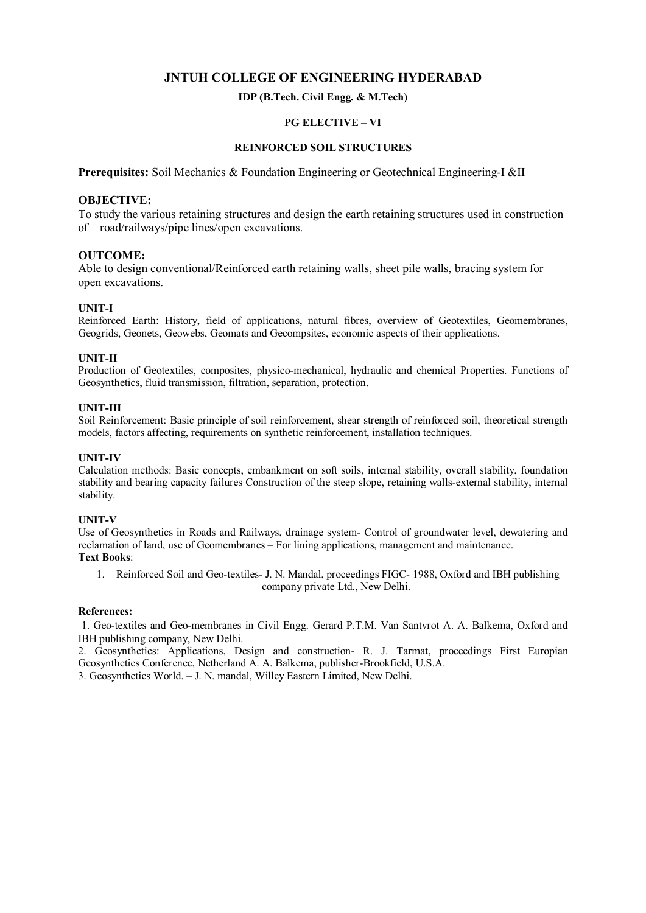# JNTUH COLLEGE OF ENGINEERING HYDERABAD

**IDP (B.Tech. Civil Engg. & M.Tech)**

**PG ELECTIVE – VI**

**REINFORCED SOIL STRUCTURES**

**Prerequisites:** Soil Mechanics & Foundation Engineering or Geotechnical Engineering-I &II

## OBJECTIVE:

To study the various retaining structures and design the earth retaining structures used in construction of road/railways/pipe lines/open excavations.

## OUTCOME:

Able to design conventional/Reinforced earth retaining walls, sheet pile walls, bracing system for open excavations.

### UNIT-I

Reinforced Earth: History, field of applications, natural fibres, overview of Geotextiles, Geomembranes, Geogrids, Geonets, Geowebs, Geomats and Gecompsites, economic aspects of their applications.

### UNIT-II

Production of Geotextiles, composites, physico-mechanical, hydraulic and chemical Properties. Functions of Geosynthetics, fluid transmission, filtration, separation, protection.

### UNIT-III

Soil Reinforcement: Basic principle of soil reinforcement, shear strength of reinforced soil, theoretical strength models, factors affecting, requirements on synthetic reinforcement, installation techniques.

### UNIT-IV

Calculation methods: Basic concepts, embankment on soft soils, internal stability, overall stability, foundation stability and bearing capacity failures Construction of the steep slope, retaining walls-external stability, internal stability.

### UNIT-V

Use of Geosynthetics in Roads and Railways, drainage system- Control of groundwater level, dewatering and reclamation of land, use of Geomembranes – For lining applications, management and maintenance.

**Text Books**:

1. Reinforced Soil and Geo-textiles- J. N. Mandal, proceedings FIGC- 1988, Oxford and IBH publishing company private Ltd., New Delhi.

**References:**

1. Geo-textiles and Geo-membranes in Civil Engg. Gerard P.T.M. Van Santvrot A. A. Balkema, Oxford and IBH publishing company, New Delhi.
2. Geosynthetics: Applications, Design and construction- R. J. Tarmat, proceedings First Europian Geosynthetics Conference, Netherland A. A. Balkema, publisher-Brookfield, U.S.A.
3. Geosynthetics World. – J. N. mandal, Willey Eastern Limited, New Delhi.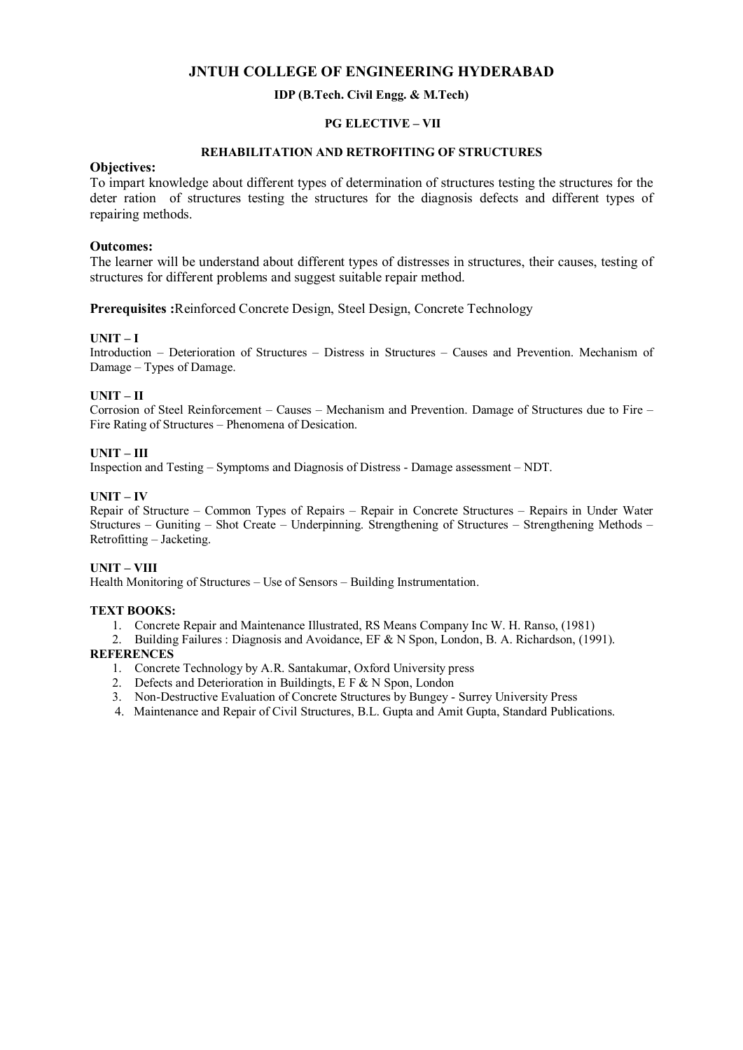# JNTUH COLLEGE OF ENGINEERING HYDERABAD

**IDP (B.Tech. Civil Engg. & M.Tech)**

**PG ELECTIVE – VII**

**REHABILITATION AND RETROFITING OF STRUCTURES**

**Objectives:**

To impart knowledge about different types of determination of structures testing the structures for the deter ration of structures testing the structures for the diagnosis defects and different types of repairing methods.

**Outcomes:**

The learner will be understand about different types of distresses in structures, their causes, testing of structures for different problems and suggest suitable repair method.

**Prerequisites :**Reinforced Concrete Design, Steel Design, Concrete Technology

**UNIT – I**

Introduction – Deterioration of Structures – Distress in Structures – Causes and Prevention. Mechanism of Damage – Types of Damage.

**UNIT – II**

Corrosion of Steel Reinforcement – Causes – Mechanism and Prevention. Damage of Structures due to Fire – Fire Rating of Structures – Phenomena of Desication.

**UNIT – III**

Inspection and Testing – Symptoms and Diagnosis of Distress - Damage assessment – NDT.

**UNIT – IV**

Repair of Structure – Common Types of Repairs – Repair in Concrete Structures – Repairs in Under Water Structures – Guniting – Shot Create – Underpinning. Strengthening of Structures – Strengthening Methods – Retrofitting – Jacketing.

**UNIT – VIII**

Health Monitoring of Structures – Use of Sensors – Building Instrumentation.

**TEXT BOOKS:**

1. Concrete Repair and Maintenance Illustrated, RS Means Company Inc W. H. Ranso, (1981)
2. Building Failures : Diagnosis and Avoidance, EF & N Spon, London, B. A. Richardson, (1991).

**REFERENCES**

1. Concrete Technology by A.R. Santakumar, Oxford University press
2. Defects and Deterioration in Buildingts, E F & N Spon, London
3. Non-Destructive Evaluation of Concrete Structures by Bungey - Surrey University Press
4. Maintenance and Repair of Civil Structures, B.L. Gupta and Amit Gupta, Standard Publications.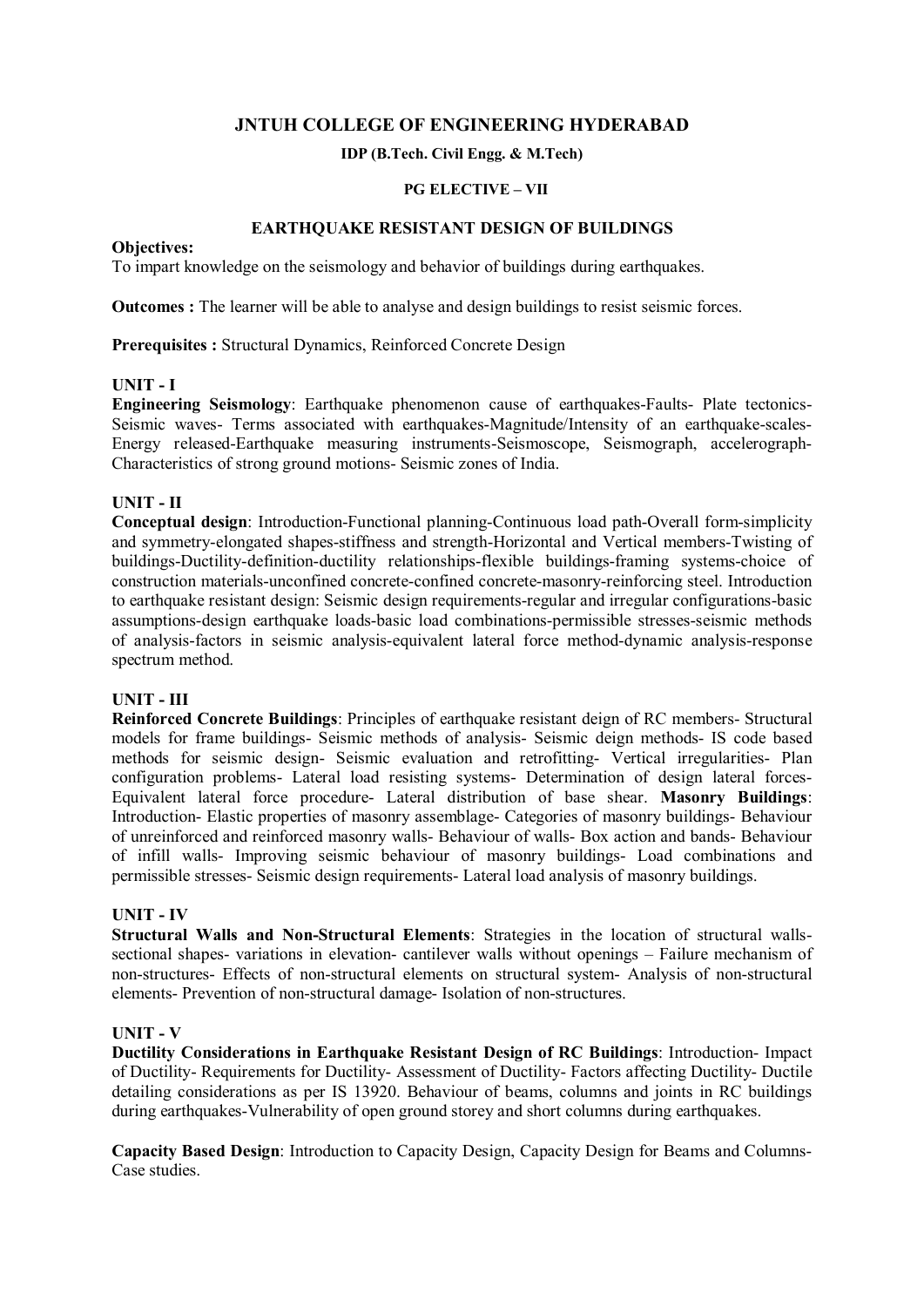# JNTUH COLLEGE OF ENGINEERING HYDERABAD

**IDP (B.Tech. Civil Engg. & M.Tech)**

**PG ELECTIVE – VII**

## EARTHQUAKE RESISTANT DESIGN OF BUILDINGS

**Objectives:**
To impart knowledge on the seismology and behavior of buildings during earthquakes.

**Outcomes :** The learner will be able to analyse and design buildings to resist seismic forces.

**Prerequisites :** Structural Dynamics, Reinforced Concrete Design

### UNIT - I

**Engineering Seismology**: Earthquake phenomenon cause of earthquakes-Faults- Plate tectonics- Seismic waves- Terms associated with earthquakes-Magnitude/Intensity of an earthquake-scales- Energy released-Earthquake measuring instruments-Seismoscope, Seismograph, accelerograph- Characteristics of strong ground motions- Seismic zones of India.

### UNIT - II

**Conceptual design**: Introduction-Functional planning-Continuous load path-Overall form-simplicity and symmetry-elongated shapes-stiffness and strength-Horizontal and Vertical members-Twisting of buildings-Ductility-definition-ductility relationships-flexible buildings-framing systems-choice of construction materials-unconfined concrete-confined concrete-masonry-reinforcing steel. Introduction to earthquake resistant design: Seismic design requirements-regular and irregular configurations-basic assumptions-design earthquake loads-basic load combinations-permissible stresses-seismic methods of analysis-factors in seismic analysis-equivalent lateral force method-dynamic analysis-response spectrum method.

### UNIT - III

**Reinforced Concrete Buildings**: Principles of earthquake resistant deign of RC members- Structural models for frame buildings- Seismic methods of analysis- Seismic deign methods- IS code based methods for seismic design- Seismic evaluation and retrofitting- Vertical irregularities- Plan configuration problems- Lateral load resisting systems- Determination of design lateral forces- Equivalent lateral force procedure- Lateral distribution of base shear. **Masonry Buildings**: Introduction- Elastic properties of masonry assemblage- Categories of masonry buildings- Behaviour of unreinforced and reinforced masonry walls- Behaviour of walls- Box action and bands- Behaviour of infill walls- Improving seismic behaviour of masonry buildings- Load combinations and permissible stresses- Seismic design requirements- Lateral load analysis of masonry buildings.

### UNIT - IV

**Structural Walls and Non-Structural Elements**: Strategies in the location of structural walls- sectional shapes- variations in elevation- cantilever walls without openings – Failure mechanism of non-structures- Effects of non-structural elements on structural system- Analysis of non-structural elements- Prevention of non-structural damage- Isolation of non-structures.

### UNIT - V

**Ductility Considerations in Earthquake Resistant Design of RC Buildings**: Introduction- Impact of Ductility- Requirements for Ductility- Assessment of Ductility- Factors affecting Ductility- Ductile detailing considerations as per IS 13920. Behaviour of beams, columns and joints in RC buildings during earthquakes-Vulnerability of open ground storey and short columns during earthquakes.

**Capacity Based Design**: Introduction to Capacity Design, Capacity Design for Beams and Columns- Case studies.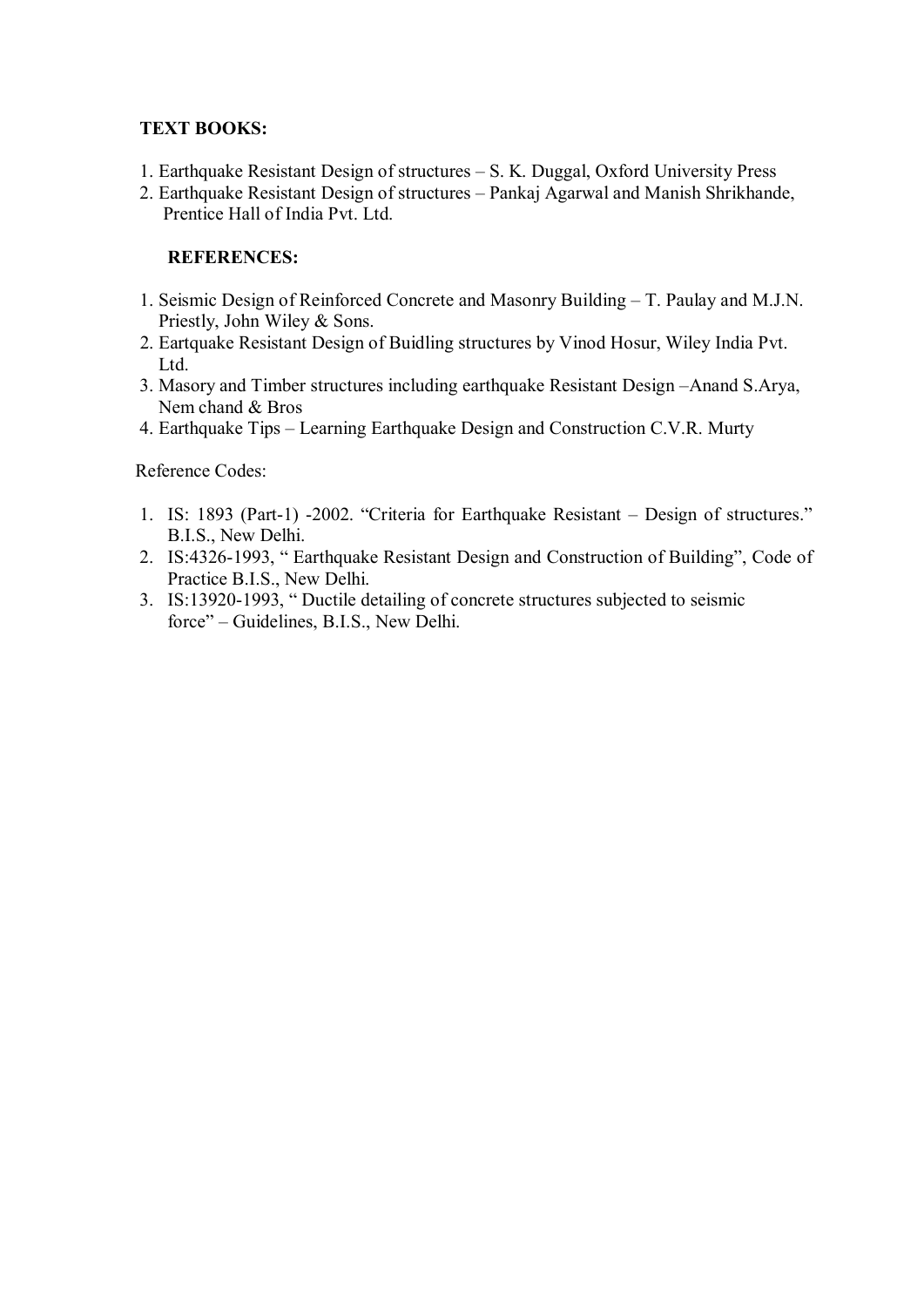## TEXT BOOKS:

1. Earthquake Resistant Design of structures – S. K. Duggal, Oxford University Press
2. Earthquake Resistant Design of structures – Pankaj Agarwal and Manish Shrikhande, Prentice Hall of India Pvt. Ltd.

## REFERENCES:

1. Seismic Design of Reinforced Concrete and Masonry Building – T. Paulay and M.J.N. Priestly, John Wiley & Sons.
2. Eartquake Resistant Design of Buidling structures by Vinod Hosur, Wiley India Pvt. Ltd.
3. Masory and Timber structures including earthquake Resistant Design –Anand S.Arya, Nem chand & Bros
4. Earthquake Tips – Learning Earthquake Design and Construction C.V.R. Murty

Reference Codes:

1. IS: 1893 (Part-1) -2002. "Criteria for Earthquake Resistant – Design of structures." B.I.S., New Delhi.
2. IS:4326-1993, " Earthquake Resistant Design and Construction of Building", Code of Practice B.I.S., New Delhi.
3. IS:13920-1993, " Ductile detailing of concrete structures subjected to seismic force" – Guidelines, B.I.S., New Delhi.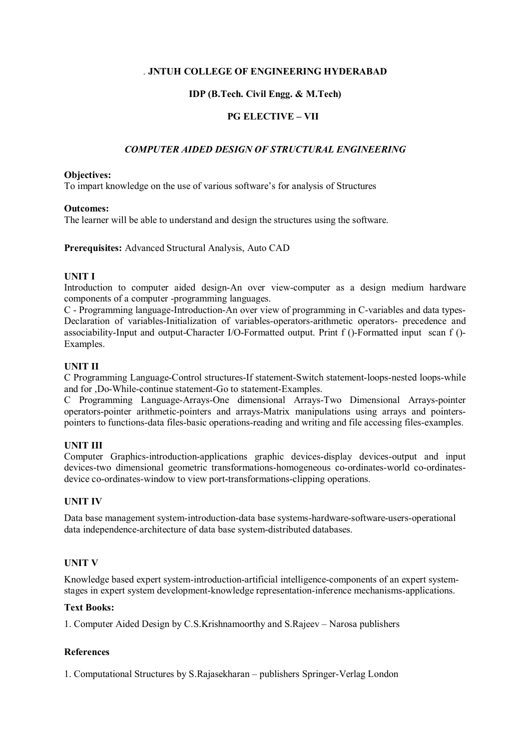. **JNTUH COLLEGE OF ENGINEERING HYDERABAD**

**IDP (B.Tech. Civil Engg. & M.Tech)**

**PG ELECTIVE – VII**

***COMPUTER AIDED DESIGN OF STRUCTURAL ENGINEERING***

**Objectives:**
To impart knowledge on the use of various software's for analysis of Structures

**Outcomes:**
The learner will be able to understand and design the structures using the software.

**Prerequisites:** Advanced Structural Analysis, Auto CAD

**UNIT I**
Introduction to computer aided design-An over view-computer as a design medium hardware components of a computer -programming languages.
C - Programming language-Introduction-An over view of programming in C-variables and data types-Declaration of variables-Initialization of variables-operators-arithmetic operators- precedence and associability-Input and output-Character I/O-Formatted output. Print f ()-Formatted input scan f ()-Examples.

**UNIT II**
C Programming Language-Control structures-If statement-Switch statement-loops-nested loops-while and for ,Do-While-continue statement-Go to statement-Examples.
C Programming Language-Arrays-One dimensional Arrays-Two Dimensional Arrays-pointer operators-pointer arithmetic-pointers and arrays-Matrix manipulations using arrays and pointers-pointers to functions-data files-basic operations-reading and writing and file accessing files-examples.

**UNIT III**
Computer Graphics-introduction-applications graphic devices-display devices-output and input devices-two dimensional geometric transformations-homogeneous co-ordinates-world co-ordinates-device co-ordinates-window to view port-transformations-clipping operations.

**UNIT IV**

Data base management system-introduction-data base systems-hardware-software-users-operational data independence-architecture of data base system-distributed databases.

**UNIT V**

Knowledge based expert system-introduction-artificial intelligence-components of an expert system-stages in expert system development-knowledge representation-inference mechanisms-applications.

**Text Books:**

1. Computer Aided Design by C.S.Krishnamoorthy and S.Rajeev – Narosa publishers

**References**

1. Computational Structures by S.Rajasekharan – publishers Springer-Verlag London